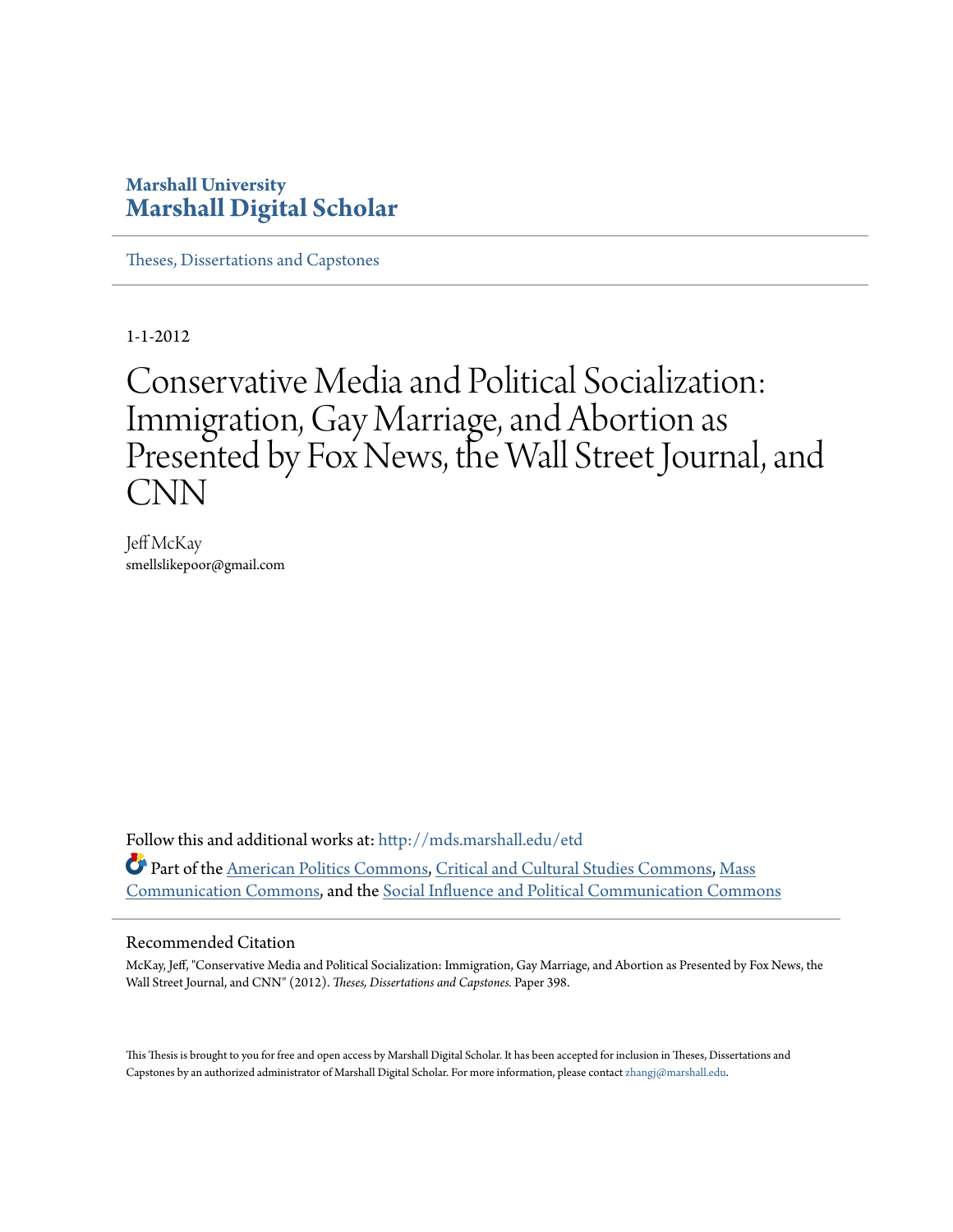**Marshall University**
# Marshall Digital Scholar

Theses, Dissertations and Capstones

1-1-2012

# Conservative Media and Political Socialization: Immigration, Gay Marriage, and Abortion as Presented by Fox News, the Wall Street Journal, and CNN

Jeff McKay
smellslikepoor@gmail.com

Follow this and additional works at: http://mds.marshall.edu/etd

Part of the American Politics Commons, Critical and Cultural Studies Commons, Mass Communication Commons, and the Social Influence and Political Communication Commons

## Recommended Citation

McKay, Jeff, "Conservative Media and Political Socialization: Immigration, Gay Marriage, and Abortion as Presented by Fox News, the Wall Street Journal, and CNN" (2012). *Theses, Dissertations and Capstones.* Paper 398.

This Thesis is brought to you for free and open access by Marshall Digital Scholar. It has been accepted for inclusion in Theses, Dissertations and Capstones by an authorized administrator of Marshall Digital Scholar. For more information, please contact zhangj@marshall.edu.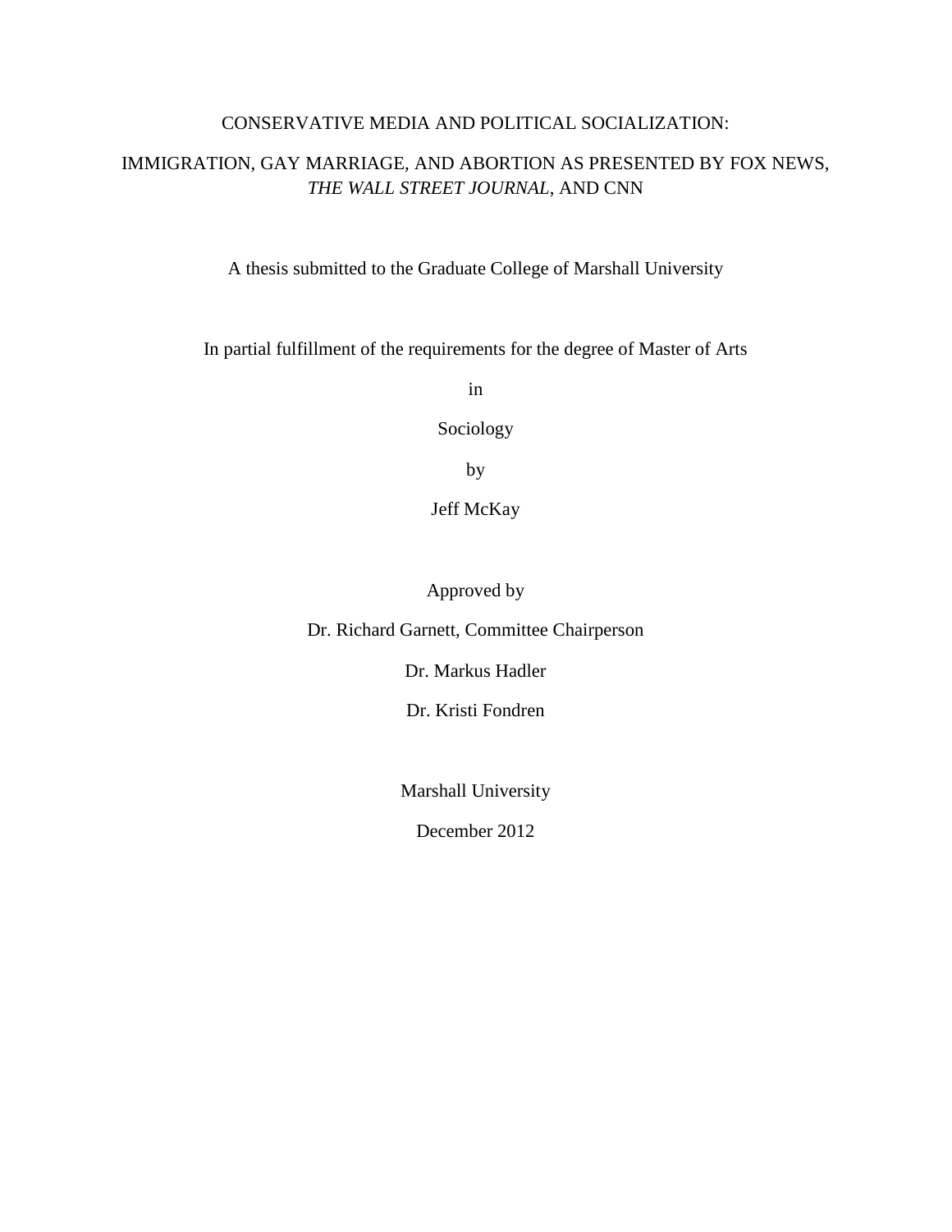CONSERVATIVE MEDIA AND POLITICAL SOCIALIZATION:

IMMIGRATION, GAY MARRIAGE, AND ABORTION AS PRESENTED BY FOX NEWS, *THE WALL STREET JOURNAL*, AND CNN

A thesis submitted to the Graduate College of Marshall University

In partial fulfillment of the requirements for the degree of Master of Arts

in

Sociology

by

Jeff McKay

Approved by

Dr. Richard Garnett, Committee Chairperson

Dr. Markus Hadler

Dr. Kristi Fondren

Marshall University

December 2012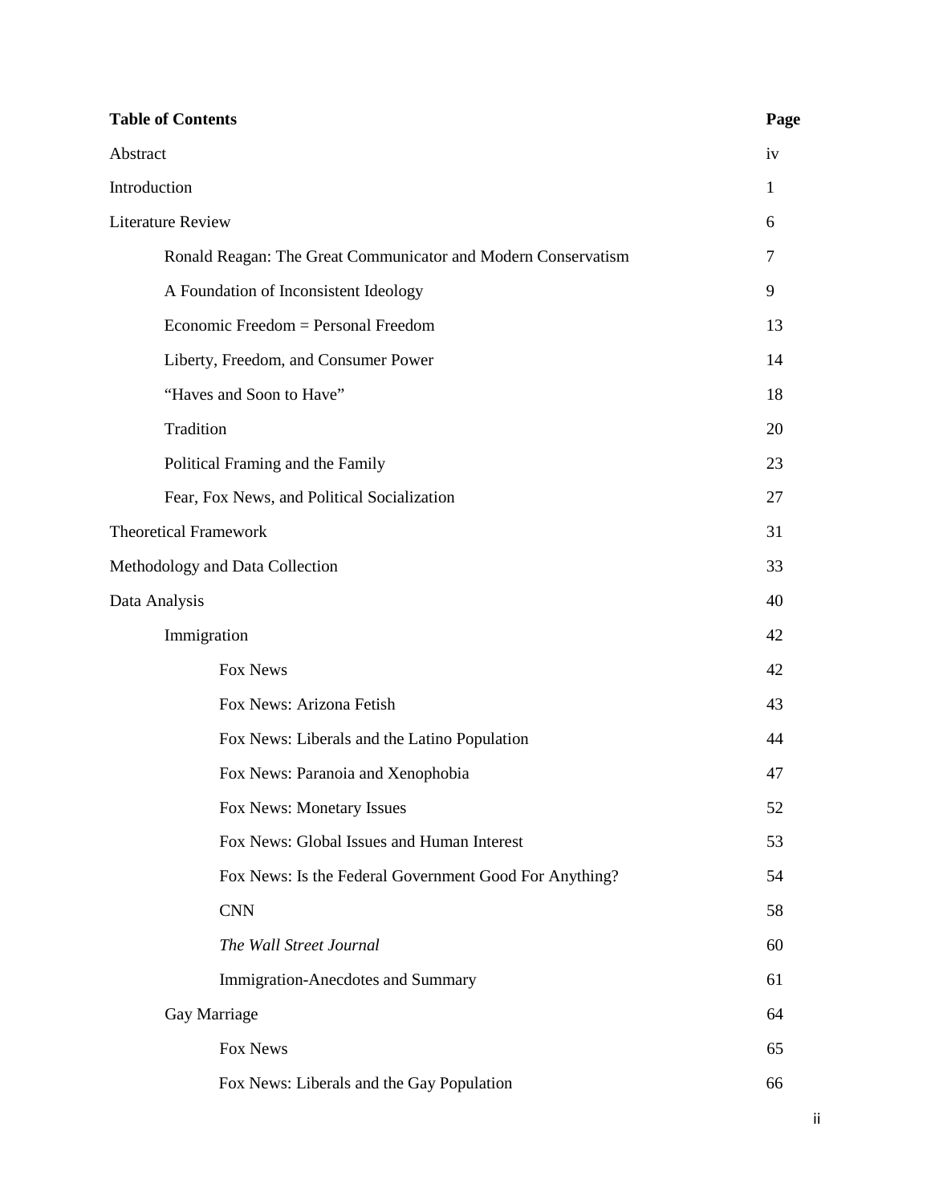| **Table of Contents** | **Page** |
| --- | --- |
| Abstract | iv |
| Introduction | 1 |
| Literature Review | 6 |
| Ronald Reagan: The Great Communicator and Modern Conservatism | 7 |
| A Foundation of Inconsistent Ideology | 9 |
| Economic Freedom = Personal Freedom | 13 |
| Liberty, Freedom, and Consumer Power | 14 |
| "Haves and Soon to Have" | 18 |
| Tradition | 20 |
| Political Framing and the Family | 23 |
| Fear, Fox News, and Political Socialization | 27 |
| Theoretical Framework | 31 |
| Methodology and Data Collection | 33 |
| Data Analysis | 40 |
| Immigration | 42 |
| Fox News | 42 |
| Fox News: Arizona Fetish | 43 |
| Fox News: Liberals and the Latino Population | 44 |
| Fox News: Paranoia and Xenophobia | 47 |
| Fox News: Monetary Issues | 52 |
| Fox News: Global Issues and Human Interest | 53 |
| Fox News: Is the Federal Government Good For Anything? | 54 |
| CNN | 58 |
| *The Wall Street Journal* | 60 |
| Immigration-Anecdotes and Summary | 61 |
| Gay Marriage | 64 |
| Fox News | 65 |
| Fox News: Liberals and the Gay Population | 66 |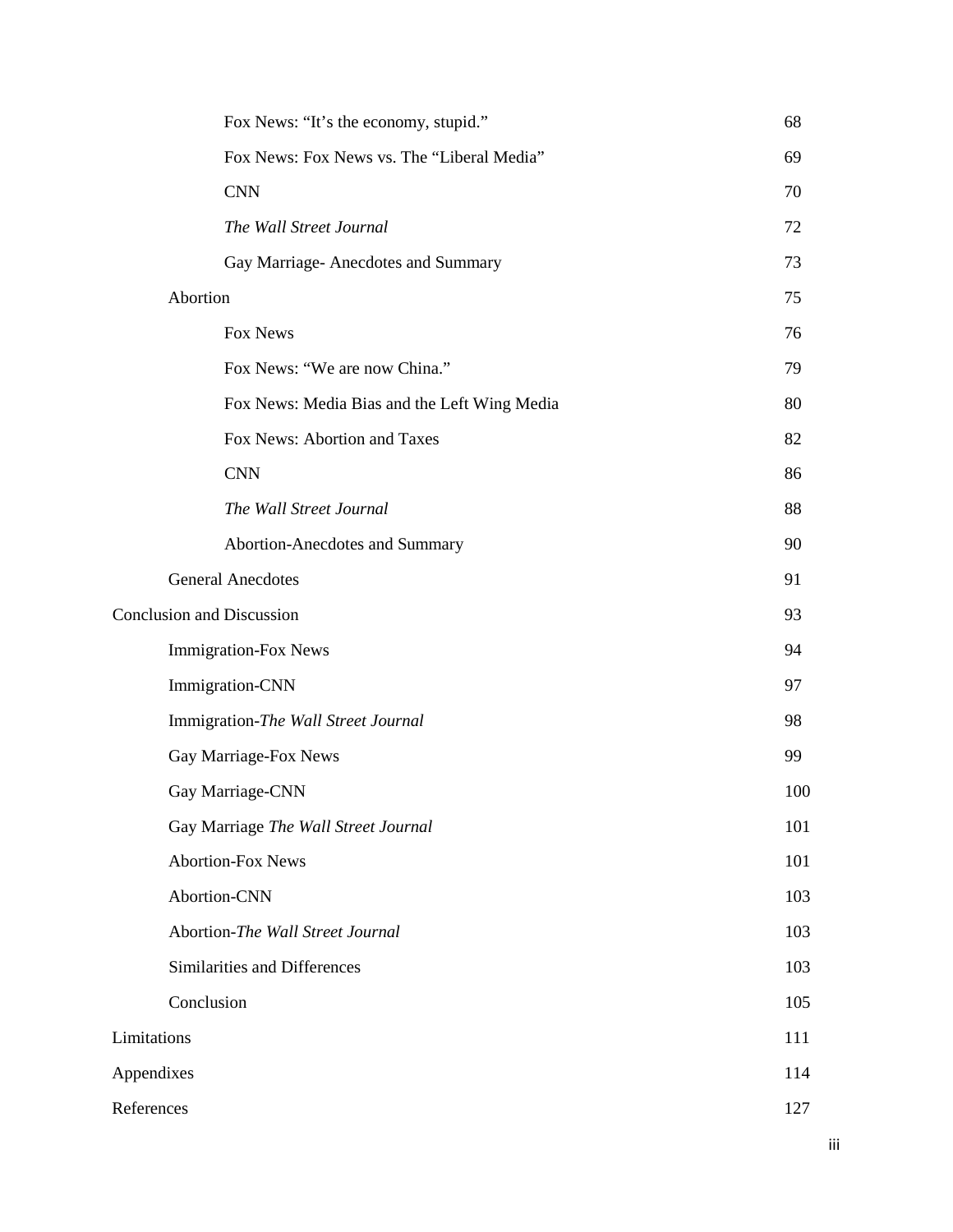| | |
|---|---|
| Fox News: "It's the economy, stupid." | 68 |
| Fox News: Fox News vs. The "Liberal Media" | 69 |
| CNN | 70 |
| *The Wall Street Journal* | 72 |
| Gay Marriage- Anecdotes and Summary | 73 |
| Abortion | 75 |
| Fox News | 76 |
| Fox News: "We are now China." | 79 |
| Fox News: Media Bias and the Left Wing Media | 80 |
| Fox News: Abortion and Taxes | 82 |
| CNN | 86 |
| *The Wall Street Journal* | 88 |
| Abortion-Anecdotes and Summary | 90 |
| General Anecdotes | 91 |
| Conclusion and Discussion | 93 |
| Immigration-Fox News | 94 |
| Immigration-CNN | 97 |
| Immigration-*The Wall Street Journal* | 98 |
| Gay Marriage-Fox News | 99 |
| Gay Marriage-CNN | 100 |
| Gay Marriage *The Wall Street Journal* | 101 |
| Abortion-Fox News | 101 |
| Abortion-CNN | 103 |
| Abortion-*The Wall Street Journal* | 103 |
| Similarities and Differences | 103 |
| Conclusion | 105 |
| Limitations | 111 |
| Appendixes | 114 |
| References | 127 |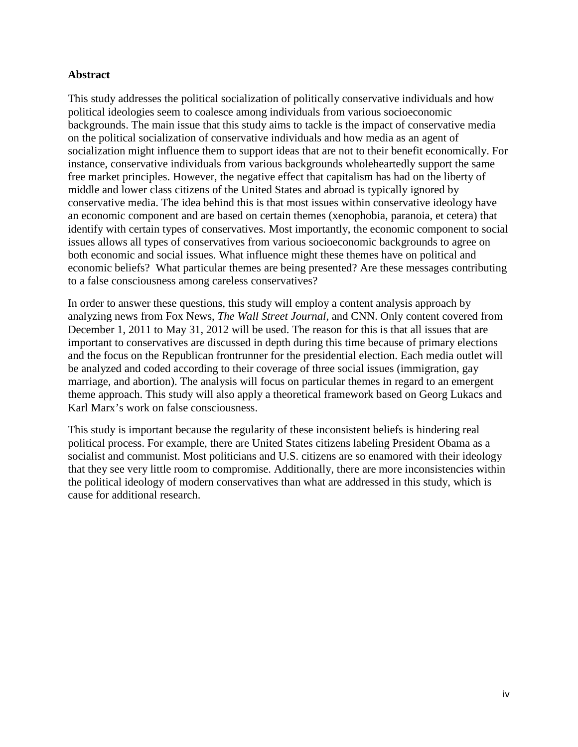**Abstract**

This study addresses the political socialization of politically conservative individuals and how political ideologies seem to coalesce among individuals from various socioeconomic backgrounds. The main issue that this study aims to tackle is the impact of conservative media on the political socialization of conservative individuals and how media as an agent of socialization might influence them to support ideas that are not to their benefit economically. For instance, conservative individuals from various backgrounds wholeheartedly support the same free market principles. However, the negative effect that capitalism has had on the liberty of middle and lower class citizens of the United States and abroad is typically ignored by conservative media. The idea behind this is that most issues within conservative ideology have an economic component and are based on certain themes (xenophobia, paranoia, et cetera) that identify with certain types of conservatives. Most importantly, the economic component to social issues allows all types of conservatives from various socioeconomic backgrounds to agree on both economic and social issues. What influence might these themes have on political and economic beliefs? What particular themes are being presented? Are these messages contributing to a false consciousness among careless conservatives?

In order to answer these questions, this study will employ a content analysis approach by analyzing news from Fox News, *The Wall Street Journal*, and CNN. Only content covered from December 1, 2011 to May 31, 2012 will be used. The reason for this is that all issues that are important to conservatives are discussed in depth during this time because of primary elections and the focus on the Republican frontrunner for the presidential election. Each media outlet will be analyzed and coded according to their coverage of three social issues (immigration, gay marriage, and abortion). The analysis will focus on particular themes in regard to an emergent theme approach. This study will also apply a theoretical framework based on Georg Lukacs and Karl Marx's work on false consciousness.

This study is important because the regularity of these inconsistent beliefs is hindering real political process. For example, there are United States citizens labeling President Obama as a socialist and communist. Most politicians and U.S. citizens are so enamored with their ideology that they see very little room to compromise. Additionally, there are more inconsistencies within the political ideology of modern conservatives than what are addressed in this study, which is cause for additional research.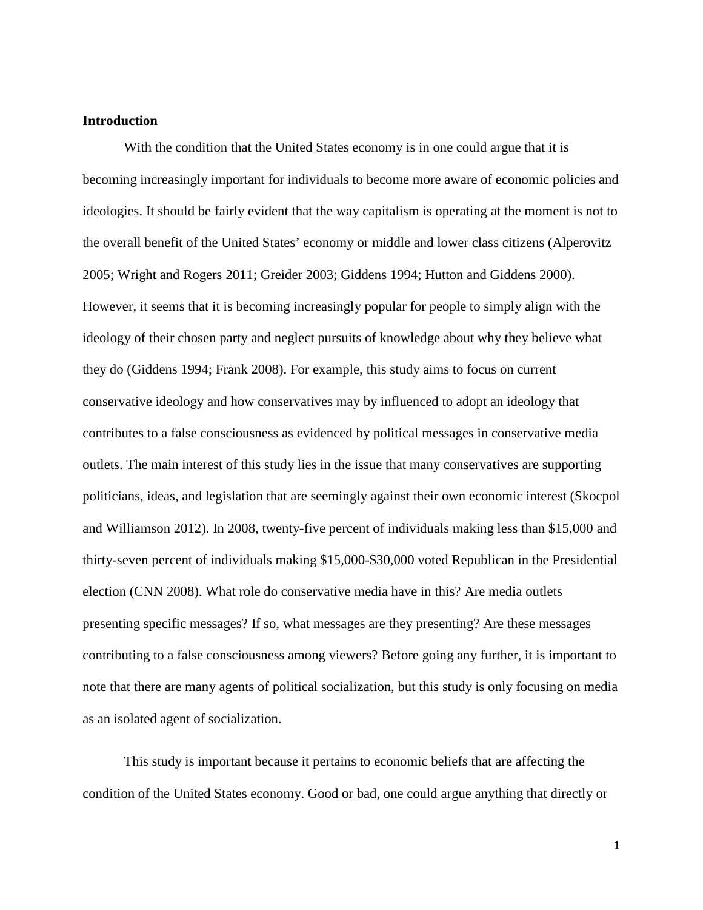**Introduction**

With the condition that the United States economy is in one could argue that it is becoming increasingly important for individuals to become more aware of economic policies and ideologies. It should be fairly evident that the way capitalism is operating at the moment is not to the overall benefit of the United States' economy or middle and lower class citizens (Alperovitz 2005; Wright and Rogers 2011; Greider 2003; Giddens 1994; Hutton and Giddens 2000). However, it seems that it is becoming increasingly popular for people to simply align with the ideology of their chosen party and neglect pursuits of knowledge about why they believe what they do (Giddens 1994; Frank 2008). For example, this study aims to focus on current conservative ideology and how conservatives may by influenced to adopt an ideology that contributes to a false consciousness as evidenced by political messages in conservative media outlets. The main interest of this study lies in the issue that many conservatives are supporting politicians, ideas, and legislation that are seemingly against their own economic interest (Skocpol and Williamson 2012). In 2008, twenty-five percent of individuals making less than $15,000 and thirty-seven percent of individuals making $15,000-$30,000 voted Republican in the Presidential election (CNN 2008). What role do conservative media have in this? Are media outlets presenting specific messages? If so, what messages are they presenting? Are these messages contributing to a false consciousness among viewers? Before going any further, it is important to note that there are many agents of political socialization, but this study is only focusing on media as an isolated agent of socialization.

This study is important because it pertains to economic beliefs that are affecting the condition of the United States economy. Good or bad, one could argue anything that directly or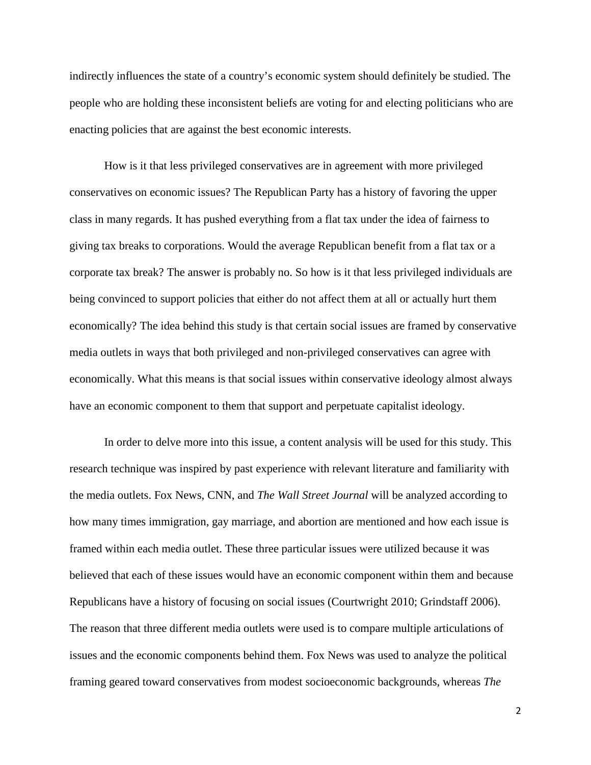indirectly influences the state of a country's economic system should definitely be studied. The people who are holding these inconsistent beliefs are voting for and electing politicians who are enacting policies that are against the best economic interests.

How is it that less privileged conservatives are in agreement with more privileged conservatives on economic issues? The Republican Party has a history of favoring the upper class in many regards. It has pushed everything from a flat tax under the idea of fairness to giving tax breaks to corporations. Would the average Republican benefit from a flat tax or a corporate tax break? The answer is probably no. So how is it that less privileged individuals are being convinced to support policies that either do not affect them at all or actually hurt them economically? The idea behind this study is that certain social issues are framed by conservative media outlets in ways that both privileged and non-privileged conservatives can agree with economically. What this means is that social issues within conservative ideology almost always have an economic component to them that support and perpetuate capitalist ideology.

In order to delve more into this issue, a content analysis will be used for this study. This research technique was inspired by past experience with relevant literature and familiarity with the media outlets. Fox News, CNN, and *The Wall Street Journal* will be analyzed according to how many times immigration, gay marriage, and abortion are mentioned and how each issue is framed within each media outlet. These three particular issues were utilized because it was believed that each of these issues would have an economic component within them and because Republicans have a history of focusing on social issues (Courtwright 2010; Grindstaff 2006). The reason that three different media outlets were used is to compare multiple articulations of issues and the economic components behind them. Fox News was used to analyze the political framing geared toward conservatives from modest socioeconomic backgrounds, whereas *The*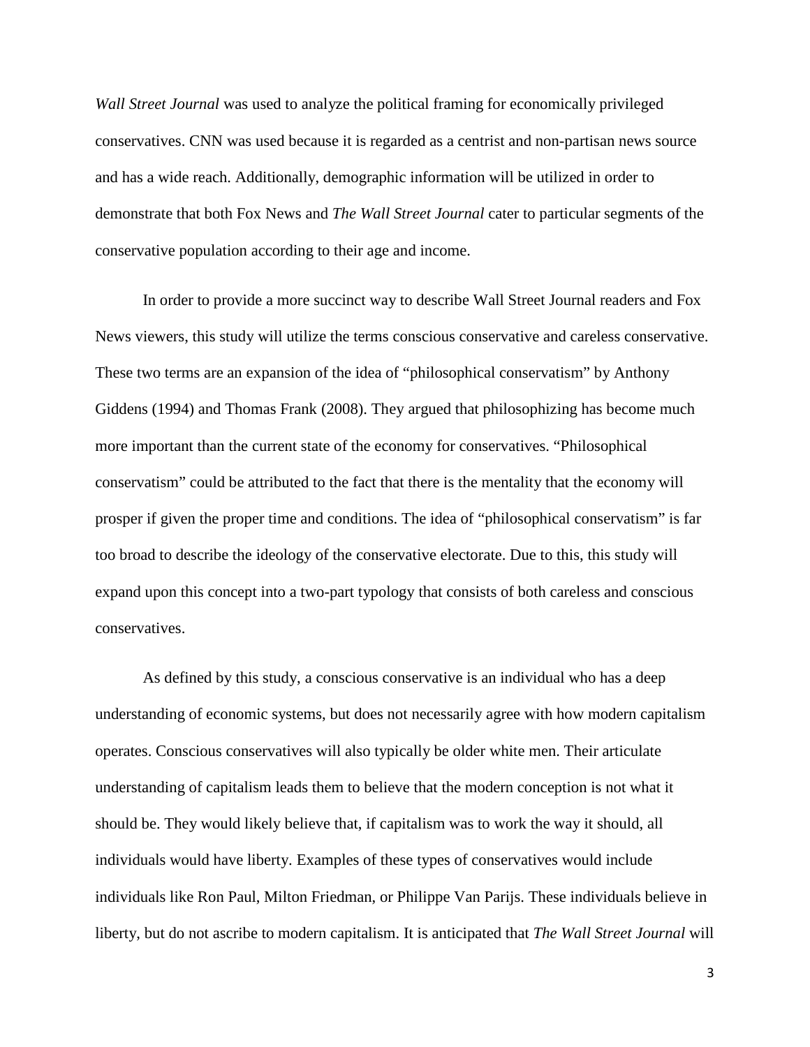*Wall Street Journal* was used to analyze the political framing for economically privileged conservatives. CNN was used because it is regarded as a centrist and non-partisan news source and has a wide reach. Additionally, demographic information will be utilized in order to demonstrate that both Fox News and *The Wall Street Journal* cater to particular segments of the conservative population according to their age and income.

In order to provide a more succinct way to describe Wall Street Journal readers and Fox News viewers, this study will utilize the terms conscious conservative and careless conservative. These two terms are an expansion of the idea of "philosophical conservatism" by Anthony Giddens (1994) and Thomas Frank (2008). They argued that philosophizing has become much more important than the current state of the economy for conservatives. "Philosophical conservatism" could be attributed to the fact that there is the mentality that the economy will prosper if given the proper time and conditions. The idea of "philosophical conservatism" is far too broad to describe the ideology of the conservative electorate. Due to this, this study will expand upon this concept into a two-part typology that consists of both careless and conscious conservatives.

As defined by this study, a conscious conservative is an individual who has a deep understanding of economic systems, but does not necessarily agree with how modern capitalism operates. Conscious conservatives will also typically be older white men. Their articulate understanding of capitalism leads them to believe that the modern conception is not what it should be. They would likely believe that, if capitalism was to work the way it should, all individuals would have liberty. Examples of these types of conservatives would include individuals like Ron Paul, Milton Friedman, or Philippe Van Parijs. These individuals believe in liberty, but do not ascribe to modern capitalism. It is anticipated that *The Wall Street Journal* will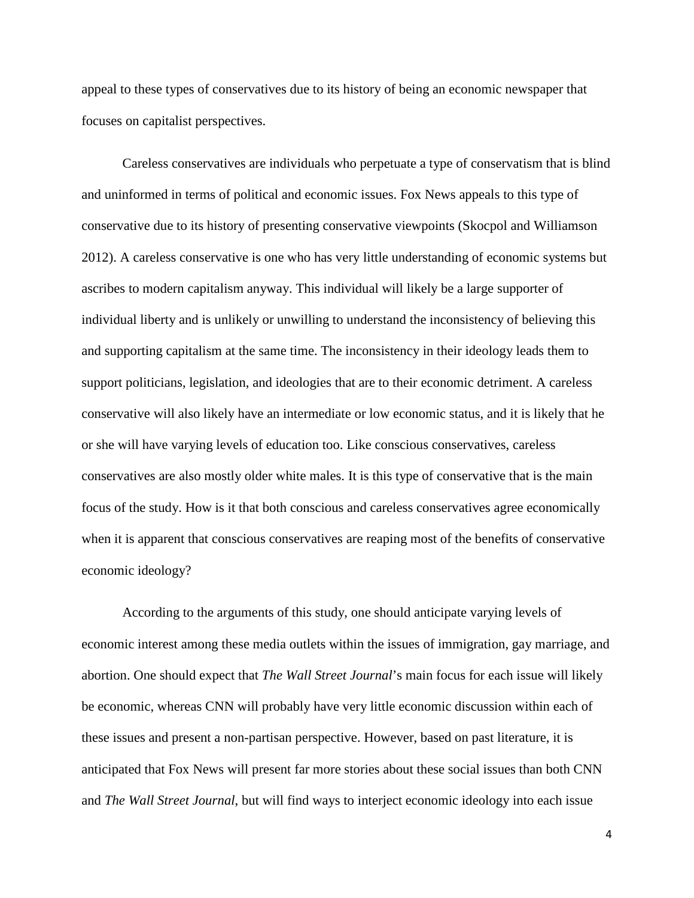appeal to these types of conservatives due to its history of being an economic newspaper that focuses on capitalist perspectives.

Careless conservatives are individuals who perpetuate a type of conservatism that is blind and uninformed in terms of political and economic issues. Fox News appeals to this type of conservative due to its history of presenting conservative viewpoints (Skocpol and Williamson 2012). A careless conservative is one who has very little understanding of economic systems but ascribes to modern capitalism anyway. This individual will likely be a large supporter of individual liberty and is unlikely or unwilling to understand the inconsistency of believing this and supporting capitalism at the same time. The inconsistency in their ideology leads them to support politicians, legislation, and ideologies that are to their economic detriment. A careless conservative will also likely have an intermediate or low economic status, and it is likely that he or she will have varying levels of education too. Like conscious conservatives, careless conservatives are also mostly older white males. It is this type of conservative that is the main focus of the study. How is it that both conscious and careless conservatives agree economically when it is apparent that conscious conservatives are reaping most of the benefits of conservative economic ideology?

According to the arguments of this study, one should anticipate varying levels of economic interest among these media outlets within the issues of immigration, gay marriage, and abortion. One should expect that *The Wall Street Journal*'s main focus for each issue will likely be economic, whereas CNN will probably have very little economic discussion within each of these issues and present a non-partisan perspective. However, based on past literature, it is anticipated that Fox News will present far more stories about these social issues than both CNN and *The Wall Street Journal*, but will find ways to interject economic ideology into each issue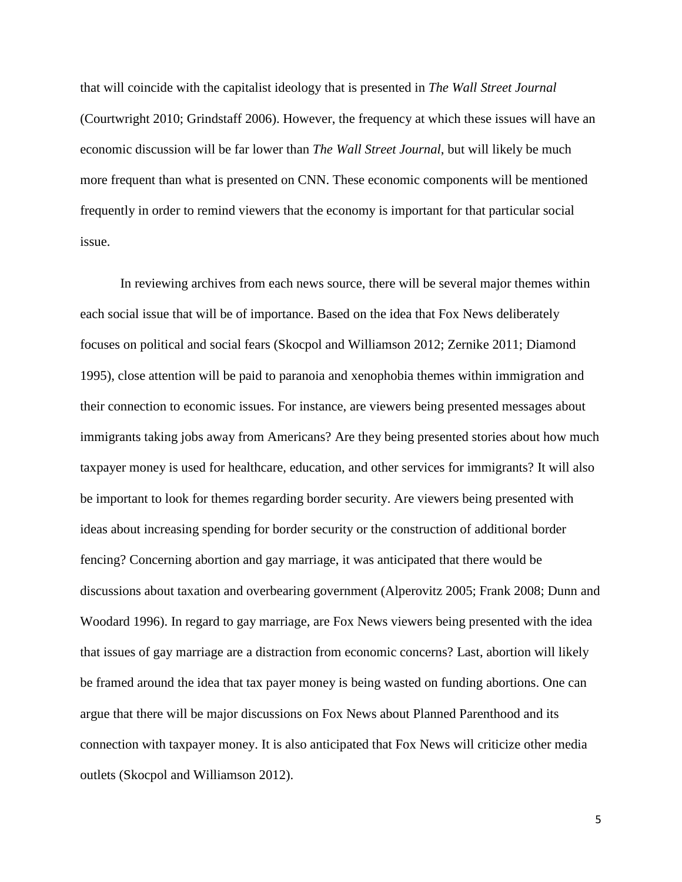that will coincide with the capitalist ideology that is presented in *The Wall Street Journal* (Courtwright 2010; Grindstaff 2006). However, the frequency at which these issues will have an economic discussion will be far lower than *The Wall Street Journal*, but will likely be much more frequent than what is presented on CNN. These economic components will be mentioned frequently in order to remind viewers that the economy is important for that particular social issue.

In reviewing archives from each news source, there will be several major themes within each social issue that will be of importance. Based on the idea that Fox News deliberately focuses on political and social fears (Skocpol and Williamson 2012; Zernike 2011; Diamond 1995), close attention will be paid to paranoia and xenophobia themes within immigration and their connection to economic issues. For instance, are viewers being presented messages about immigrants taking jobs away from Americans? Are they being presented stories about how much taxpayer money is used for healthcare, education, and other services for immigrants? It will also be important to look for themes regarding border security. Are viewers being presented with ideas about increasing spending for border security or the construction of additional border fencing? Concerning abortion and gay marriage, it was anticipated that there would be discussions about taxation and overbearing government (Alperovitz 2005; Frank 2008; Dunn and Woodard 1996). In regard to gay marriage, are Fox News viewers being presented with the idea that issues of gay marriage are a distraction from economic concerns? Last, abortion will likely be framed around the idea that tax payer money is being wasted on funding abortions. One can argue that there will be major discussions on Fox News about Planned Parenthood and its connection with taxpayer money. It is also anticipated that Fox News will criticize other media outlets (Skocpol and Williamson 2012).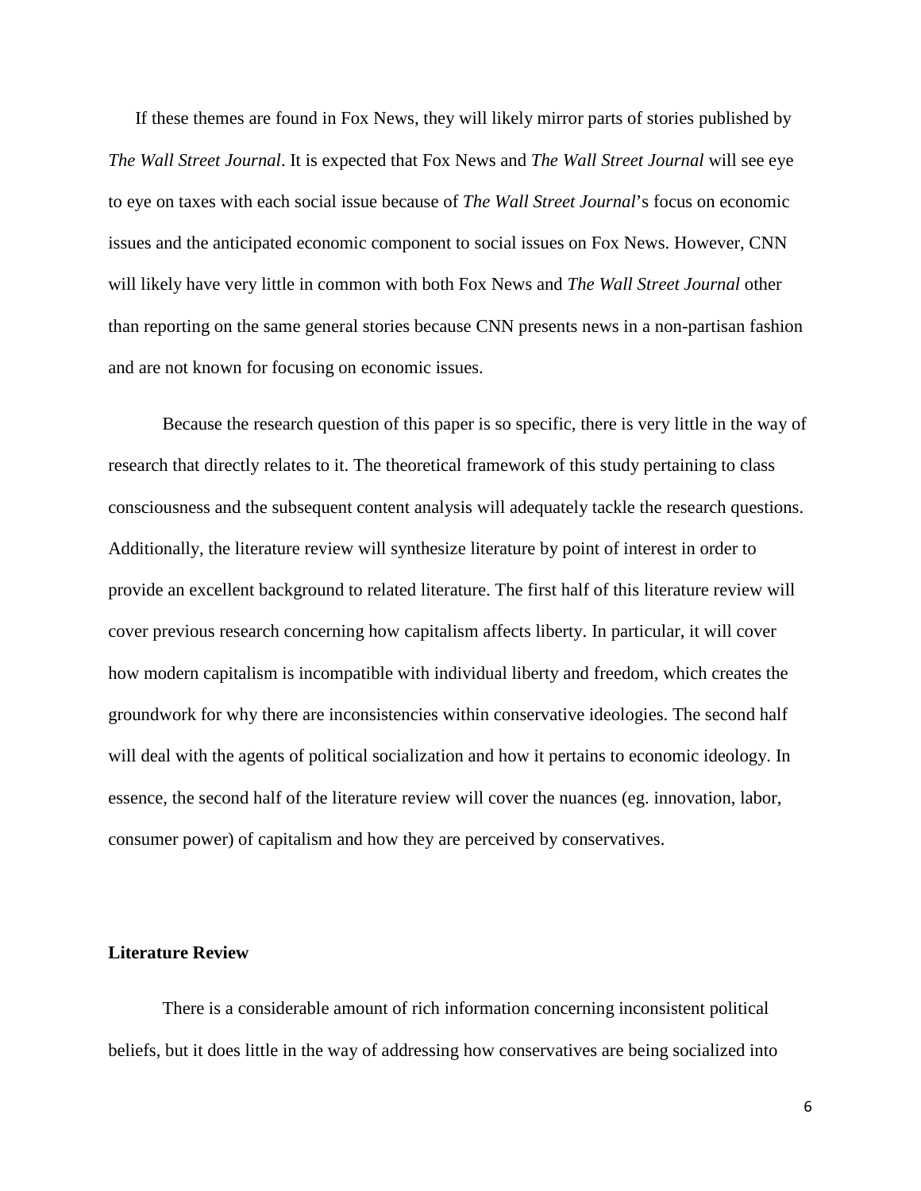If these themes are found in Fox News, they will likely mirror parts of stories published by *The Wall Street Journal*. It is expected that Fox News and *The Wall Street Journal* will see eye to eye on taxes with each social issue because of *The Wall Street Journal*'s focus on economic issues and the anticipated economic component to social issues on Fox News. However, CNN will likely have very little in common with both Fox News and *The Wall Street Journal* other than reporting on the same general stories because CNN presents news in a non-partisan fashion and are not known for focusing on economic issues.

Because the research question of this paper is so specific, there is very little in the way of research that directly relates to it. The theoretical framework of this study pertaining to class consciousness and the subsequent content analysis will adequately tackle the research questions. Additionally, the literature review will synthesize literature by point of interest in order to provide an excellent background to related literature. The first half of this literature review will cover previous research concerning how capitalism affects liberty. In particular, it will cover how modern capitalism is incompatible with individual liberty and freedom, which creates the groundwork for why there are inconsistencies within conservative ideologies. The second half will deal with the agents of political socialization and how it pertains to economic ideology. In essence, the second half of the literature review will cover the nuances (eg. innovation, labor, consumer power) of capitalism and how they are perceived by conservatives.

**Literature Review**

There is a considerable amount of rich information concerning inconsistent political beliefs, but it does little in the way of addressing how conservatives are being socialized into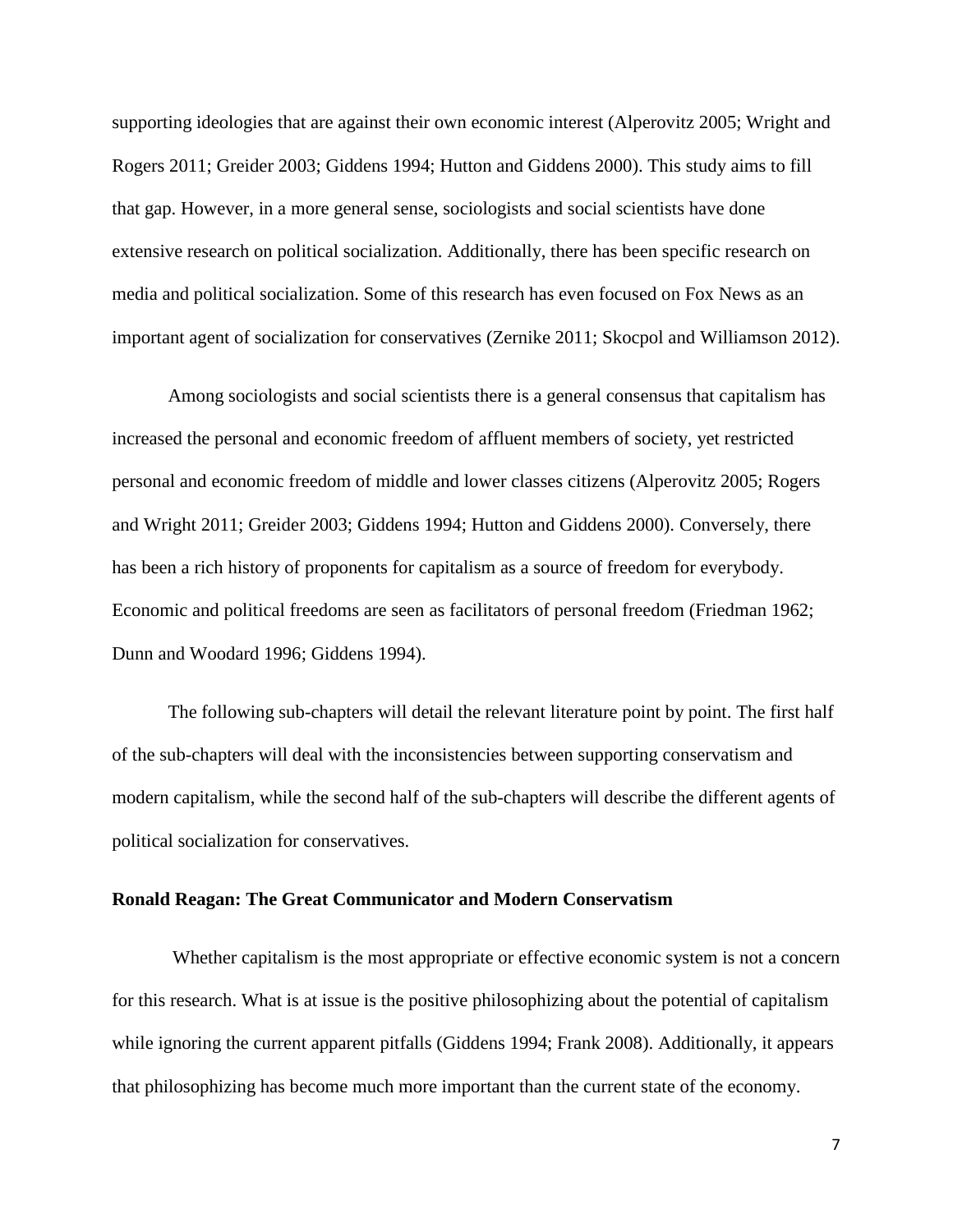supporting ideologies that are against their own economic interest (Alperovitz 2005; Wright and Rogers 2011; Greider 2003; Giddens 1994; Hutton and Giddens 2000). This study aims to fill that gap. However, in a more general sense, sociologists and social scientists have done extensive research on political socialization. Additionally, there has been specific research on media and political socialization. Some of this research has even focused on Fox News as an important agent of socialization for conservatives (Zernike 2011; Skocpol and Williamson 2012).

Among sociologists and social scientists there is a general consensus that capitalism has increased the personal and economic freedom of affluent members of society, yet restricted personal and economic freedom of middle and lower classes citizens (Alperovitz 2005; Rogers and Wright 2011; Greider 2003; Giddens 1994; Hutton and Giddens 2000). Conversely, there has been a rich history of proponents for capitalism as a source of freedom for everybody. Economic and political freedoms are seen as facilitators of personal freedom (Friedman 1962; Dunn and Woodard 1996; Giddens 1994).

The following sub-chapters will detail the relevant literature point by point. The first half of the sub-chapters will deal with the inconsistencies between supporting conservatism and modern capitalism, while the second half of the sub-chapters will describe the different agents of political socialization for conservatives.

**Ronald Reagan: The Great Communicator and Modern Conservatism**

Whether capitalism is the most appropriate or effective economic system is not a concern for this research. What is at issue is the positive philosophizing about the potential of capitalism while ignoring the current apparent pitfalls (Giddens 1994; Frank 2008). Additionally, it appears that philosophizing has become much more important than the current state of the economy.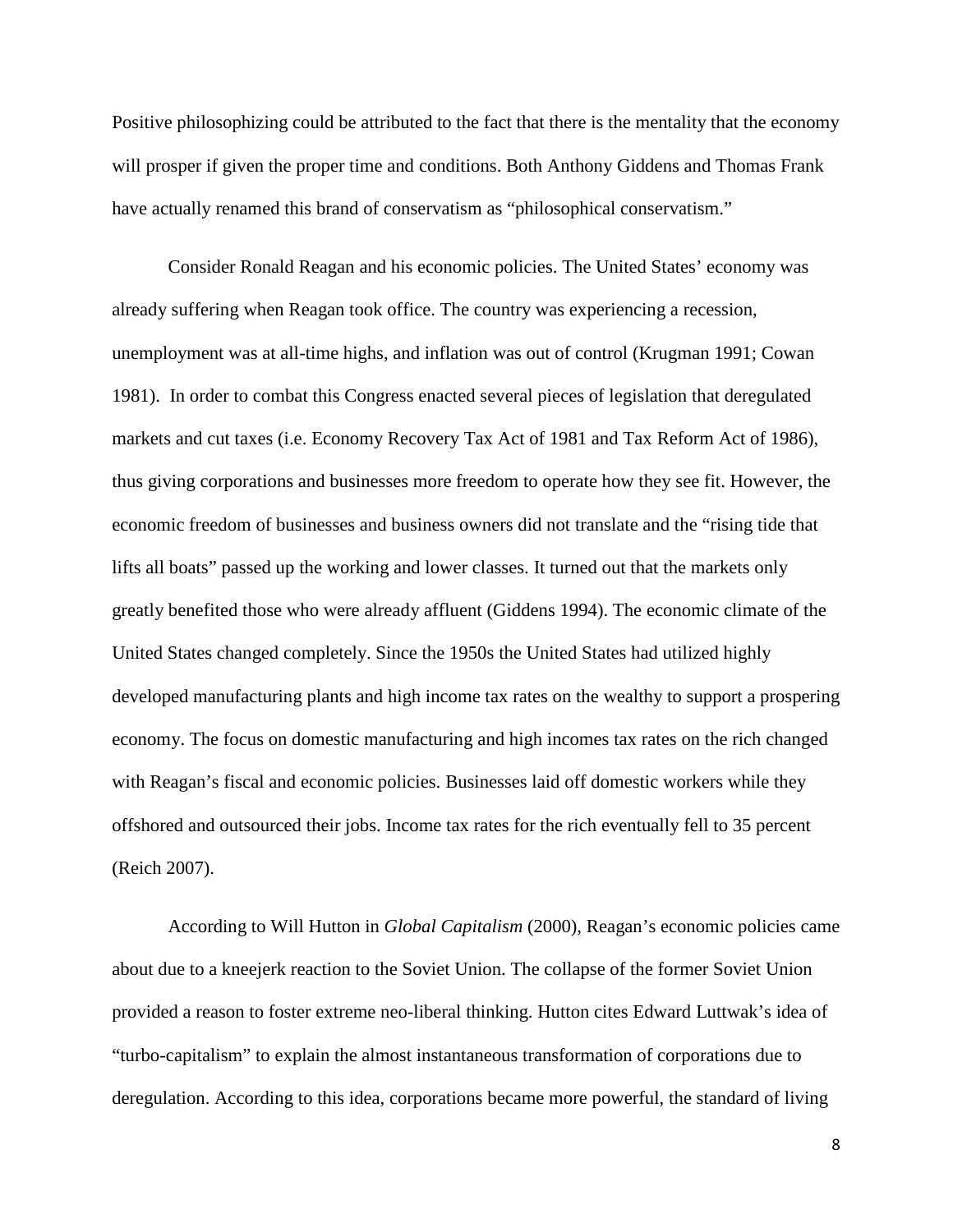Positive philosophizing could be attributed to the fact that there is the mentality that the economy will prosper if given the proper time and conditions. Both Anthony Giddens and Thomas Frank have actually renamed this brand of conservatism as "philosophical conservatism."

Consider Ronald Reagan and his economic policies. The United States' economy was already suffering when Reagan took office. The country was experiencing a recession, unemployment was at all-time highs, and inflation was out of control (Krugman 1991; Cowan 1981). In order to combat this Congress enacted several pieces of legislation that deregulated markets and cut taxes (i.e. Economy Recovery Tax Act of 1981 and Tax Reform Act of 1986), thus giving corporations and businesses more freedom to operate how they see fit. However, the economic freedom of businesses and business owners did not translate and the "rising tide that lifts all boats" passed up the working and lower classes. It turned out that the markets only greatly benefited those who were already affluent (Giddens 1994). The economic climate of the United States changed completely. Since the 1950s the United States had utilized highly developed manufacturing plants and high income tax rates on the wealthy to support a prospering economy. The focus on domestic manufacturing and high incomes tax rates on the rich changed with Reagan's fiscal and economic policies. Businesses laid off domestic workers while they offshored and outsourced their jobs. Income tax rates for the rich eventually fell to 35 percent (Reich 2007).

According to Will Hutton in *Global Capitalism* (2000), Reagan's economic policies came about due to a kneejerk reaction to the Soviet Union. The collapse of the former Soviet Union provided a reason to foster extreme neo-liberal thinking. Hutton cites Edward Luttwak's idea of "turbo-capitalism" to explain the almost instantaneous transformation of corporations due to deregulation. According to this idea, corporations became more powerful, the standard of living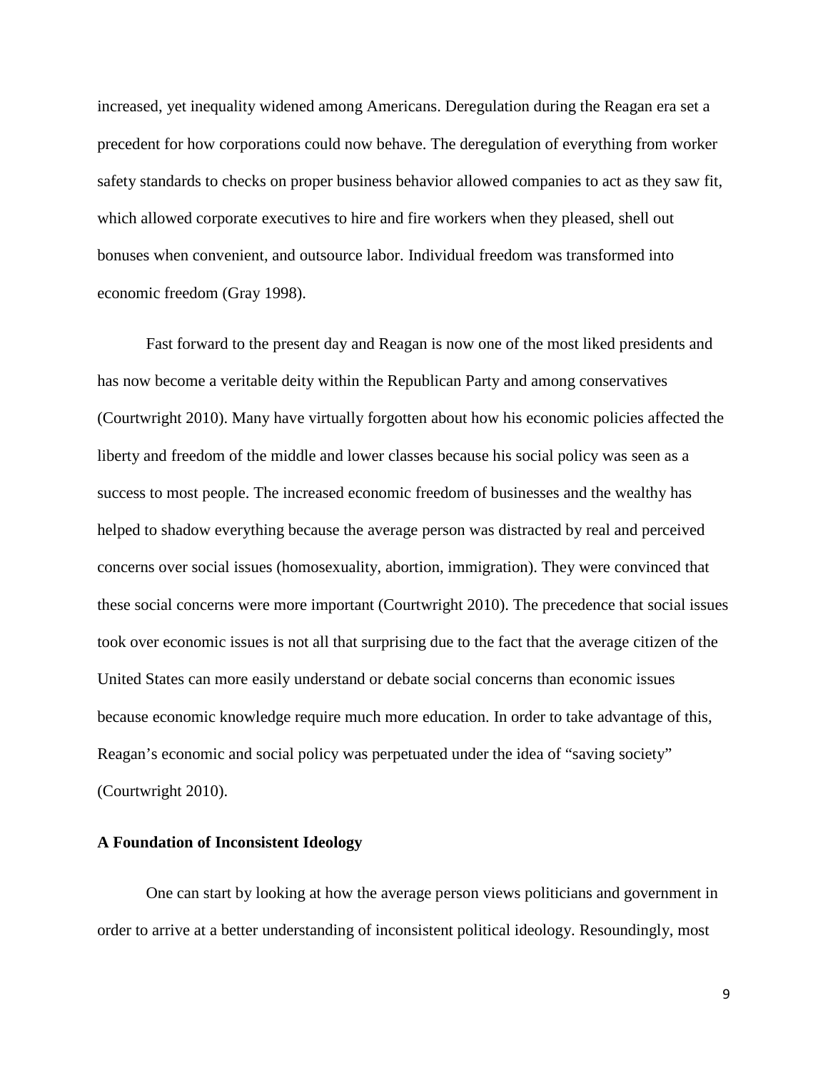increased, yet inequality widened among Americans. Deregulation during the Reagan era set a precedent for how corporations could now behave. The deregulation of everything from worker safety standards to checks on proper business behavior allowed companies to act as they saw fit, which allowed corporate executives to hire and fire workers when they pleased, shell out bonuses when convenient, and outsource labor. Individual freedom was transformed into economic freedom (Gray 1998).

Fast forward to the present day and Reagan is now one of the most liked presidents and has now become a veritable deity within the Republican Party and among conservatives (Courtwright 2010). Many have virtually forgotten about how his economic policies affected the liberty and freedom of the middle and lower classes because his social policy was seen as a success to most people. The increased economic freedom of businesses and the wealthy has helped to shadow everything because the average person was distracted by real and perceived concerns over social issues (homosexuality, abortion, immigration). They were convinced that these social concerns were more important (Courtwright 2010). The precedence that social issues took over economic issues is not all that surprising due to the fact that the average citizen of the United States can more easily understand or debate social concerns than economic issues because economic knowledge require much more education. In order to take advantage of this, Reagan's economic and social policy was perpetuated under the idea of "saving society" (Courtwright 2010).

**A Foundation of Inconsistent Ideology**

One can start by looking at how the average person views politicians and government in order to arrive at a better understanding of inconsistent political ideology. Resoundingly, most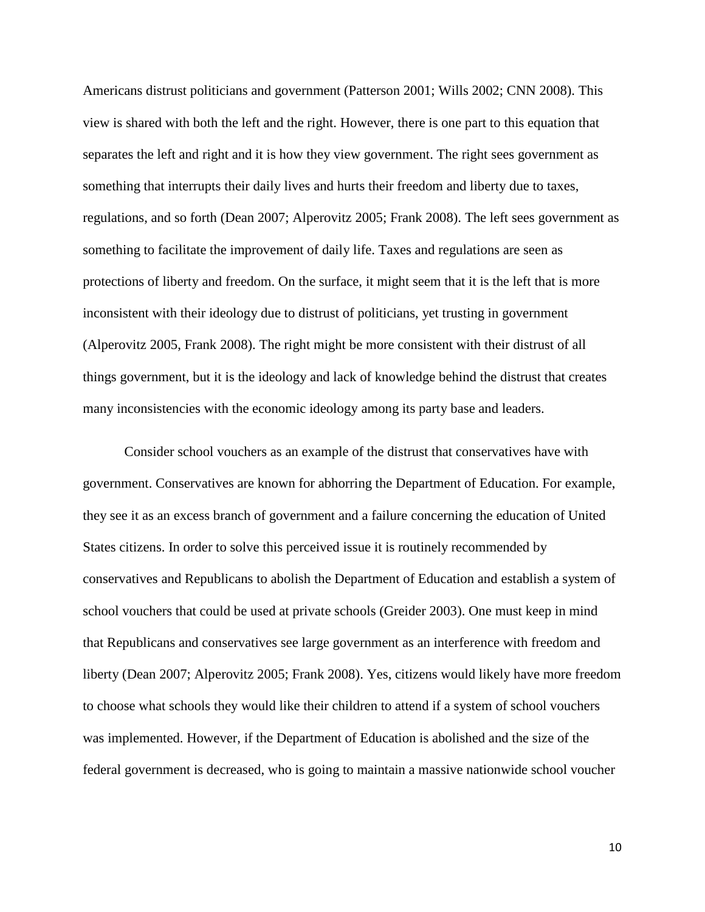Americans distrust politicians and government (Patterson 2001; Wills 2002; CNN 2008). This view is shared with both the left and the right. However, there is one part to this equation that separates the left and right and it is how they view government. The right sees government as something that interrupts their daily lives and hurts their freedom and liberty due to taxes, regulations, and so forth (Dean 2007; Alperovitz 2005; Frank 2008). The left sees government as something to facilitate the improvement of daily life. Taxes and regulations are seen as protections of liberty and freedom. On the surface, it might seem that it is the left that is more inconsistent with their ideology due to distrust of politicians, yet trusting in government (Alperovitz 2005, Frank 2008). The right might be more consistent with their distrust of all things government, but it is the ideology and lack of knowledge behind the distrust that creates many inconsistencies with the economic ideology among its party base and leaders.

Consider school vouchers as an example of the distrust that conservatives have with government. Conservatives are known for abhorring the Department of Education. For example, they see it as an excess branch of government and a failure concerning the education of United States citizens. In order to solve this perceived issue it is routinely recommended by conservatives and Republicans to abolish the Department of Education and establish a system of school vouchers that could be used at private schools (Greider 2003). One must keep in mind that Republicans and conservatives see large government as an interference with freedom and liberty (Dean 2007; Alperovitz 2005; Frank 2008). Yes, citizens would likely have more freedom to choose what schools they would like their children to attend if a system of school vouchers was implemented. However, if the Department of Education is abolished and the size of the federal government is decreased, who is going to maintain a massive nationwide school voucher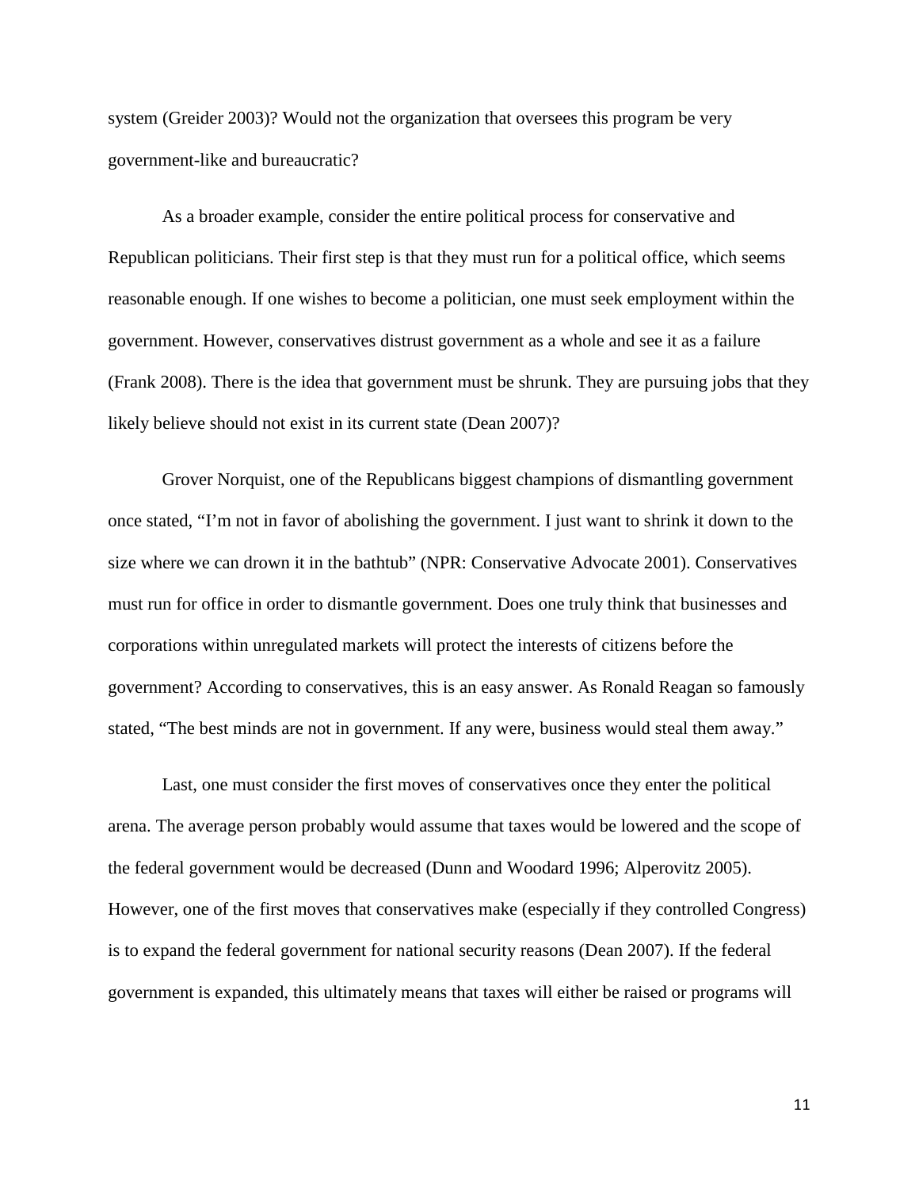system (Greider 2003)? Would not the organization that oversees this program be very government-like and bureaucratic?

As a broader example, consider the entire political process for conservative and Republican politicians. Their first step is that they must run for a political office, which seems reasonable enough. If one wishes to become a politician, one must seek employment within the government. However, conservatives distrust government as a whole and see it as a failure (Frank 2008). There is the idea that government must be shrunk. They are pursuing jobs that they likely believe should not exist in its current state (Dean 2007)?

Grover Norquist, one of the Republicans biggest champions of dismantling government once stated, "I'm not in favor of abolishing the government. I just want to shrink it down to the size where we can drown it in the bathtub" (NPR: Conservative Advocate 2001). Conservatives must run for office in order to dismantle government. Does one truly think that businesses and corporations within unregulated markets will protect the interests of citizens before the government? According to conservatives, this is an easy answer. As Ronald Reagan so famously stated, "The best minds are not in government. If any were, business would steal them away."

Last, one must consider the first moves of conservatives once they enter the political arena. The average person probably would assume that taxes would be lowered and the scope of the federal government would be decreased (Dunn and Woodard 1996; Alperovitz 2005). However, one of the first moves that conservatives make (especially if they controlled Congress) is to expand the federal government for national security reasons (Dean 2007). If the federal government is expanded, this ultimately means that taxes will either be raised or programs will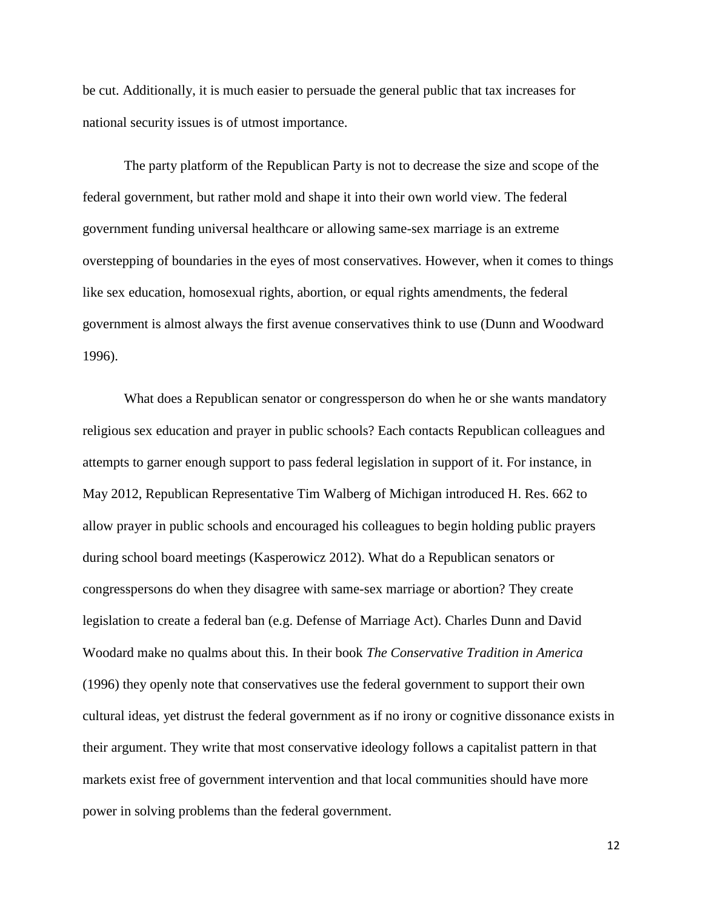be cut. Additionally, it is much easier to persuade the general public that tax increases for national security issues is of utmost importance.

The party platform of the Republican Party is not to decrease the size and scope of the federal government, but rather mold and shape it into their own world view. The federal government funding universal healthcare or allowing same-sex marriage is an extreme overstepping of boundaries in the eyes of most conservatives. However, when it comes to things like sex education, homosexual rights, abortion, or equal rights amendments, the federal government is almost always the first avenue conservatives think to use (Dunn and Woodward 1996).

What does a Republican senator or congressperson do when he or she wants mandatory religious sex education and prayer in public schools? Each contacts Republican colleagues and attempts to garner enough support to pass federal legislation in support of it. For instance, in May 2012, Republican Representative Tim Walberg of Michigan introduced H. Res. 662 to allow prayer in public schools and encouraged his colleagues to begin holding public prayers during school board meetings (Kasperowicz 2012). What do a Republican senators or congresspersons do when they disagree with same-sex marriage or abortion? They create legislation to create a federal ban (e.g. Defense of Marriage Act). Charles Dunn and David Woodard make no qualms about this. In their book *The Conservative Tradition in America* (1996) they openly note that conservatives use the federal government to support their own cultural ideas, yet distrust the federal government as if no irony or cognitive dissonance exists in their argument. They write that most conservative ideology follows a capitalist pattern in that markets exist free of government intervention and that local communities should have more power in solving problems than the federal government.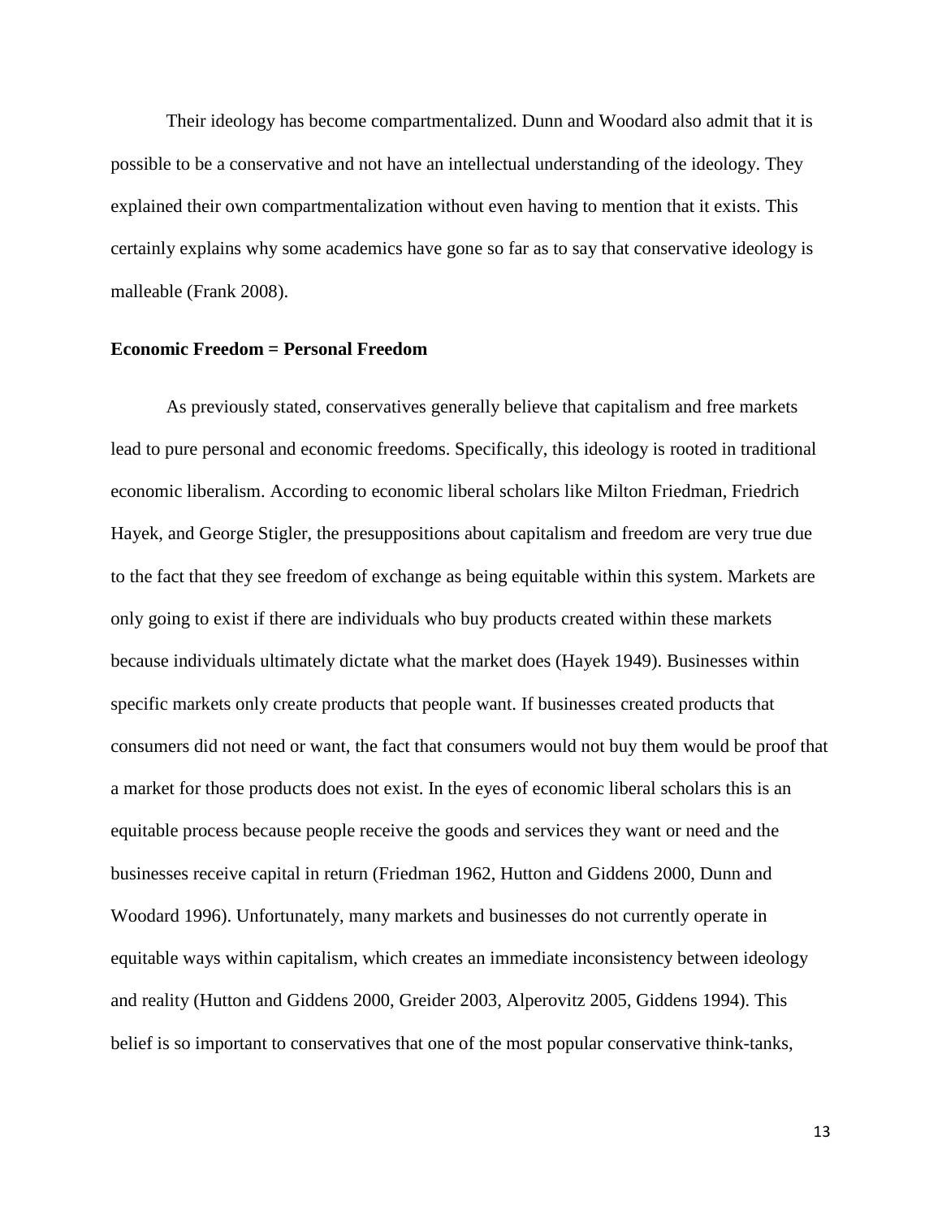Their ideology has become compartmentalized. Dunn and Woodard also admit that it is possible to be a conservative and not have an intellectual understanding of the ideology. They explained their own compartmentalization without even having to mention that it exists. This certainly explains why some academics have gone so far as to say that conservative ideology is malleable (Frank 2008).

**Economic Freedom = Personal Freedom**

As previously stated, conservatives generally believe that capitalism and free markets lead to pure personal and economic freedoms. Specifically, this ideology is rooted in traditional economic liberalism. According to economic liberal scholars like Milton Friedman, Friedrich Hayek, and George Stigler, the presuppositions about capitalism and freedom are very true due to the fact that they see freedom of exchange as being equitable within this system. Markets are only going to exist if there are individuals who buy products created within these markets because individuals ultimately dictate what the market does (Hayek 1949). Businesses within specific markets only create products that people want. If businesses created products that consumers did not need or want, the fact that consumers would not buy them would be proof that a market for those products does not exist. In the eyes of economic liberal scholars this is an equitable process because people receive the goods and services they want or need and the businesses receive capital in return (Friedman 1962, Hutton and Giddens 2000, Dunn and Woodard 1996). Unfortunately, many markets and businesses do not currently operate in equitable ways within capitalism, which creates an immediate inconsistency between ideology and reality (Hutton and Giddens 2000, Greider 2003, Alperovitz 2005, Giddens 1994). This belief is so important to conservatives that one of the most popular conservative think-tanks,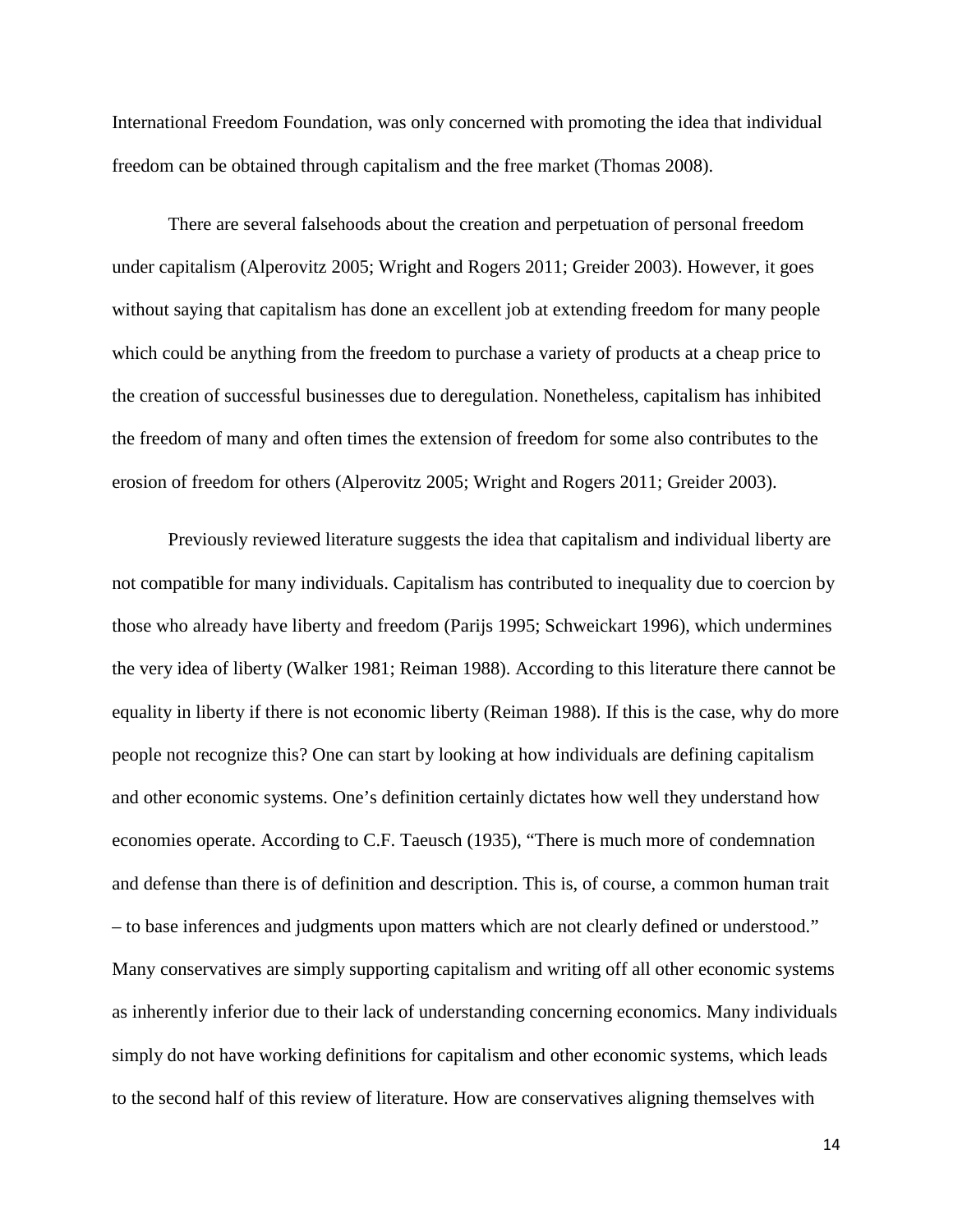International Freedom Foundation, was only concerned with promoting the idea that individual freedom can be obtained through capitalism and the free market (Thomas 2008).

There are several falsehoods about the creation and perpetuation of personal freedom under capitalism (Alperovitz 2005; Wright and Rogers 2011; Greider 2003). However, it goes without saying that capitalism has done an excellent job at extending freedom for many people which could be anything from the freedom to purchase a variety of products at a cheap price to the creation of successful businesses due to deregulation. Nonetheless, capitalism has inhibited the freedom of many and often times the extension of freedom for some also contributes to the erosion of freedom for others (Alperovitz 2005; Wright and Rogers 2011; Greider 2003).

Previously reviewed literature suggests the idea that capitalism and individual liberty are not compatible for many individuals. Capitalism has contributed to inequality due to coercion by those who already have liberty and freedom (Parijs 1995; Schweickart 1996), which undermines the very idea of liberty (Walker 1981; Reiman 1988). According to this literature there cannot be equality in liberty if there is not economic liberty (Reiman 1988). If this is the case, why do more people not recognize this? One can start by looking at how individuals are defining capitalism and other economic systems. One's definition certainly dictates how well they understand how economies operate. According to C.F. Taeusch (1935), "There is much more of condemnation and defense than there is of definition and description. This is, of course, a common human trait – to base inferences and judgments upon matters which are not clearly defined or understood." Many conservatives are simply supporting capitalism and writing off all other economic systems as inherently inferior due to their lack of understanding concerning economics. Many individuals simply do not have working definitions for capitalism and other economic systems, which leads to the second half of this review of literature. How are conservatives aligning themselves with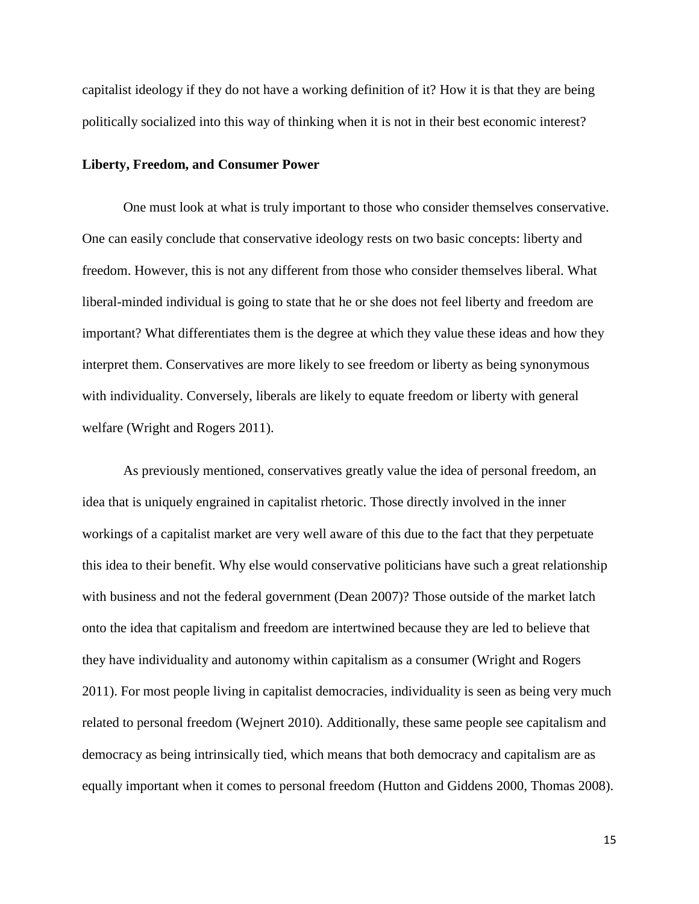capitalist ideology if they do not have a working definition of it? How it is that they are being politically socialized into this way of thinking when it is not in their best economic interest?

**Liberty, Freedom, and Consumer Power**

One must look at what is truly important to those who consider themselves conservative. One can easily conclude that conservative ideology rests on two basic concepts: liberty and freedom. However, this is not any different from those who consider themselves liberal. What liberal-minded individual is going to state that he or she does not feel liberty and freedom are important? What differentiates them is the degree at which they value these ideas and how they interpret them. Conservatives are more likely to see freedom or liberty as being synonymous with individuality. Conversely, liberals are likely to equate freedom or liberty with general welfare (Wright and Rogers 2011).

As previously mentioned, conservatives greatly value the idea of personal freedom, an idea that is uniquely engrained in capitalist rhetoric. Those directly involved in the inner workings of a capitalist market are very well aware of this due to the fact that they perpetuate this idea to their benefit. Why else would conservative politicians have such a great relationship with business and not the federal government (Dean 2007)? Those outside of the market latch onto the idea that capitalism and freedom are intertwined because they are led to believe that they have individuality and autonomy within capitalism as a consumer (Wright and Rogers 2011). For most people living in capitalist democracies, individuality is seen as being very much related to personal freedom (Wejnert 2010). Additionally, these same people see capitalism and democracy as being intrinsically tied, which means that both democracy and capitalism are as equally important when it comes to personal freedom (Hutton and Giddens 2000, Thomas 2008).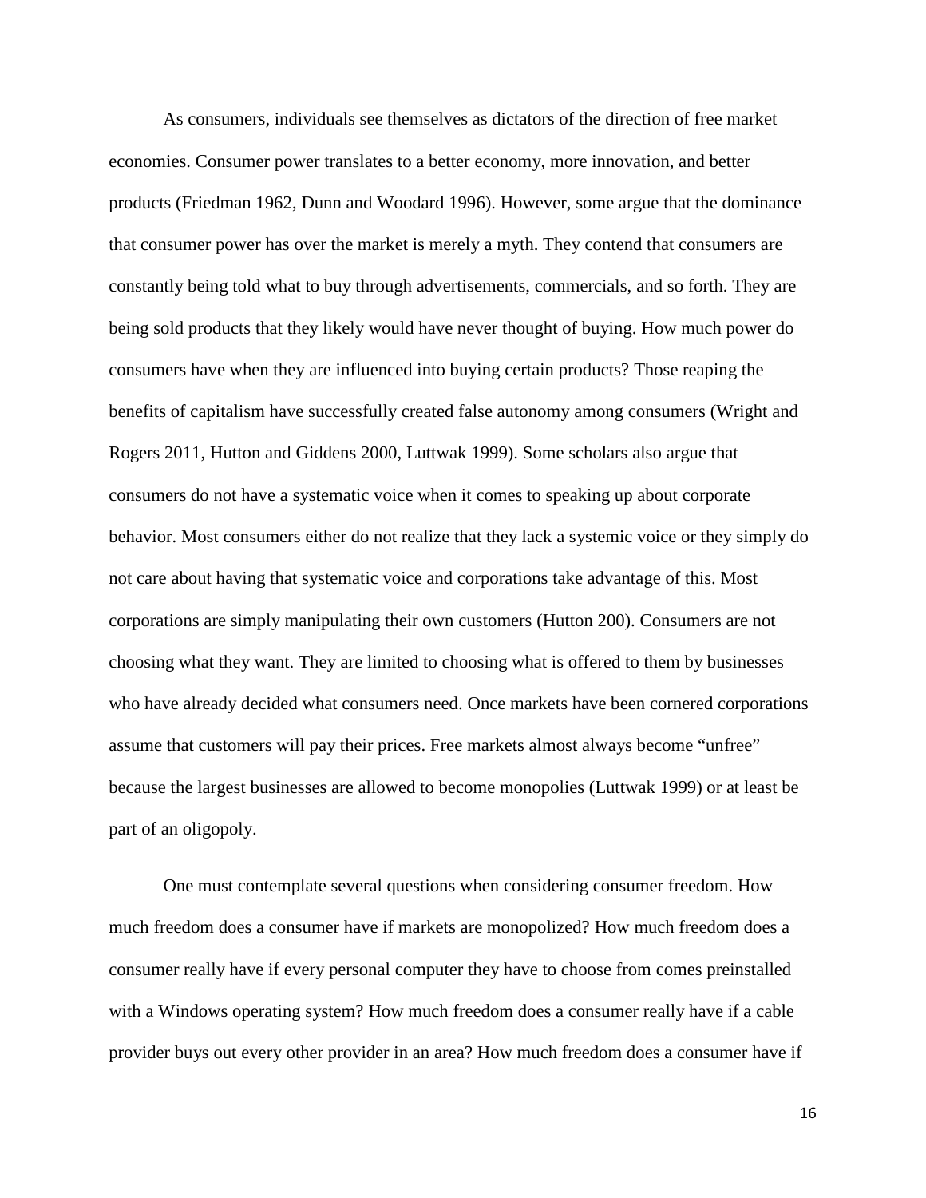As consumers, individuals see themselves as dictators of the direction of free market economies. Consumer power translates to a better economy, more innovation, and better products (Friedman 1962, Dunn and Woodard 1996). However, some argue that the dominance that consumer power has over the market is merely a myth. They contend that consumers are constantly being told what to buy through advertisements, commercials, and so forth. They are being sold products that they likely would have never thought of buying. How much power do consumers have when they are influenced into buying certain products? Those reaping the benefits of capitalism have successfully created false autonomy among consumers (Wright and Rogers 2011, Hutton and Giddens 2000, Luttwak 1999). Some scholars also argue that consumers do not have a systematic voice when it comes to speaking up about corporate behavior. Most consumers either do not realize that they lack a systemic voice or they simply do not care about having that systematic voice and corporations take advantage of this. Most corporations are simply manipulating their own customers (Hutton 200). Consumers are not choosing what they want. They are limited to choosing what is offered to them by businesses who have already decided what consumers need. Once markets have been cornered corporations assume that customers will pay their prices. Free markets almost always become "unfree" because the largest businesses are allowed to become monopolies (Luttwak 1999) or at least be part of an oligopoly.

One must contemplate several questions when considering consumer freedom. How much freedom does a consumer have if markets are monopolized? How much freedom does a consumer really have if every personal computer they have to choose from comes preinstalled with a Windows operating system? How much freedom does a consumer really have if a cable provider buys out every other provider in an area? How much freedom does a consumer have if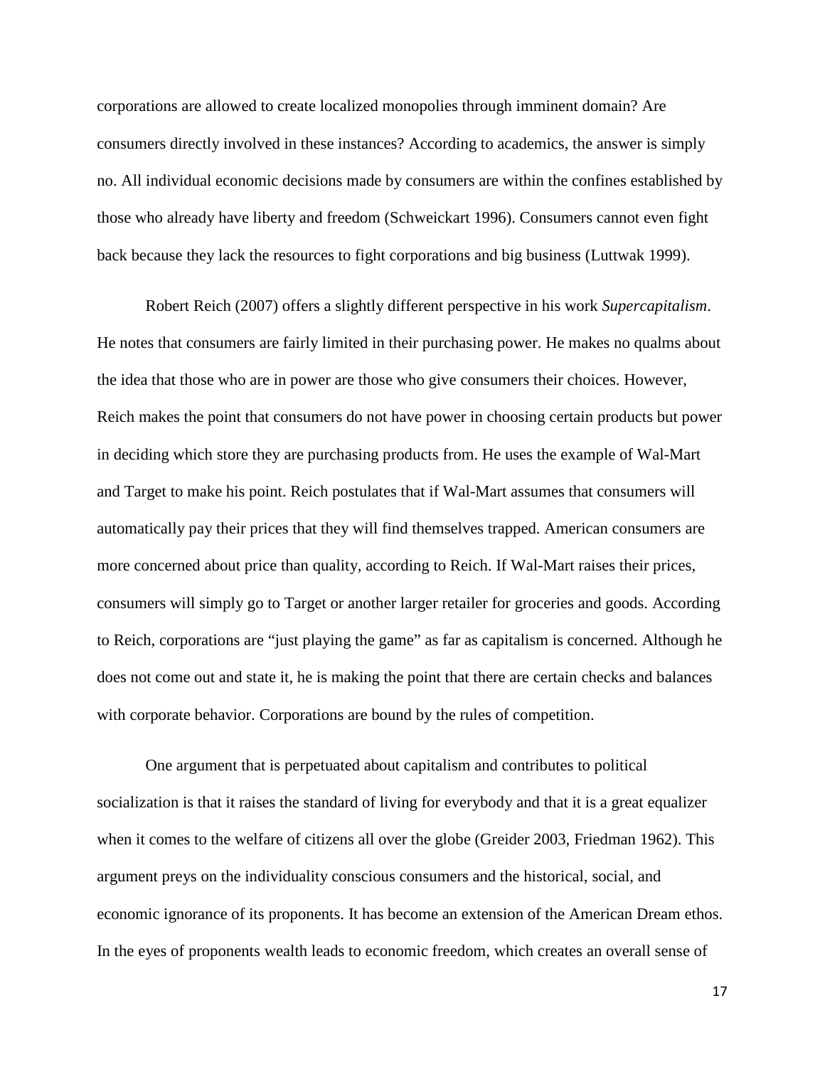corporations are allowed to create localized monopolies through imminent domain? Are consumers directly involved in these instances? According to academics, the answer is simply no. All individual economic decisions made by consumers are within the confines established by those who already have liberty and freedom (Schweickart 1996). Consumers cannot even fight back because they lack the resources to fight corporations and big business (Luttwak 1999).

Robert Reich (2007) offers a slightly different perspective in his work *Supercapitalism*. He notes that consumers are fairly limited in their purchasing power. He makes no qualms about the idea that those who are in power are those who give consumers their choices. However, Reich makes the point that consumers do not have power in choosing certain products but power in deciding which store they are purchasing products from. He uses the example of Wal-Mart and Target to make his point. Reich postulates that if Wal-Mart assumes that consumers will automatically pay their prices that they will find themselves trapped. American consumers are more concerned about price than quality, according to Reich. If Wal-Mart raises their prices, consumers will simply go to Target or another larger retailer for groceries and goods. According to Reich, corporations are "just playing the game" as far as capitalism is concerned. Although he does not come out and state it, he is making the point that there are certain checks and balances with corporate behavior. Corporations are bound by the rules of competition.

One argument that is perpetuated about capitalism and contributes to political socialization is that it raises the standard of living for everybody and that it is a great equalizer when it comes to the welfare of citizens all over the globe (Greider 2003, Friedman 1962). This argument preys on the individuality conscious consumers and the historical, social, and economic ignorance of its proponents. It has become an extension of the American Dream ethos. In the eyes of proponents wealth leads to economic freedom, which creates an overall sense of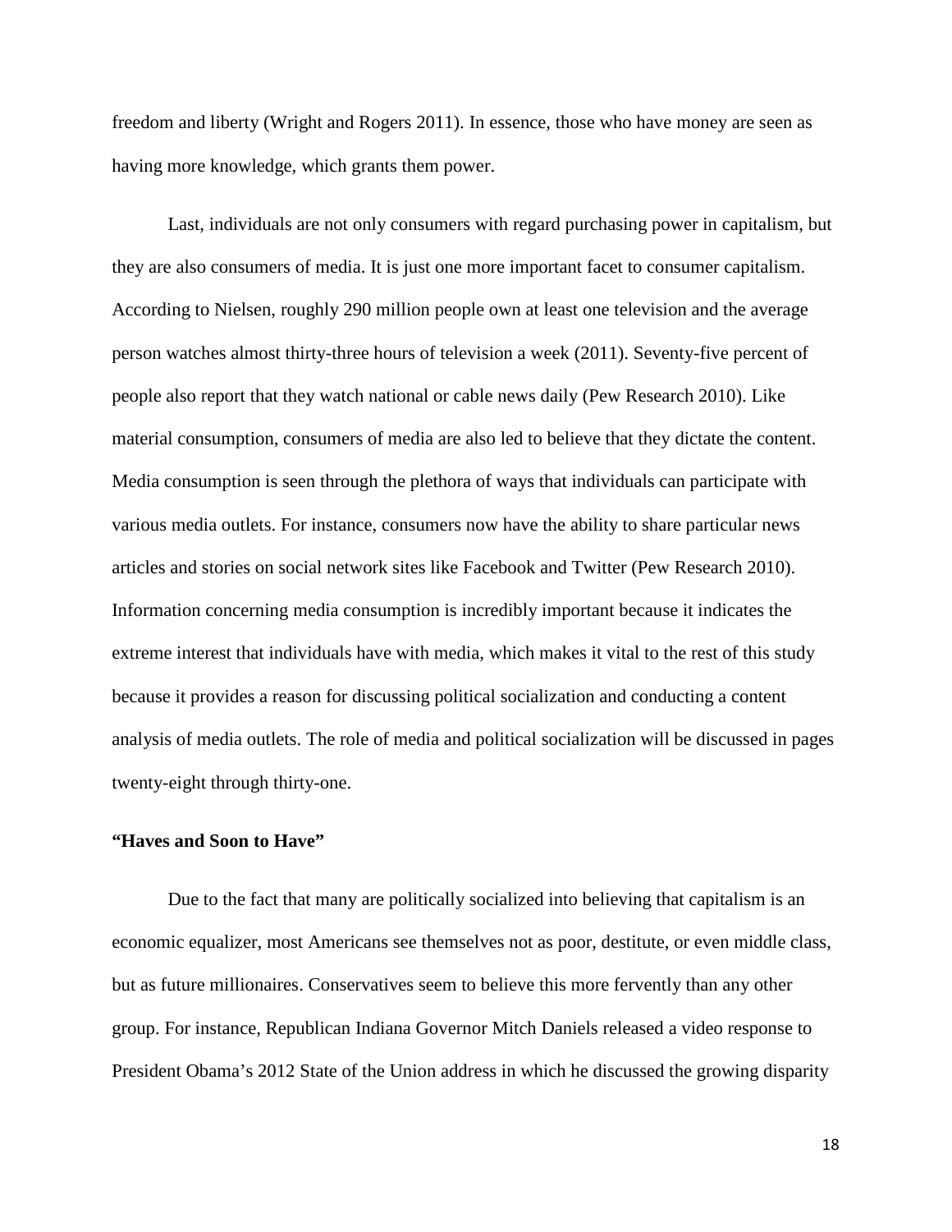freedom and liberty (Wright and Rogers 2011). In essence, those who have money are seen as having more knowledge, which grants them power.

Last, individuals are not only consumers with regard purchasing power in capitalism, but they are also consumers of media. It is just one more important facet to consumer capitalism. According to Nielsen, roughly 290 million people own at least one television and the average person watches almost thirty-three hours of television a week (2011). Seventy-five percent of people also report that they watch national or cable news daily (Pew Research 2010). Like material consumption, consumers of media are also led to believe that they dictate the content. Media consumption is seen through the plethora of ways that individuals can participate with various media outlets. For instance, consumers now have the ability to share particular news articles and stories on social network sites like Facebook and Twitter (Pew Research 2010). Information concerning media consumption is incredibly important because it indicates the extreme interest that individuals have with media, which makes it vital to the rest of this study because it provides a reason for discussing political socialization and conducting a content analysis of media outlets. The role of media and political socialization will be discussed in pages twenty-eight through thirty-one.

**"Haves and Soon to Have"**

Due to the fact that many are politically socialized into believing that capitalism is an economic equalizer, most Americans see themselves not as poor, destitute, or even middle class, but as future millionaires. Conservatives seem to believe this more fervently than any other group. For instance, Republican Indiana Governor Mitch Daniels released a video response to President Obama's 2012 State of the Union address in which he discussed the growing disparity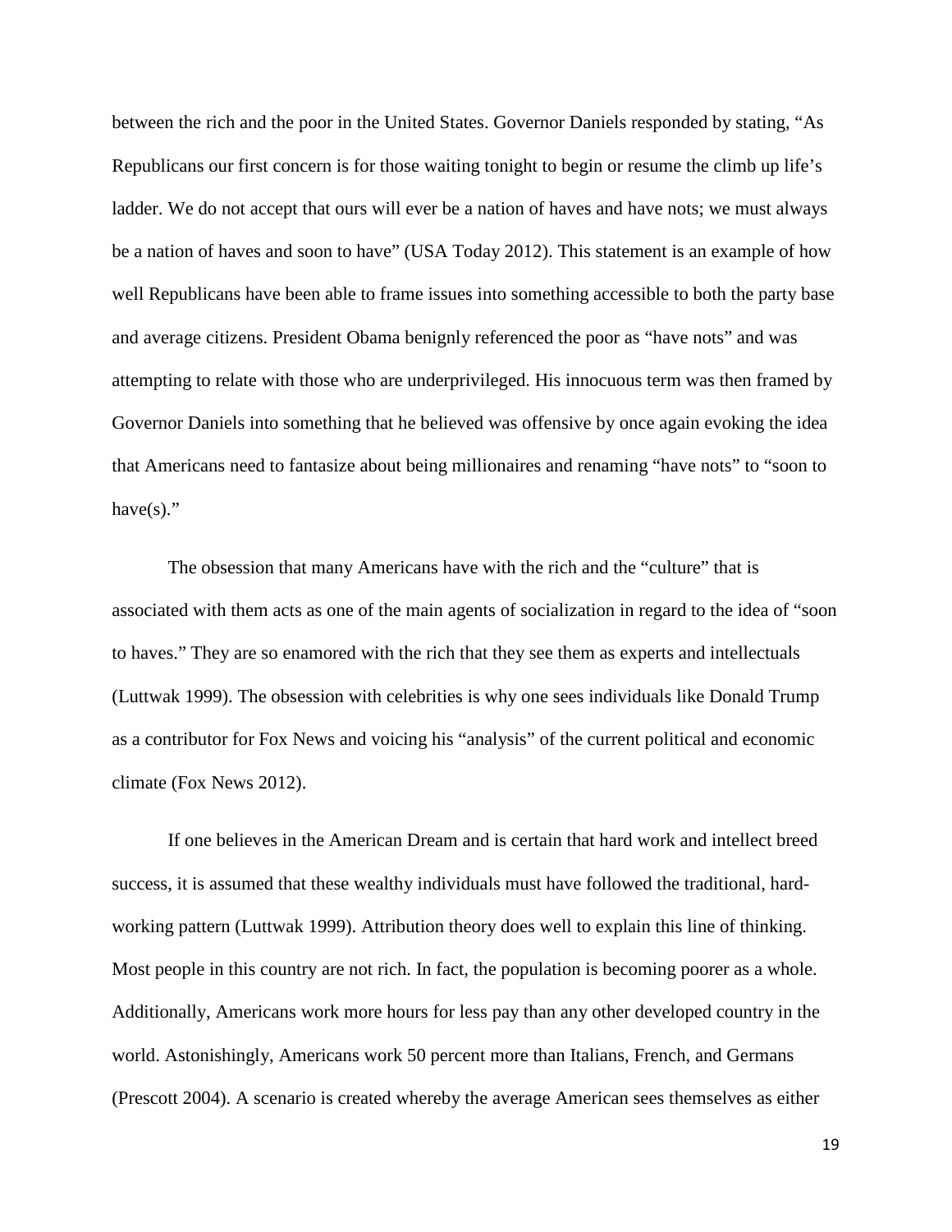between the rich and the poor in the United States. Governor Daniels responded by stating, "As Republicans our first concern is for those waiting tonight to begin or resume the climb up life's ladder. We do not accept that ours will ever be a nation of haves and have nots; we must always be a nation of haves and soon to have" (USA Today 2012). This statement is an example of how well Republicans have been able to frame issues into something accessible to both the party base and average citizens. President Obama benignly referenced the poor as "have nots" and was attempting to relate with those who are underprivileged. His innocuous term was then framed by Governor Daniels into something that he believed was offensive by once again evoking the idea that Americans need to fantasize about being millionaires and renaming "have nots" to "soon to have(s)."

The obsession that many Americans have with the rich and the "culture" that is associated with them acts as one of the main agents of socialization in regard to the idea of "soon to haves." They are so enamored with the rich that they see them as experts and intellectuals (Luttwak 1999). The obsession with celebrities is why one sees individuals like Donald Trump as a contributor for Fox News and voicing his "analysis" of the current political and economic climate (Fox News 2012).

If one believes in the American Dream and is certain that hard work and intellect breed success, it is assumed that these wealthy individuals must have followed the traditional, hard-working pattern (Luttwak 1999). Attribution theory does well to explain this line of thinking. Most people in this country are not rich. In fact, the population is becoming poorer as a whole. Additionally, Americans work more hours for less pay than any other developed country in the world. Astonishingly, Americans work 50 percent more than Italians, French, and Germans (Prescott 2004). A scenario is created whereby the average American sees themselves as either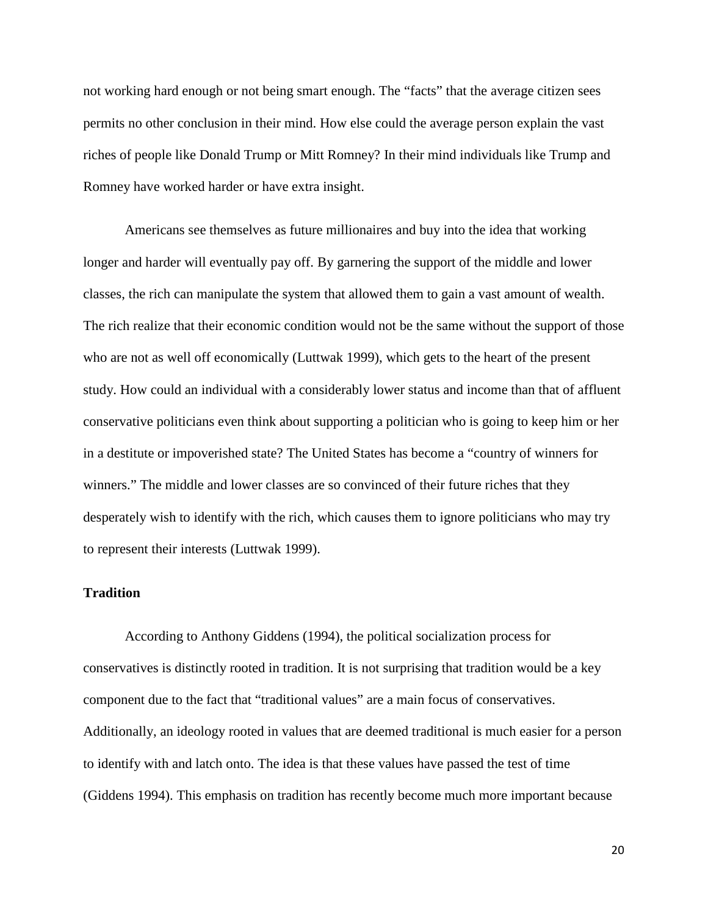not working hard enough or not being smart enough. The "facts" that the average citizen sees permits no other conclusion in their mind. How else could the average person explain the vast riches of people like Donald Trump or Mitt Romney? In their mind individuals like Trump and Romney have worked harder or have extra insight.

Americans see themselves as future millionaires and buy into the idea that working longer and harder will eventually pay off. By garnering the support of the middle and lower classes, the rich can manipulate the system that allowed them to gain a vast amount of wealth. The rich realize that their economic condition would not be the same without the support of those who are not as well off economically (Luttwak 1999), which gets to the heart of the present study. How could an individual with a considerably lower status and income than that of affluent conservative politicians even think about supporting a politician who is going to keep him or her in a destitute or impoverished state? The United States has become a "country of winners for winners." The middle and lower classes are so convinced of their future riches that they desperately wish to identify with the rich, which causes them to ignore politicians who may try to represent their interests (Luttwak 1999).

**Tradition**

According to Anthony Giddens (1994), the political socialization process for conservatives is distinctly rooted in tradition. It is not surprising that tradition would be a key component due to the fact that "traditional values" are a main focus of conservatives. Additionally, an ideology rooted in values that are deemed traditional is much easier for a person to identify with and latch onto. The idea is that these values have passed the test of time (Giddens 1994). This emphasis on tradition has recently become much more important because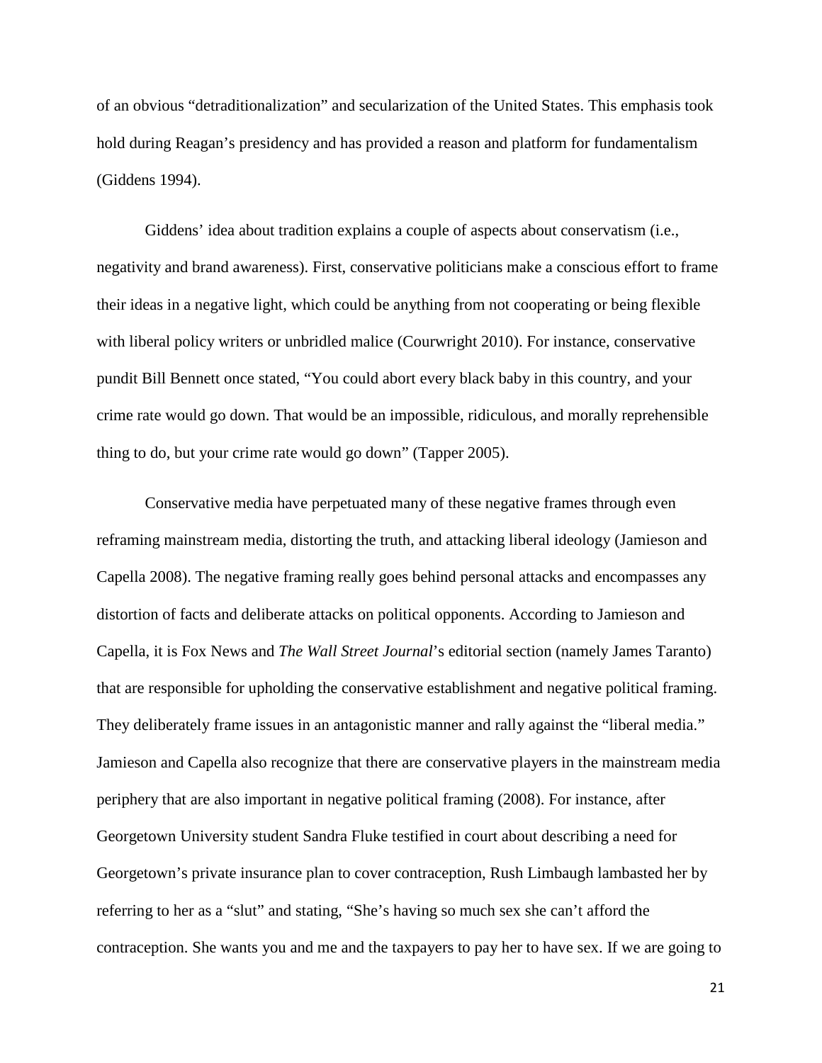of an obvious "detraditionalization" and secularization of the United States. This emphasis took hold during Reagan's presidency and has provided a reason and platform for fundamentalism (Giddens 1994).

Giddens' idea about tradition explains a couple of aspects about conservatism (i.e., negativity and brand awareness). First, conservative politicians make a conscious effort to frame their ideas in a negative light, which could be anything from not cooperating or being flexible with liberal policy writers or unbridled malice (Courwright 2010). For instance, conservative pundit Bill Bennett once stated, "You could abort every black baby in this country, and your crime rate would go down. That would be an impossible, ridiculous, and morally reprehensible thing to do, but your crime rate would go down" (Tapper 2005).

Conservative media have perpetuated many of these negative frames through even reframing mainstream media, distorting the truth, and attacking liberal ideology (Jamieson and Capella 2008). The negative framing really goes behind personal attacks and encompasses any distortion of facts and deliberate attacks on political opponents. According to Jamieson and Capella, it is Fox News and *The Wall Street Journal*'s editorial section (namely James Taranto) that are responsible for upholding the conservative establishment and negative political framing. They deliberately frame issues in an antagonistic manner and rally against the "liberal media." Jamieson and Capella also recognize that there are conservative players in the mainstream media periphery that are also important in negative political framing (2008). For instance, after Georgetown University student Sandra Fluke testified in court about describing a need for Georgetown's private insurance plan to cover contraception, Rush Limbaugh lambasted her by referring to her as a "slut" and stating, "She's having so much sex she can't afford the contraception. She wants you and me and the taxpayers to pay her to have sex. If we are going to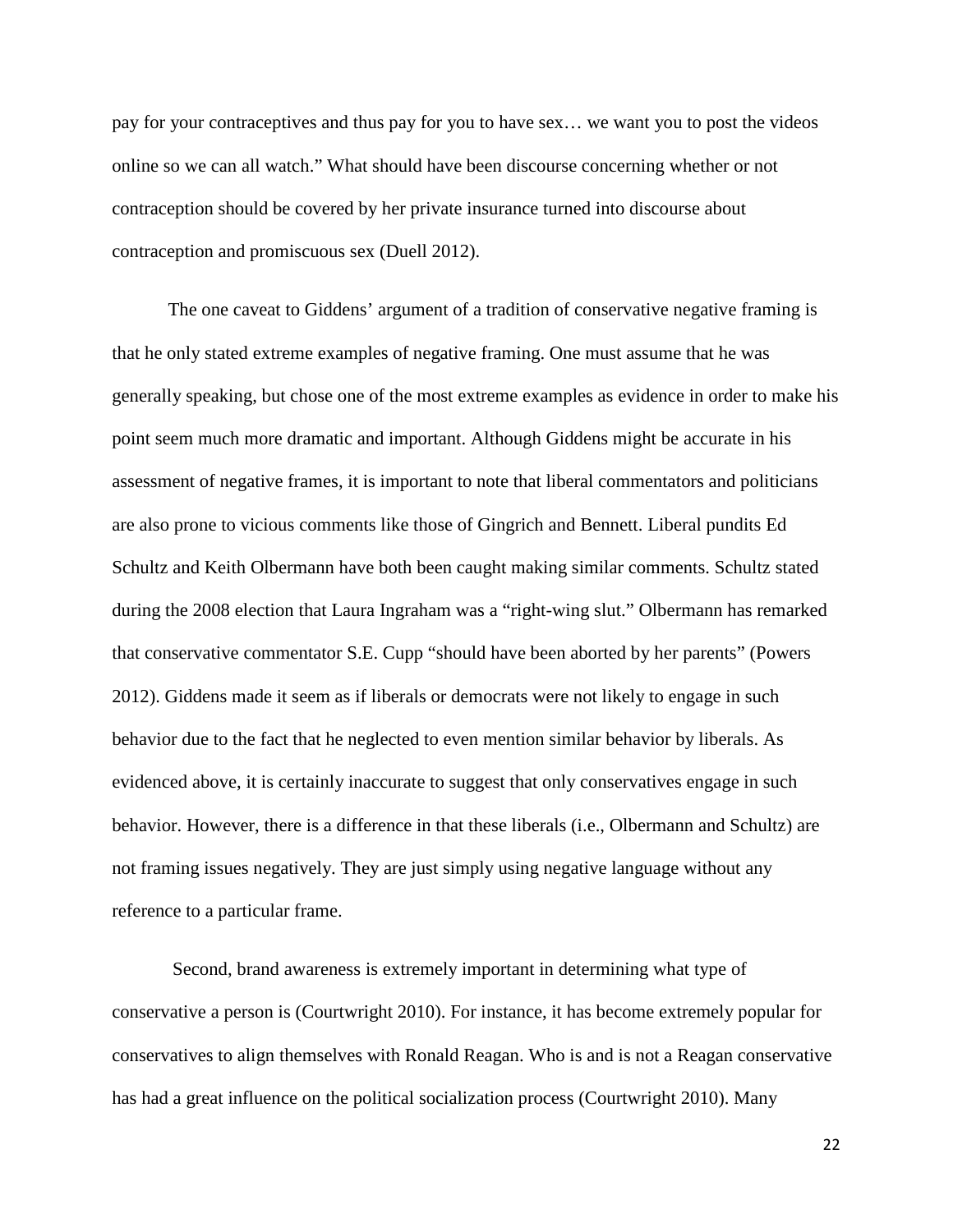pay for your contraceptives and thus pay for you to have sex… we want you to post the videos online so we can all watch." What should have been discourse concerning whether or not contraception should be covered by her private insurance turned into discourse about contraception and promiscuous sex (Duell 2012).

The one caveat to Giddens' argument of a tradition of conservative negative framing is that he only stated extreme examples of negative framing. One must assume that he was generally speaking, but chose one of the most extreme examples as evidence in order to make his point seem much more dramatic and important. Although Giddens might be accurate in his assessment of negative frames, it is important to note that liberal commentators and politicians are also prone to vicious comments like those of Gingrich and Bennett. Liberal pundits Ed Schultz and Keith Olbermann have both been caught making similar comments. Schultz stated during the 2008 election that Laura Ingraham was a "right-wing slut." Olbermann has remarked that conservative commentator S.E. Cupp "should have been aborted by her parents" (Powers 2012). Giddens made it seem as if liberals or democrats were not likely to engage in such behavior due to the fact that he neglected to even mention similar behavior by liberals. As evidenced above, it is certainly inaccurate to suggest that only conservatives engage in such behavior. However, there is a difference in that these liberals (i.e., Olbermann and Schultz) are not framing issues negatively. They are just simply using negative language without any reference to a particular frame.

Second, brand awareness is extremely important in determining what type of conservative a person is (Courtwright 2010). For instance, it has become extremely popular for conservatives to align themselves with Ronald Reagan. Who is and is not a Reagan conservative has had a great influence on the political socialization process (Courtwright 2010). Many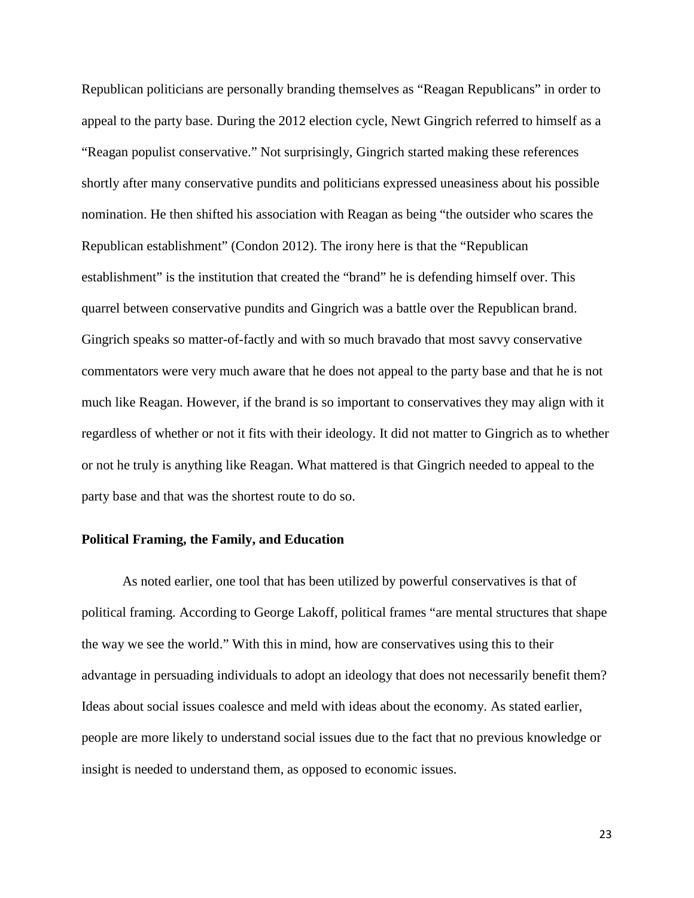Republican politicians are personally branding themselves as "Reagan Republicans" in order to appeal to the party base. During the 2012 election cycle, Newt Gingrich referred to himself as a "Reagan populist conservative." Not surprisingly, Gingrich started making these references shortly after many conservative pundits and politicians expressed uneasiness about his possible nomination. He then shifted his association with Reagan as being "the outsider who scares the Republican establishment" (Condon 2012). The irony here is that the "Republican establishment" is the institution that created the "brand" he is defending himself over. This quarrel between conservative pundits and Gingrich was a battle over the Republican brand. Gingrich speaks so matter-of-factly and with so much bravado that most savvy conservative commentators were very much aware that he does not appeal to the party base and that he is not much like Reagan. However, if the brand is so important to conservatives they may align with it regardless of whether or not it fits with their ideology. It did not matter to Gingrich as to whether or not he truly is anything like Reagan. What mattered is that Gingrich needed to appeal to the party base and that was the shortest route to do so.

### Political Framing, the Family, and Education

As noted earlier, one tool that has been utilized by powerful conservatives is that of political framing. According to George Lakoff, political frames "are mental structures that shape the way we see the world." With this in mind, how are conservatives using this to their advantage in persuading individuals to adopt an ideology that does not necessarily benefit them? Ideas about social issues coalesce and meld with ideas about the economy. As stated earlier, people are more likely to understand social issues due to the fact that no previous knowledge or insight is needed to understand them, as opposed to economic issues.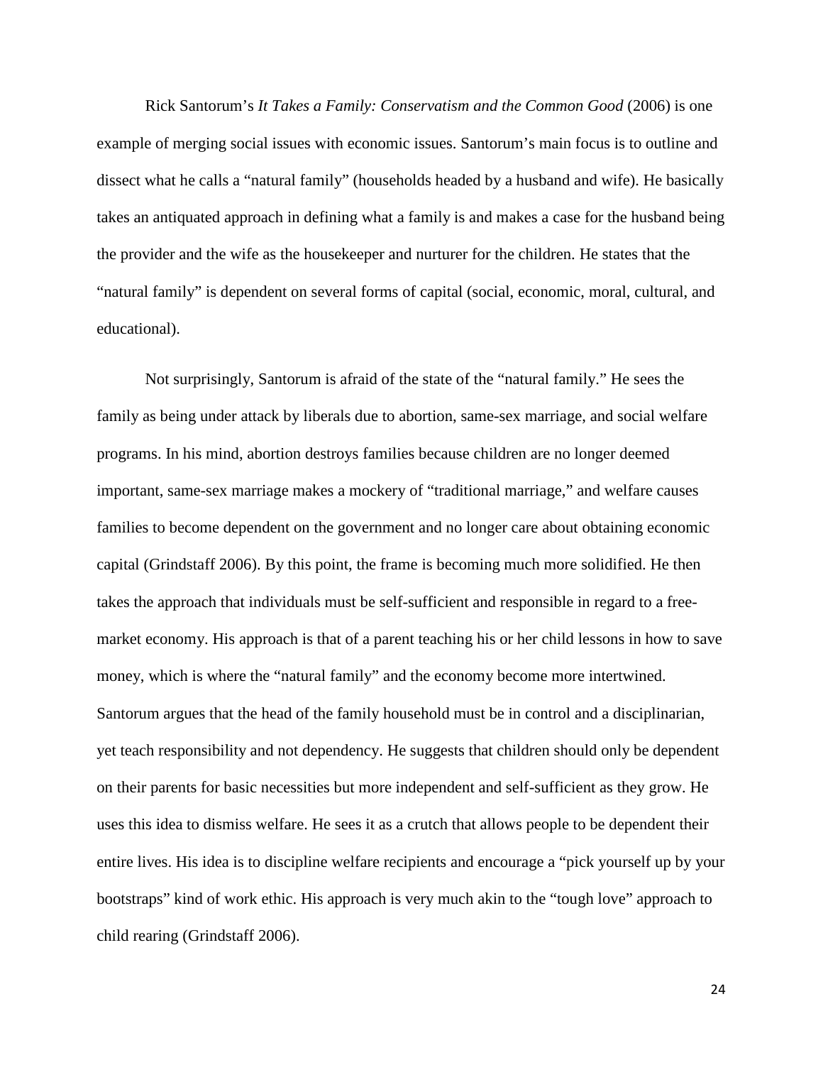Rick Santorum's *It Takes a Family: Conservatism and the Common Good* (2006) is one example of merging social issues with economic issues. Santorum's main focus is to outline and dissect what he calls a "natural family" (households headed by a husband and wife). He basically takes an antiquated approach in defining what a family is and makes a case for the husband being the provider and the wife as the housekeeper and nurturer for the children. He states that the "natural family" is dependent on several forms of capital (social, economic, moral, cultural, and educational).

Not surprisingly, Santorum is afraid of the state of the "natural family." He sees the family as being under attack by liberals due to abortion, same-sex marriage, and social welfare programs. In his mind, abortion destroys families because children are no longer deemed important, same-sex marriage makes a mockery of "traditional marriage," and welfare causes families to become dependent on the government and no longer care about obtaining economic capital (Grindstaff 2006). By this point, the frame is becoming much more solidified. He then takes the approach that individuals must be self-sufficient and responsible in regard to a free-market economy. His approach is that of a parent teaching his or her child lessons in how to save money, which is where the "natural family" and the economy become more intertwined. Santorum argues that the head of the family household must be in control and a disciplinarian, yet teach responsibility and not dependency. He suggests that children should only be dependent on their parents for basic necessities but more independent and self-sufficient as they grow. He uses this idea to dismiss welfare. He sees it as a crutch that allows people to be dependent their entire lives. His idea is to discipline welfare recipients and encourage a "pick yourself up by your bootstraps" kind of work ethic. His approach is very much akin to the "tough love" approach to child rearing (Grindstaff 2006).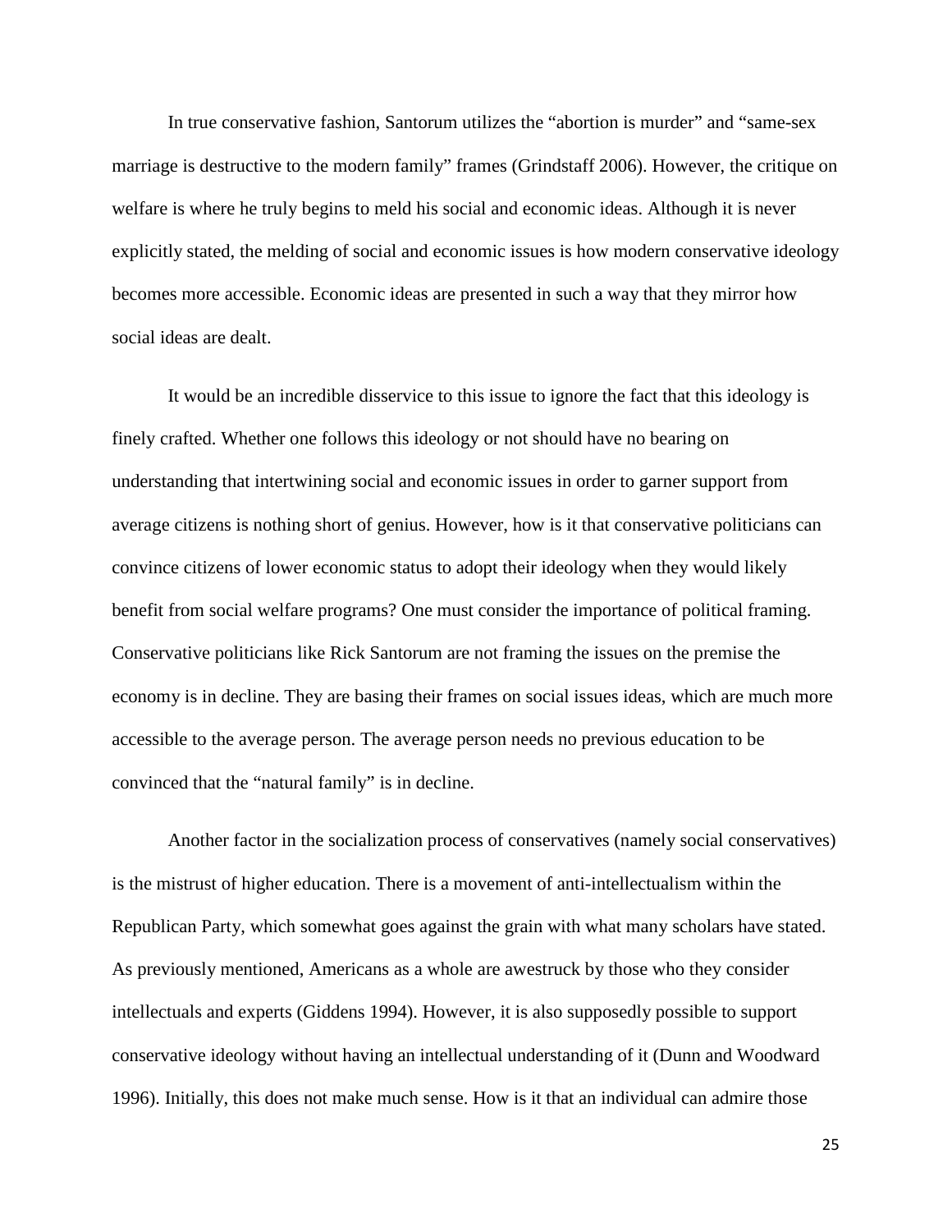In true conservative fashion, Santorum utilizes the "abortion is murder" and "same-sex marriage is destructive to the modern family" frames (Grindstaff 2006). However, the critique on welfare is where he truly begins to meld his social and economic ideas. Although it is never explicitly stated, the melding of social and economic issues is how modern conservative ideology becomes more accessible. Economic ideas are presented in such a way that they mirror how social ideas are dealt.

It would be an incredible disservice to this issue to ignore the fact that this ideology is finely crafted. Whether one follows this ideology or not should have no bearing on understanding that intertwining social and economic issues in order to garner support from average citizens is nothing short of genius. However, how is it that conservative politicians can convince citizens of lower economic status to adopt their ideology when they would likely benefit from social welfare programs? One must consider the importance of political framing. Conservative politicians like Rick Santorum are not framing the issues on the premise the economy is in decline. They are basing their frames on social issues ideas, which are much more accessible to the average person. The average person needs no previous education to be convinced that the "natural family" is in decline.

Another factor in the socialization process of conservatives (namely social conservatives) is the mistrust of higher education. There is a movement of anti-intellectualism within the Republican Party, which somewhat goes against the grain with what many scholars have stated. As previously mentioned, Americans as a whole are awestruck by those who they consider intellectuals and experts (Giddens 1994). However, it is also supposedly possible to support conservative ideology without having an intellectual understanding of it (Dunn and Woodward 1996). Initially, this does not make much sense. How is it that an individual can admire those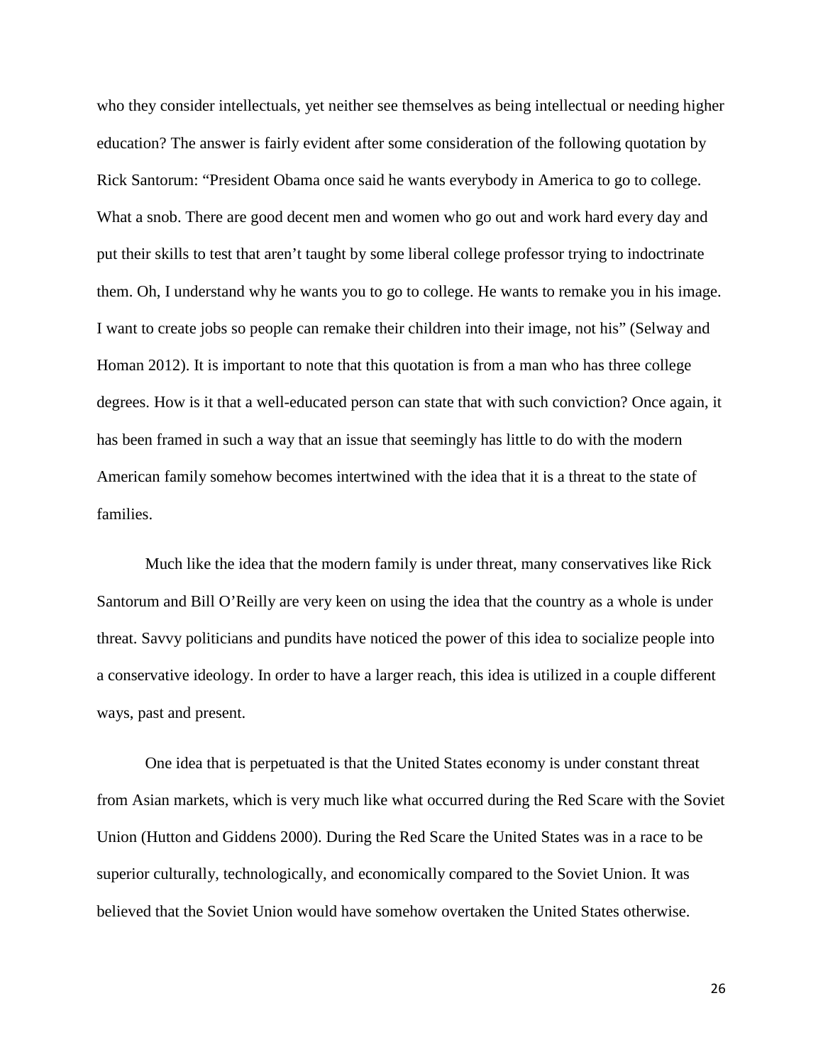who they consider intellectuals, yet neither see themselves as being intellectual or needing higher education? The answer is fairly evident after some consideration of the following quotation by Rick Santorum: "President Obama once said he wants everybody in America to go to college. What a snob. There are good decent men and women who go out and work hard every day and put their skills to test that aren't taught by some liberal college professor trying to indoctrinate them. Oh, I understand why he wants you to go to college. He wants to remake you in his image. I want to create jobs so people can remake their children into their image, not his" (Selway and Homan 2012). It is important to note that this quotation is from a man who has three college degrees. How is it that a well-educated person can state that with such conviction? Once again, it has been framed in such a way that an issue that seemingly has little to do with the modern American family somehow becomes intertwined with the idea that it is a threat to the state of families.

Much like the idea that the modern family is under threat, many conservatives like Rick Santorum and Bill O'Reilly are very keen on using the idea that the country as a whole is under threat. Savvy politicians and pundits have noticed the power of this idea to socialize people into a conservative ideology. In order to have a larger reach, this idea is utilized in a couple different ways, past and present.

One idea that is perpetuated is that the United States economy is under constant threat from Asian markets, which is very much like what occurred during the Red Scare with the Soviet Union (Hutton and Giddens 2000). During the Red Scare the United States was in a race to be superior culturally, technologically, and economically compared to the Soviet Union. It was believed that the Soviet Union would have somehow overtaken the United States otherwise.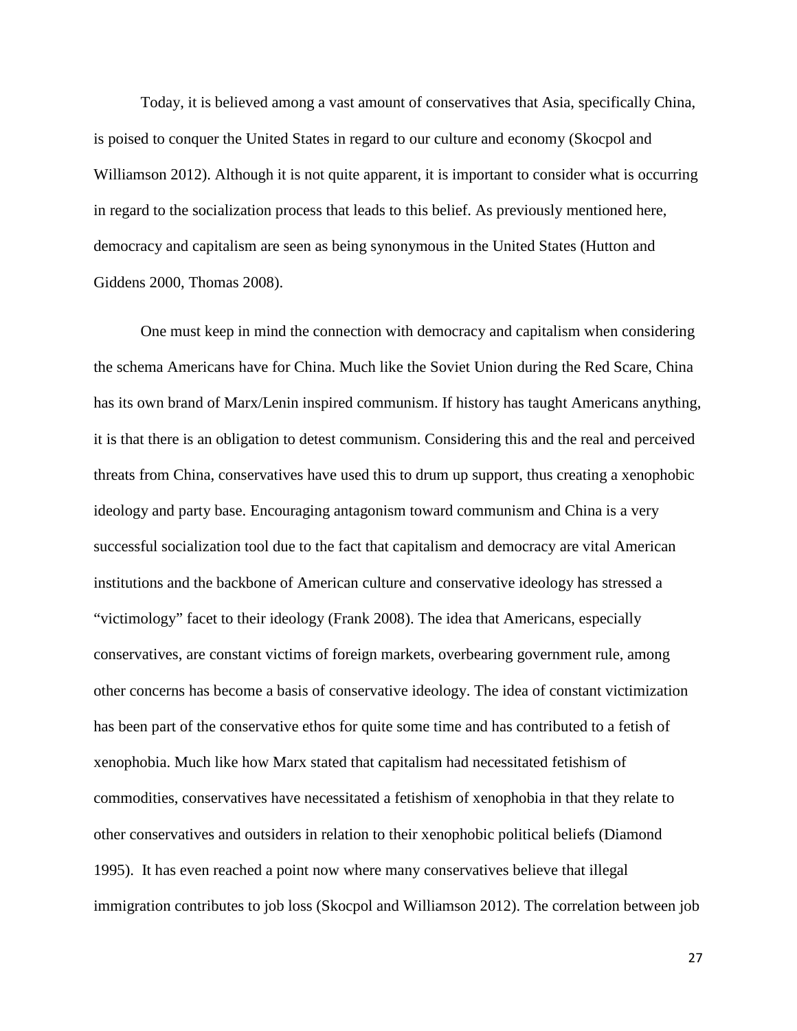Today, it is believed among a vast amount of conservatives that Asia, specifically China, is poised to conquer the United States in regard to our culture and economy (Skocpol and Williamson 2012). Although it is not quite apparent, it is important to consider what is occurring in regard to the socialization process that leads to this belief. As previously mentioned here, democracy and capitalism are seen as being synonymous in the United States (Hutton and Giddens 2000, Thomas 2008).

One must keep in mind the connection with democracy and capitalism when considering the schema Americans have for China. Much like the Soviet Union during the Red Scare, China has its own brand of Marx/Lenin inspired communism. If history has taught Americans anything, it is that there is an obligation to detest communism. Considering this and the real and perceived threats from China, conservatives have used this to drum up support, thus creating a xenophobic ideology and party base. Encouraging antagonism toward communism and China is a very successful socialization tool due to the fact that capitalism and democracy are vital American institutions and the backbone of American culture and conservative ideology has stressed a "victimology" facet to their ideology (Frank 2008). The idea that Americans, especially conservatives, are constant victims of foreign markets, overbearing government rule, among other concerns has become a basis of conservative ideology. The idea of constant victimization has been part of the conservative ethos for quite some time and has contributed to a fetish of xenophobia. Much like how Marx stated that capitalism had necessitated fetishism of commodities, conservatives have necessitated a fetishism of xenophobia in that they relate to other conservatives and outsiders in relation to their xenophobic political beliefs (Diamond 1995). It has even reached a point now where many conservatives believe that illegal immigration contributes to job loss (Skocpol and Williamson 2012). The correlation between job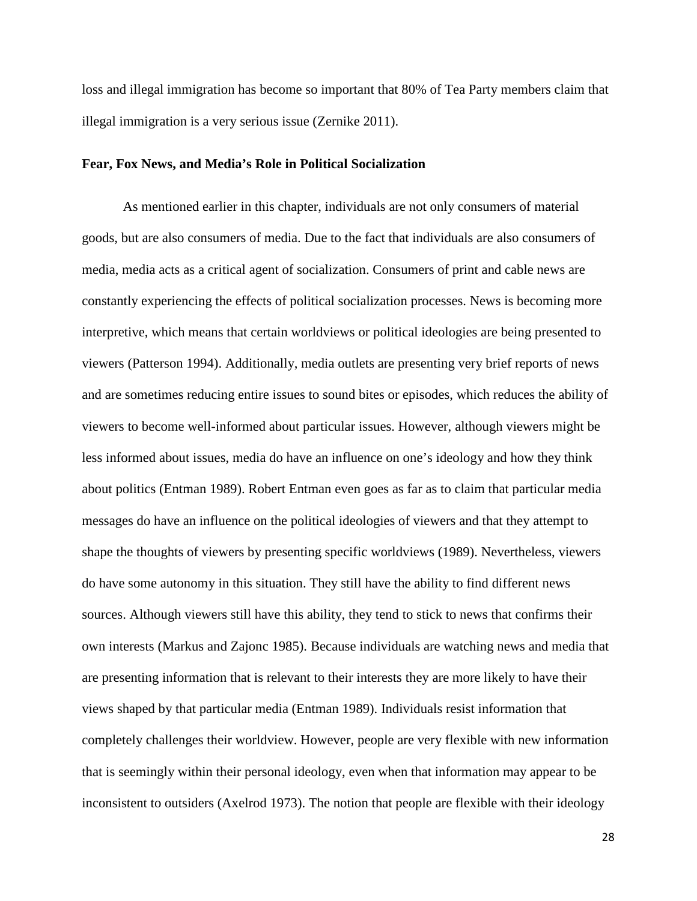loss and illegal immigration has become so important that 80% of Tea Party members claim that illegal immigration is a very serious issue (Zernike 2011).

**Fear, Fox News, and Media's Role in Political Socialization**

As mentioned earlier in this chapter, individuals are not only consumers of material goods, but are also consumers of media. Due to the fact that individuals are also consumers of media, media acts as a critical agent of socialization. Consumers of print and cable news are constantly experiencing the effects of political socialization processes. News is becoming more interpretive, which means that certain worldviews or political ideologies are being presented to viewers (Patterson 1994). Additionally, media outlets are presenting very brief reports of news and are sometimes reducing entire issues to sound bites or episodes, which reduces the ability of viewers to become well-informed about particular issues. However, although viewers might be less informed about issues, media do have an influence on one's ideology and how they think about politics (Entman 1989). Robert Entman even goes as far as to claim that particular media messages do have an influence on the political ideologies of viewers and that they attempt to shape the thoughts of viewers by presenting specific worldviews (1989). Nevertheless, viewers do have some autonomy in this situation. They still have the ability to find different news sources. Although viewers still have this ability, they tend to stick to news that confirms their own interests (Markus and Zajonc 1985). Because individuals are watching news and media that are presenting information that is relevant to their interests they are more likely to have their views shaped by that particular media (Entman 1989). Individuals resist information that completely challenges their worldview. However, people are very flexible with new information that is seemingly within their personal ideology, even when that information may appear to be inconsistent to outsiders (Axelrod 1973). The notion that people are flexible with their ideology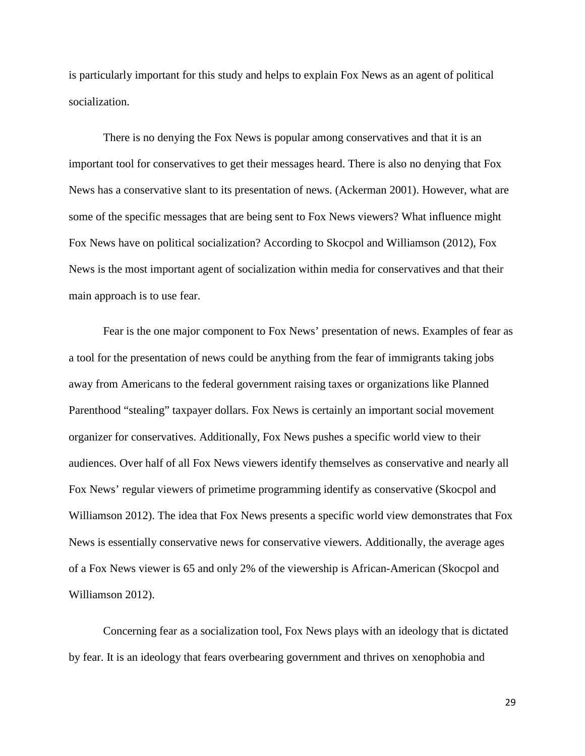is particularly important for this study and helps to explain Fox News as an agent of political socialization.

There is no denying the Fox News is popular among conservatives and that it is an important tool for conservatives to get their messages heard. There is also no denying that Fox News has a conservative slant to its presentation of news. (Ackerman 2001). However, what are some of the specific messages that are being sent to Fox News viewers? What influence might Fox News have on political socialization? According to Skocpol and Williamson (2012), Fox News is the most important agent of socialization within media for conservatives and that their main approach is to use fear.

Fear is the one major component to Fox News' presentation of news. Examples of fear as a tool for the presentation of news could be anything from the fear of immigrants taking jobs away from Americans to the federal government raising taxes or organizations like Planned Parenthood "stealing" taxpayer dollars. Fox News is certainly an important social movement organizer for conservatives. Additionally, Fox News pushes a specific world view to their audiences. Over half of all Fox News viewers identify themselves as conservative and nearly all Fox News' regular viewers of primetime programming identify as conservative (Skocpol and Williamson 2012). The idea that Fox News presents a specific world view demonstrates that Fox News is essentially conservative news for conservative viewers. Additionally, the average ages of a Fox News viewer is 65 and only 2% of the viewership is African-American (Skocpol and Williamson 2012).

Concerning fear as a socialization tool, Fox News plays with an ideology that is dictated by fear. It is an ideology that fears overbearing government and thrives on xenophobia and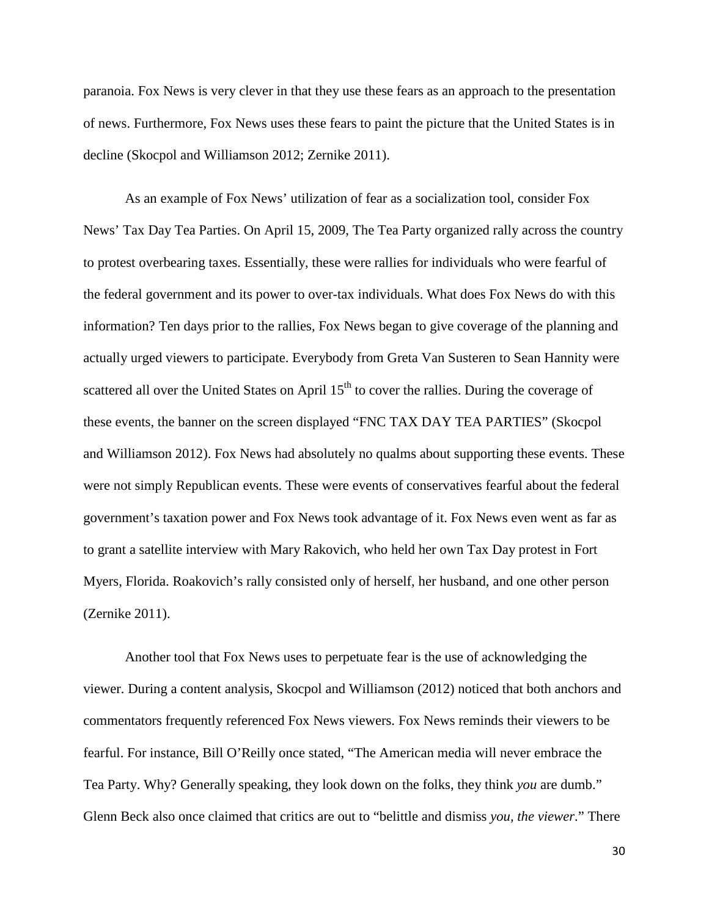paranoia. Fox News is very clever in that they use these fears as an approach to the presentation of news. Furthermore, Fox News uses these fears to paint the picture that the United States is in decline (Skocpol and Williamson 2012; Zernike 2011).

As an example of Fox News' utilization of fear as a socialization tool, consider Fox News' Tax Day Tea Parties. On April 15, 2009, The Tea Party organized rally across the country to protest overbearing taxes. Essentially, these were rallies for individuals who were fearful of the federal government and its power to over-tax individuals. What does Fox News do with this information? Ten days prior to the rallies, Fox News began to give coverage of the planning and actually urged viewers to participate. Everybody from Greta Van Susteren to Sean Hannity were scattered all over the United States on April 15th to cover the rallies. During the coverage of these events, the banner on the screen displayed "FNC TAX DAY TEA PARTIES" (Skocpol and Williamson 2012). Fox News had absolutely no qualms about supporting these events. These were not simply Republican events. These were events of conservatives fearful about the federal government's taxation power and Fox News took advantage of it. Fox News even went as far as to grant a satellite interview with Mary Rakovich, who held her own Tax Day protest in Fort Myers, Florida. Roakovich's rally consisted only of herself, her husband, and one other person (Zernike 2011).

Another tool that Fox News uses to perpetuate fear is the use of acknowledging the viewer. During a content analysis, Skocpol and Williamson (2012) noticed that both anchors and commentators frequently referenced Fox News viewers. Fox News reminds their viewers to be fearful. For instance, Bill O'Reilly once stated, "The American media will never embrace the Tea Party. Why? Generally speaking, they look down on the folks, they think *you* are dumb." Glenn Beck also once claimed that critics are out to "belittle and dismiss *you, the viewer*." There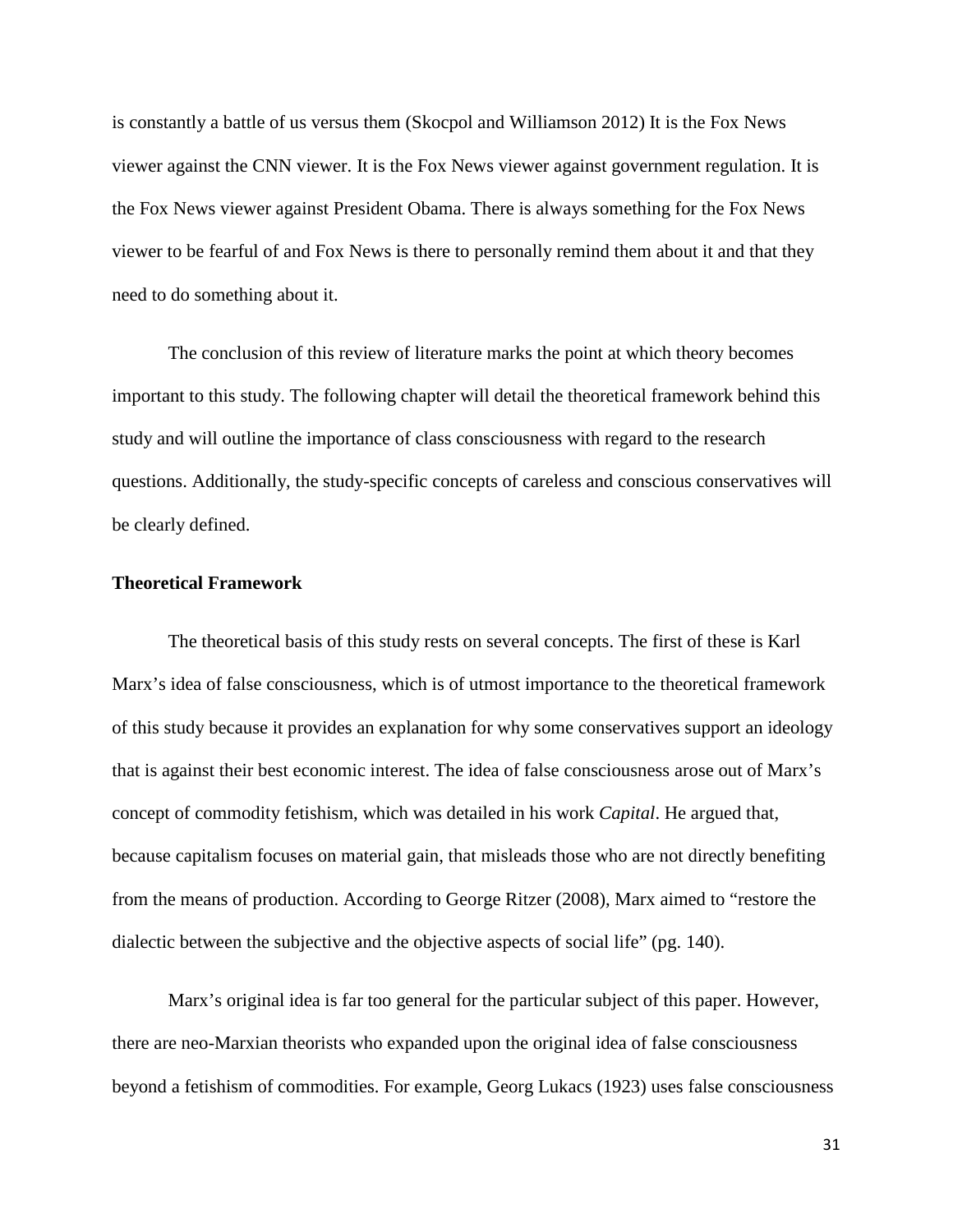is constantly a battle of us versus them (Skocpol and Williamson 2012) It is the Fox News viewer against the CNN viewer. It is the Fox News viewer against government regulation. It is the Fox News viewer against President Obama. There is always something for the Fox News viewer to be fearful of and Fox News is there to personally remind them about it and that they need to do something about it.

The conclusion of this review of literature marks the point at which theory becomes important to this study. The following chapter will detail the theoretical framework behind this study and will outline the importance of class consciousness with regard to the research questions. Additionally, the study-specific concepts of careless and conscious conservatives will be clearly defined.

**Theoretical Framework**

The theoretical basis of this study rests on several concepts. The first of these is Karl Marx's idea of false consciousness, which is of utmost importance to the theoretical framework of this study because it provides an explanation for why some conservatives support an ideology that is against their best economic interest. The idea of false consciousness arose out of Marx's concept of commodity fetishism, which was detailed in his work *Capital*. He argued that, because capitalism focuses on material gain, that misleads those who are not directly benefiting from the means of production. According to George Ritzer (2008), Marx aimed to "restore the dialectic between the subjective and the objective aspects of social life" (pg. 140).

Marx's original idea is far too general for the particular subject of this paper. However, there are neo-Marxian theorists who expanded upon the original idea of false consciousness beyond a fetishism of commodities. For example, Georg Lukacs (1923) uses false consciousness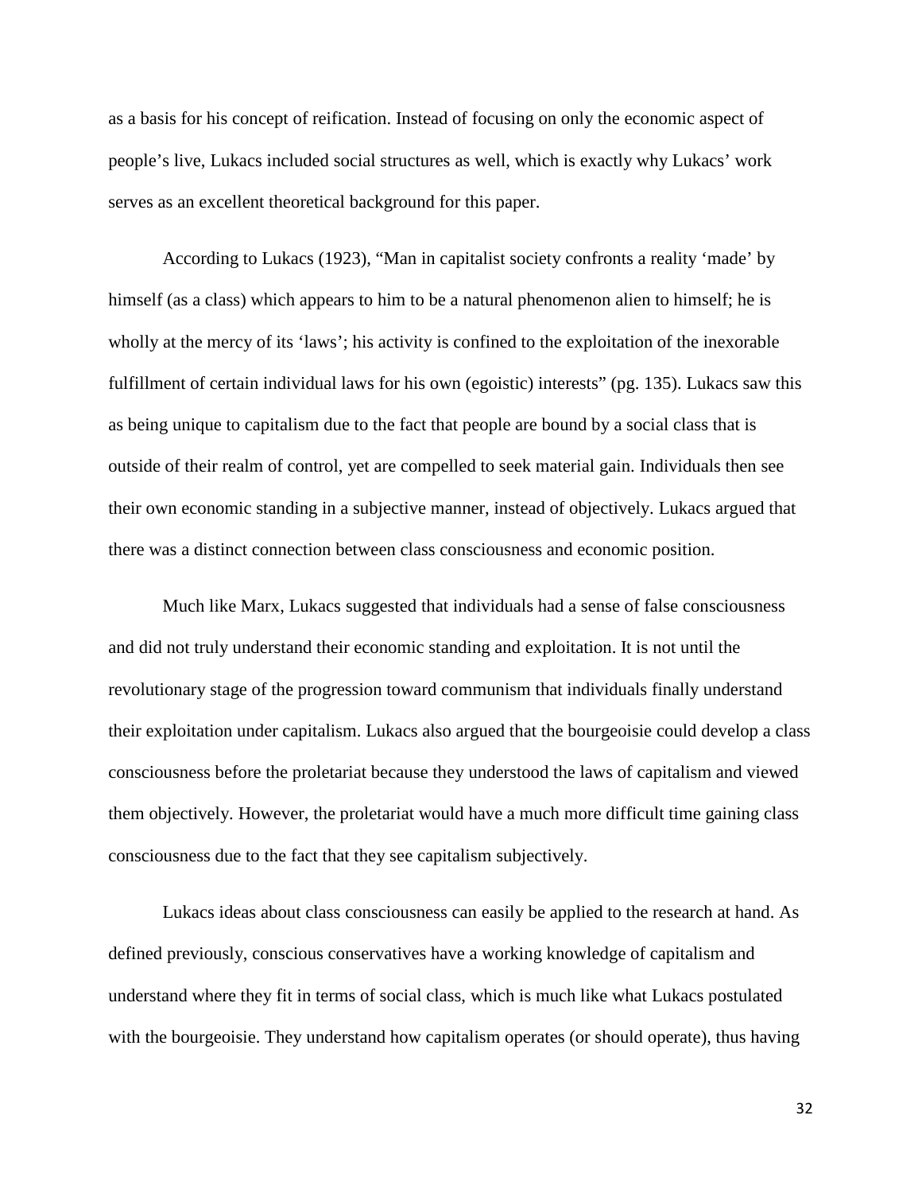as a basis for his concept of reification. Instead of focusing on only the economic aspect of people's live, Lukacs included social structures as well, which is exactly why Lukacs' work serves as an excellent theoretical background for this paper.

According to Lukacs (1923), "Man in capitalist society confronts a reality 'made' by himself (as a class) which appears to him to be a natural phenomenon alien to himself; he is wholly at the mercy of its 'laws'; his activity is confined to the exploitation of the inexorable fulfillment of certain individual laws for his own (egoistic) interests" (pg. 135). Lukacs saw this as being unique to capitalism due to the fact that people are bound by a social class that is outside of their realm of control, yet are compelled to seek material gain. Individuals then see their own economic standing in a subjective manner, instead of objectively. Lukacs argued that there was a distinct connection between class consciousness and economic position.

Much like Marx, Lukacs suggested that individuals had a sense of false consciousness and did not truly understand their economic standing and exploitation. It is not until the revolutionary stage of the progression toward communism that individuals finally understand their exploitation under capitalism. Lukacs also argued that the bourgeoisie could develop a class consciousness before the proletariat because they understood the laws of capitalism and viewed them objectively. However, the proletariat would have a much more difficult time gaining class consciousness due to the fact that they see capitalism subjectively.

Lukacs ideas about class consciousness can easily be applied to the research at hand. As defined previously, conscious conservatives have a working knowledge of capitalism and understand where they fit in terms of social class, which is much like what Lukacs postulated with the bourgeoisie. They understand how capitalism operates (or should operate), thus having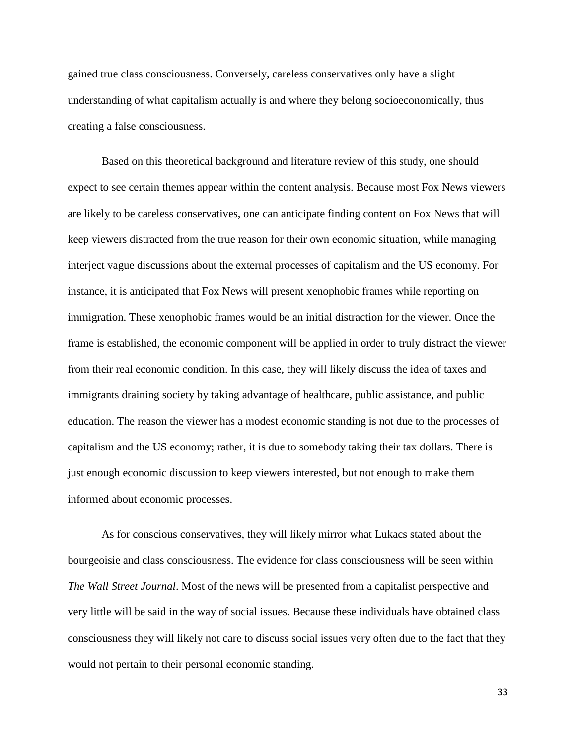gained true class consciousness. Conversely, careless conservatives only have a slight understanding of what capitalism actually is and where they belong socioeconomically, thus creating a false consciousness.

Based on this theoretical background and literature review of this study, one should expect to see certain themes appear within the content analysis. Because most Fox News viewers are likely to be careless conservatives, one can anticipate finding content on Fox News that will keep viewers distracted from the true reason for their own economic situation, while managing interject vague discussions about the external processes of capitalism and the US economy. For instance, it is anticipated that Fox News will present xenophobic frames while reporting on immigration. These xenophobic frames would be an initial distraction for the viewer. Once the frame is established, the economic component will be applied in order to truly distract the viewer from their real economic condition. In this case, they will likely discuss the idea of taxes and immigrants draining society by taking advantage of healthcare, public assistance, and public education. The reason the viewer has a modest economic standing is not due to the processes of capitalism and the US economy; rather, it is due to somebody taking their tax dollars. There is just enough economic discussion to keep viewers interested, but not enough to make them informed about economic processes.

As for conscious conservatives, they will likely mirror what Lukacs stated about the bourgeoisie and class consciousness. The evidence for class consciousness will be seen within *The Wall Street Journal*. Most of the news will be presented from a capitalist perspective and very little will be said in the way of social issues. Because these individuals have obtained class consciousness they will likely not care to discuss social issues very often due to the fact that they would not pertain to their personal economic standing.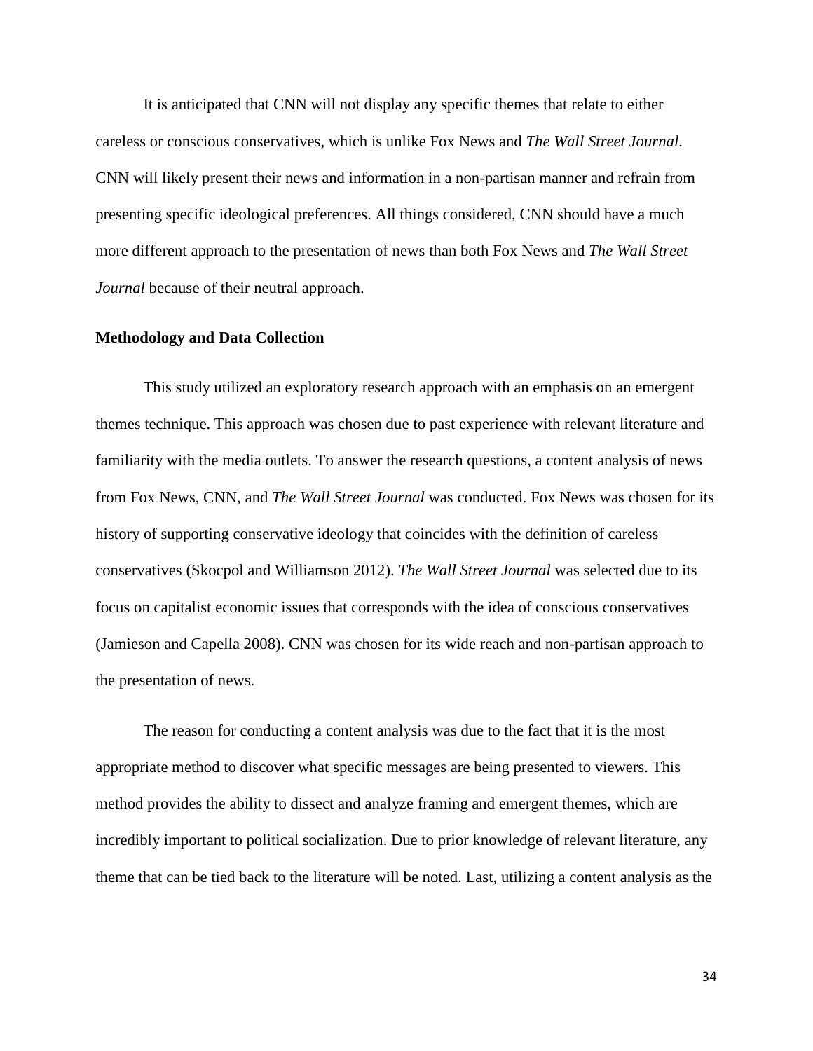It is anticipated that CNN will not display any specific themes that relate to either careless or conscious conservatives, which is unlike Fox News and *The Wall Street Journal*. CNN will likely present their news and information in a non-partisan manner and refrain from presenting specific ideological preferences. All things considered, CNN should have a much more different approach to the presentation of news than both Fox News and *The Wall Street Journal* because of their neutral approach.

**Methodology and Data Collection**

This study utilized an exploratory research approach with an emphasis on an emergent themes technique. This approach was chosen due to past experience with relevant literature and familiarity with the media outlets. To answer the research questions, a content analysis of news from Fox News, CNN, and *The Wall Street Journal* was conducted. Fox News was chosen for its history of supporting conservative ideology that coincides with the definition of careless conservatives (Skocpol and Williamson 2012). *The Wall Street Journal* was selected due to its focus on capitalist economic issues that corresponds with the idea of conscious conservatives (Jamieson and Capella 2008). CNN was chosen for its wide reach and non-partisan approach to the presentation of news.

The reason for conducting a content analysis was due to the fact that it is the most appropriate method to discover what specific messages are being presented to viewers. This method provides the ability to dissect and analyze framing and emergent themes, which are incredibly important to political socialization. Due to prior knowledge of relevant literature, any theme that can be tied back to the literature will be noted. Last, utilizing a content analysis as the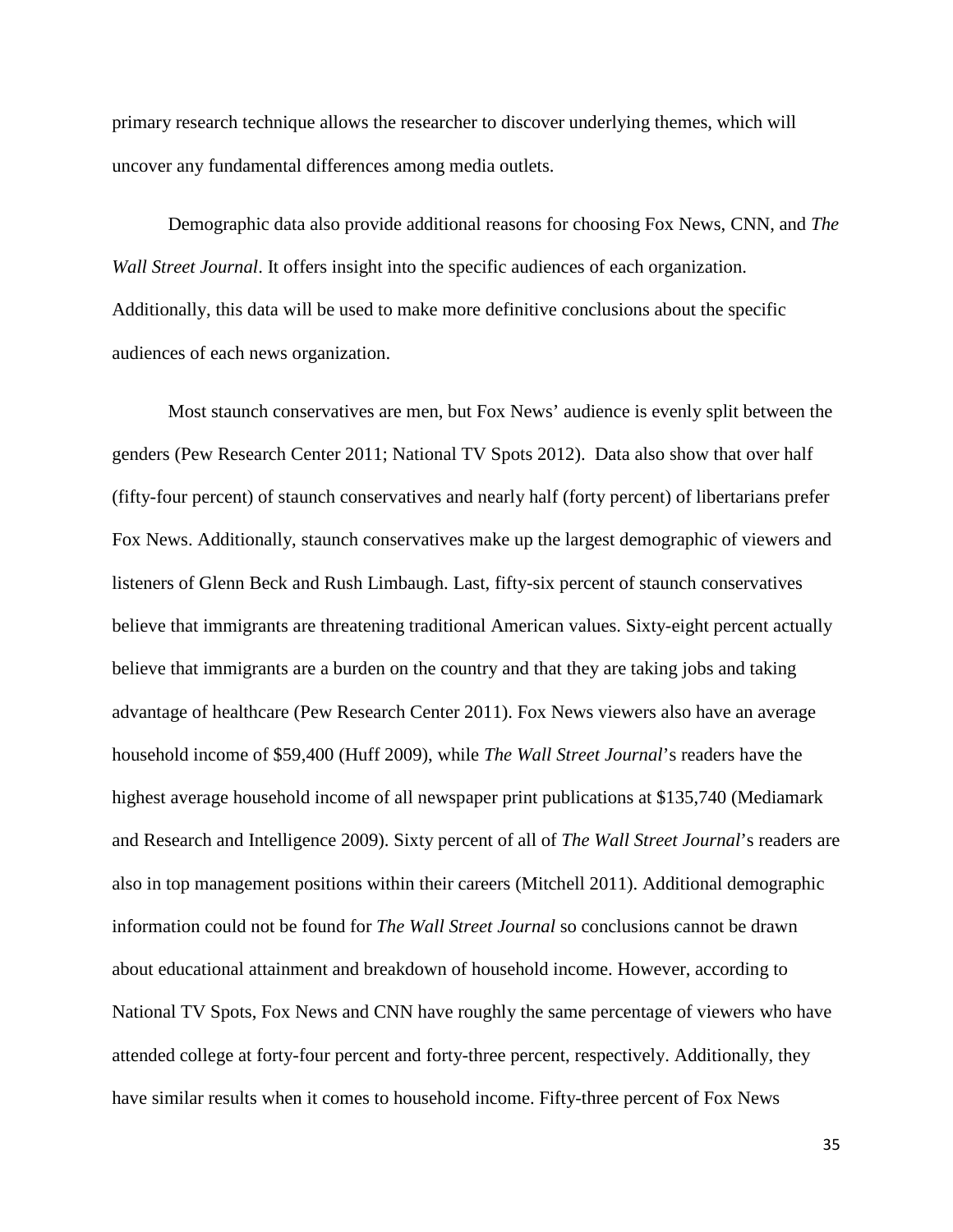primary research technique allows the researcher to discover underlying themes, which will uncover any fundamental differences among media outlets.

Demographic data also provide additional reasons for choosing Fox News, CNN, and *The Wall Street Journal*. It offers insight into the specific audiences of each organization. Additionally, this data will be used to make more definitive conclusions about the specific audiences of each news organization.

Most staunch conservatives are men, but Fox News' audience is evenly split between the genders (Pew Research Center 2011; National TV Spots 2012). Data also show that over half (fifty-four percent) of staunch conservatives and nearly half (forty percent) of libertarians prefer Fox News. Additionally, staunch conservatives make up the largest demographic of viewers and listeners of Glenn Beck and Rush Limbaugh. Last, fifty-six percent of staunch conservatives believe that immigrants are threatening traditional American values. Sixty-eight percent actually believe that immigrants are a burden on the country and that they are taking jobs and taking advantage of healthcare (Pew Research Center 2011). Fox News viewers also have an average household income of $59,400 (Huff 2009), while *The Wall Street Journal*'s readers have the highest average household income of all newspaper print publications at $135,740 (Mediamark and Research and Intelligence 2009). Sixty percent of all of *The Wall Street Journal*'s readers are also in top management positions within their careers (Mitchell 2011). Additional demographic information could not be found for *The Wall Street Journal* so conclusions cannot be drawn about educational attainment and breakdown of household income. However, according to National TV Spots, Fox News and CNN have roughly the same percentage of viewers who have attended college at forty-four percent and forty-three percent, respectively. Additionally, they have similar results when it comes to household income. Fifty-three percent of Fox News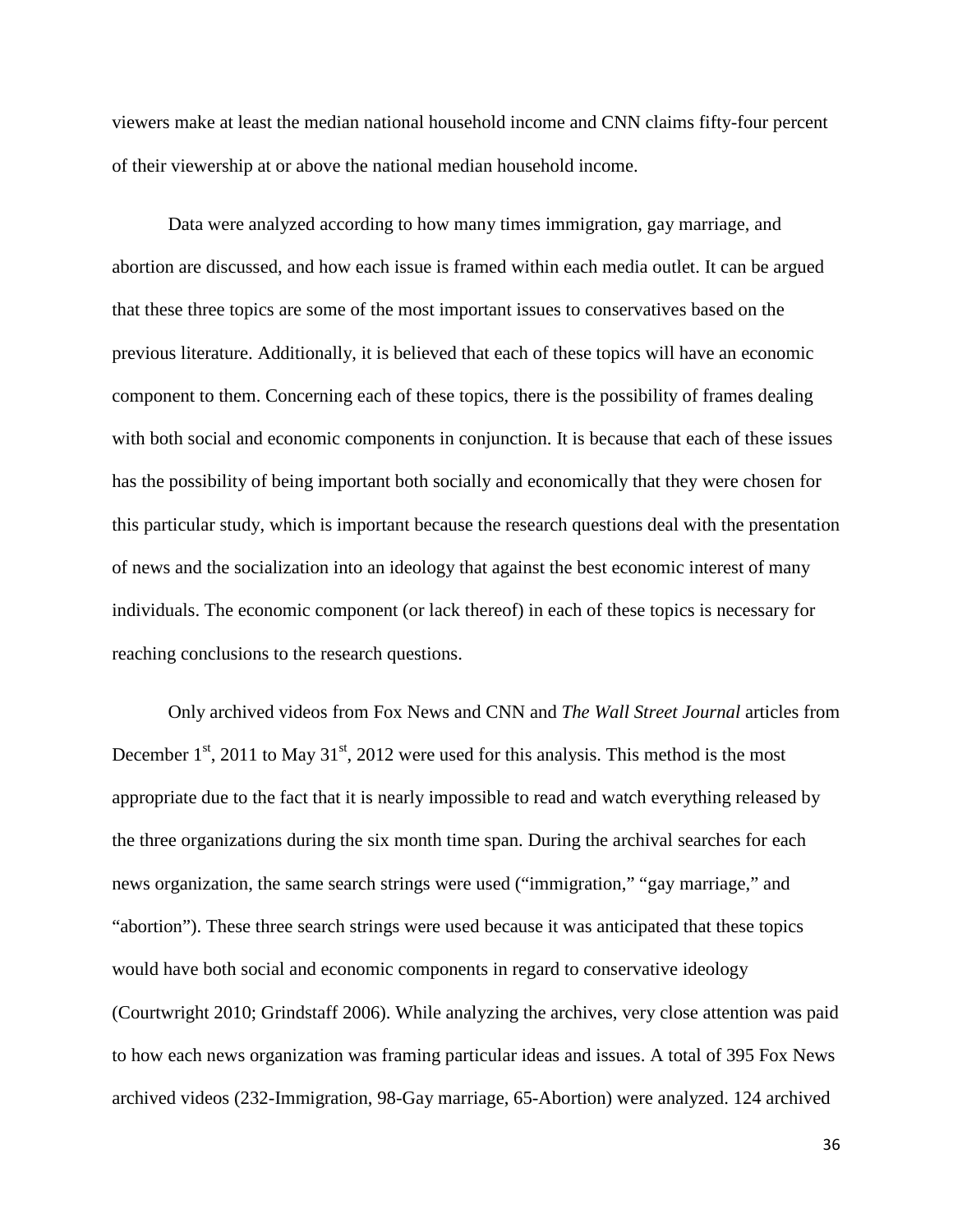viewers make at least the median national household income and CNN claims fifty-four percent of their viewership at or above the national median household income.

Data were analyzed according to how many times immigration, gay marriage, and abortion are discussed, and how each issue is framed within each media outlet. It can be argued that these three topics are some of the most important issues to conservatives based on the previous literature. Additionally, it is believed that each of these topics will have an economic component to them. Concerning each of these topics, there is the possibility of frames dealing with both social and economic components in conjunction. It is because that each of these issues has the possibility of being important both socially and economically that they were chosen for this particular study, which is important because the research questions deal with the presentation of news and the socialization into an ideology that against the best economic interest of many individuals. The economic component (or lack thereof) in each of these topics is necessary for reaching conclusions to the research questions.

Only archived videos from Fox News and CNN and *The Wall Street Journal* articles from December 1st, 2011 to May 31st, 2012 were used for this analysis. This method is the most appropriate due to the fact that it is nearly impossible to read and watch everything released by the three organizations during the six month time span. During the archival searches for each news organization, the same search strings were used ("immigration," "gay marriage," and "abortion"). These three search strings were used because it was anticipated that these topics would have both social and economic components in regard to conservative ideology (Courtwright 2010; Grindstaff 2006). While analyzing the archives, very close attention was paid to how each news organization was framing particular ideas and issues. A total of 395 Fox News archived videos (232-Immigration, 98-Gay marriage, 65-Abortion) were analyzed. 124 archived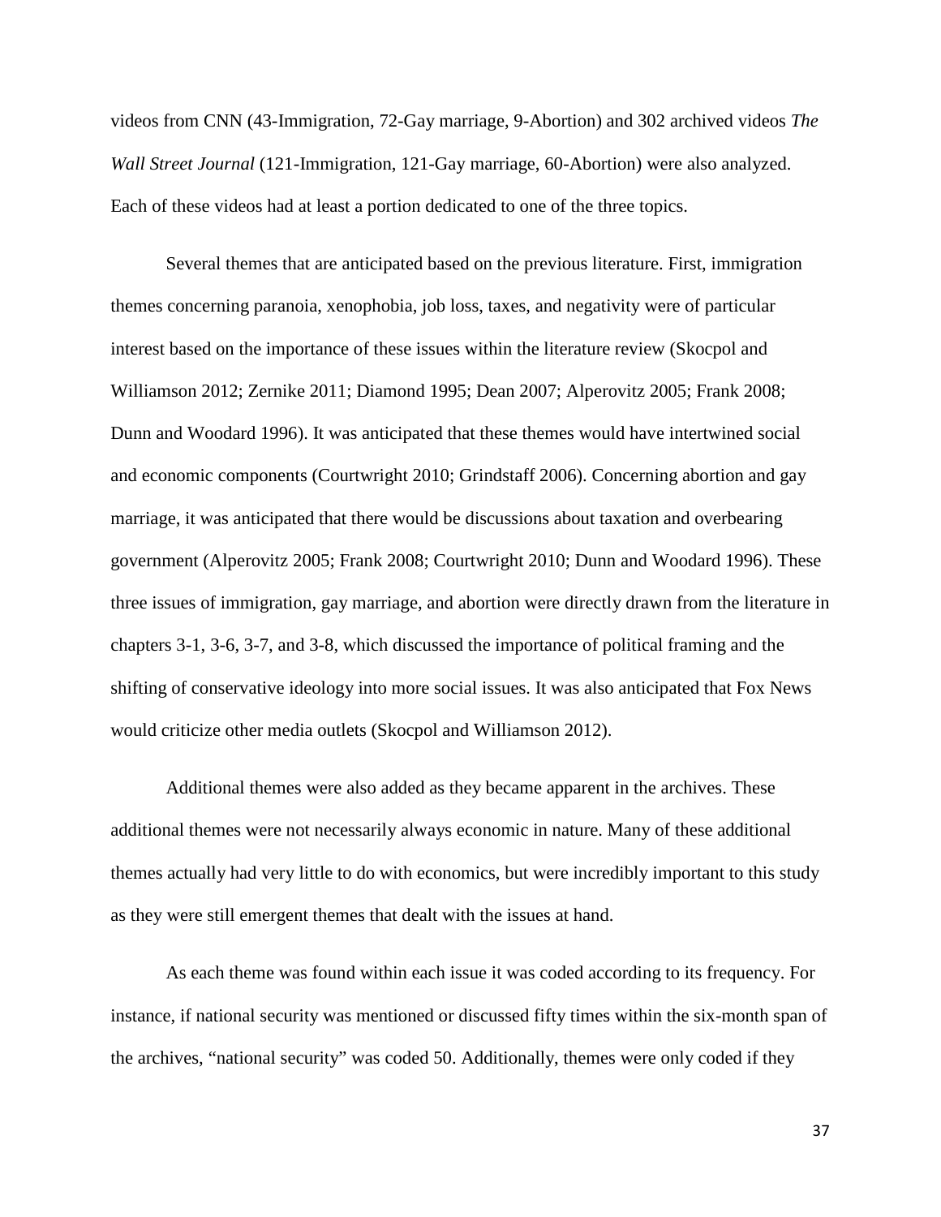videos from CNN (43-Immigration, 72-Gay marriage, 9-Abortion) and 302 archived videos *The Wall Street Journal* (121-Immigration, 121-Gay marriage, 60-Abortion) were also analyzed. Each of these videos had at least a portion dedicated to one of the three topics.

Several themes that are anticipated based on the previous literature. First, immigration themes concerning paranoia, xenophobia, job loss, taxes, and negativity were of particular interest based on the importance of these issues within the literature review (Skocpol and Williamson 2012; Zernike 2011; Diamond 1995; Dean 2007; Alperovitz 2005; Frank 2008; Dunn and Woodard 1996). It was anticipated that these themes would have intertwined social and economic components (Courtwright 2010; Grindstaff 2006). Concerning abortion and gay marriage, it was anticipated that there would be discussions about taxation and overbearing government (Alperovitz 2005; Frank 2008; Courtwright 2010; Dunn and Woodard 1996). These three issues of immigration, gay marriage, and abortion were directly drawn from the literature in chapters 3-1, 3-6, 3-7, and 3-8, which discussed the importance of political framing and the shifting of conservative ideology into more social issues. It was also anticipated that Fox News would criticize other media outlets (Skocpol and Williamson 2012).

Additional themes were also added as they became apparent in the archives. These additional themes were not necessarily always economic in nature. Many of these additional themes actually had very little to do with economics, but were incredibly important to this study as they were still emergent themes that dealt with the issues at hand.

As each theme was found within each issue it was coded according to its frequency. For instance, if national security was mentioned or discussed fifty times within the six-month span of the archives, "national security" was coded 50. Additionally, themes were only coded if they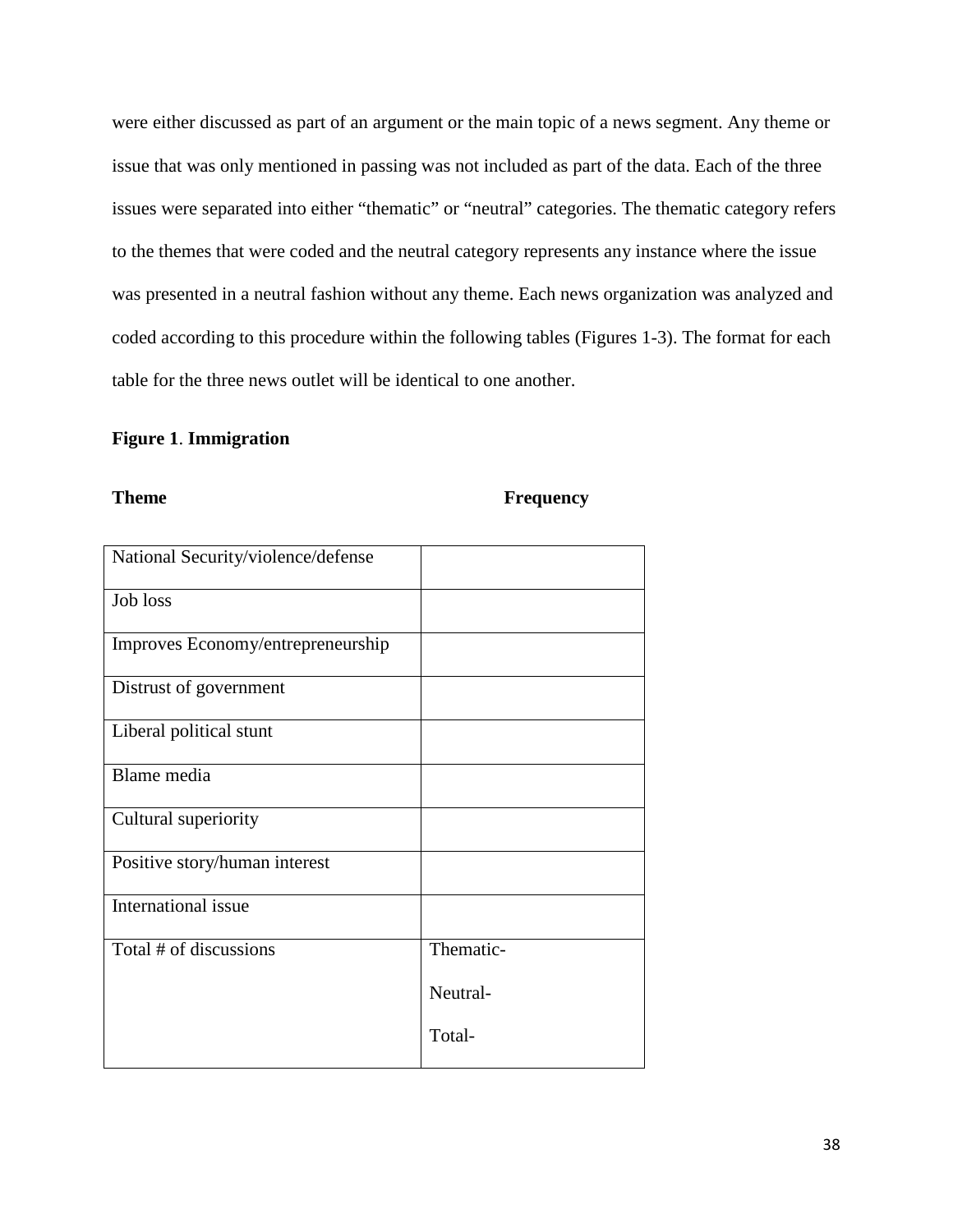were either discussed as part of an argument or the main topic of a news segment. Any theme or issue that was only mentioned in passing was not included as part of the data. Each of the three issues were separated into either “thematic” or “neutral” categories. The thematic category refers to the themes that were coded and the neutral category represents any instance where the issue was presented in a neutral fashion without any theme. Each news organization was analyzed and coded according to this procedure within the following tables (Figures 1-3). The format for each table for the three news outlet will be identical to one another.

**Figure 1**. **Immigration**

| **Theme** | **Frequency** |
|---|---|
| National Security/violence/defense | |
| Job loss | |
| Improves Economy/entrepreneurship | |
| Distrust of government | |
| Liberal political stunt | |
| Blame media | |
| Cultural superiority | |
| Positive story/human interest | |
| International issue | |
| Total # of discussions | Thematic-<br>Neutral-<br>Total- |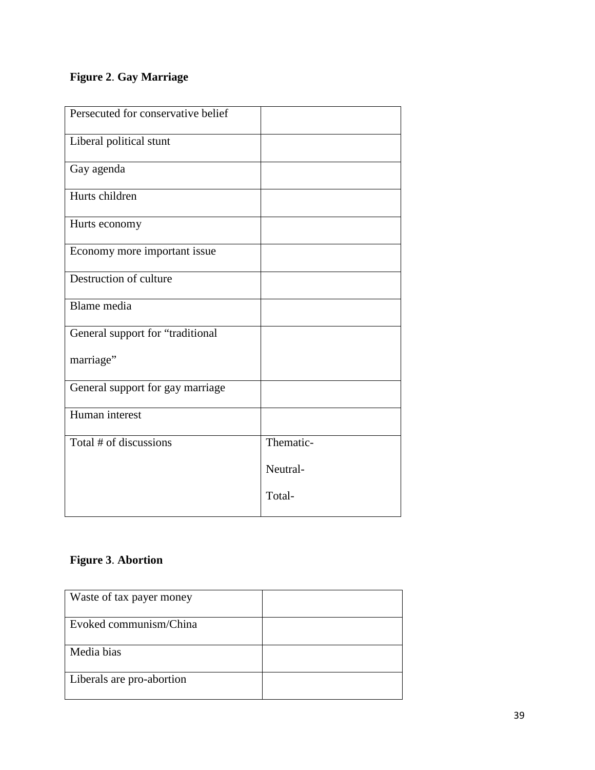**Figure 2**. **Gay Marriage**

| | |
|---|---|
| Persecuted for conservative belief | |
| Liberal political stunt | |
| Gay agenda | |
| Hurts children | |
| Hurts economy | |
| Economy more important issue | |
| Destruction of culture | |
| Blame media | |
| General support for "traditional marriage" | |
| General support for gay marriage | |
| Human interest | |
| Total # of discussions | Thematic-<br>Neutral-<br>Total- |

**Figure 3**. **Abortion**

| | |
|---|---|
| Waste of tax payer money | |
| Evoked communism/China | |
| Media bias | |
| Liberals are pro-abortion | |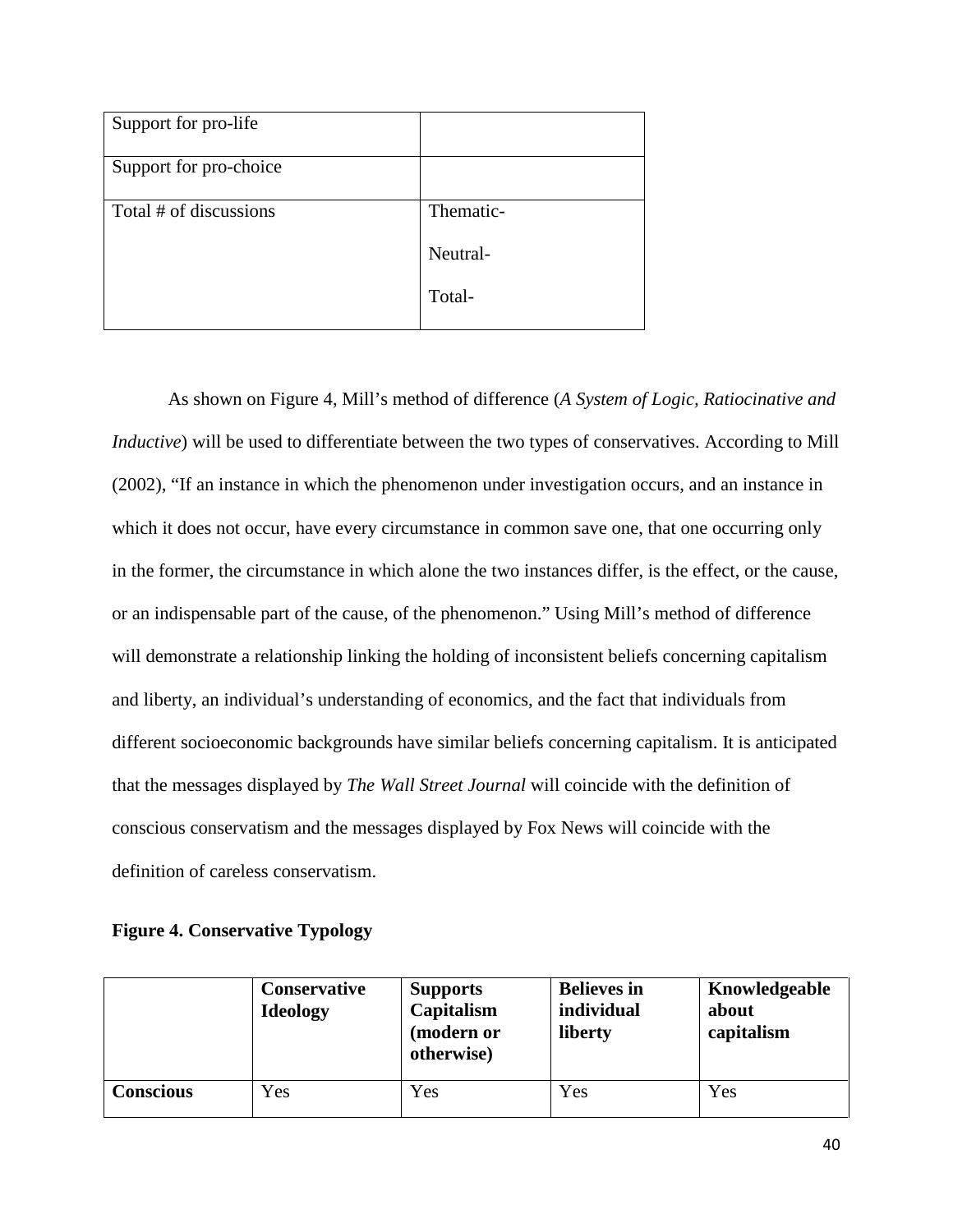| | |
|---|---|
| Support for pro-life | |
| Support for pro-choice | |
| Total # of discussions | Thematic-<br><br>Neutral-<br><br>Total- |

As shown on Figure 4, Mill's method of difference (*A System of Logic, Ratiocinative and Inductive*) will be used to differentiate between the two types of conservatives. According to Mill (2002), "If an instance in which the phenomenon under investigation occurs, and an instance in which it does not occur, have every circumstance in common save one, that one occurring only in the former, the circumstance in which alone the two instances differ, is the effect, or the cause, or an indispensable part of the cause, of the phenomenon." Using Mill's method of difference will demonstrate a relationship linking the holding of inconsistent beliefs concerning capitalism and liberty, an individual's understanding of economics, and the fact that individuals from different socioeconomic backgrounds have similar beliefs concerning capitalism. It is anticipated that the messages displayed by *The Wall Street Journal* will coincide with the definition of conscious conservatism and the messages displayed by Fox News will coincide with the definition of careless conservatism.

**Figure 4. Conservative Typology**

| | **Conservative Ideology** | **Supports Capitalism (modern or otherwise)** | **Believes in individual liberty** | **Knowledgeable about capitalism** |
|---|---|---|---|---|
| **Conscious** | Yes | Yes | Yes | Yes |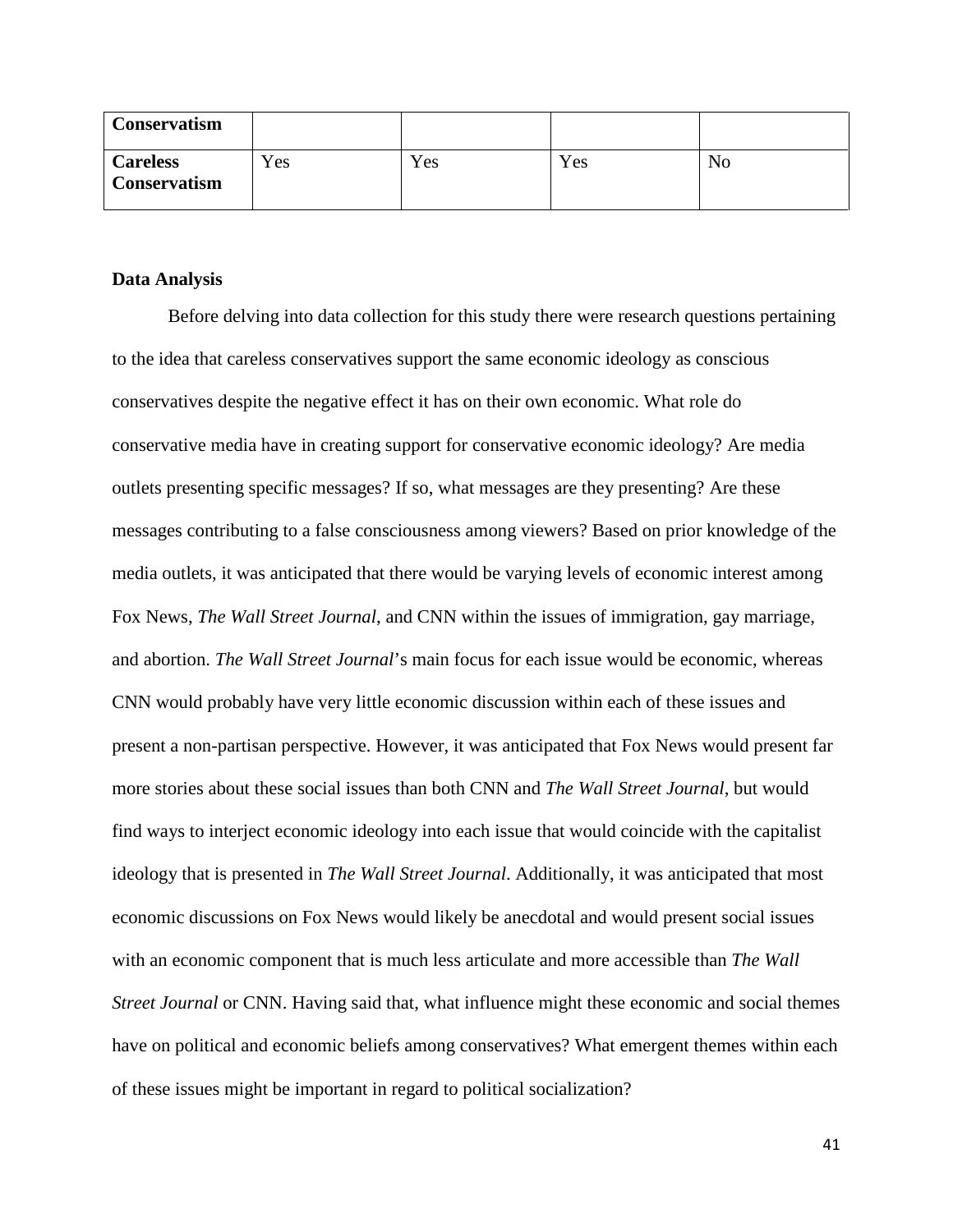| Conservatism | | | | |
|---|---|---|---|---|
| **Careless Conservatism** | Yes | Yes | Yes | No |

**Data Analysis**

Before delving into data collection for this study there were research questions pertaining to the idea that careless conservatives support the same economic ideology as conscious conservatives despite the negative effect it has on their own economic. What role do conservative media have in creating support for conservative economic ideology? Are media outlets presenting specific messages? If so, what messages are they presenting? Are these messages contributing to a false consciousness among viewers? Based on prior knowledge of the media outlets, it was anticipated that there would be varying levels of economic interest among Fox News, *The Wall Street Journal*, and CNN within the issues of immigration, gay marriage, and abortion. *The Wall Street Journal*'s main focus for each issue would be economic, whereas CNN would probably have very little economic discussion within each of these issues and present a non-partisan perspective. However, it was anticipated that Fox News would present far more stories about these social issues than both CNN and *The Wall Street Journal*, but would find ways to interject economic ideology into each issue that would coincide with the capitalist ideology that is presented in *The Wall Street Journal*. Additionally, it was anticipated that most economic discussions on Fox News would likely be anecdotal and would present social issues with an economic component that is much less articulate and more accessible than *The Wall Street Journal* or CNN. Having said that, what influence might these economic and social themes have on political and economic beliefs among conservatives? What emergent themes within each of these issues might be important in regard to political socialization?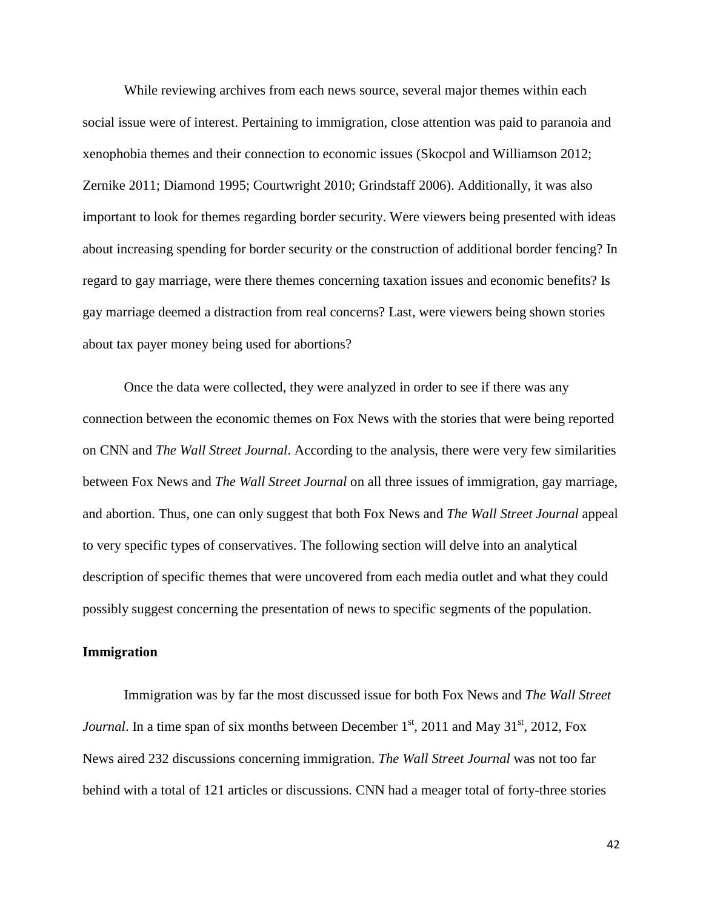While reviewing archives from each news source, several major themes within each social issue were of interest. Pertaining to immigration, close attention was paid to paranoia and xenophobia themes and their connection to economic issues (Skocpol and Williamson 2012; Zernike 2011; Diamond 1995; Courtwright 2010; Grindstaff 2006). Additionally, it was also important to look for themes regarding border security. Were viewers being presented with ideas about increasing spending for border security or the construction of additional border fencing? In regard to gay marriage, were there themes concerning taxation issues and economic benefits? Is gay marriage deemed a distraction from real concerns? Last, were viewers being shown stories about tax payer money being used for abortions?

Once the data were collected, they were analyzed in order to see if there was any connection between the economic themes on Fox News with the stories that were being reported on CNN and *The Wall Street Journal*. According to the analysis, there were very few similarities between Fox News and *The Wall Street Journal* on all three issues of immigration, gay marriage, and abortion. Thus, one can only suggest that both Fox News and *The Wall Street Journal* appeal to very specific types of conservatives. The following section will delve into an analytical description of specific themes that were uncovered from each media outlet and what they could possibly suggest concerning the presentation of news to specific segments of the population.

**Immigration**

Immigration was by far the most discussed issue for both Fox News and *The Wall Street Journal*. In a time span of six months between December 1st, 2011 and May 31st, 2012, Fox News aired 232 discussions concerning immigration. *The Wall Street Journal* was not too far behind with a total of 121 articles or discussions. CNN had a meager total of forty-three stories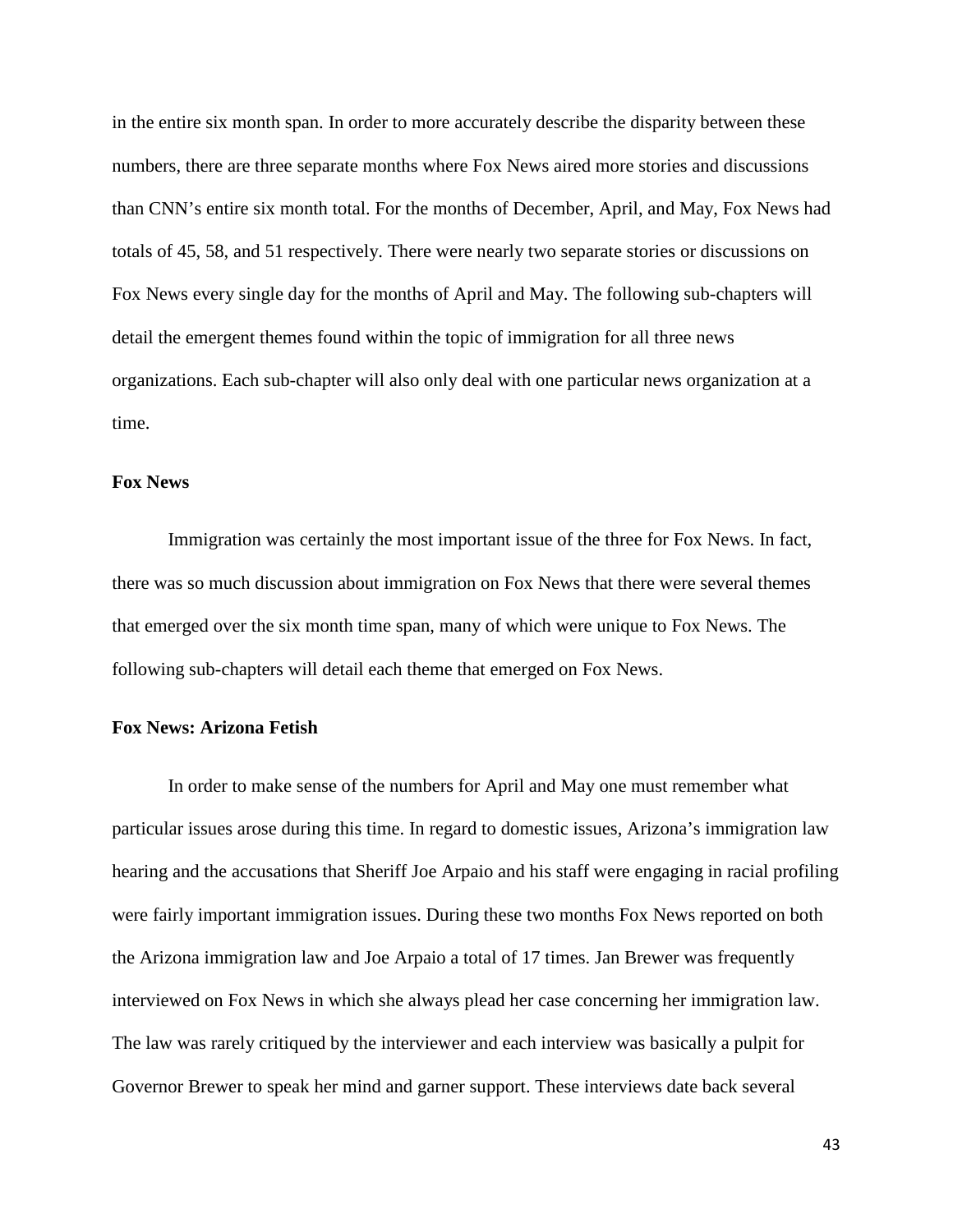in the entire six month span. In order to more accurately describe the disparity between these numbers, there are three separate months where Fox News aired more stories and discussions than CNN's entire six month total. For the months of December, April, and May, Fox News had totals of 45, 58, and 51 respectively. There were nearly two separate stories or discussions on Fox News every single day for the months of April and May. The following sub-chapters will detail the emergent themes found within the topic of immigration for all three news organizations. Each sub-chapter will also only deal with one particular news organization at a time.

**Fox News**

Immigration was certainly the most important issue of the three for Fox News. In fact, there was so much discussion about immigration on Fox News that there were several themes that emerged over the six month time span, many of which were unique to Fox News. The following sub-chapters will detail each theme that emerged on Fox News.

**Fox News: Arizona Fetish**

In order to make sense of the numbers for April and May one must remember what particular issues arose during this time. In regard to domestic issues, Arizona's immigration law hearing and the accusations that Sheriff Joe Arpaio and his staff were engaging in racial profiling were fairly important immigration issues. During these two months Fox News reported on both the Arizona immigration law and Joe Arpaio a total of 17 times. Jan Brewer was frequently interviewed on Fox News in which she always plead her case concerning her immigration law. The law was rarely critiqued by the interviewer and each interview was basically a pulpit for Governor Brewer to speak her mind and garner support. These interviews date back several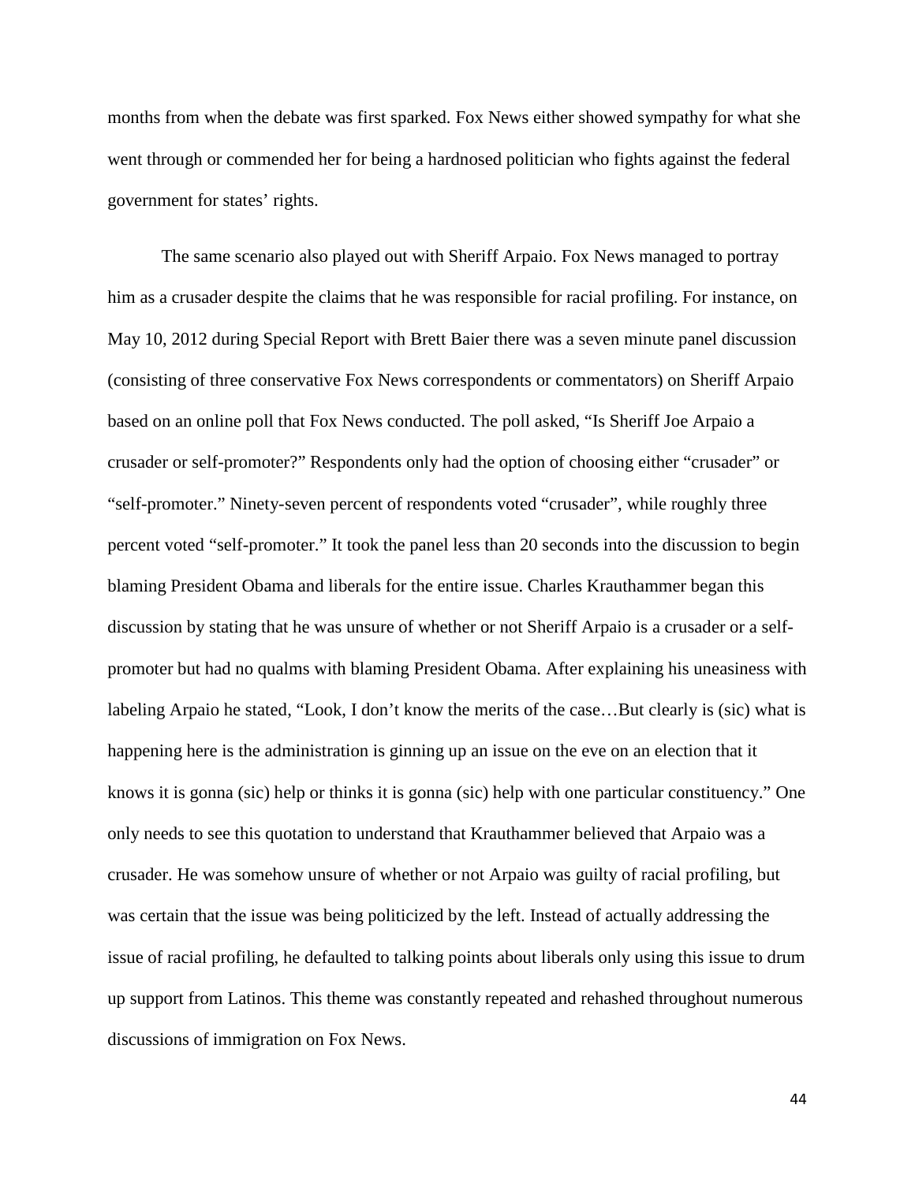months from when the debate was first sparked. Fox News either showed sympathy for what she went through or commended her for being a hardnosed politician who fights against the federal government for states' rights.

The same scenario also played out with Sheriff Arpaio. Fox News managed to portray him as a crusader despite the claims that he was responsible for racial profiling. For instance, on May 10, 2012 during Special Report with Brett Baier there was a seven minute panel discussion (consisting of three conservative Fox News correspondents or commentators) on Sheriff Arpaio based on an online poll that Fox News conducted. The poll asked, "Is Sheriff Joe Arpaio a crusader or self-promoter?" Respondents only had the option of choosing either "crusader" or "self-promoter." Ninety-seven percent of respondents voted "crusader", while roughly three percent voted "self-promoter." It took the panel less than 20 seconds into the discussion to begin blaming President Obama and liberals for the entire issue. Charles Krauthammer began this discussion by stating that he was unsure of whether or not Sheriff Arpaio is a crusader or a self-promoter but had no qualms with blaming President Obama. After explaining his uneasiness with labeling Arpaio he stated, "Look, I don't know the merits of the case…But clearly is (sic) what is happening here is the administration is ginning up an issue on the eve on an election that it knows it is gonna (sic) help or thinks it is gonna (sic) help with one particular constituency." One only needs to see this quotation to understand that Krauthammer believed that Arpaio was a crusader. He was somehow unsure of whether or not Arpaio was guilty of racial profiling, but was certain that the issue was being politicized by the left. Instead of actually addressing the issue of racial profiling, he defaulted to talking points about liberals only using this issue to drum up support from Latinos. This theme was constantly repeated and rehashed throughout numerous discussions of immigration on Fox News.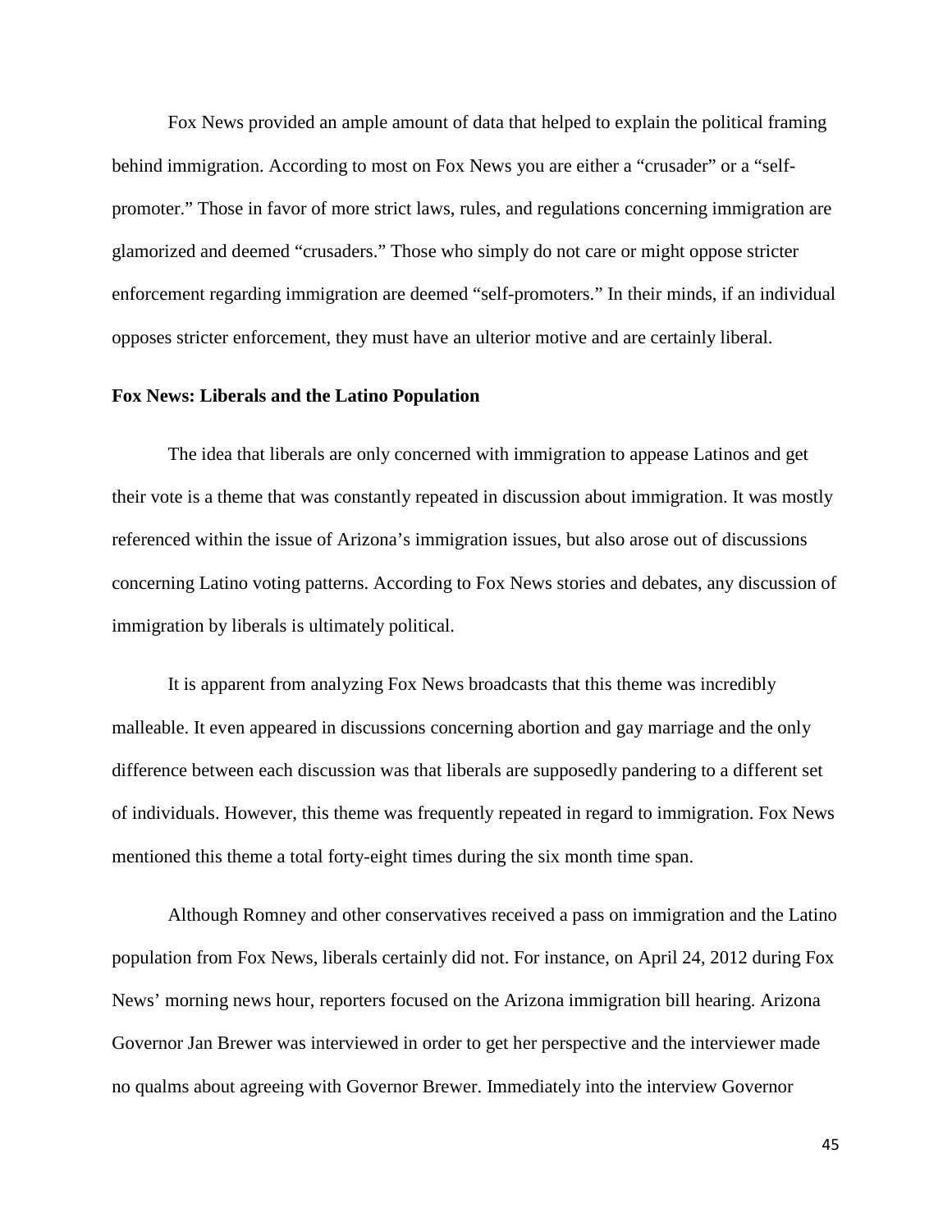Fox News provided an ample amount of data that helped to explain the political framing behind immigration. According to most on Fox News you are either a “crusader” or a “self-promoter.” Those in favor of more strict laws, rules, and regulations concerning immigration are glamorized and deemed “crusaders.” Those who simply do not care or might oppose stricter enforcement regarding immigration are deemed “self-promoters.” In their minds, if an individual opposes stricter enforcement, they must have an ulterior motive and are certainly liberal.

**Fox News: Liberals and the Latino Population**

The idea that liberals are only concerned with immigration to appease Latinos and get their vote is a theme that was constantly repeated in discussion about immigration. It was mostly referenced within the issue of Arizona’s immigration issues, but also arose out of discussions concerning Latino voting patterns. According to Fox News stories and debates, any discussion of immigration by liberals is ultimately political.

It is apparent from analyzing Fox News broadcasts that this theme was incredibly malleable. It even appeared in discussions concerning abortion and gay marriage and the only difference between each discussion was that liberals are supposedly pandering to a different set of individuals. However, this theme was frequently repeated in regard to immigration. Fox News mentioned this theme a total forty-eight times during the six month time span.

Although Romney and other conservatives received a pass on immigration and the Latino population from Fox News, liberals certainly did not. For instance, on April 24, 2012 during Fox News’ morning news hour, reporters focused on the Arizona immigration bill hearing. Arizona Governor Jan Brewer was interviewed in order to get her perspective and the interviewer made no qualms about agreeing with Governor Brewer. Immediately into the interview Governor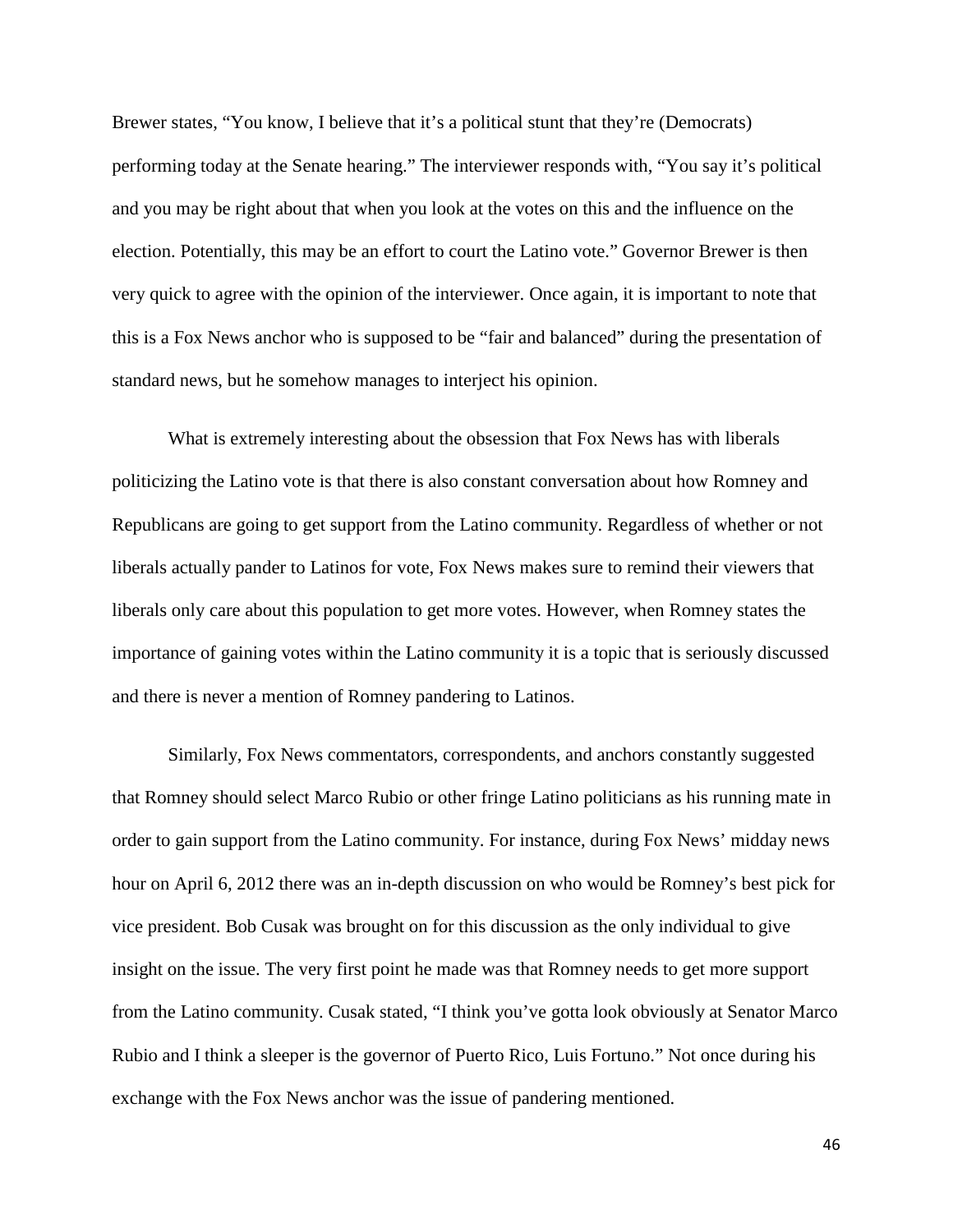Brewer states, “You know, I believe that it’s a political stunt that they’re (Democrats) performing today at the Senate hearing.” The interviewer responds with, “You say it’s political and you may be right about that when you look at the votes on this and the influence on the election. Potentially, this may be an effort to court the Latino vote.” Governor Brewer is then very quick to agree with the opinion of the interviewer. Once again, it is important to note that this is a Fox News anchor who is supposed to be “fair and balanced” during the presentation of standard news, but he somehow manages to interject his opinion.

What is extremely interesting about the obsession that Fox News has with liberals politicizing the Latino vote is that there is also constant conversation about how Romney and Republicans are going to get support from the Latino community. Regardless of whether or not liberals actually pander to Latinos for vote, Fox News makes sure to remind their viewers that liberals only care about this population to get more votes. However, when Romney states the importance of gaining votes within the Latino community it is a topic that is seriously discussed and there is never a mention of Romney pandering to Latinos.

Similarly, Fox News commentators, correspondents, and anchors constantly suggested that Romney should select Marco Rubio or other fringe Latino politicians as his running mate in order to gain support from the Latino community. For instance, during Fox News’ midday news hour on April 6, 2012 there was an in-depth discussion on who would be Romney’s best pick for vice president. Bob Cusak was brought on for this discussion as the only individual to give insight on the issue. The very first point he made was that Romney needs to get more support from the Latino community. Cusak stated, “I think you’ve gotta look obviously at Senator Marco Rubio and I think a sleeper is the governor of Puerto Rico, Luis Fortuno.” Not once during his exchange with the Fox News anchor was the issue of pandering mentioned.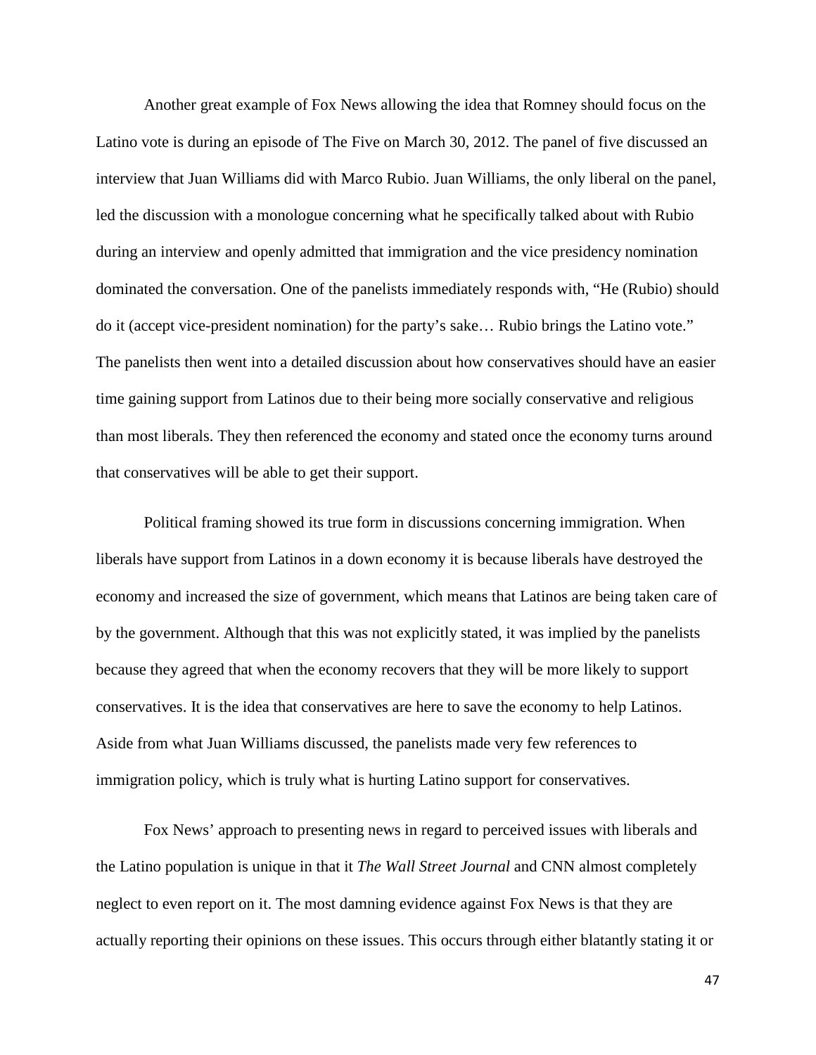Another great example of Fox News allowing the idea that Romney should focus on the Latino vote is during an episode of The Five on March 30, 2012. The panel of five discussed an interview that Juan Williams did with Marco Rubio. Juan Williams, the only liberal on the panel, led the discussion with a monologue concerning what he specifically talked about with Rubio during an interview and openly admitted that immigration and the vice presidency nomination dominated the conversation. One of the panelists immediately responds with, "He (Rubio) should do it (accept vice-president nomination) for the party's sake… Rubio brings the Latino vote." The panelists then went into a detailed discussion about how conservatives should have an easier time gaining support from Latinos due to their being more socially conservative and religious than most liberals. They then referenced the economy and stated once the economy turns around that conservatives will be able to get their support.

Political framing showed its true form in discussions concerning immigration. When liberals have support from Latinos in a down economy it is because liberals have destroyed the economy and increased the size of government, which means that Latinos are being taken care of by the government. Although that this was not explicitly stated, it was implied by the panelists because they agreed that when the economy recovers that they will be more likely to support conservatives. It is the idea that conservatives are here to save the economy to help Latinos. Aside from what Juan Williams discussed, the panelists made very few references to immigration policy, which is truly what is hurting Latino support for conservatives.

Fox News' approach to presenting news in regard to perceived issues with liberals and the Latino population is unique in that it *The Wall Street Journal* and CNN almost completely neglect to even report on it. The most damning evidence against Fox News is that they are actually reporting their opinions on these issues. This occurs through either blatantly stating it or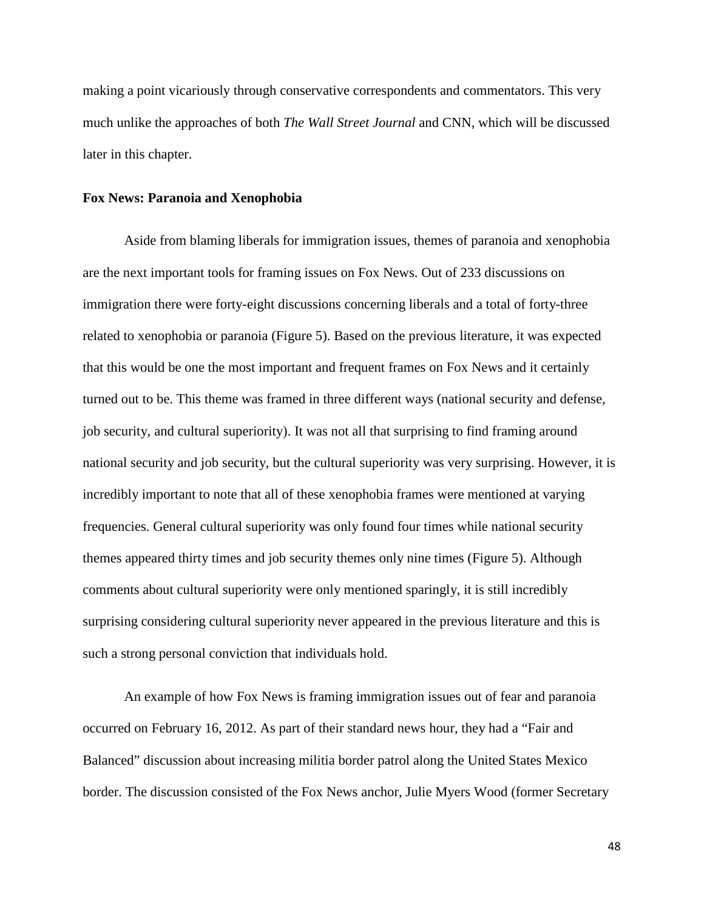making a point vicariously through conservative correspondents and commentators. This very much unlike the approaches of both *The Wall Street Journal* and CNN, which will be discussed later in this chapter.

**Fox News: Paranoia and Xenophobia**

Aside from blaming liberals for immigration issues, themes of paranoia and xenophobia are the next important tools for framing issues on Fox News. Out of 233 discussions on immigration there were forty-eight discussions concerning liberals and a total of forty-three related to xenophobia or paranoia (Figure 5). Based on the previous literature, it was expected that this would be one the most important and frequent frames on Fox News and it certainly turned out to be. This theme was framed in three different ways (national security and defense, job security, and cultural superiority). It was not all that surprising to find framing around national security and job security, but the cultural superiority was very surprising. However, it is incredibly important to note that all of these xenophobia frames were mentioned at varying frequencies. General cultural superiority was only found four times while national security themes appeared thirty times and job security themes only nine times (Figure 5). Although comments about cultural superiority were only mentioned sparingly, it is still incredibly surprising considering cultural superiority never appeared in the previous literature and this is such a strong personal conviction that individuals hold.

An example of how Fox News is framing immigration issues out of fear and paranoia occurred on February 16, 2012. As part of their standard news hour, they had a "Fair and Balanced" discussion about increasing militia border patrol along the United States Mexico border. The discussion consisted of the Fox News anchor, Julie Myers Wood (former Secretary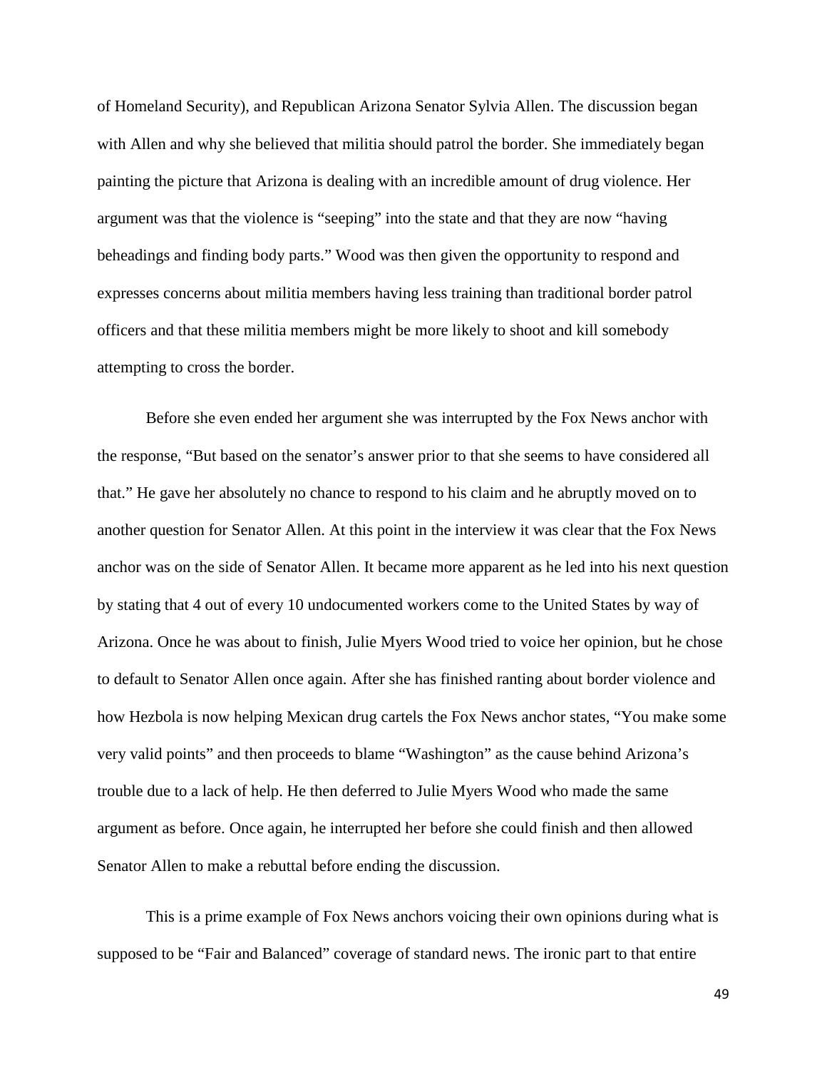of Homeland Security), and Republican Arizona Senator Sylvia Allen. The discussion began with Allen and why she believed that militia should patrol the border. She immediately began painting the picture that Arizona is dealing with an incredible amount of drug violence. Her argument was that the violence is "seeping" into the state and that they are now "having beheadings and finding body parts." Wood was then given the opportunity to respond and expresses concerns about militia members having less training than traditional border patrol officers and that these militia members might be more likely to shoot and kill somebody attempting to cross the border.

Before she even ended her argument she was interrupted by the Fox News anchor with the response, "But based on the senator's answer prior to that she seems to have considered all that." He gave her absolutely no chance to respond to his claim and he abruptly moved on to another question for Senator Allen. At this point in the interview it was clear that the Fox News anchor was on the side of Senator Allen. It became more apparent as he led into his next question by stating that 4 out of every 10 undocumented workers come to the United States by way of Arizona. Once he was about to finish, Julie Myers Wood tried to voice her opinion, but he chose to default to Senator Allen once again. After she has finished ranting about border violence and how Hezbola is now helping Mexican drug cartels the Fox News anchor states, "You make some very valid points" and then proceeds to blame "Washington" as the cause behind Arizona's trouble due to a lack of help. He then deferred to Julie Myers Wood who made the same argument as before. Once again, he interrupted her before she could finish and then allowed Senator Allen to make a rebuttal before ending the discussion.

This is a prime example of Fox News anchors voicing their own opinions during what is supposed to be "Fair and Balanced" coverage of standard news. The ironic part to that entire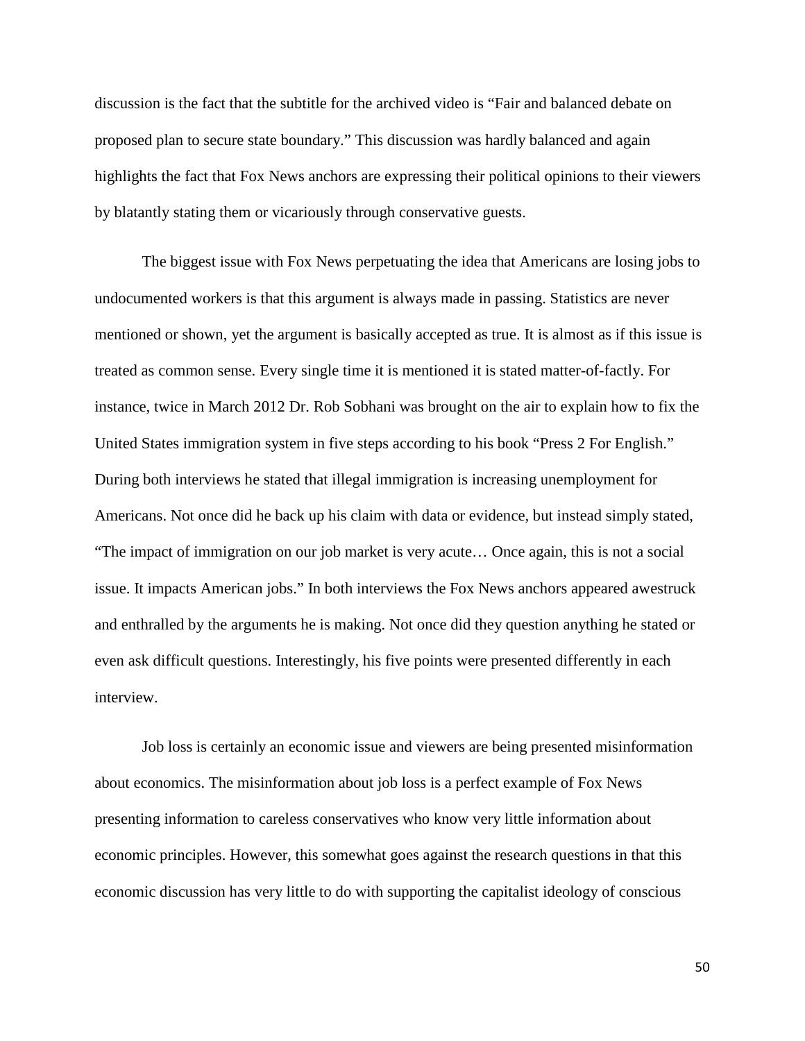discussion is the fact that the subtitle for the archived video is "Fair and balanced debate on proposed plan to secure state boundary." This discussion was hardly balanced and again highlights the fact that Fox News anchors are expressing their political opinions to their viewers by blatantly stating them or vicariously through conservative guests.

The biggest issue with Fox News perpetuating the idea that Americans are losing jobs to undocumented workers is that this argument is always made in passing. Statistics are never mentioned or shown, yet the argument is basically accepted as true. It is almost as if this issue is treated as common sense. Every single time it is mentioned it is stated matter-of-factly. For instance, twice in March 2012 Dr. Rob Sobhani was brought on the air to explain how to fix the United States immigration system in five steps according to his book "Press 2 For English." During both interviews he stated that illegal immigration is increasing unemployment for Americans. Not once did he back up his claim with data or evidence, but instead simply stated, "The impact of immigration on our job market is very acute… Once again, this is not a social issue. It impacts American jobs." In both interviews the Fox News anchors appeared awestruck and enthralled by the arguments he is making. Not once did they question anything he stated or even ask difficult questions. Interestingly, his five points were presented differently in each interview.

Job loss is certainly an economic issue and viewers are being presented misinformation about economics. The misinformation about job loss is a perfect example of Fox News presenting information to careless conservatives who know very little information about economic principles. However, this somewhat goes against the research questions in that this economic discussion has very little to do with supporting the capitalist ideology of conscious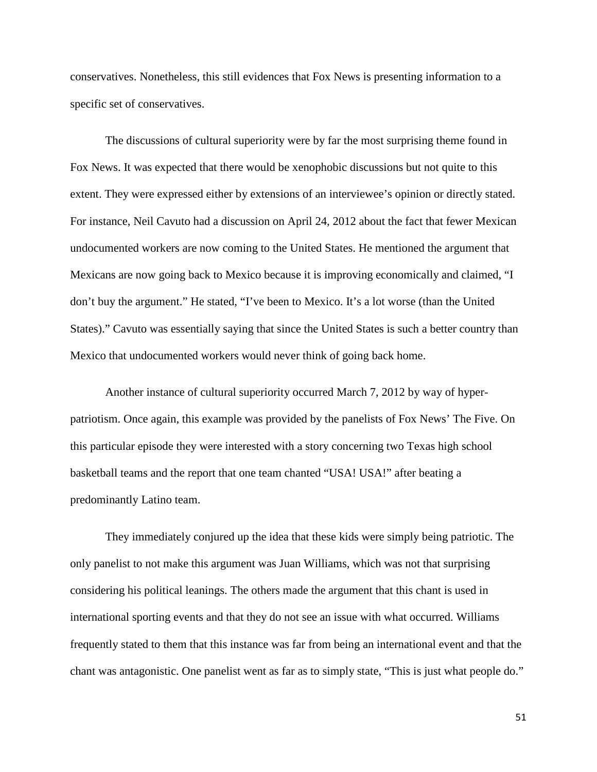conservatives. Nonetheless, this still evidences that Fox News is presenting information to a specific set of conservatives.

The discussions of cultural superiority were by far the most surprising theme found in Fox News. It was expected that there would be xenophobic discussions but not quite to this extent. They were expressed either by extensions of an interviewee's opinion or directly stated. For instance, Neil Cavuto had a discussion on April 24, 2012 about the fact that fewer Mexican undocumented workers are now coming to the United States. He mentioned the argument that Mexicans are now going back to Mexico because it is improving economically and claimed, "I don't buy the argument." He stated, "I've been to Mexico. It's a lot worse (than the United States)." Cavuto was essentially saying that since the United States is such a better country than Mexico that undocumented workers would never think of going back home.

Another instance of cultural superiority occurred March 7, 2012 by way of hyper-patriotism. Once again, this example was provided by the panelists of Fox News' The Five. On this particular episode they were interested with a story concerning two Texas high school basketball teams and the report that one team chanted "USA! USA!" after beating a predominantly Latino team.

They immediately conjured up the idea that these kids were simply being patriotic. The only panelist to not make this argument was Juan Williams, which was not that surprising considering his political leanings. The others made the argument that this chant is used in international sporting events and that they do not see an issue with what occurred. Williams frequently stated to them that this instance was far from being an international event and that the chant was antagonistic. One panelist went as far as to simply state, "This is just what people do."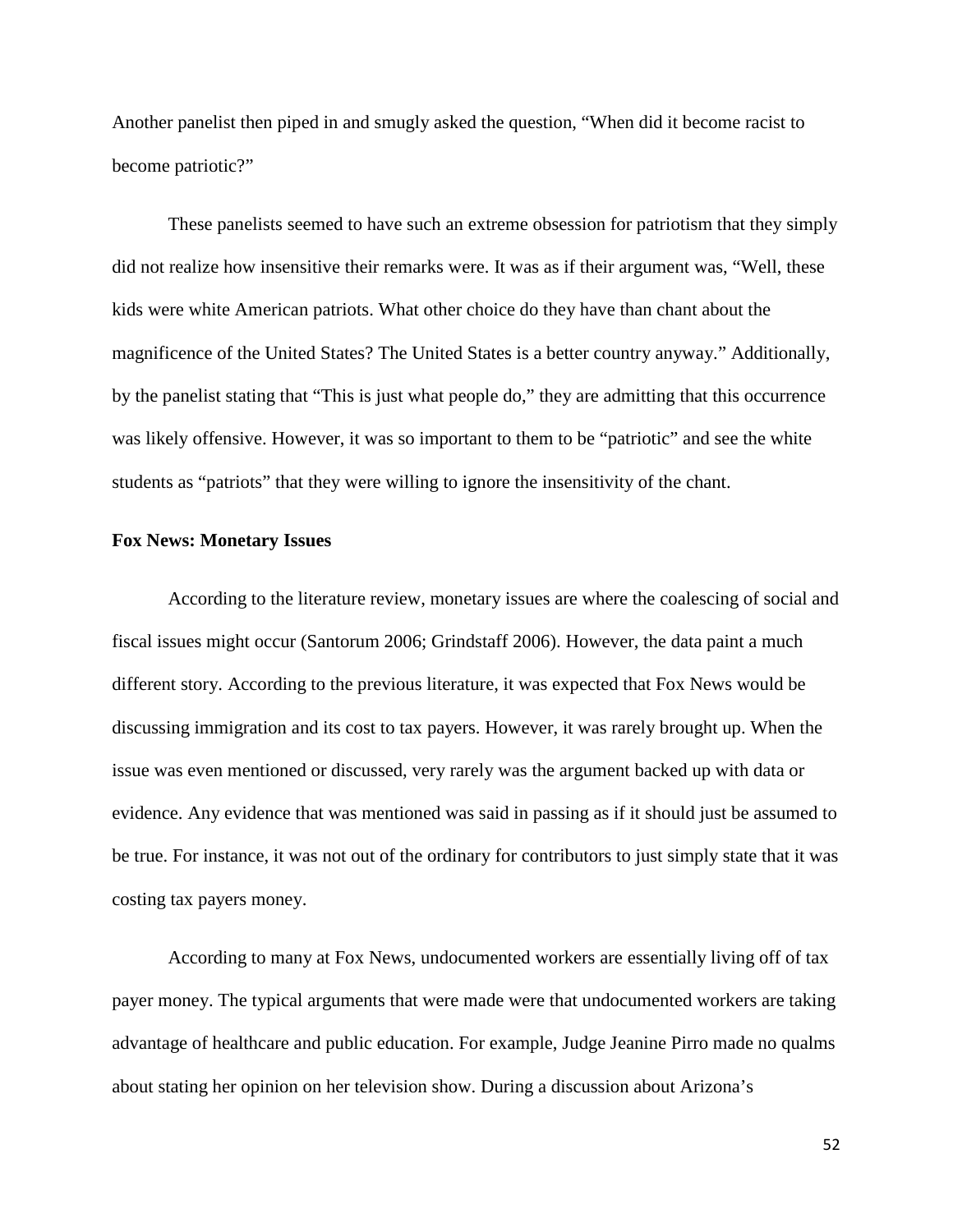Another panelist then piped in and smugly asked the question, "When did it become racist to become patriotic?"

These panelists seemed to have such an extreme obsession for patriotism that they simply did not realize how insensitive their remarks were. It was as if their argument was, "Well, these kids were white American patriots. What other choice do they have than chant about the magnificence of the United States? The United States is a better country anyway." Additionally, by the panelist stating that "This is just what people do," they are admitting that this occurrence was likely offensive. However, it was so important to them to be "patriotic" and see the white students as "patriots" that they were willing to ignore the insensitivity of the chant.

**Fox News: Monetary Issues**

According to the literature review, monetary issues are where the coalescing of social and fiscal issues might occur (Santorum 2006; Grindstaff 2006). However, the data paint a much different story. According to the previous literature, it was expected that Fox News would be discussing immigration and its cost to tax payers. However, it was rarely brought up. When the issue was even mentioned or discussed, very rarely was the argument backed up with data or evidence. Any evidence that was mentioned was said in passing as if it should just be assumed to be true. For instance, it was not out of the ordinary for contributors to just simply state that it was costing tax payers money.

According to many at Fox News, undocumented workers are essentially living off of tax payer money. The typical arguments that were made were that undocumented workers are taking advantage of healthcare and public education. For example, Judge Jeanine Pirro made no qualms about stating her opinion on her television show. During a discussion about Arizona's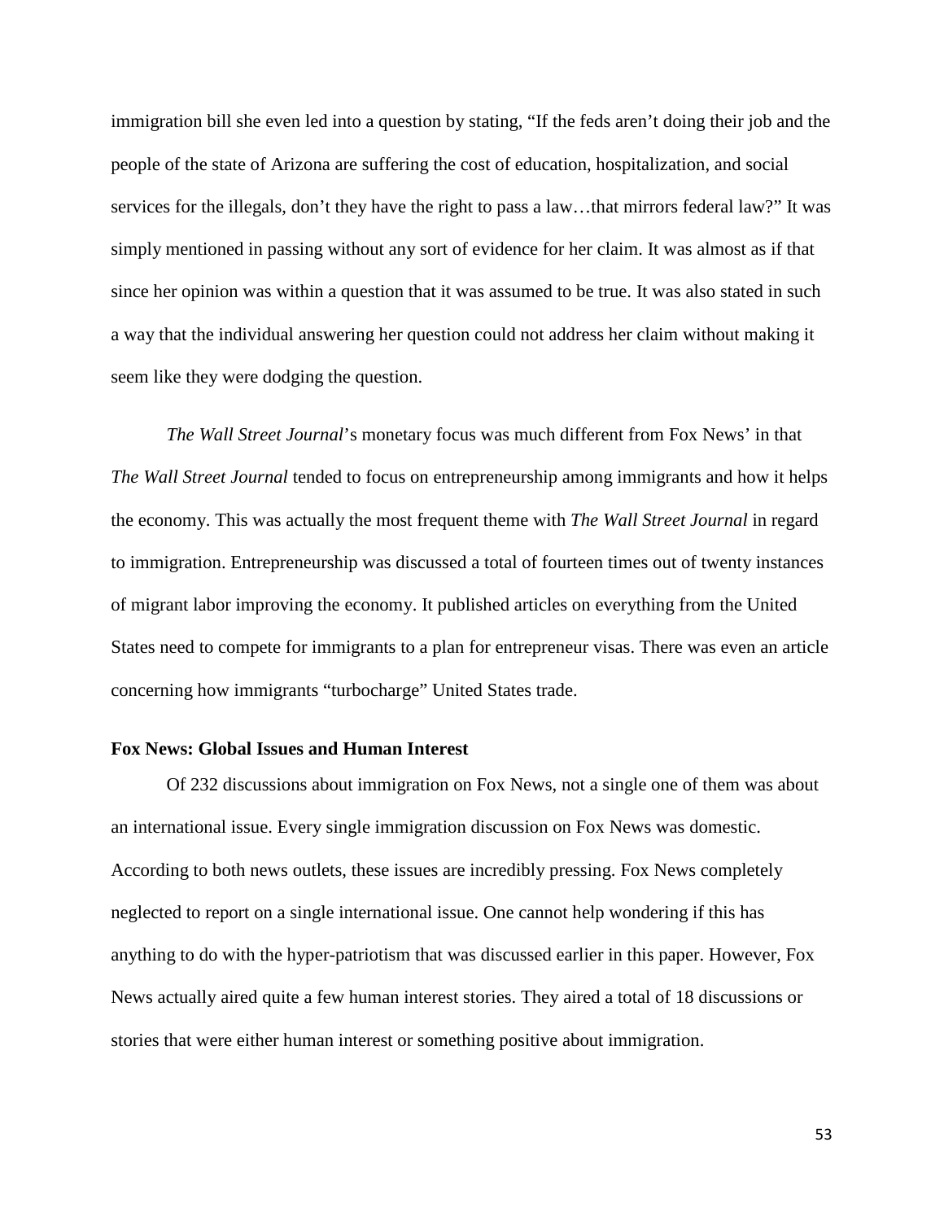immigration bill she even led into a question by stating, "If the feds aren't doing their job and the people of the state of Arizona are suffering the cost of education, hospitalization, and social services for the illegals, don't they have the right to pass a law…that mirrors federal law?" It was simply mentioned in passing without any sort of evidence for her claim. It was almost as if that since her opinion was within a question that it was assumed to be true. It was also stated in such a way that the individual answering her question could not address her claim without making it seem like they were dodging the question.

*The Wall Street Journal*'s monetary focus was much different from Fox News' in that *The Wall Street Journal* tended to focus on entrepreneurship among immigrants and how it helps the economy. This was actually the most frequent theme with *The Wall Street Journal* in regard to immigration. Entrepreneurship was discussed a total of fourteen times out of twenty instances of migrant labor improving the economy. It published articles on everything from the United States need to compete for immigrants to a plan for entrepreneur visas. There was even an article concerning how immigrants "turbocharge" United States trade.

**Fox News: Global Issues and Human Interest**

Of 232 discussions about immigration on Fox News, not a single one of them was about an international issue. Every single immigration discussion on Fox News was domestic. According to both news outlets, these issues are incredibly pressing. Fox News completely neglected to report on a single international issue. One cannot help wondering if this has anything to do with the hyper-patriotism that was discussed earlier in this paper. However, Fox News actually aired quite a few human interest stories. They aired a total of 18 discussions or stories that were either human interest or something positive about immigration.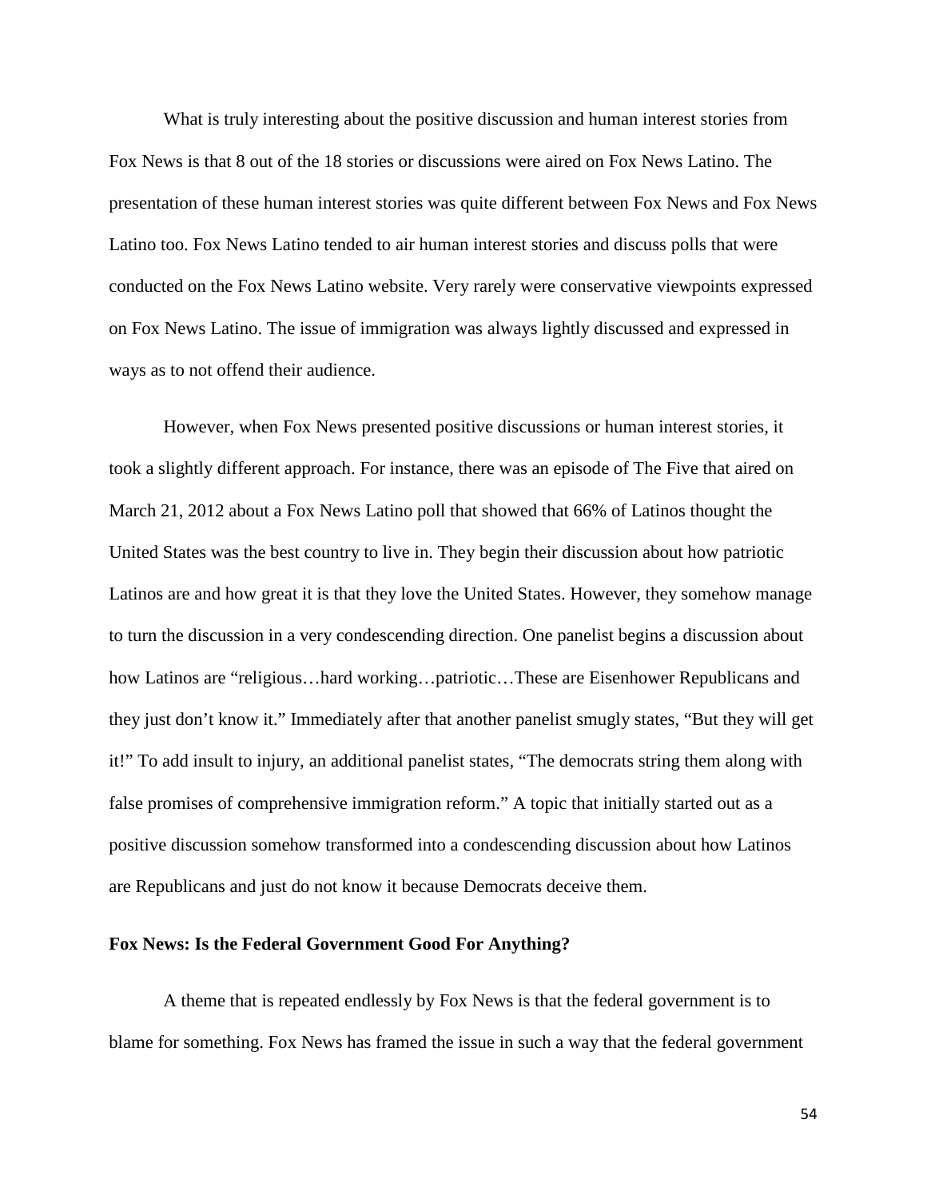What is truly interesting about the positive discussion and human interest stories from Fox News is that 8 out of the 18 stories or discussions were aired on Fox News Latino. The presentation of these human interest stories was quite different between Fox News and Fox News Latino too. Fox News Latino tended to air human interest stories and discuss polls that were conducted on the Fox News Latino website. Very rarely were conservative viewpoints expressed on Fox News Latino. The issue of immigration was always lightly discussed and expressed in ways as to not offend their audience.

However, when Fox News presented positive discussions or human interest stories, it took a slightly different approach. For instance, there was an episode of The Five that aired on March 21, 2012 about a Fox News Latino poll that showed that 66% of Latinos thought the United States was the best country to live in. They begin their discussion about how patriotic Latinos are and how great it is that they love the United States. However, they somehow manage to turn the discussion in a very condescending direction. One panelist begins a discussion about how Latinos are "religious…hard working…patriotic…These are Eisenhower Republicans and they just don't know it." Immediately after that another panelist smugly states, "But they will get it!" To add insult to injury, an additional panelist states, "The democrats string them along with false promises of comprehensive immigration reform." A topic that initially started out as a positive discussion somehow transformed into a condescending discussion about how Latinos are Republicans and just do not know it because Democrats deceive them.

**Fox News: Is the Federal Government Good For Anything?**

A theme that is repeated endlessly by Fox News is that the federal government is to blame for something. Fox News has framed the issue in such a way that the federal government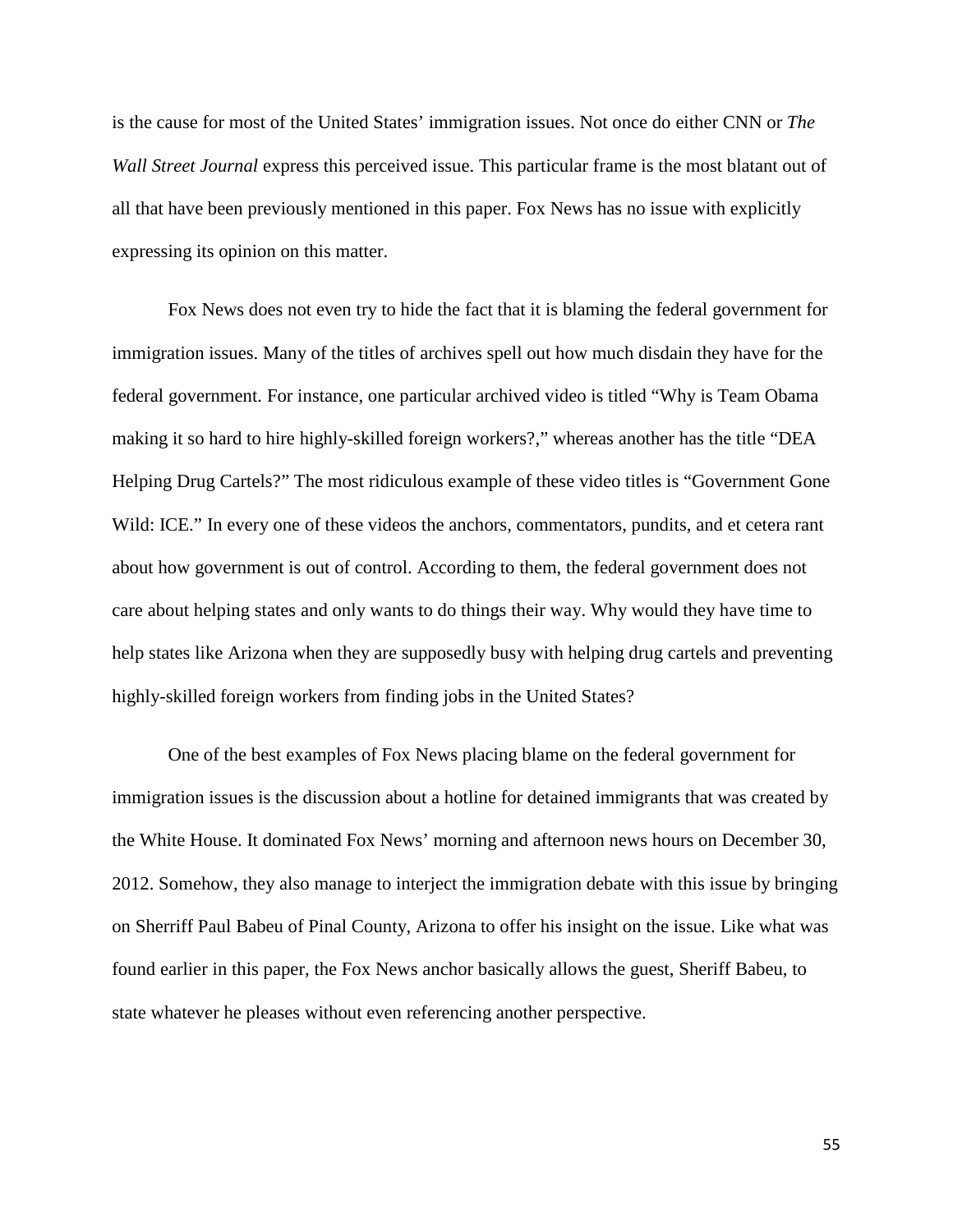is the cause for most of the United States' immigration issues. Not once do either CNN or *The Wall Street Journal* express this perceived issue. This particular frame is the most blatant out of all that have been previously mentioned in this paper. Fox News has no issue with explicitly expressing its opinion on this matter.

Fox News does not even try to hide the fact that it is blaming the federal government for immigration issues. Many of the titles of archives spell out how much disdain they have for the federal government. For instance, one particular archived video is titled "Why is Team Obama making it so hard to hire highly-skilled foreign workers?," whereas another has the title "DEA Helping Drug Cartels?" The most ridiculous example of these video titles is "Government Gone Wild: ICE." In every one of these videos the anchors, commentators, pundits, and et cetera rant about how government is out of control. According to them, the federal government does not care about helping states and only wants to do things their way. Why would they have time to help states like Arizona when they are supposedly busy with helping drug cartels and preventing highly-skilled foreign workers from finding jobs in the United States?

One of the best examples of Fox News placing blame on the federal government for immigration issues is the discussion about a hotline for detained immigrants that was created by the White House. It dominated Fox News' morning and afternoon news hours on December 30, 2012. Somehow, they also manage to interject the immigration debate with this issue by bringing on Sherriff Paul Babeu of Pinal County, Arizona to offer his insight on the issue. Like what was found earlier in this paper, the Fox News anchor basically allows the guest, Sheriff Babeu, to state whatever he pleases without even referencing another perspective.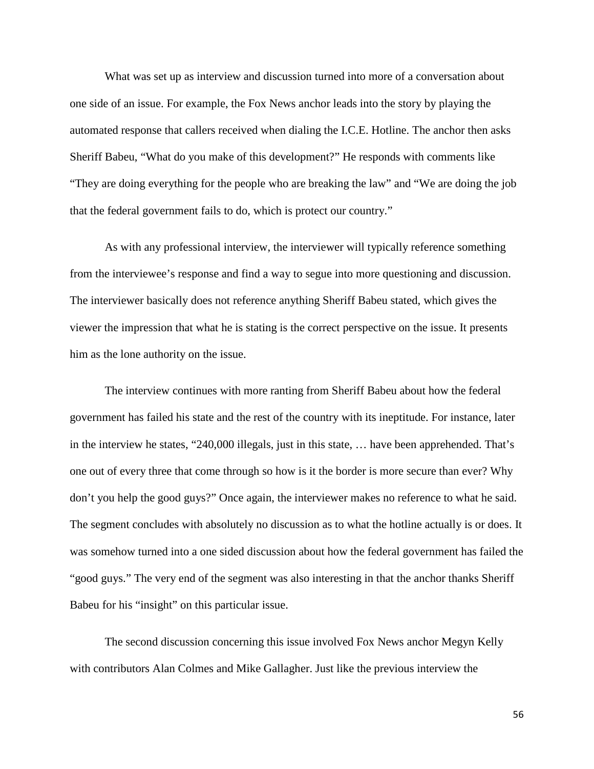What was set up as interview and discussion turned into more of a conversation about one side of an issue. For example, the Fox News anchor leads into the story by playing the automated response that callers received when dialing the I.C.E. Hotline. The anchor then asks Sheriff Babeu, "What do you make of this development?" He responds with comments like "They are doing everything for the people who are breaking the law" and "We are doing the job that the federal government fails to do, which is protect our country."

As with any professional interview, the interviewer will typically reference something from the interviewee's response and find a way to segue into more questioning and discussion. The interviewer basically does not reference anything Sheriff Babeu stated, which gives the viewer the impression that what he is stating is the correct perspective on the issue. It presents him as the lone authority on the issue.

The interview continues with more ranting from Sheriff Babeu about how the federal government has failed his state and the rest of the country with its ineptitude. For instance, later in the interview he states, "240,000 illegals, just in this state, … have been apprehended. That's one out of every three that come through so how is it the border is more secure than ever? Why don't you help the good guys?" Once again, the interviewer makes no reference to what he said. The segment concludes with absolutely no discussion as to what the hotline actually is or does. It was somehow turned into a one sided discussion about how the federal government has failed the "good guys." The very end of the segment was also interesting in that the anchor thanks Sheriff Babeu for his "insight" on this particular issue.

The second discussion concerning this issue involved Fox News anchor Megyn Kelly with contributors Alan Colmes and Mike Gallagher. Just like the previous interview the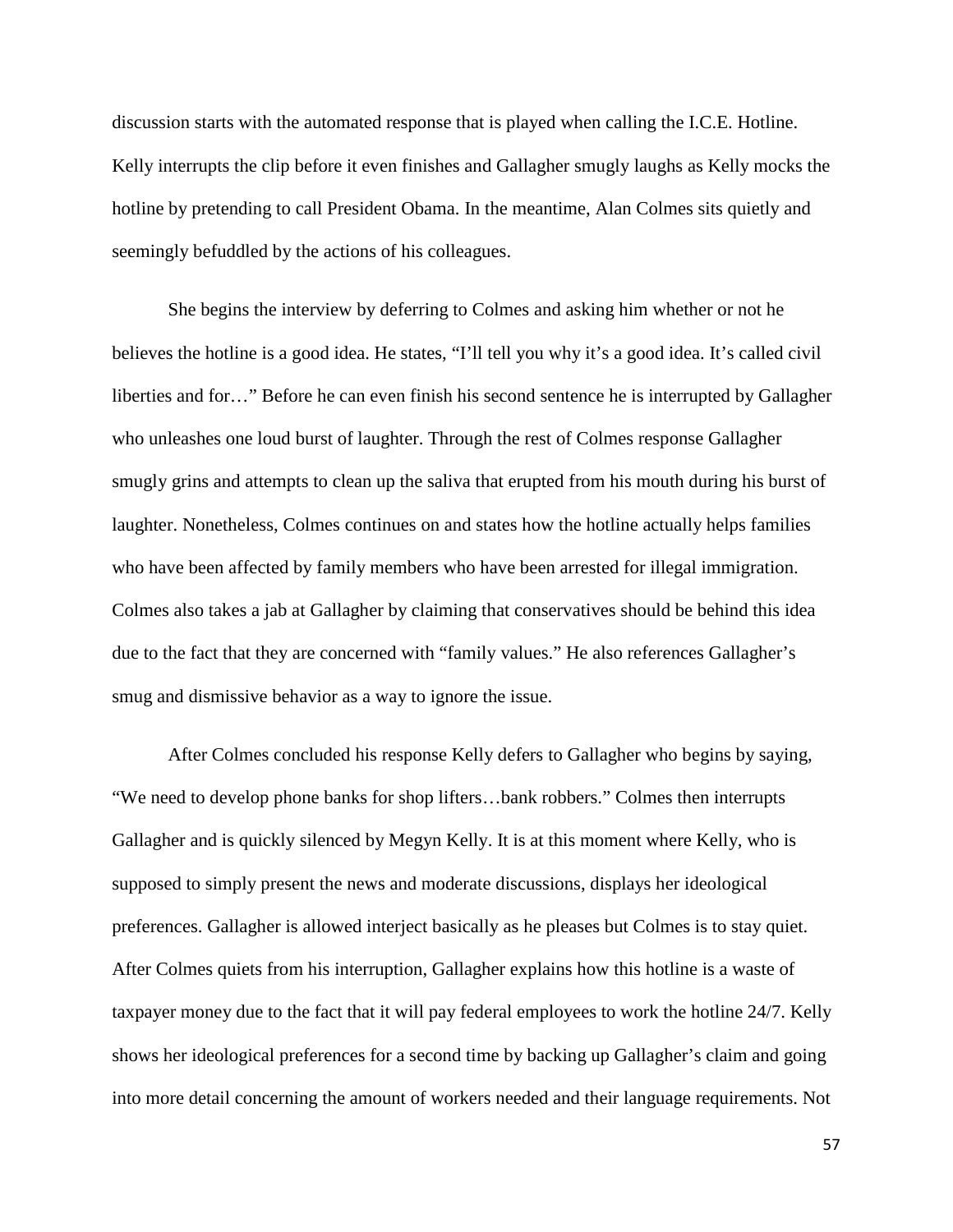discussion starts with the automated response that is played when calling the I.C.E. Hotline. Kelly interrupts the clip before it even finishes and Gallagher smugly laughs as Kelly mocks the hotline by pretending to call President Obama. In the meantime, Alan Colmes sits quietly and seemingly befuddled by the actions of his colleagues.

She begins the interview by deferring to Colmes and asking him whether or not he believes the hotline is a good idea. He states, "I'll tell you why it's a good idea. It's called civil liberties and for…" Before he can even finish his second sentence he is interrupted by Gallagher who unleashes one loud burst of laughter. Through the rest of Colmes response Gallagher smugly grins and attempts to clean up the saliva that erupted from his mouth during his burst of laughter. Nonetheless, Colmes continues on and states how the hotline actually helps families who have been affected by family members who have been arrested for illegal immigration. Colmes also takes a jab at Gallagher by claiming that conservatives should be behind this idea due to the fact that they are concerned with "family values." He also references Gallagher's smug and dismissive behavior as a way to ignore the issue.

After Colmes concluded his response Kelly defers to Gallagher who begins by saying, "We need to develop phone banks for shop lifters…bank robbers." Colmes then interrupts Gallagher and is quickly silenced by Megyn Kelly. It is at this moment where Kelly, who is supposed to simply present the news and moderate discussions, displays her ideological preferences. Gallagher is allowed interject basically as he pleases but Colmes is to stay quiet. After Colmes quiets from his interruption, Gallagher explains how this hotline is a waste of taxpayer money due to the fact that it will pay federal employees to work the hotline 24/7. Kelly shows her ideological preferences for a second time by backing up Gallagher's claim and going into more detail concerning the amount of workers needed and their language requirements. Not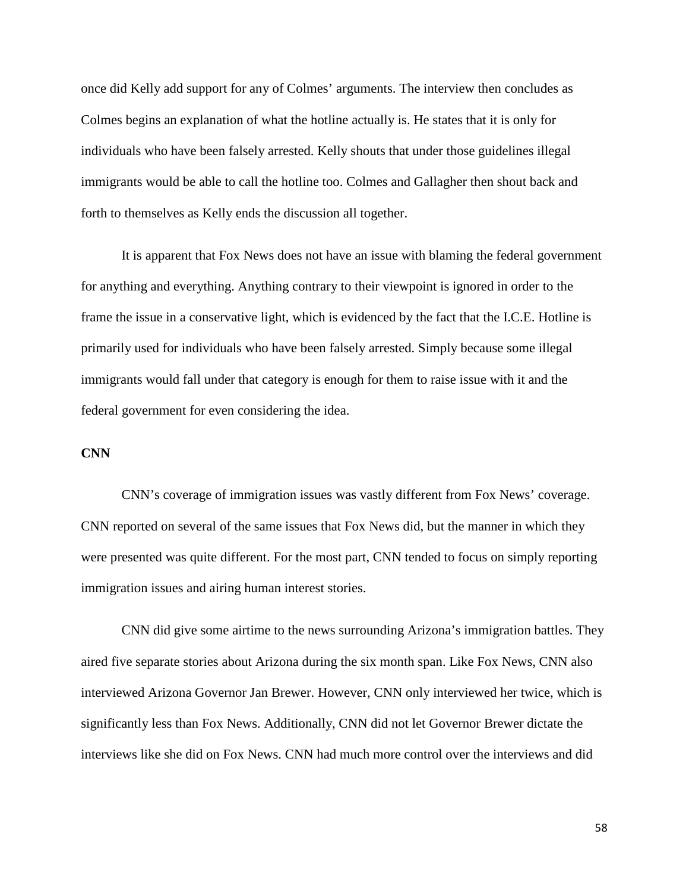once did Kelly add support for any of Colmes' arguments. The interview then concludes as Colmes begins an explanation of what the hotline actually is. He states that it is only for individuals who have been falsely arrested. Kelly shouts that under those guidelines illegal immigrants would be able to call the hotline too. Colmes and Gallagher then shout back and forth to themselves as Kelly ends the discussion all together.

It is apparent that Fox News does not have an issue with blaming the federal government for anything and everything. Anything contrary to their viewpoint is ignored in order to the frame the issue in a conservative light, which is evidenced by the fact that the I.C.E. Hotline is primarily used for individuals who have been falsely arrested. Simply because some illegal immigrants would fall under that category is enough for them to raise issue with it and the federal government for even considering the idea.

**CNN**

CNN's coverage of immigration issues was vastly different from Fox News' coverage. CNN reported on several of the same issues that Fox News did, but the manner in which they were presented was quite different. For the most part, CNN tended to focus on simply reporting immigration issues and airing human interest stories.

CNN did give some airtime to the news surrounding Arizona's immigration battles. They aired five separate stories about Arizona during the six month span. Like Fox News, CNN also interviewed Arizona Governor Jan Brewer. However, CNN only interviewed her twice, which is significantly less than Fox News. Additionally, CNN did not let Governor Brewer dictate the interviews like she did on Fox News. CNN had much more control over the interviews and did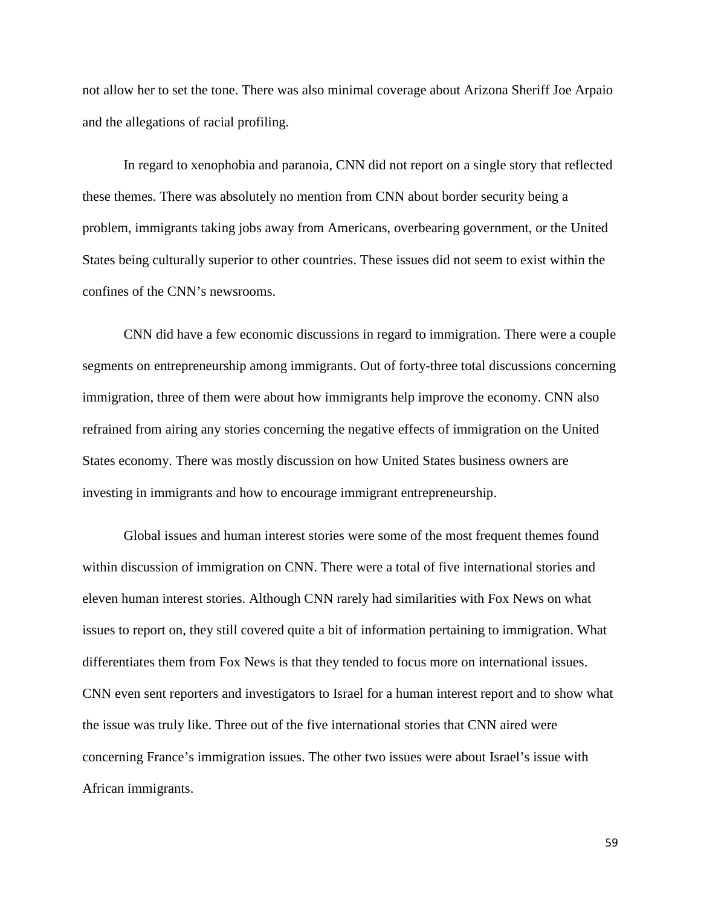not allow her to set the tone. There was also minimal coverage about Arizona Sheriff Joe Arpaio and the allegations of racial profiling.

In regard to xenophobia and paranoia, CNN did not report on a single story that reflected these themes. There was absolutely no mention from CNN about border security being a problem, immigrants taking jobs away from Americans, overbearing government, or the United States being culturally superior to other countries. These issues did not seem to exist within the confines of the CNN's newsrooms.

CNN did have a few economic discussions in regard to immigration. There were a couple segments on entrepreneurship among immigrants. Out of forty-three total discussions concerning immigration, three of them were about how immigrants help improve the economy. CNN also refrained from airing any stories concerning the negative effects of immigration on the United States economy. There was mostly discussion on how United States business owners are investing in immigrants and how to encourage immigrant entrepreneurship.

Global issues and human interest stories were some of the most frequent themes found within discussion of immigration on CNN. There were a total of five international stories and eleven human interest stories. Although CNN rarely had similarities with Fox News on what issues to report on, they still covered quite a bit of information pertaining to immigration. What differentiates them from Fox News is that they tended to focus more on international issues. CNN even sent reporters and investigators to Israel for a human interest report and to show what the issue was truly like. Three out of the five international stories that CNN aired were concerning France's immigration issues. The other two issues were about Israel's issue with African immigrants.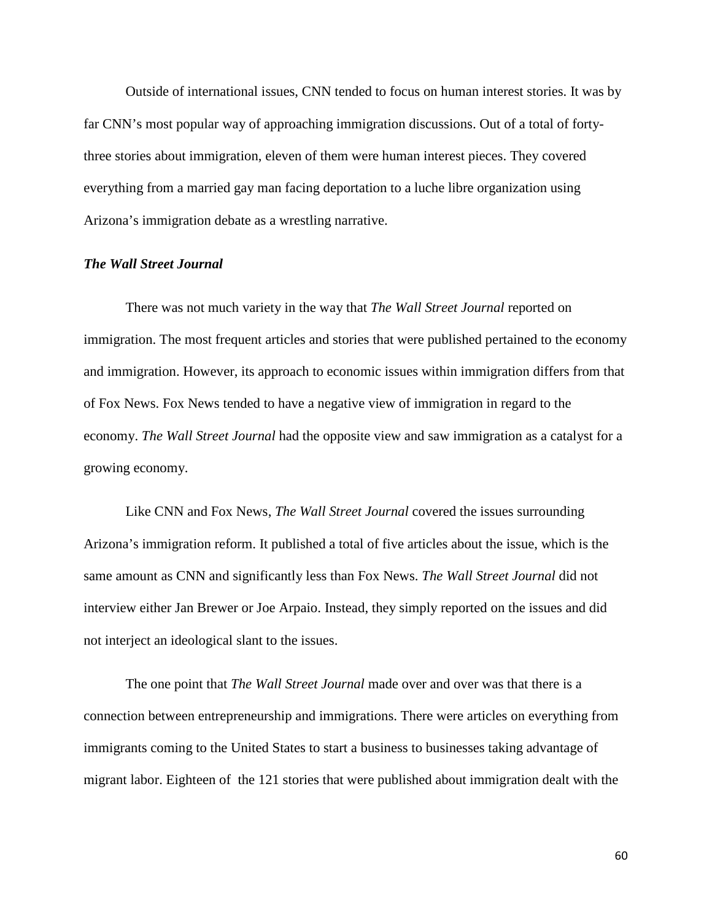Outside of international issues, CNN tended to focus on human interest stories. It was by far CNN's most popular way of approaching immigration discussions. Out of a total of forty-three stories about immigration, eleven of them were human interest pieces. They covered everything from a married gay man facing deportation to a luche libre organization using Arizona's immigration debate as a wrestling narrative.

### *The Wall Street Journal*

There was not much variety in the way that *The Wall Street Journal* reported on immigration. The most frequent articles and stories that were published pertained to the economy and immigration. However, its approach to economic issues within immigration differs from that of Fox News. Fox News tended to have a negative view of immigration in regard to the economy. *The Wall Street Journal* had the opposite view and saw immigration as a catalyst for a growing economy.

Like CNN and Fox News, *The Wall Street Journal* covered the issues surrounding Arizona's immigration reform. It published a total of five articles about the issue, which is the same amount as CNN and significantly less than Fox News. *The Wall Street Journal* did not interview either Jan Brewer or Joe Arpaio. Instead, they simply reported on the issues and did not interject an ideological slant to the issues.

The one point that *The Wall Street Journal* made over and over was that there is a connection between entrepreneurship and immigrations. There were articles on everything from immigrants coming to the United States to start a business to businesses taking advantage of migrant labor. Eighteen of the 121 stories that were published about immigration dealt with the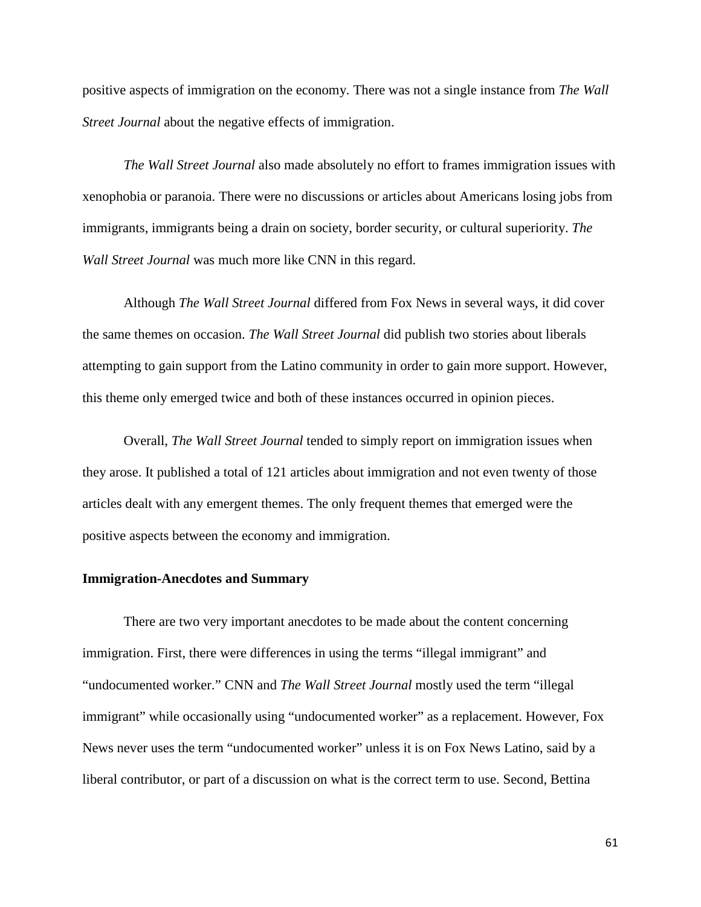positive aspects of immigration on the economy. There was not a single instance from *The Wall Street Journal* about the negative effects of immigration.

*The Wall Street Journal* also made absolutely no effort to frames immigration issues with xenophobia or paranoia. There were no discussions or articles about Americans losing jobs from immigrants, immigrants being a drain on society, border security, or cultural superiority. *The Wall Street Journal* was much more like CNN in this regard.

Although *The Wall Street Journal* differed from Fox News in several ways, it did cover the same themes on occasion. *The Wall Street Journal* did publish two stories about liberals attempting to gain support from the Latino community in order to gain more support. However, this theme only emerged twice and both of these instances occurred in opinion pieces.

Overall, *The Wall Street Journal* tended to simply report on immigration issues when they arose. It published a total of 121 articles about immigration and not even twenty of those articles dealt with any emergent themes. The only frequent themes that emerged were the positive aspects between the economy and immigration.

**Immigration-Anecdotes and Summary**

There are two very important anecdotes to be made about the content concerning immigration. First, there were differences in using the terms "illegal immigrant" and "undocumented worker." CNN and *The Wall Street Journal* mostly used the term "illegal immigrant" while occasionally using "undocumented worker" as a replacement. However, Fox News never uses the term "undocumented worker" unless it is on Fox News Latino, said by a liberal contributor, or part of a discussion on what is the correct term to use. Second, Bettina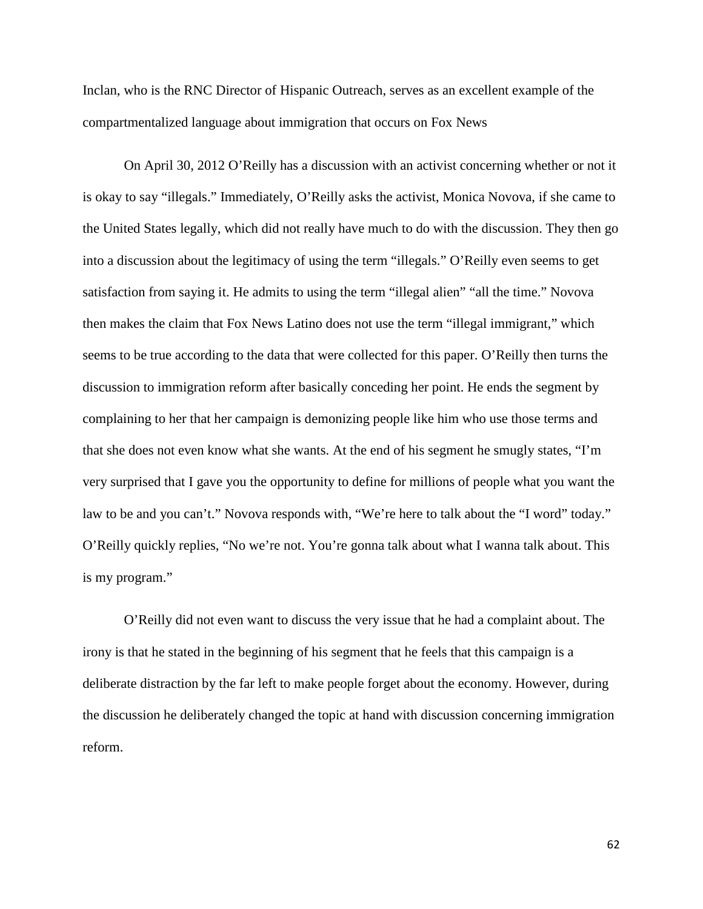Inclan, who is the RNC Director of Hispanic Outreach, serves as an excellent example of the compartmentalized language about immigration that occurs on Fox News

On April 30, 2012 O'Reilly has a discussion with an activist concerning whether or not it is okay to say "illegals." Immediately, O'Reilly asks the activist, Monica Novova, if she came to the United States legally, which did not really have much to do with the discussion. They then go into a discussion about the legitimacy of using the term "illegals." O'Reilly even seems to get satisfaction from saying it. He admits to using the term "illegal alien" "all the time." Novova then makes the claim that Fox News Latino does not use the term "illegal immigrant," which seems to be true according to the data that were collected for this paper. O'Reilly then turns the discussion to immigration reform after basically conceding her point. He ends the segment by complaining to her that her campaign is demonizing people like him who use those terms and that she does not even know what she wants. At the end of his segment he smugly states, "I'm very surprised that I gave you the opportunity to define for millions of people what you want the law to be and you can't." Novova responds with, "We're here to talk about the "I word" today." O'Reilly quickly replies, "No we're not. You're gonna talk about what I wanna talk about. This is my program."

O'Reilly did not even want to discuss the very issue that he had a complaint about. The irony is that he stated in the beginning of his segment that he feels that this campaign is a deliberate distraction by the far left to make people forget about the economy. However, during the discussion he deliberately changed the topic at hand with discussion concerning immigration reform.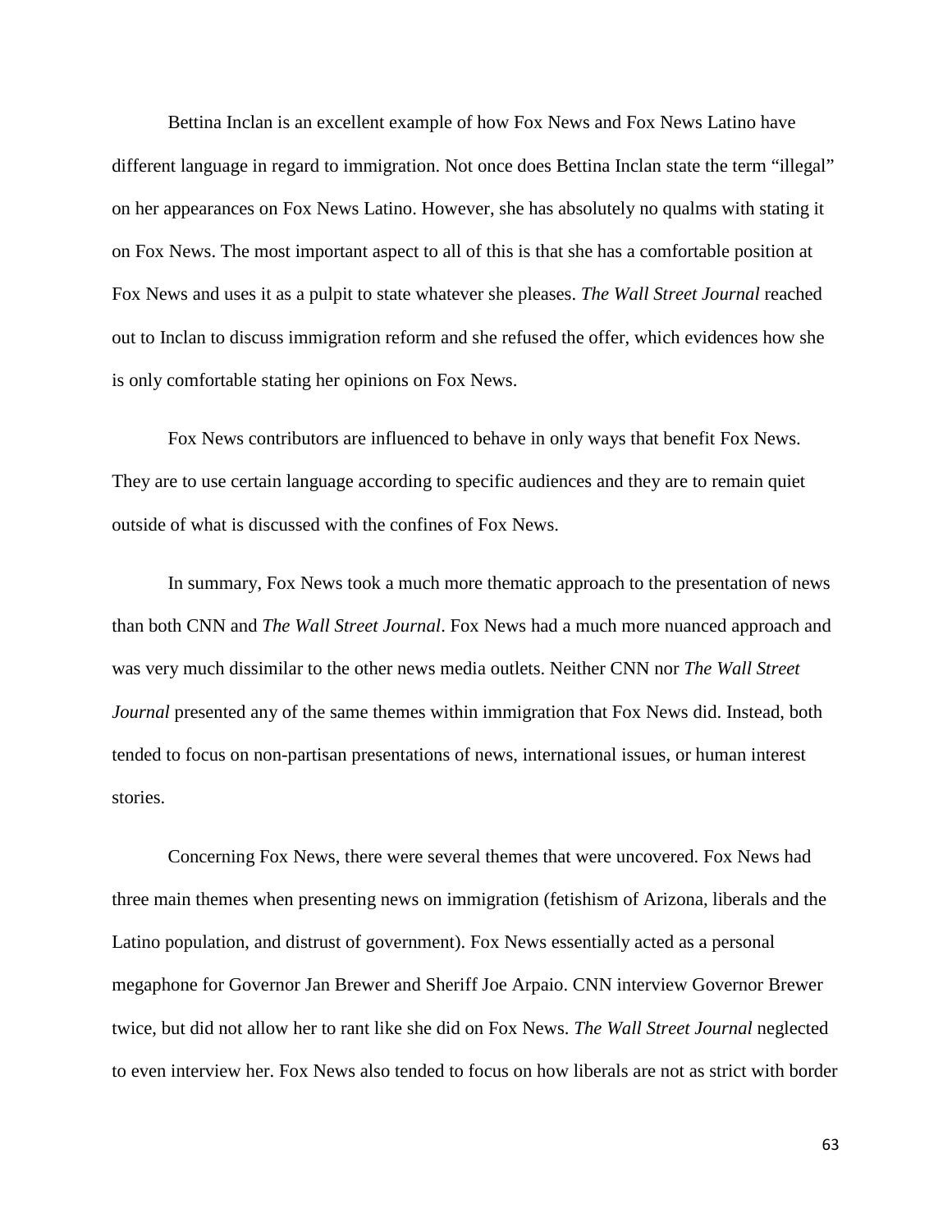Bettina Inclan is an excellent example of how Fox News and Fox News Latino have different language in regard to immigration. Not once does Bettina Inclan state the term "illegal" on her appearances on Fox News Latino. However, she has absolutely no qualms with stating it on Fox News. The most important aspect to all of this is that she has a comfortable position at Fox News and uses it as a pulpit to state whatever she pleases. *The Wall Street Journal* reached out to Inclan to discuss immigration reform and she refused the offer, which evidences how she is only comfortable stating her opinions on Fox News.

Fox News contributors are influenced to behave in only ways that benefit Fox News. They are to use certain language according to specific audiences and they are to remain quiet outside of what is discussed with the confines of Fox News.

In summary, Fox News took a much more thematic approach to the presentation of news than both CNN and *The Wall Street Journal*. Fox News had a much more nuanced approach and was very much dissimilar to the other news media outlets. Neither CNN nor *The Wall Street Journal* presented any of the same themes within immigration that Fox News did. Instead, both tended to focus on non-partisan presentations of news, international issues, or human interest stories.

Concerning Fox News, there were several themes that were uncovered. Fox News had three main themes when presenting news on immigration (fetishism of Arizona, liberals and the Latino population, and distrust of government). Fox News essentially acted as a personal megaphone for Governor Jan Brewer and Sheriff Joe Arpaio. CNN interview Governor Brewer twice, but did not allow her to rant like she did on Fox News. *The Wall Street Journal* neglected to even interview her. Fox News also tended to focus on how liberals are not as strict with border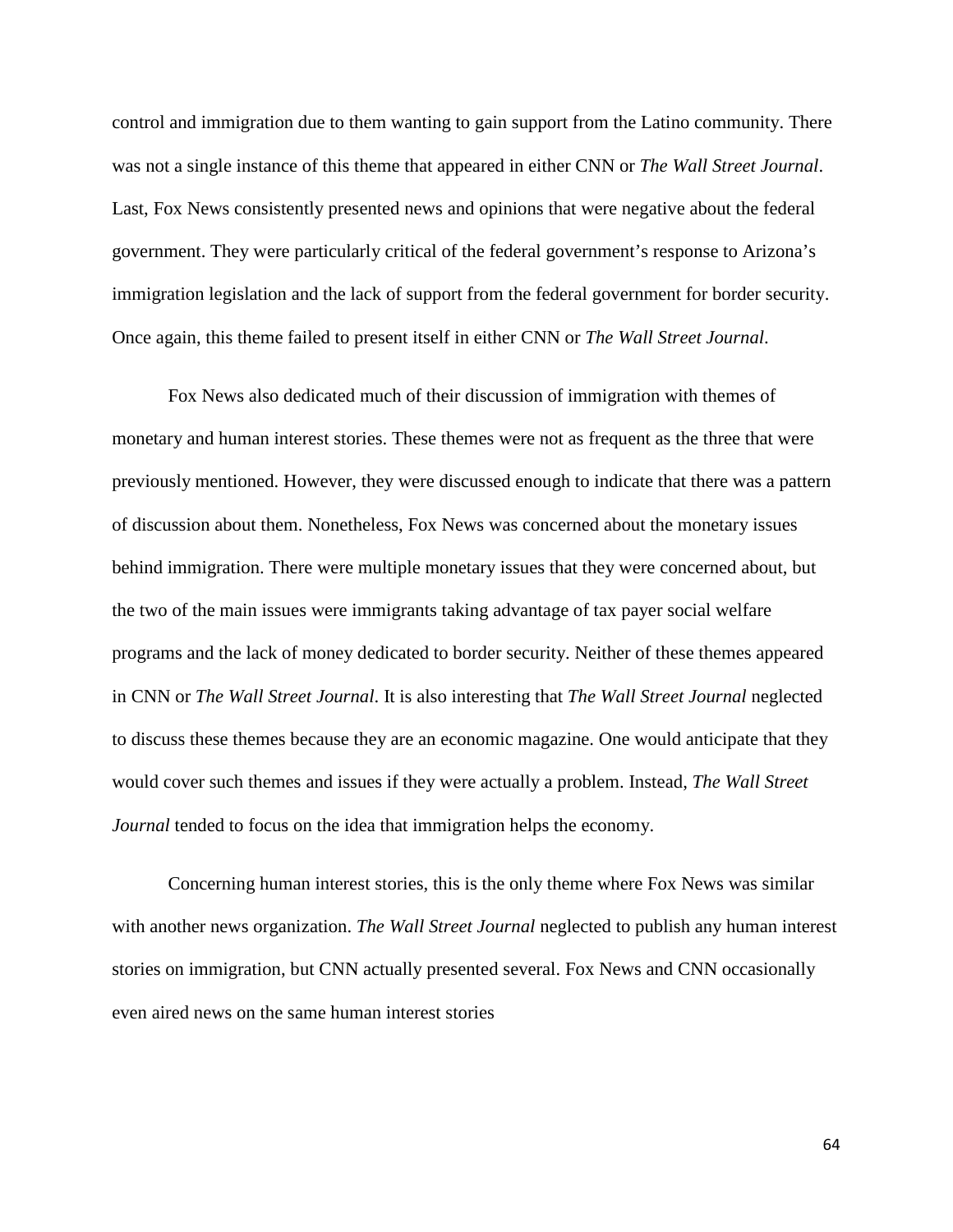control and immigration due to them wanting to gain support from the Latino community. There was not a single instance of this theme that appeared in either CNN or *The Wall Street Journal*. Last, Fox News consistently presented news and opinions that were negative about the federal government. They were particularly critical of the federal government's response to Arizona's immigration legislation and the lack of support from the federal government for border security. Once again, this theme failed to present itself in either CNN or *The Wall Street Journal*.

Fox News also dedicated much of their discussion of immigration with themes of monetary and human interest stories. These themes were not as frequent as the three that were previously mentioned. However, they were discussed enough to indicate that there was a pattern of discussion about them. Nonetheless, Fox News was concerned about the monetary issues behind immigration. There were multiple monetary issues that they were concerned about, but the two of the main issues were immigrants taking advantage of tax payer social welfare programs and the lack of money dedicated to border security. Neither of these themes appeared in CNN or *The Wall Street Journal*. It is also interesting that *The Wall Street Journal* neglected to discuss these themes because they are an economic magazine. One would anticipate that they would cover such themes and issues if they were actually a problem. Instead, *The Wall Street Journal* tended to focus on the idea that immigration helps the economy.

Concerning human interest stories, this is the only theme where Fox News was similar with another news organization. *The Wall Street Journal* neglected to publish any human interest stories on immigration, but CNN actually presented several. Fox News and CNN occasionally even aired news on the same human interest stories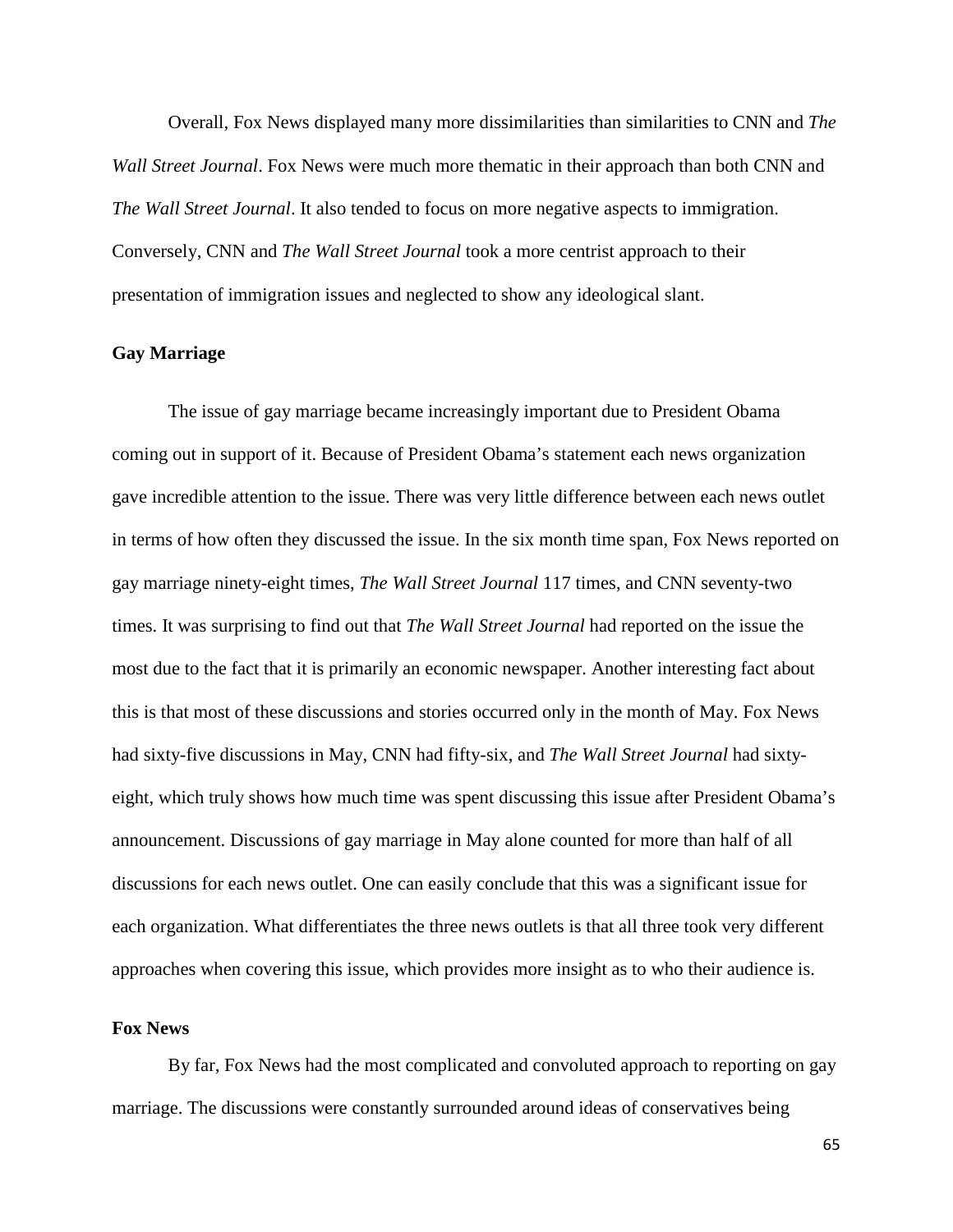Overall, Fox News displayed many more dissimilarities than similarities to CNN and *The Wall Street Journal*. Fox News were much more thematic in their approach than both CNN and *The Wall Street Journal*. It also tended to focus on more negative aspects to immigration. Conversely, CNN and *The Wall Street Journal* took a more centrist approach to their presentation of immigration issues and neglected to show any ideological slant.

**Gay Marriage**

The issue of gay marriage became increasingly important due to President Obama coming out in support of it. Because of President Obama's statement each news organization gave incredible attention to the issue. There was very little difference between each news outlet in terms of how often they discussed the issue. In the six month time span, Fox News reported on gay marriage ninety-eight times, *The Wall Street Journal* 117 times, and CNN seventy-two times. It was surprising to find out that *The Wall Street Journal* had reported on the issue the most due to the fact that it is primarily an economic newspaper. Another interesting fact about this is that most of these discussions and stories occurred only in the month of May. Fox News had sixty-five discussions in May, CNN had fifty-six, and *The Wall Street Journal* had sixty-eight, which truly shows how much time was spent discussing this issue after President Obama's announcement. Discussions of gay marriage in May alone counted for more than half of all discussions for each news outlet. One can easily conclude that this was a significant issue for each organization. What differentiates the three news outlets is that all three took very different approaches when covering this issue, which provides more insight as to who their audience is.

**Fox News**

By far, Fox News had the most complicated and convoluted approach to reporting on gay marriage. The discussions were constantly surrounded around ideas of conservatives being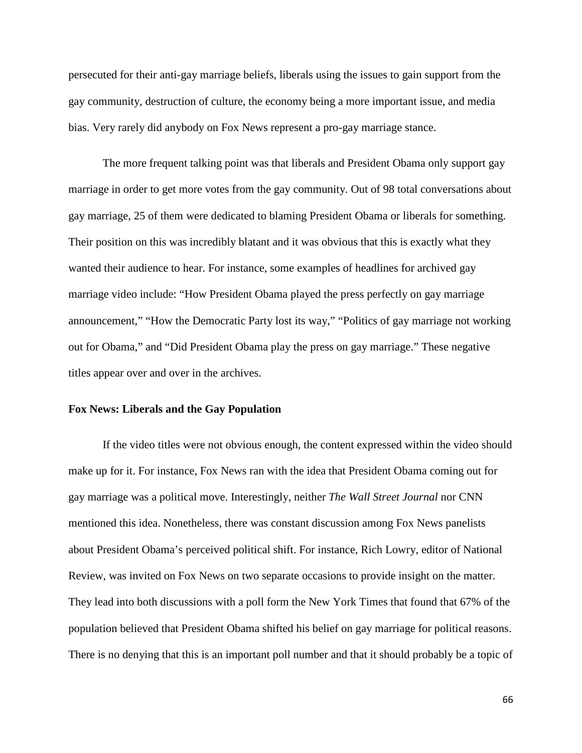persecuted for their anti-gay marriage beliefs, liberals using the issues to gain support from the gay community, destruction of culture, the economy being a more important issue, and media bias. Very rarely did anybody on Fox News represent a pro-gay marriage stance.

The more frequent talking point was that liberals and President Obama only support gay marriage in order to get more votes from the gay community. Out of 98 total conversations about gay marriage, 25 of them were dedicated to blaming President Obama or liberals for something. Their position on this was incredibly blatant and it was obvious that this is exactly what they wanted their audience to hear. For instance, some examples of headlines for archived gay marriage video include: "How President Obama played the press perfectly on gay marriage announcement," "How the Democratic Party lost its way," "Politics of gay marriage not working out for Obama," and "Did President Obama play the press on gay marriage." These negative titles appear over and over in the archives.

**Fox News: Liberals and the Gay Population**

If the video titles were not obvious enough, the content expressed within the video should make up for it. For instance, Fox News ran with the idea that President Obama coming out for gay marriage was a political move. Interestingly, neither *The Wall Street Journal* nor CNN mentioned this idea. Nonetheless, there was constant discussion among Fox News panelists about President Obama's perceived political shift. For instance, Rich Lowry, editor of National Review, was invited on Fox News on two separate occasions to provide insight on the matter. They lead into both discussions with a poll form the New York Times that found that 67% of the population believed that President Obama shifted his belief on gay marriage for political reasons. There is no denying that this is an important poll number and that it should probably be a topic of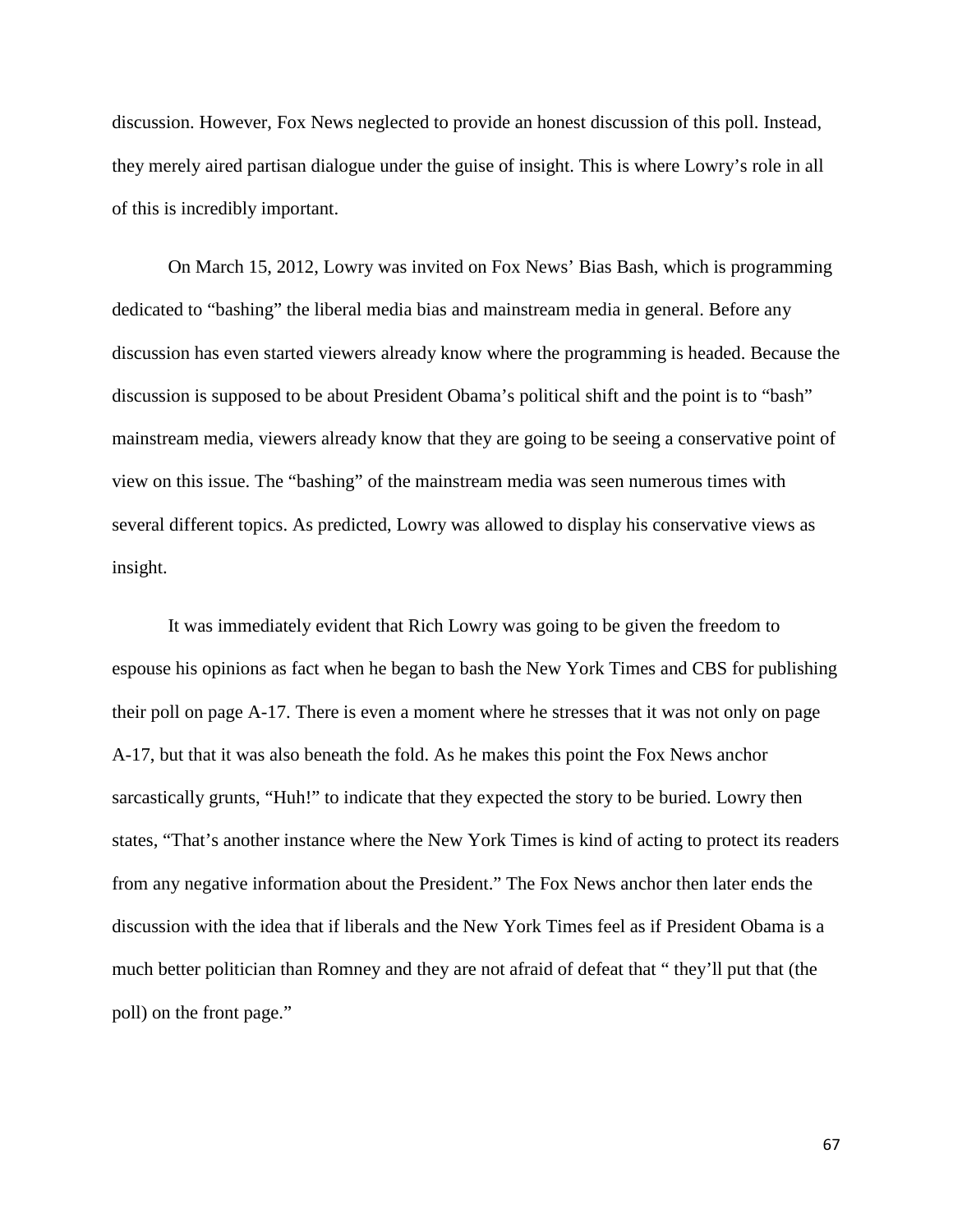discussion. However, Fox News neglected to provide an honest discussion of this poll. Instead, they merely aired partisan dialogue under the guise of insight. This is where Lowry's role in all of this is incredibly important.

On March 15, 2012, Lowry was invited on Fox News' Bias Bash, which is programming dedicated to "bashing" the liberal media bias and mainstream media in general. Before any discussion has even started viewers already know where the programming is headed. Because the discussion is supposed to be about President Obama's political shift and the point is to "bash" mainstream media, viewers already know that they are going to be seeing a conservative point of view on this issue. The "bashing" of the mainstream media was seen numerous times with several different topics. As predicted, Lowry was allowed to display his conservative views as insight.

It was immediately evident that Rich Lowry was going to be given the freedom to espouse his opinions as fact when he began to bash the New York Times and CBS for publishing their poll on page A-17. There is even a moment where he stresses that it was not only on page A-17, but that it was also beneath the fold. As he makes this point the Fox News anchor sarcastically grunts, "Huh!" to indicate that they expected the story to be buried. Lowry then states, "That's another instance where the New York Times is kind of acting to protect its readers from any negative information about the President." The Fox News anchor then later ends the discussion with the idea that if liberals and the New York Times feel as if President Obama is a much better politician than Romney and they are not afraid of defeat that " they'll put that (the poll) on the front page."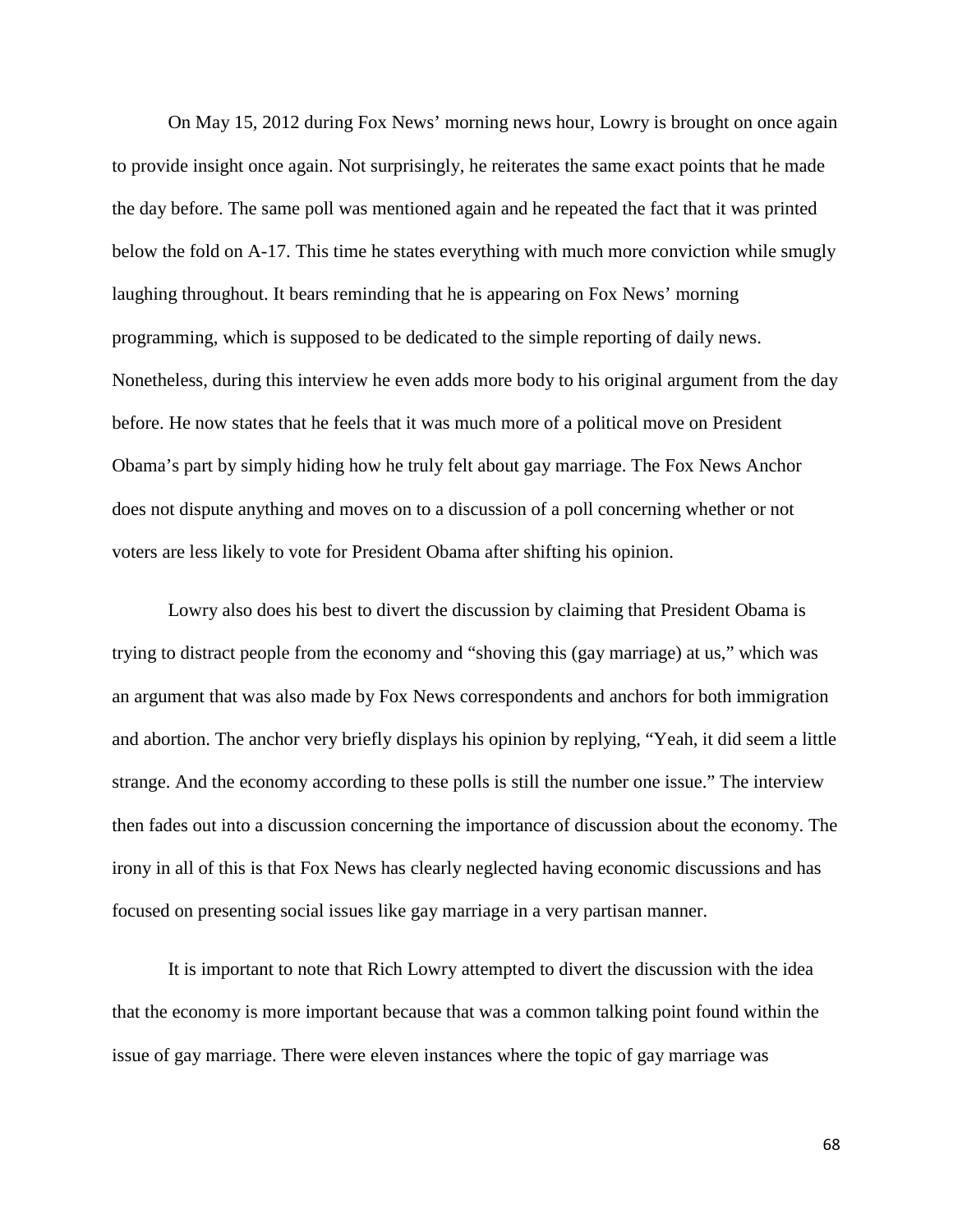On May 15, 2012 during Fox News' morning news hour, Lowry is brought on once again to provide insight once again. Not surprisingly, he reiterates the same exact points that he made the day before. The same poll was mentioned again and he repeated the fact that it was printed below the fold on A-17. This time he states everything with much more conviction while smugly laughing throughout. It bears reminding that he is appearing on Fox News' morning programming, which is supposed to be dedicated to the simple reporting of daily news. Nonetheless, during this interview he even adds more body to his original argument from the day before. He now states that he feels that it was much more of a political move on President Obama's part by simply hiding how he truly felt about gay marriage. The Fox News Anchor does not dispute anything and moves on to a discussion of a poll concerning whether or not voters are less likely to vote for President Obama after shifting his opinion.

Lowry also does his best to divert the discussion by claiming that President Obama is trying to distract people from the economy and "shoving this (gay marriage) at us," which was an argument that was also made by Fox News correspondents and anchors for both immigration and abortion. The anchor very briefly displays his opinion by replying, "Yeah, it did seem a little strange. And the economy according to these polls is still the number one issue." The interview then fades out into a discussion concerning the importance of discussion about the economy. The irony in all of this is that Fox News has clearly neglected having economic discussions and has focused on presenting social issues like gay marriage in a very partisan manner.

It is important to note that Rich Lowry attempted to divert the discussion with the idea that the economy is more important because that was a common talking point found within the issue of gay marriage. There were eleven instances where the topic of gay marriage was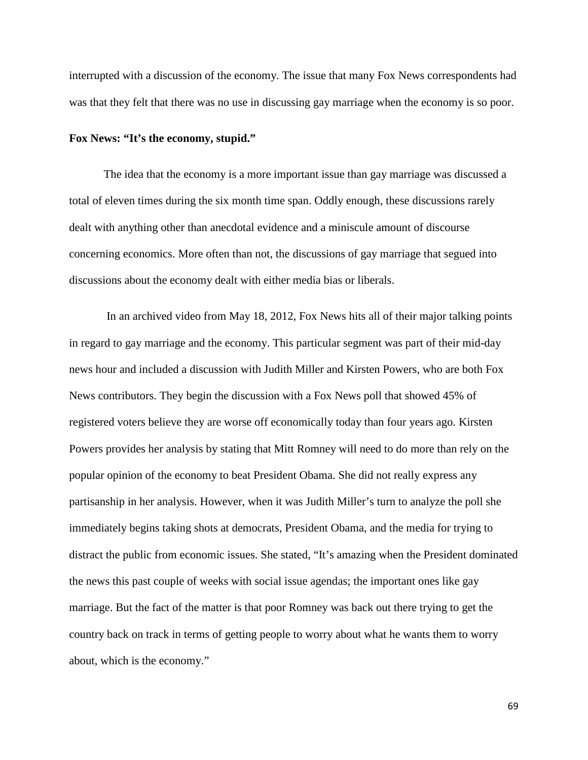interrupted with a discussion of the economy. The issue that many Fox News correspondents had was that they felt that there was no use in discussing gay marriage when the economy is so poor.

**Fox News: "It's the economy, stupid."**

The idea that the economy is a more important issue than gay marriage was discussed a total of eleven times during the six month time span. Oddly enough, these discussions rarely dealt with anything other than anecdotal evidence and a miniscule amount of discourse concerning economics. More often than not, the discussions of gay marriage that segued into discussions about the economy dealt with either media bias or liberals.

In an archived video from May 18, 2012, Fox News hits all of their major talking points in regard to gay marriage and the economy. This particular segment was part of their mid-day news hour and included a discussion with Judith Miller and Kirsten Powers, who are both Fox News contributors. They begin the discussion with a Fox News poll that showed 45% of registered voters believe they are worse off economically today than four years ago. Kirsten Powers provides her analysis by stating that Mitt Romney will need to do more than rely on the popular opinion of the economy to beat President Obama. She did not really express any partisanship in her analysis. However, when it was Judith Miller's turn to analyze the poll she immediately begins taking shots at democrats, President Obama, and the media for trying to distract the public from economic issues. She stated, "It's amazing when the President dominated the news this past couple of weeks with social issue agendas; the important ones like gay marriage. But the fact of the matter is that poor Romney was back out there trying to get the country back on track in terms of getting people to worry about what he wants them to worry about, which is the economy."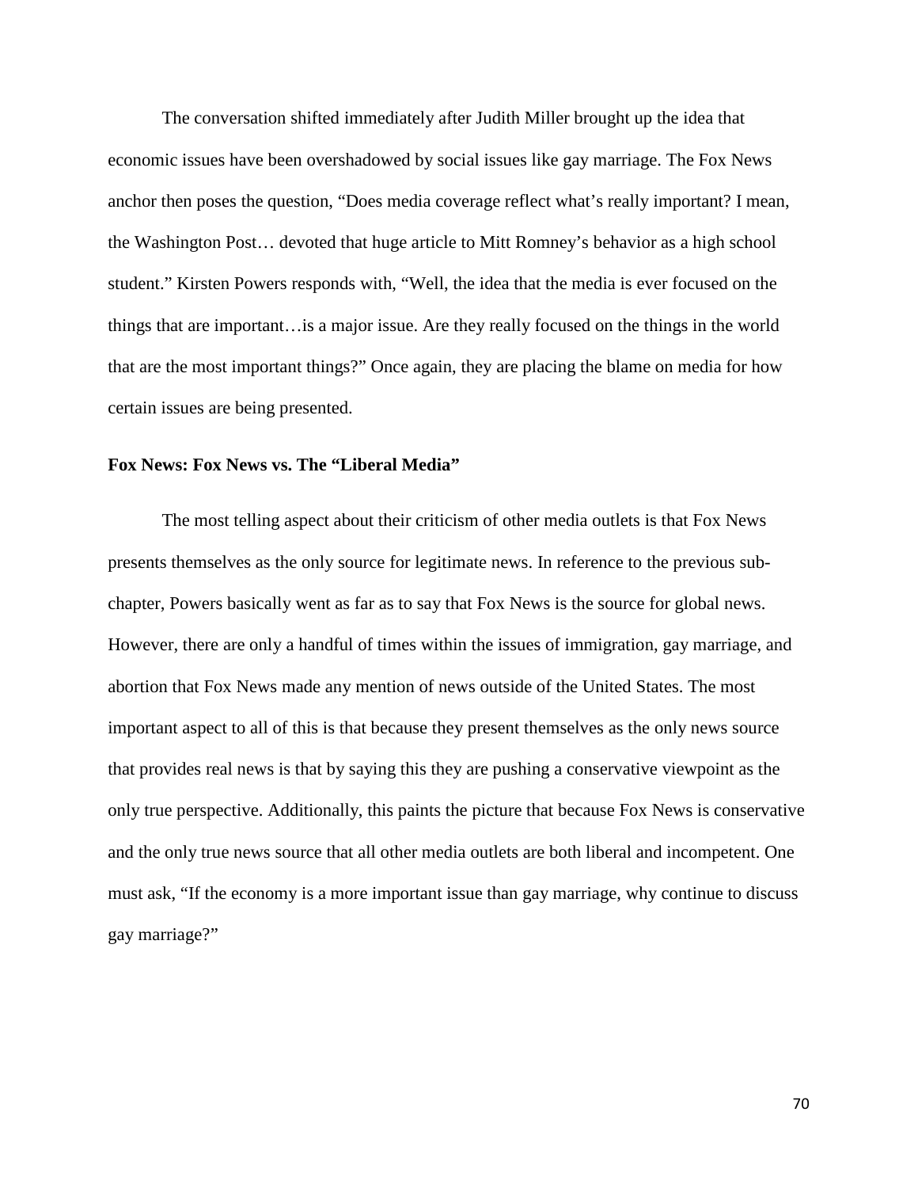The conversation shifted immediately after Judith Miller brought up the idea that economic issues have been overshadowed by social issues like gay marriage. The Fox News anchor then poses the question, "Does media coverage reflect what's really important? I mean, the Washington Post… devoted that huge article to Mitt Romney's behavior as a high school student." Kirsten Powers responds with, "Well, the idea that the media is ever focused on the things that are important…is a major issue. Are they really focused on the things in the world that are the most important things?" Once again, they are placing the blame on media for how certain issues are being presented.

**Fox News: Fox News vs. The "Liberal Media"**

The most telling aspect about their criticism of other media outlets is that Fox News presents themselves as the only source for legitimate news. In reference to the previous sub-chapter, Powers basically went as far as to say that Fox News is the source for global news. However, there are only a handful of times within the issues of immigration, gay marriage, and abortion that Fox News made any mention of news outside of the United States. The most important aspect to all of this is that because they present themselves as the only news source that provides real news is that by saying this they are pushing a conservative viewpoint as the only true perspective. Additionally, this paints the picture that because Fox News is conservative and the only true news source that all other media outlets are both liberal and incompetent. One must ask, "If the economy is a more important issue than gay marriage, why continue to discuss gay marriage?"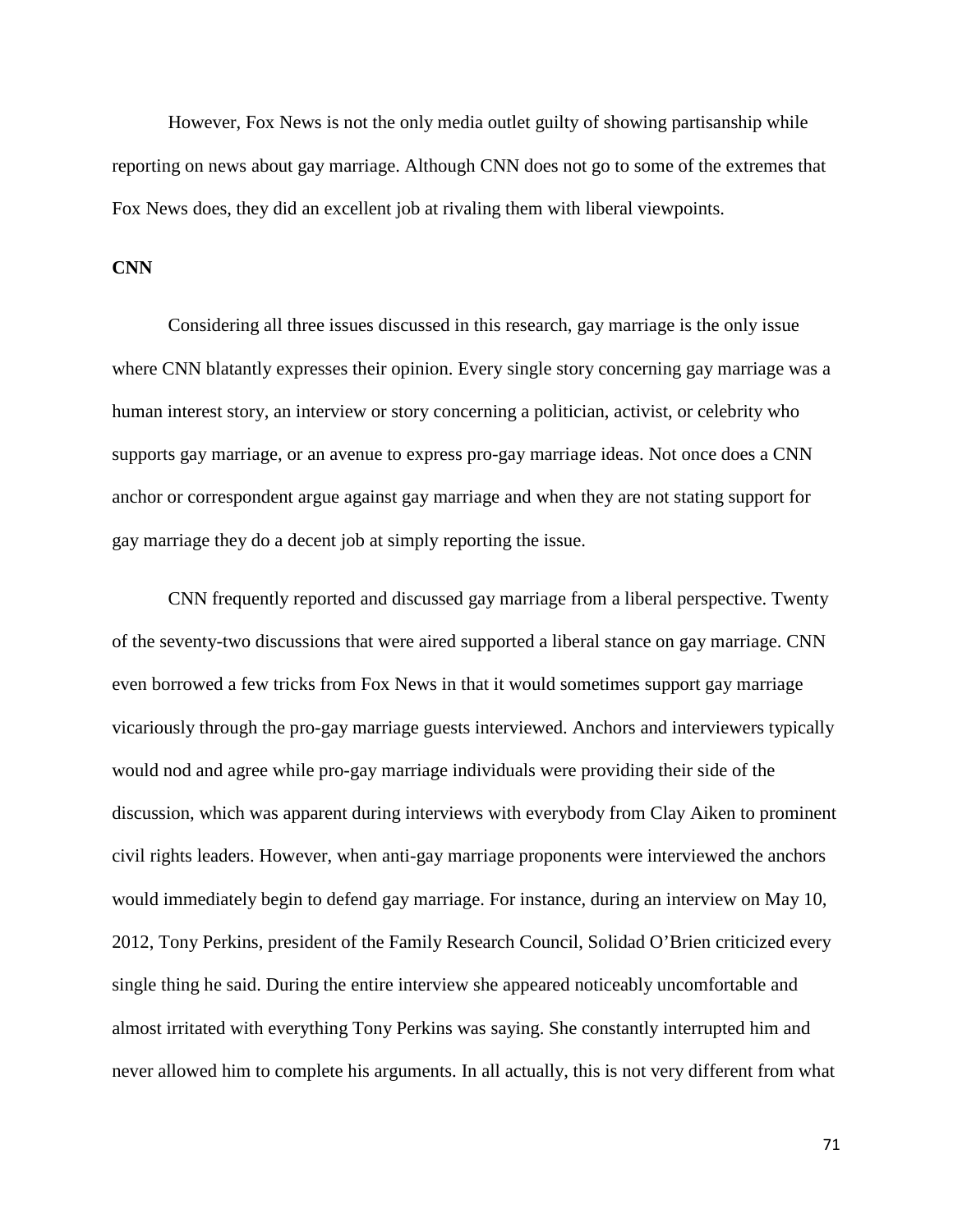However, Fox News is not the only media outlet guilty of showing partisanship while reporting on news about gay marriage. Although CNN does not go to some of the extremes that Fox News does, they did an excellent job at rivaling them with liberal viewpoints.

**CNN**

Considering all three issues discussed in this research, gay marriage is the only issue where CNN blatantly expresses their opinion. Every single story concerning gay marriage was a human interest story, an interview or story concerning a politician, activist, or celebrity who supports gay marriage, or an avenue to express pro-gay marriage ideas. Not once does a CNN anchor or correspondent argue against gay marriage and when they are not stating support for gay marriage they do a decent job at simply reporting the issue.

CNN frequently reported and discussed gay marriage from a liberal perspective. Twenty of the seventy-two discussions that were aired supported a liberal stance on gay marriage. CNN even borrowed a few tricks from Fox News in that it would sometimes support gay marriage vicariously through the pro-gay marriage guests interviewed. Anchors and interviewers typically would nod and agree while pro-gay marriage individuals were providing their side of the discussion, which was apparent during interviews with everybody from Clay Aiken to prominent civil rights leaders. However, when anti-gay marriage proponents were interviewed the anchors would immediately begin to defend gay marriage. For instance, during an interview on May 10, 2012, Tony Perkins, president of the Family Research Council, Solidad O'Brien criticized every single thing he said. During the entire interview she appeared noticeably uncomfortable and almost irritated with everything Tony Perkins was saying. She constantly interrupted him and never allowed him to complete his arguments. In all actually, this is not very different from what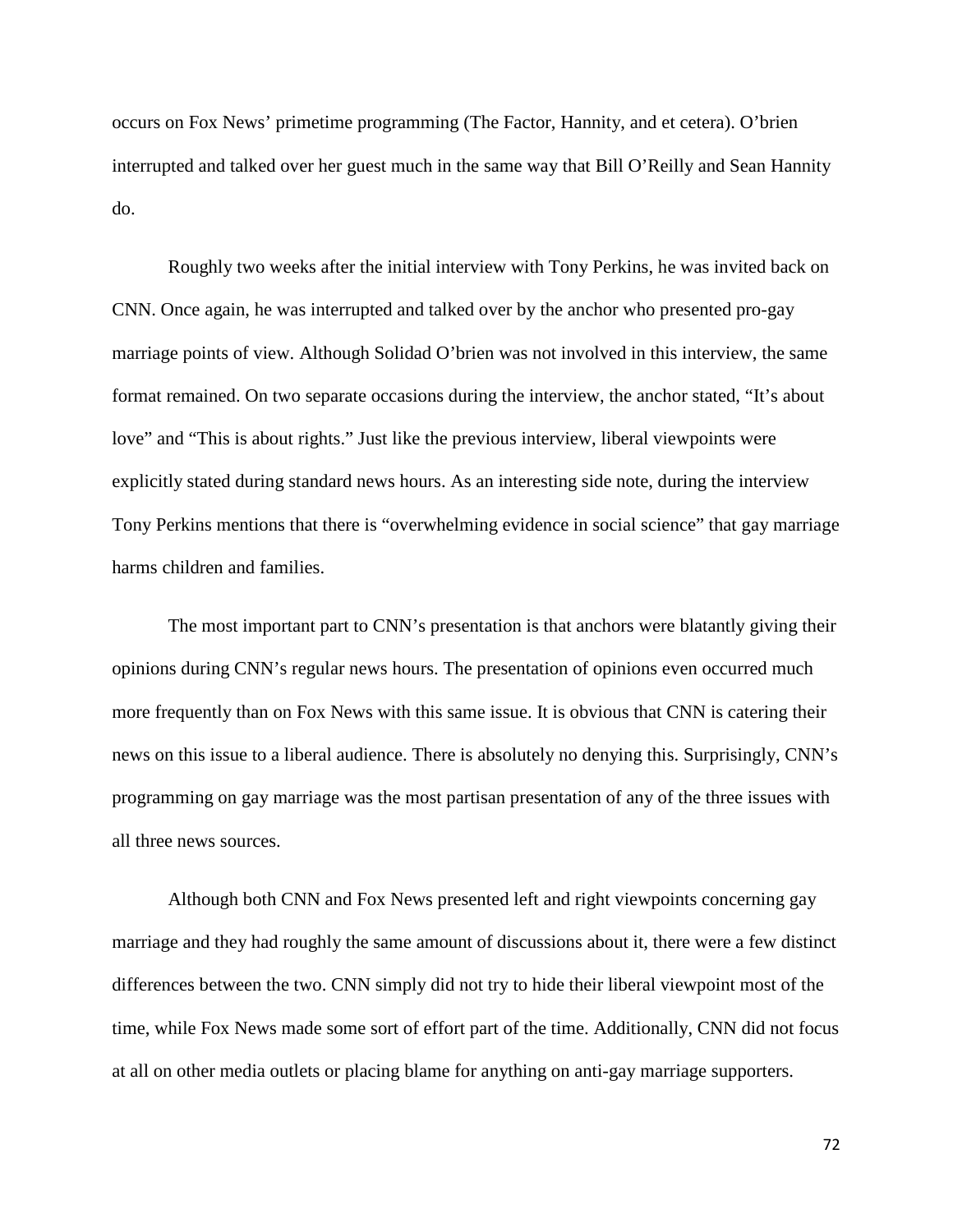occurs on Fox News' primetime programming (The Factor, Hannity, and et cetera). O'brien interrupted and talked over her guest much in the same way that Bill O'Reilly and Sean Hannity do.

Roughly two weeks after the initial interview with Tony Perkins, he was invited back on CNN. Once again, he was interrupted and talked over by the anchor who presented pro-gay marriage points of view. Although Solidad O'brien was not involved in this interview, the same format remained. On two separate occasions during the interview, the anchor stated, "It's about love" and "This is about rights." Just like the previous interview, liberal viewpoints were explicitly stated during standard news hours. As an interesting side note, during the interview Tony Perkins mentions that there is "overwhelming evidence in social science" that gay marriage harms children and families.

The most important part to CNN's presentation is that anchors were blatantly giving their opinions during CNN's regular news hours. The presentation of opinions even occurred much more frequently than on Fox News with this same issue. It is obvious that CNN is catering their news on this issue to a liberal audience. There is absolutely no denying this. Surprisingly, CNN's programming on gay marriage was the most partisan presentation of any of the three issues with all three news sources.

Although both CNN and Fox News presented left and right viewpoints concerning gay marriage and they had roughly the same amount of discussions about it, there were a few distinct differences between the two. CNN simply did not try to hide their liberal viewpoint most of the time, while Fox News made some sort of effort part of the time. Additionally, CNN did not focus at all on other media outlets or placing blame for anything on anti-gay marriage supporters.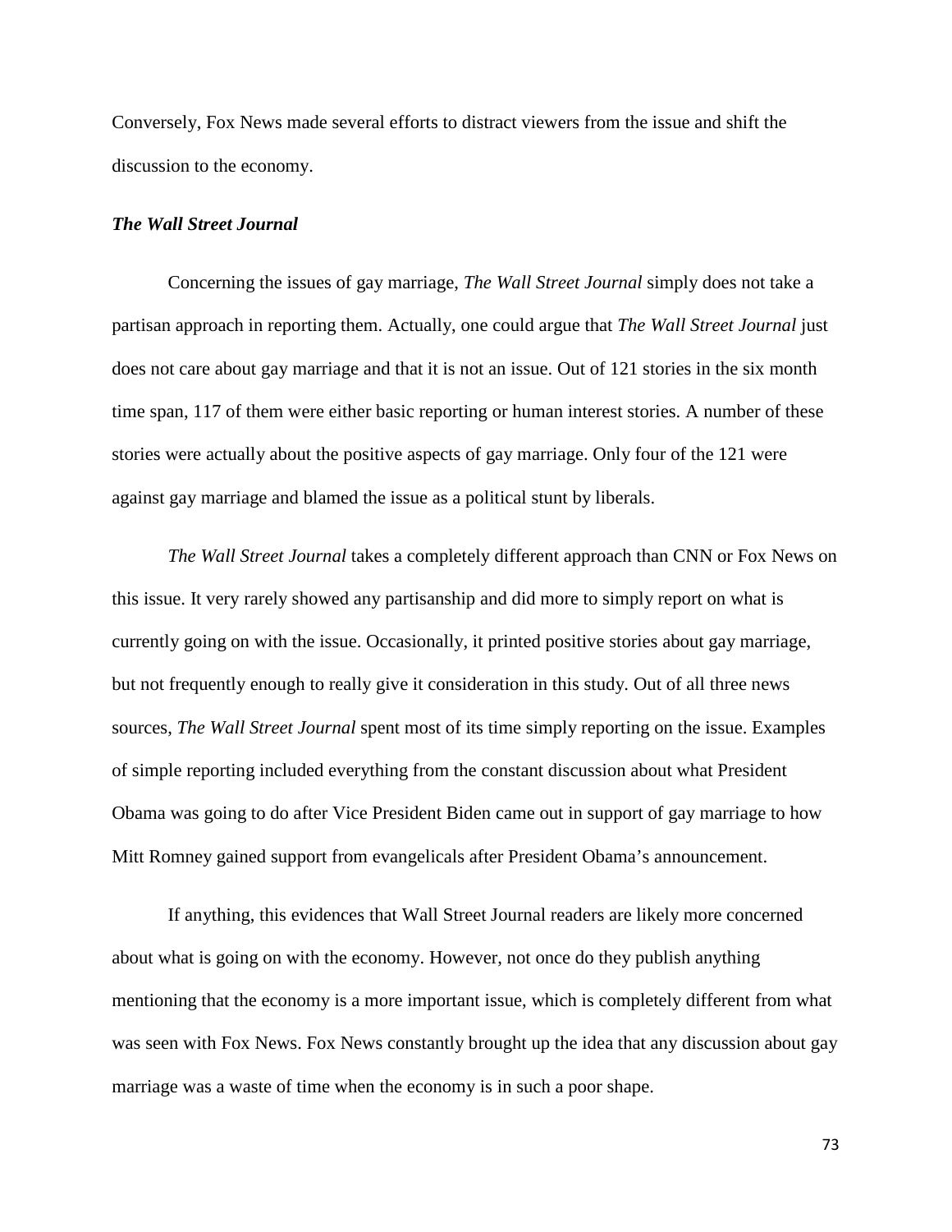Conversely, Fox News made several efforts to distract viewers from the issue and shift the discussion to the economy.

### *The Wall Street Journal*

Concerning the issues of gay marriage, *The Wall Street Journal* simply does not take a partisan approach in reporting them. Actually, one could argue that *The Wall Street Journal* just does not care about gay marriage and that it is not an issue. Out of 121 stories in the six month time span, 117 of them were either basic reporting or human interest stories. A number of these stories were actually about the positive aspects of gay marriage. Only four of the 121 were against gay marriage and blamed the issue as a political stunt by liberals.

*The Wall Street Journal* takes a completely different approach than CNN or Fox News on this issue. It very rarely showed any partisanship and did more to simply report on what is currently going on with the issue. Occasionally, it printed positive stories about gay marriage, but not frequently enough to really give it consideration in this study. Out of all three news sources, *The Wall Street Journal* spent most of its time simply reporting on the issue. Examples of simple reporting included everything from the constant discussion about what President Obama was going to do after Vice President Biden came out in support of gay marriage to how Mitt Romney gained support from evangelicals after President Obama's announcement.

If anything, this evidences that Wall Street Journal readers are likely more concerned about what is going on with the economy. However, not once do they publish anything mentioning that the economy is a more important issue, which is completely different from what was seen with Fox News. Fox News constantly brought up the idea that any discussion about gay marriage was a waste of time when the economy is in such a poor shape.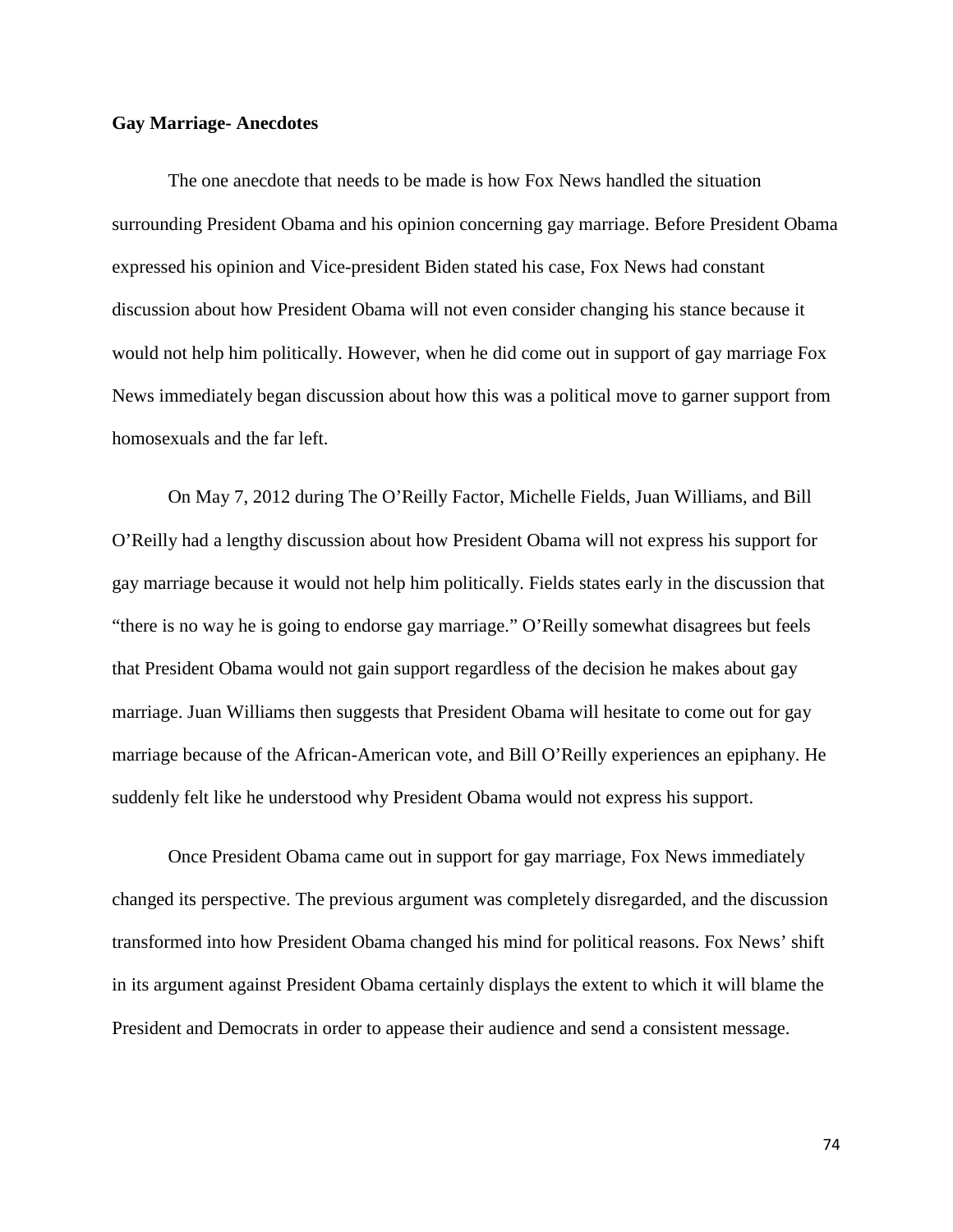**Gay Marriage- Anecdotes**

The one anecdote that needs to be made is how Fox News handled the situation surrounding President Obama and his opinion concerning gay marriage. Before President Obama expressed his opinion and Vice-president Biden stated his case, Fox News had constant discussion about how President Obama will not even consider changing his stance because it would not help him politically. However, when he did come out in support of gay marriage Fox News immediately began discussion about how this was a political move to garner support from homosexuals and the far left.

On May 7, 2012 during The O'Reilly Factor, Michelle Fields, Juan Williams, and Bill O'Reilly had a lengthy discussion about how President Obama will not express his support for gay marriage because it would not help him politically. Fields states early in the discussion that "there is no way he is going to endorse gay marriage." O'Reilly somewhat disagrees but feels that President Obama would not gain support regardless of the decision he makes about gay marriage. Juan Williams then suggests that President Obama will hesitate to come out for gay marriage because of the African-American vote, and Bill O'Reilly experiences an epiphany. He suddenly felt like he understood why President Obama would not express his support.

Once President Obama came out in support for gay marriage, Fox News immediately changed its perspective. The previous argument was completely disregarded, and the discussion transformed into how President Obama changed his mind for political reasons. Fox News' shift in its argument against President Obama certainly displays the extent to which it will blame the President and Democrats in order to appease their audience and send a consistent message.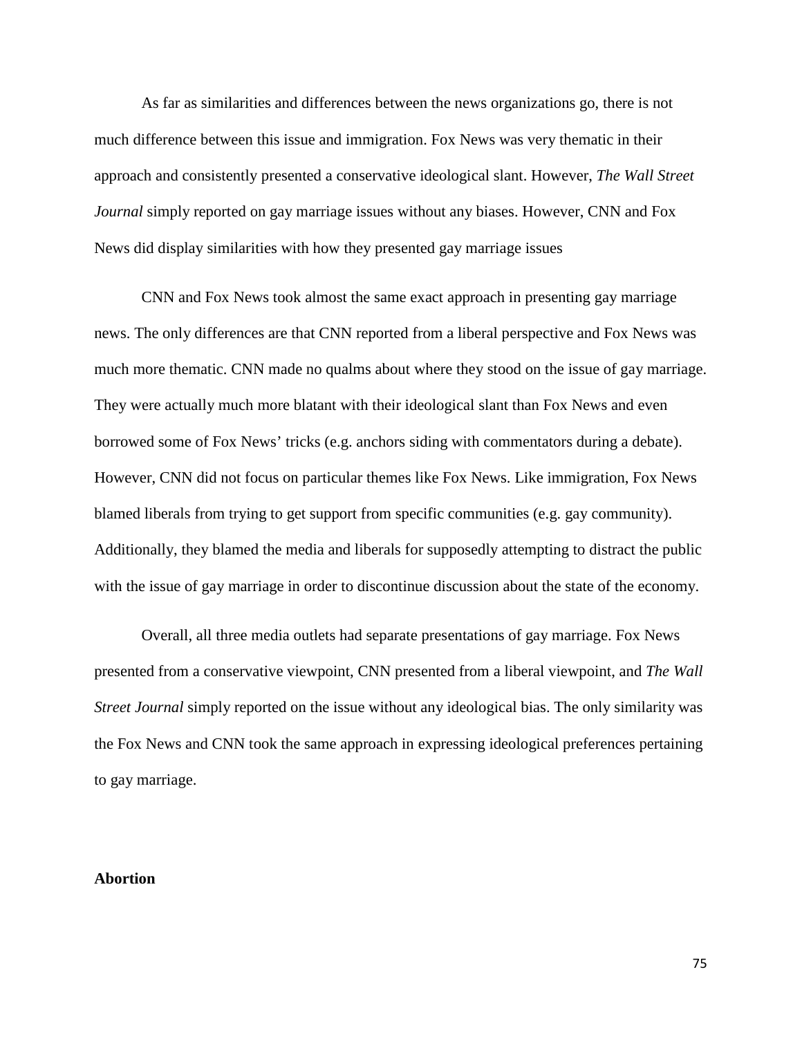As far as similarities and differences between the news organizations go, there is not much difference between this issue and immigration. Fox News was very thematic in their approach and consistently presented a conservative ideological slant. However, *The Wall Street Journal* simply reported on gay marriage issues without any biases. However, CNN and Fox News did display similarities with how they presented gay marriage issues

CNN and Fox News took almost the same exact approach in presenting gay marriage news. The only differences are that CNN reported from a liberal perspective and Fox News was much more thematic. CNN made no qualms about where they stood on the issue of gay marriage. They were actually much more blatant with their ideological slant than Fox News and even borrowed some of Fox News' tricks (e.g. anchors siding with commentators during a debate). However, CNN did not focus on particular themes like Fox News. Like immigration, Fox News blamed liberals from trying to get support from specific communities (e.g. gay community). Additionally, they blamed the media and liberals for supposedly attempting to distract the public with the issue of gay marriage in order to discontinue discussion about the state of the economy.

Overall, all three media outlets had separate presentations of gay marriage. Fox News presented from a conservative viewpoint, CNN presented from a liberal viewpoint, and *The Wall Street Journal* simply reported on the issue without any ideological bias. The only similarity was the Fox News and CNN took the same approach in expressing ideological preferences pertaining to gay marriage.

**Abortion**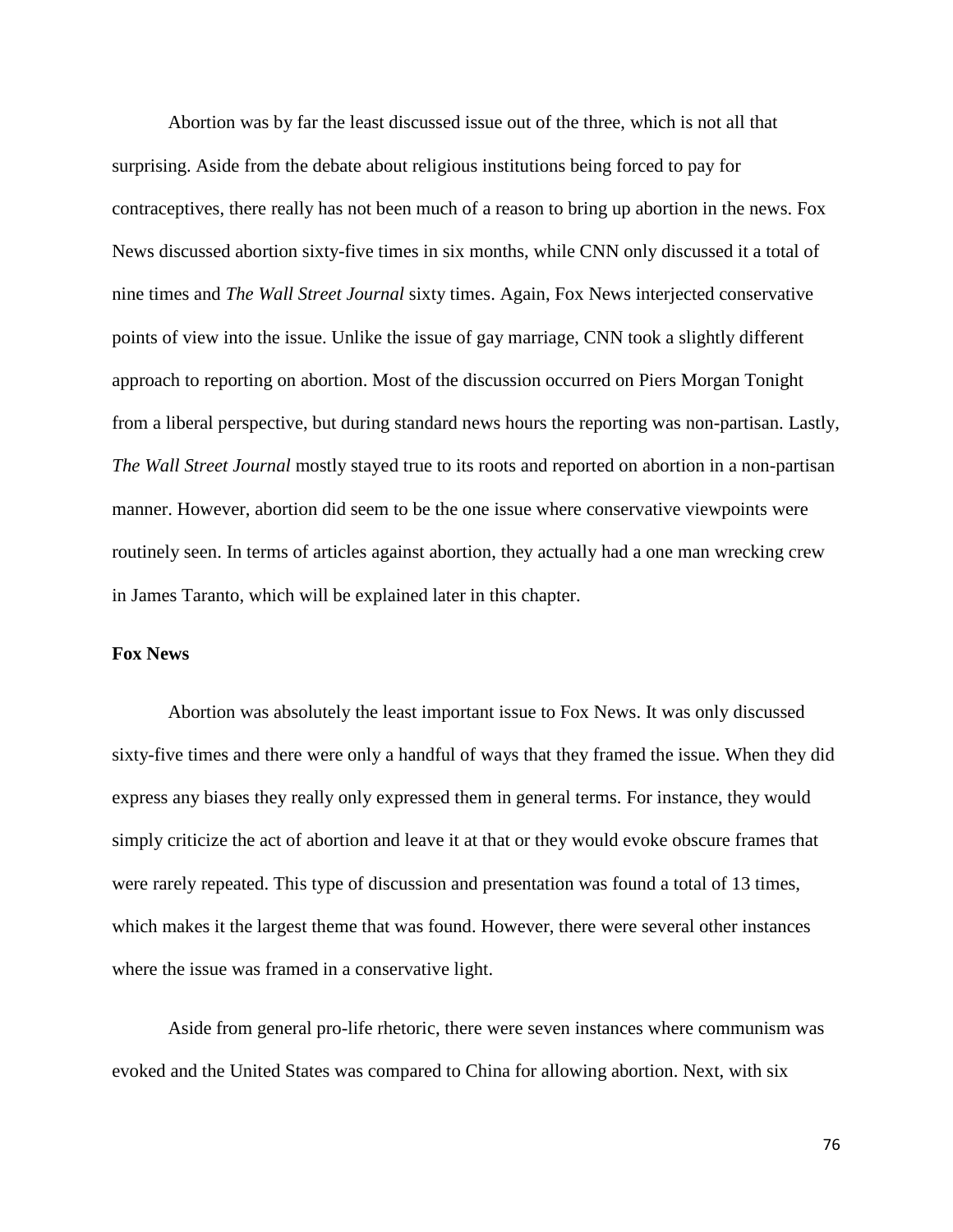Abortion was by far the least discussed issue out of the three, which is not all that surprising. Aside from the debate about religious institutions being forced to pay for contraceptives, there really has not been much of a reason to bring up abortion in the news. Fox News discussed abortion sixty-five times in six months, while CNN only discussed it a total of nine times and *The Wall Street Journal* sixty times. Again, Fox News interjected conservative points of view into the issue. Unlike the issue of gay marriage, CNN took a slightly different approach to reporting on abortion. Most of the discussion occurred on Piers Morgan Tonight from a liberal perspective, but during standard news hours the reporting was non-partisan. Lastly, *The Wall Street Journal* mostly stayed true to its roots and reported on abortion in a non-partisan manner. However, abortion did seem to be the one issue where conservative viewpoints were routinely seen. In terms of articles against abortion, they actually had a one man wrecking crew in James Taranto, which will be explained later in this chapter.

**Fox News**

Abortion was absolutely the least important issue to Fox News. It was only discussed sixty-five times and there were only a handful of ways that they framed the issue. When they did express any biases they really only expressed them in general terms. For instance, they would simply criticize the act of abortion and leave it at that or they would evoke obscure frames that were rarely repeated. This type of discussion and presentation was found a total of 13 times, which makes it the largest theme that was found. However, there were several other instances where the issue was framed in a conservative light.

Aside from general pro-life rhetoric, there were seven instances where communism was evoked and the United States was compared to China for allowing abortion. Next, with six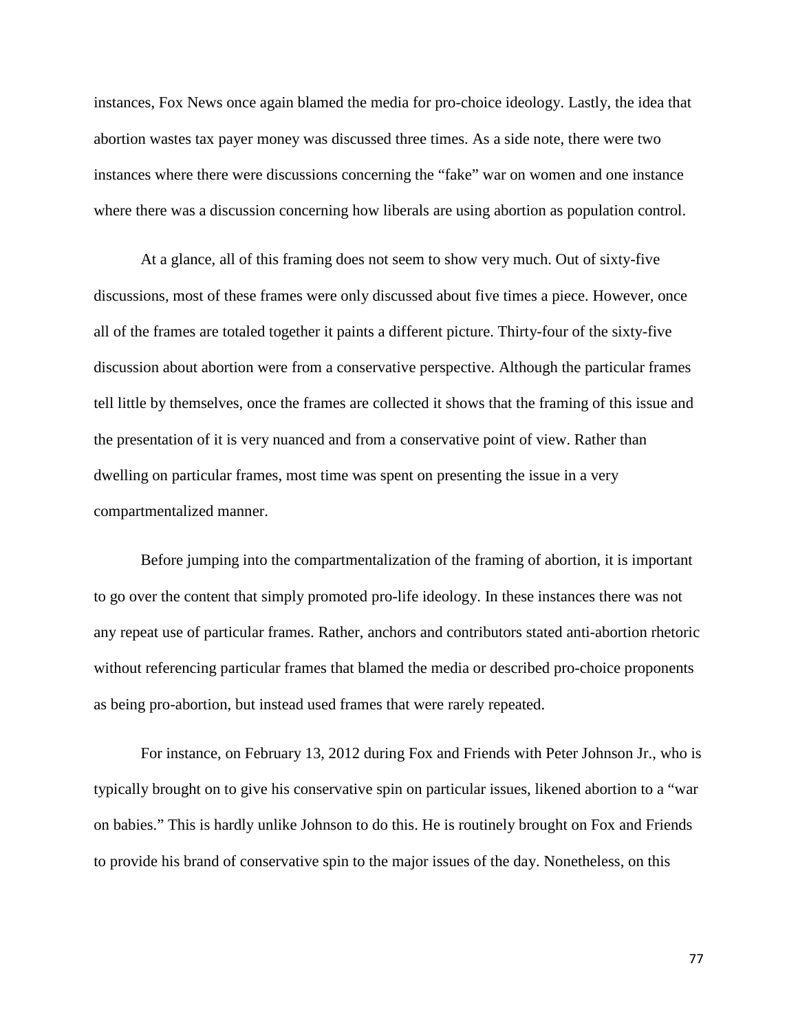instances, Fox News once again blamed the media for pro-choice ideology. Lastly, the idea that abortion wastes tax payer money was discussed three times. As a side note, there were two instances where there were discussions concerning the "fake" war on women and one instance where there was a discussion concerning how liberals are using abortion as population control.

At a glance, all of this framing does not seem to show very much. Out of sixty-five discussions, most of these frames were only discussed about five times a piece. However, once all of the frames are totaled together it paints a different picture. Thirty-four of the sixty-five discussion about abortion were from a conservative perspective. Although the particular frames tell little by themselves, once the frames are collected it shows that the framing of this issue and the presentation of it is very nuanced and from a conservative point of view. Rather than dwelling on particular frames, most time was spent on presenting the issue in a very compartmentalized manner.

Before jumping into the compartmentalization of the framing of abortion, it is important to go over the content that simply promoted pro-life ideology. In these instances there was not any repeat use of particular frames. Rather, anchors and contributors stated anti-abortion rhetoric without referencing particular frames that blamed the media or described pro-choice proponents as being pro-abortion, but instead used frames that were rarely repeated.

For instance, on February 13, 2012 during Fox and Friends with Peter Johnson Jr., who is typically brought on to give his conservative spin on particular issues, likened abortion to a "war on babies." This is hardly unlike Johnson to do this. He is routinely brought on Fox and Friends to provide his brand of conservative spin to the major issues of the day. Nonetheless, on this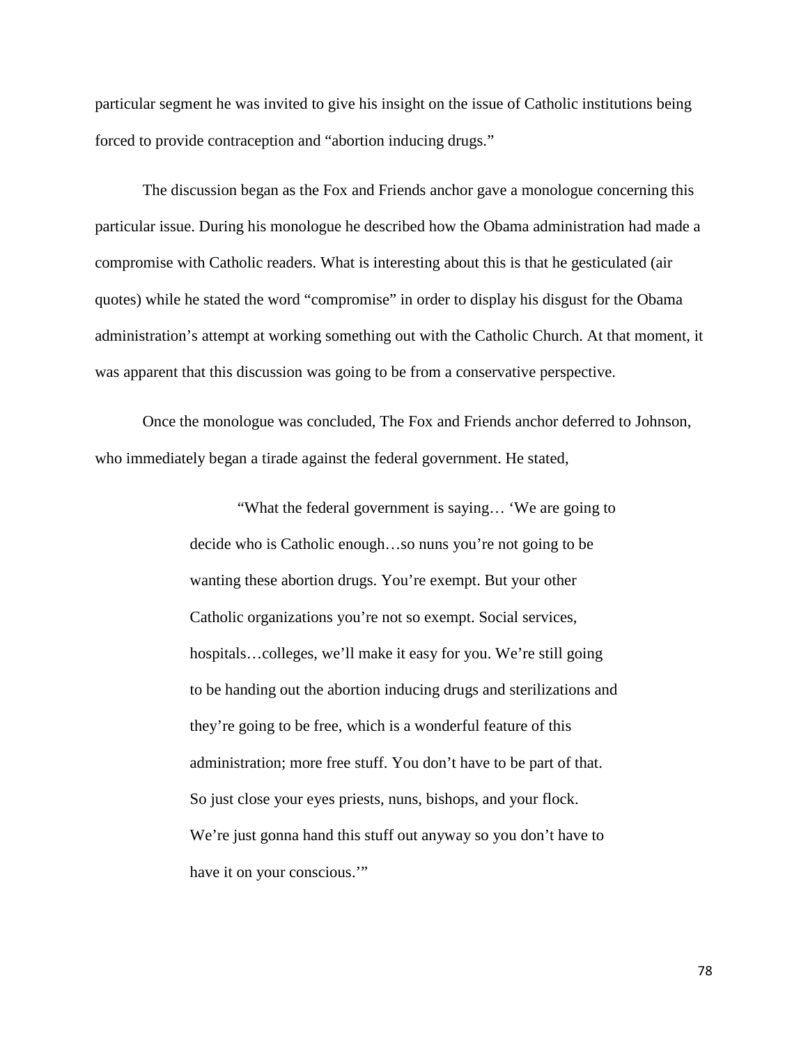particular segment he was invited to give his insight on the issue of Catholic institutions being forced to provide contraception and “abortion inducing drugs.”

The discussion began as the Fox and Friends anchor gave a monologue concerning this particular issue. During his monologue he described how the Obama administration had made a compromise with Catholic readers. What is interesting about this is that he gesticulated (air quotes) while he stated the word “compromise” in order to display his disgust for the Obama administration’s attempt at working something out with the Catholic Church. At that moment, it was apparent that this discussion was going to be from a conservative perspective.

Once the monologue was concluded, The Fox and Friends anchor deferred to Johnson, who immediately began a tirade against the federal government. He stated,

> “What the federal government is saying… ‘We are going to decide who is Catholic enough…so nuns you’re not going to be wanting these abortion drugs. You’re exempt. But your other Catholic organizations you’re not so exempt. Social services, hospitals…colleges, we’ll make it easy for you. We’re still going to be handing out the abortion inducing drugs and sterilizations and they’re going to be free, which is a wonderful feature of this administration; more free stuff. You don’t have to be part of that. So just close your eyes priests, nuns, bishops, and your flock. We’re just gonna hand this stuff out anyway so you don’t have to have it on your conscious.’”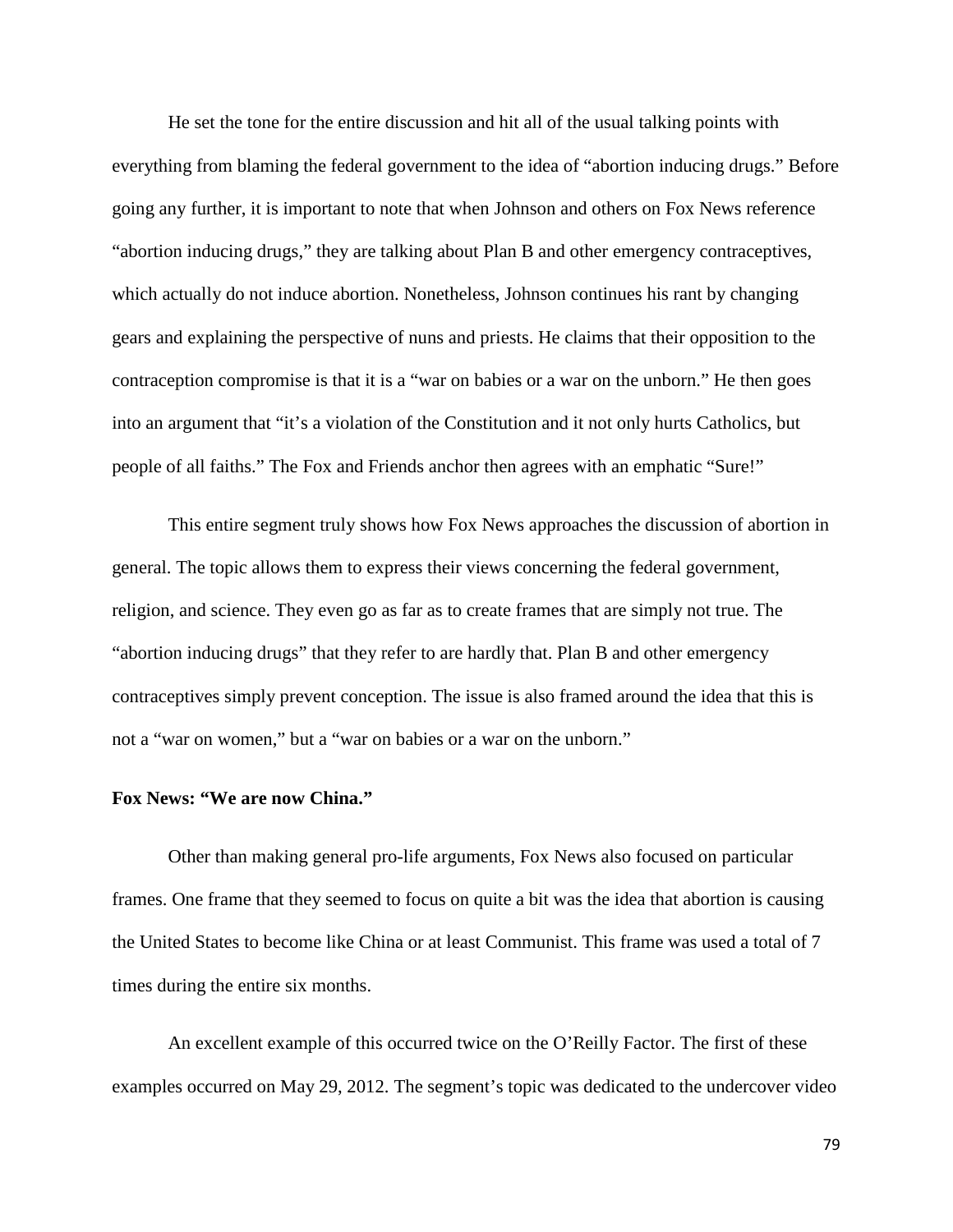He set the tone for the entire discussion and hit all of the usual talking points with everything from blaming the federal government to the idea of “abortion inducing drugs.” Before going any further, it is important to note that when Johnson and others on Fox News reference “abortion inducing drugs,” they are talking about Plan B and other emergency contraceptives, which actually do not induce abortion. Nonetheless, Johnson continues his rant by changing gears and explaining the perspective of nuns and priests. He claims that their opposition to the contraception compromise is that it is a “war on babies or a war on the unborn.” He then goes into an argument that “it’s a violation of the Constitution and it not only hurts Catholics, but people of all faiths.” The Fox and Friends anchor then agrees with an emphatic “Sure!”

This entire segment truly shows how Fox News approaches the discussion of abortion in general. The topic allows them to express their views concerning the federal government, religion, and science. They even go as far as to create frames that are simply not true. The “abortion inducing drugs” that they refer to are hardly that. Plan B and other emergency contraceptives simply prevent conception. The issue is also framed around the idea that this is not a “war on women,” but a “war on babies or a war on the unborn.”

**Fox News: “We are now China.”**

Other than making general pro-life arguments, Fox News also focused on particular frames. One frame that they seemed to focus on quite a bit was the idea that abortion is causing the United States to become like China or at least Communist. This frame was used a total of 7 times during the entire six months.

An excellent example of this occurred twice on the O’Reilly Factor. The first of these examples occurred on May 29, 2012. The segment’s topic was dedicated to the undercover video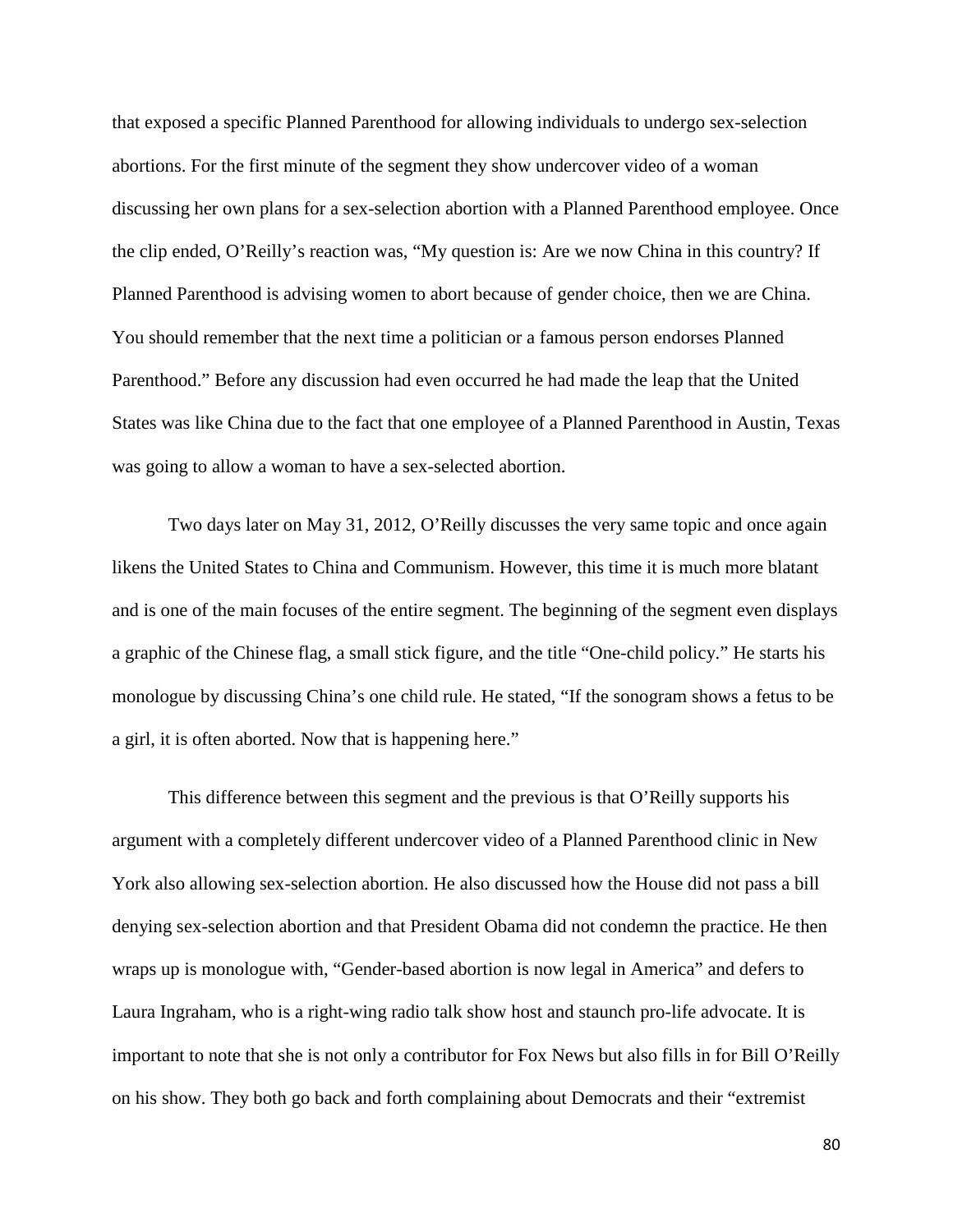that exposed a specific Planned Parenthood for allowing individuals to undergo sex-selection abortions. For the first minute of the segment they show undercover video of a woman discussing her own plans for a sex-selection abortion with a Planned Parenthood employee. Once the clip ended, O'Reilly's reaction was, "My question is: Are we now China in this country? If Planned Parenthood is advising women to abort because of gender choice, then we are China. You should remember that the next time a politician or a famous person endorses Planned Parenthood." Before any discussion had even occurred he had made the leap that the United States was like China due to the fact that one employee of a Planned Parenthood in Austin, Texas was going to allow a woman to have a sex-selected abortion.

Two days later on May 31, 2012, O'Reilly discusses the very same topic and once again likens the United States to China and Communism. However, this time it is much more blatant and is one of the main focuses of the entire segment. The beginning of the segment even displays a graphic of the Chinese flag, a small stick figure, and the title "One-child policy." He starts his monologue by discussing China's one child rule. He stated, "If the sonogram shows a fetus to be a girl, it is often aborted. Now that is happening here."

This difference between this segment and the previous is that O'Reilly supports his argument with a completely different undercover video of a Planned Parenthood clinic in New York also allowing sex-selection abortion. He also discussed how the House did not pass a bill denying sex-selection abortion and that President Obama did not condemn the practice. He then wraps up is monologue with, "Gender-based abortion is now legal in America" and defers to Laura Ingraham, who is a right-wing radio talk show host and staunch pro-life advocate. It is important to note that she is not only a contributor for Fox News but also fills in for Bill O'Reilly on his show. They both go back and forth complaining about Democrats and their "extremist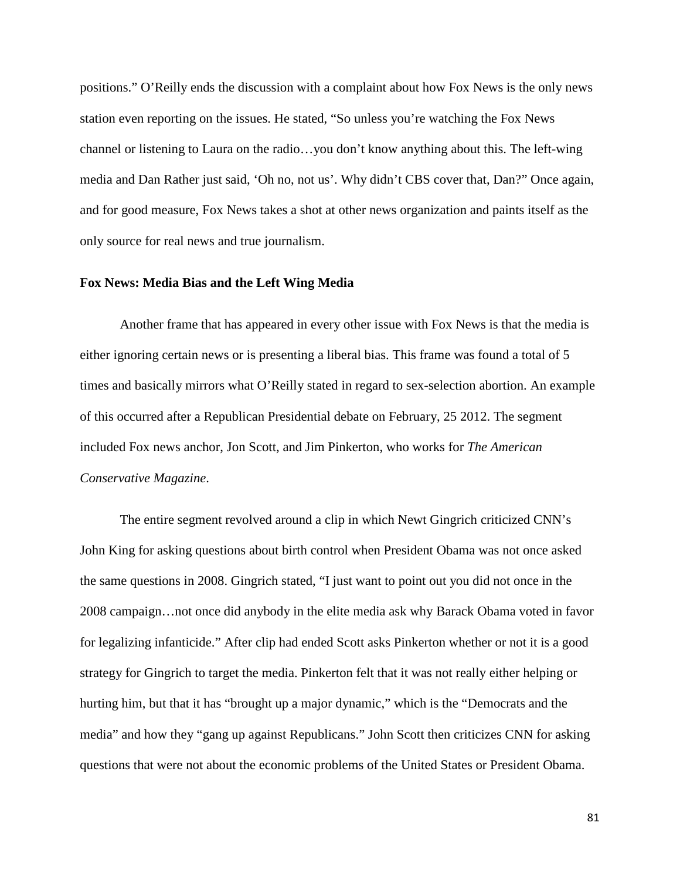positions." O'Reilly ends the discussion with a complaint about how Fox News is the only news station even reporting on the issues. He stated, "So unless you're watching the Fox News channel or listening to Laura on the radio…you don't know anything about this. The left-wing media and Dan Rather just said, 'Oh no, not us'. Why didn't CBS cover that, Dan?" Once again, and for good measure, Fox News takes a shot at other news organization and paints itself as the only source for real news and true journalism.

**Fox News: Media Bias and the Left Wing Media**

Another frame that has appeared in every other issue with Fox News is that the media is either ignoring certain news or is presenting a liberal bias. This frame was found a total of 5 times and basically mirrors what O'Reilly stated in regard to sex-selection abortion. An example of this occurred after a Republican Presidential debate on February, 25 2012. The segment included Fox news anchor, Jon Scott, and Jim Pinkerton, who works for *The American Conservative Magazine*.

The entire segment revolved around a clip in which Newt Gingrich criticized CNN's John King for asking questions about birth control when President Obama was not once asked the same questions in 2008. Gingrich stated, "I just want to point out you did not once in the 2008 campaign…not once did anybody in the elite media ask why Barack Obama voted in favor for legalizing infanticide." After clip had ended Scott asks Pinkerton whether or not it is a good strategy for Gingrich to target the media. Pinkerton felt that it was not really either helping or hurting him, but that it has "brought up a major dynamic," which is the "Democrats and the media" and how they "gang up against Republicans." John Scott then criticizes CNN for asking questions that were not about the economic problems of the United States or President Obama.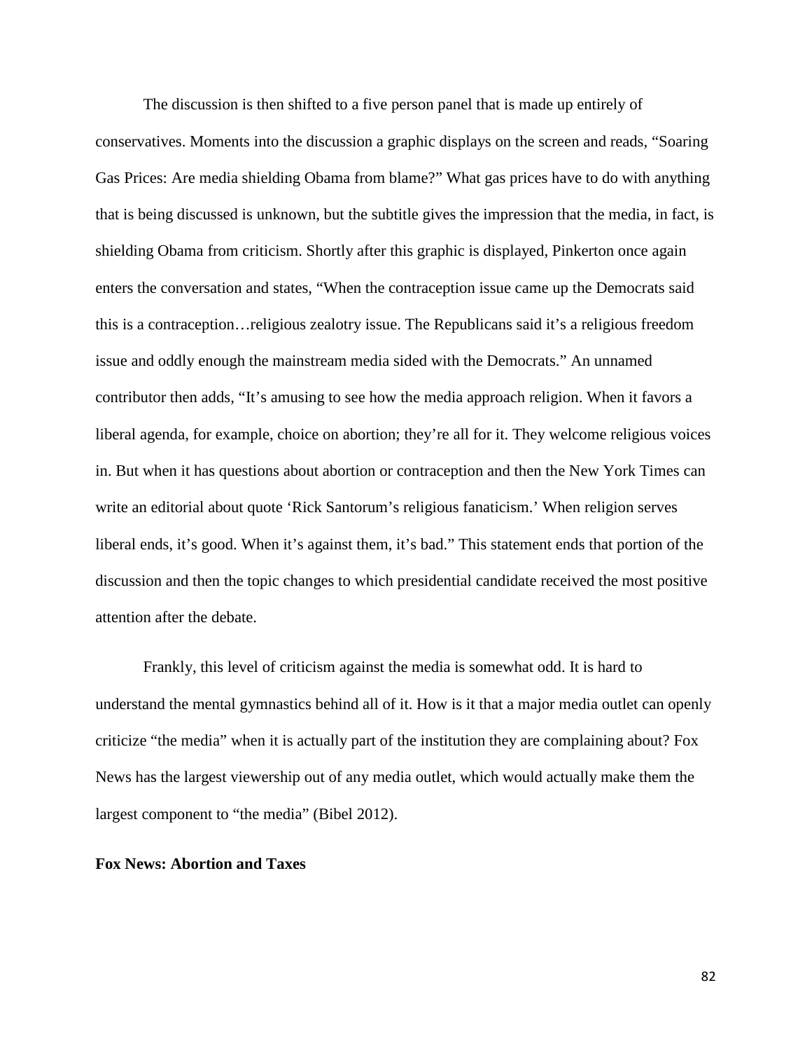The discussion is then shifted to a five person panel that is made up entirely of conservatives. Moments into the discussion a graphic displays on the screen and reads, "Soaring Gas Prices: Are media shielding Obama from blame?" What gas prices have to do with anything that is being discussed is unknown, but the subtitle gives the impression that the media, in fact, is shielding Obama from criticism. Shortly after this graphic is displayed, Pinkerton once again enters the conversation and states, "When the contraception issue came up the Democrats said this is a contraception…religious zealotry issue. The Republicans said it's a religious freedom issue and oddly enough the mainstream media sided with the Democrats." An unnamed contributor then adds, "It's amusing to see how the media approach religion. When it favors a liberal agenda, for example, choice on abortion; they're all for it. They welcome religious voices in. But when it has questions about abortion or contraception and then the New York Times can write an editorial about quote 'Rick Santorum's religious fanaticism.' When religion serves liberal ends, it's good. When it's against them, it's bad." This statement ends that portion of the discussion and then the topic changes to which presidential candidate received the most positive attention after the debate.

Frankly, this level of criticism against the media is somewhat odd. It is hard to understand the mental gymnastics behind all of it. How is it that a major media outlet can openly criticize "the media" when it is actually part of the institution they are complaining about? Fox News has the largest viewership out of any media outlet, which would actually make them the largest component to "the media" (Bibel 2012).

**Fox News: Abortion and Taxes**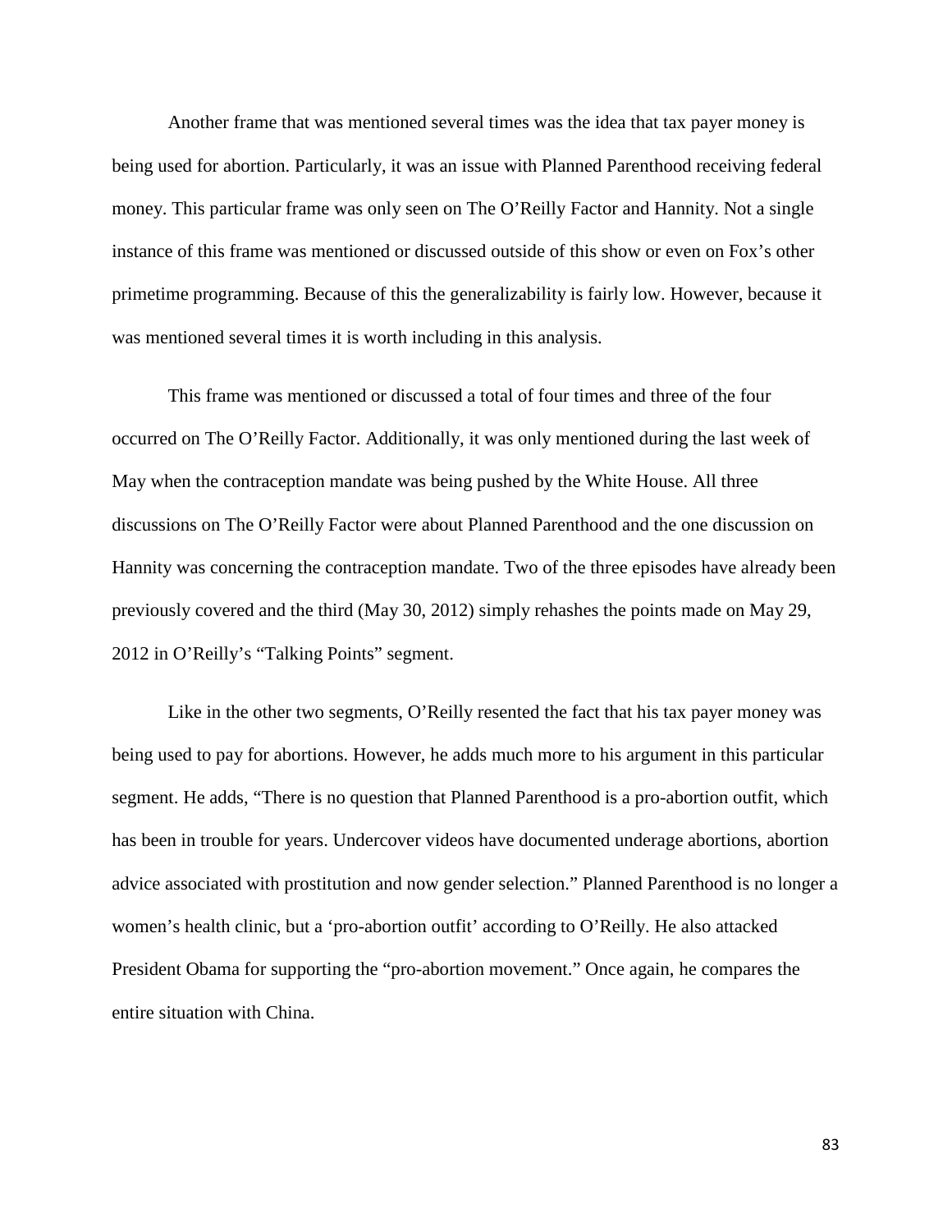Another frame that was mentioned several times was the idea that tax payer money is being used for abortion. Particularly, it was an issue with Planned Parenthood receiving federal money. This particular frame was only seen on The O'Reilly Factor and Hannity. Not a single instance of this frame was mentioned or discussed outside of this show or even on Fox's other primetime programming. Because of this the generalizability is fairly low. However, because it was mentioned several times it is worth including in this analysis.

This frame was mentioned or discussed a total of four times and three of the four occurred on The O'Reilly Factor. Additionally, it was only mentioned during the last week of May when the contraception mandate was being pushed by the White House. All three discussions on The O'Reilly Factor were about Planned Parenthood and the one discussion on Hannity was concerning the contraception mandate. Two of the three episodes have already been previously covered and the third (May 30, 2012) simply rehashes the points made on May 29, 2012 in O'Reilly's "Talking Points" segment.

Like in the other two segments, O'Reilly resented the fact that his tax payer money was being used to pay for abortions. However, he adds much more to his argument in this particular segment. He adds, "There is no question that Planned Parenthood is a pro-abortion outfit, which has been in trouble for years. Undercover videos have documented underage abortions, abortion advice associated with prostitution and now gender selection." Planned Parenthood is no longer a women's health clinic, but a 'pro-abortion outfit' according to O'Reilly. He also attacked President Obama for supporting the "pro-abortion movement." Once again, he compares the entire situation with China.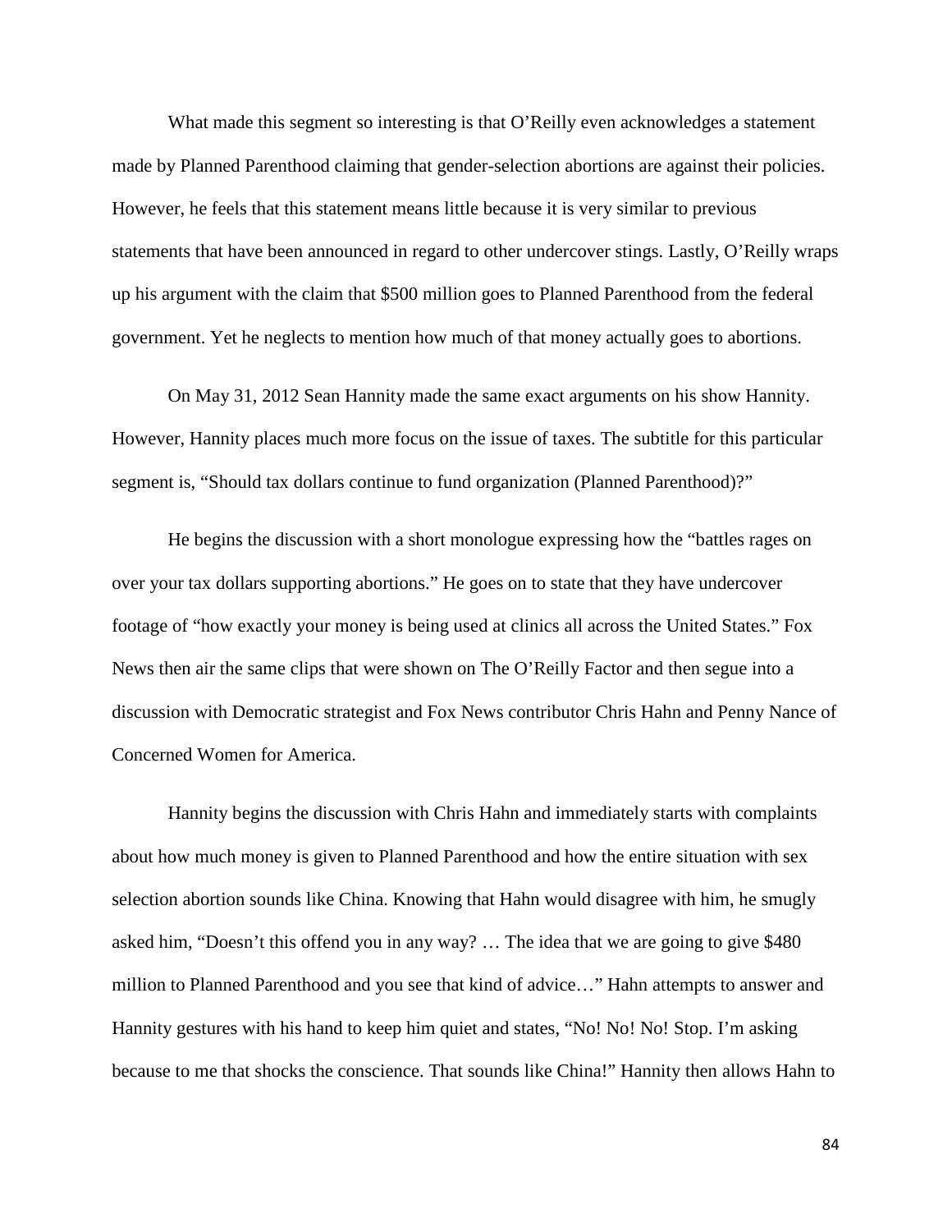What made this segment so interesting is that O'Reilly even acknowledges a statement made by Planned Parenthood claiming that gender-selection abortions are against their policies. However, he feels that this statement means little because it is very similar to previous statements that have been announced in regard to other undercover stings. Lastly, O'Reilly wraps up his argument with the claim that $500 million goes to Planned Parenthood from the federal government. Yet he neglects to mention how much of that money actually goes to abortions.

On May 31, 2012 Sean Hannity made the same exact arguments on his show Hannity. However, Hannity places much more focus on the issue of taxes. The subtitle for this particular segment is, "Should tax dollars continue to fund organization (Planned Parenthood)?"

He begins the discussion with a short monologue expressing how the "battles rages on over your tax dollars supporting abortions." He goes on to state that they have undercover footage of "how exactly your money is being used at clinics all across the United States." Fox News then air the same clips that were shown on The O'Reilly Factor and then segue into a discussion with Democratic strategist and Fox News contributor Chris Hahn and Penny Nance of Concerned Women for America.

Hannity begins the discussion with Chris Hahn and immediately starts with complaints about how much money is given to Planned Parenthood and how the entire situation with sex selection abortion sounds like China. Knowing that Hahn would disagree with him, he smugly asked him, "Doesn't this offend you in any way? … The idea that we are going to give $480 million to Planned Parenthood and you see that kind of advice…" Hahn attempts to answer and Hannity gestures with his hand to keep him quiet and states, "No! No! No! Stop. I'm asking because to me that shocks the conscience. That sounds like China!" Hannity then allows Hahn to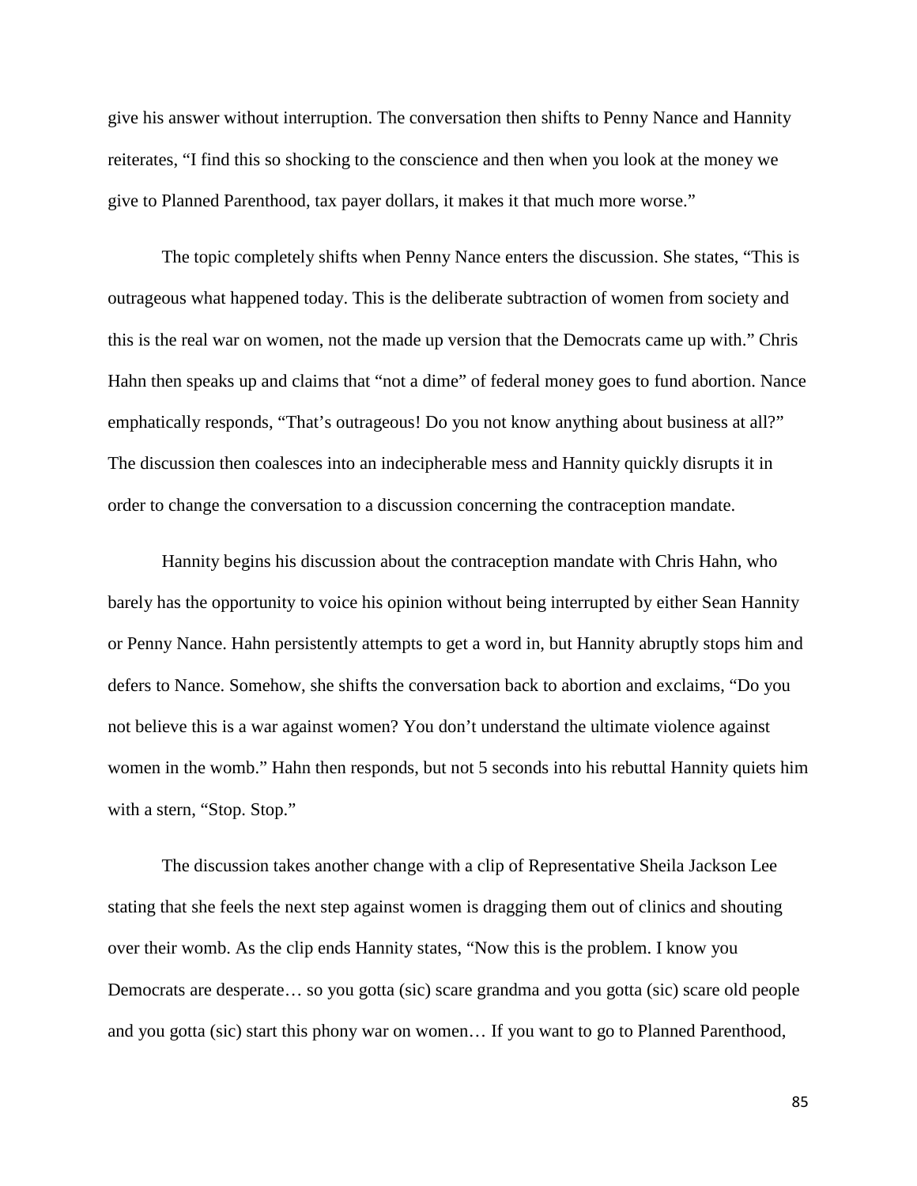give his answer without interruption. The conversation then shifts to Penny Nance and Hannity reiterates, "I find this so shocking to the conscience and then when you look at the money we give to Planned Parenthood, tax payer dollars, it makes it that much more worse."

The topic completely shifts when Penny Nance enters the discussion. She states, "This is outrageous what happened today. This is the deliberate subtraction of women from society and this is the real war on women, not the made up version that the Democrats came up with." Chris Hahn then speaks up and claims that "not a dime" of federal money goes to fund abortion. Nance emphatically responds, "That's outrageous! Do you not know anything about business at all?" The discussion then coalesces into an indecipherable mess and Hannity quickly disrupts it in order to change the conversation to a discussion concerning the contraception mandate.

Hannity begins his discussion about the contraception mandate with Chris Hahn, who barely has the opportunity to voice his opinion without being interrupted by either Sean Hannity or Penny Nance. Hahn persistently attempts to get a word in, but Hannity abruptly stops him and defers to Nance. Somehow, she shifts the conversation back to abortion and exclaims, "Do you not believe this is a war against women? You don't understand the ultimate violence against women in the womb." Hahn then responds, but not 5 seconds into his rebuttal Hannity quiets him with a stern, "Stop. Stop."

The discussion takes another change with a clip of Representative Sheila Jackson Lee stating that she feels the next step against women is dragging them out of clinics and shouting over their womb. As the clip ends Hannity states, "Now this is the problem. I know you Democrats are desperate… so you gotta (sic) scare grandma and you gotta (sic) scare old people and you gotta (sic) start this phony war on women… If you want to go to Planned Parenthood,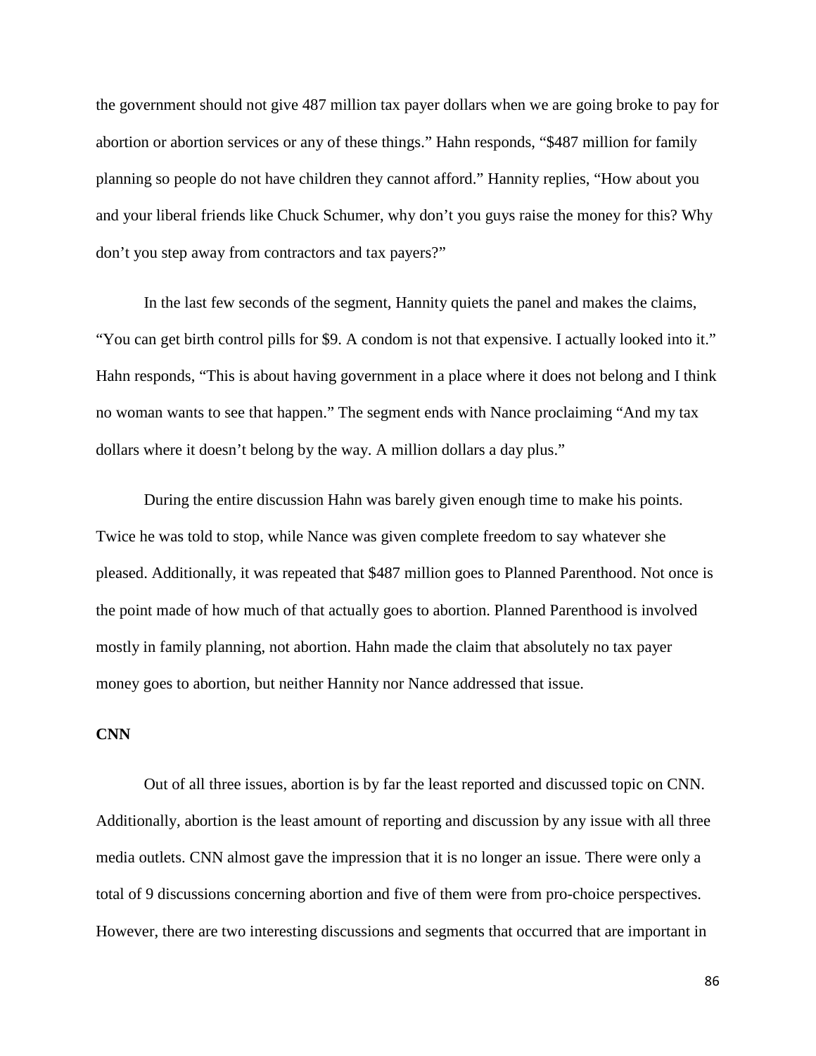the government should not give 487 million tax payer dollars when we are going broke to pay for abortion or abortion services or any of these things." Hahn responds, "$487 million for family planning so people do not have children they cannot afford." Hannity replies, "How about you and your liberal friends like Chuck Schumer, why don't you guys raise the money for this? Why don't you step away from contractors and tax payers?"

In the last few seconds of the segment, Hannity quiets the panel and makes the claims, "You can get birth control pills for $9. A condom is not that expensive. I actually looked into it." Hahn responds, "This is about having government in a place where it does not belong and I think no woman wants to see that happen." The segment ends with Nance proclaiming "And my tax dollars where it doesn't belong by the way. A million dollars a day plus."

During the entire discussion Hahn was barely given enough time to make his points. Twice he was told to stop, while Nance was given complete freedom to say whatever she pleased. Additionally, it was repeated that $487 million goes to Planned Parenthood. Not once is the point made of how much of that actually goes to abortion. Planned Parenthood is involved mostly in family planning, not abortion. Hahn made the claim that absolutely no tax payer money goes to abortion, but neither Hannity nor Nance addressed that issue.

**CNN**

Out of all three issues, abortion is by far the least reported and discussed topic on CNN. Additionally, abortion is the least amount of reporting and discussion by any issue with all three media outlets. CNN almost gave the impression that it is no longer an issue. There were only a total of 9 discussions concerning abortion and five of them were from pro-choice perspectives. However, there are two interesting discussions and segments that occurred that are important in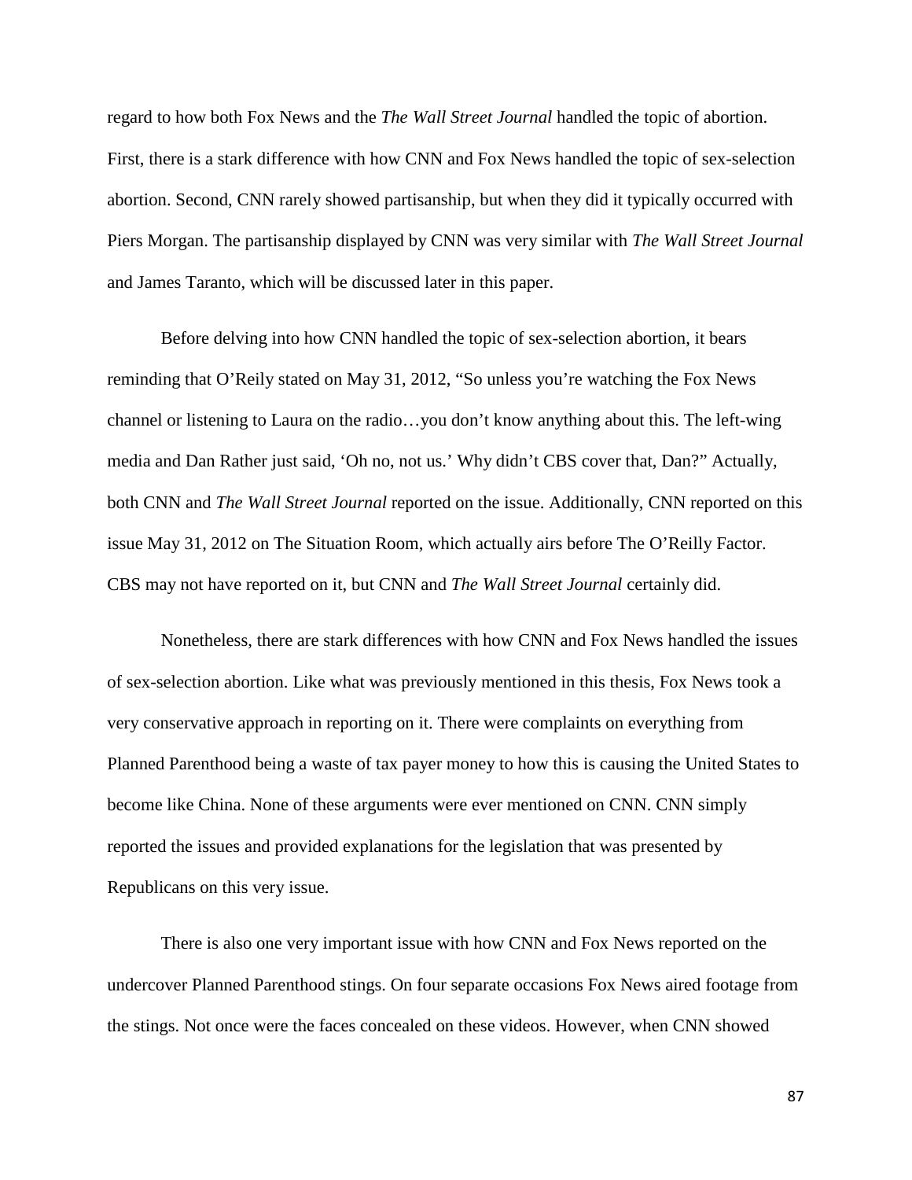regard to how both Fox News and the *The Wall Street Journal* handled the topic of abortion. First, there is a stark difference with how CNN and Fox News handled the topic of sex-selection abortion. Second, CNN rarely showed partisanship, but when they did it typically occurred with Piers Morgan. The partisanship displayed by CNN was very similar with *The Wall Street Journal* and James Taranto, which will be discussed later in this paper.

Before delving into how CNN handled the topic of sex-selection abortion, it bears reminding that O'Reily stated on May 31, 2012, "So unless you're watching the Fox News channel or listening to Laura on the radio…you don't know anything about this. The left-wing media and Dan Rather just said, 'Oh no, not us.' Why didn't CBS cover that, Dan?" Actually, both CNN and *The Wall Street Journal* reported on the issue. Additionally, CNN reported on this issue May 31, 2012 on The Situation Room, which actually airs before The O'Reilly Factor. CBS may not have reported on it, but CNN and *The Wall Street Journal* certainly did.

Nonetheless, there are stark differences with how CNN and Fox News handled the issues of sex-selection abortion. Like what was previously mentioned in this thesis, Fox News took a very conservative approach in reporting on it. There were complaints on everything from Planned Parenthood being a waste of tax payer money to how this is causing the United States to become like China. None of these arguments were ever mentioned on CNN. CNN simply reported the issues and provided explanations for the legislation that was presented by Republicans on this very issue.

There is also one very important issue with how CNN and Fox News reported on the undercover Planned Parenthood stings. On four separate occasions Fox News aired footage from the stings. Not once were the faces concealed on these videos. However, when CNN showed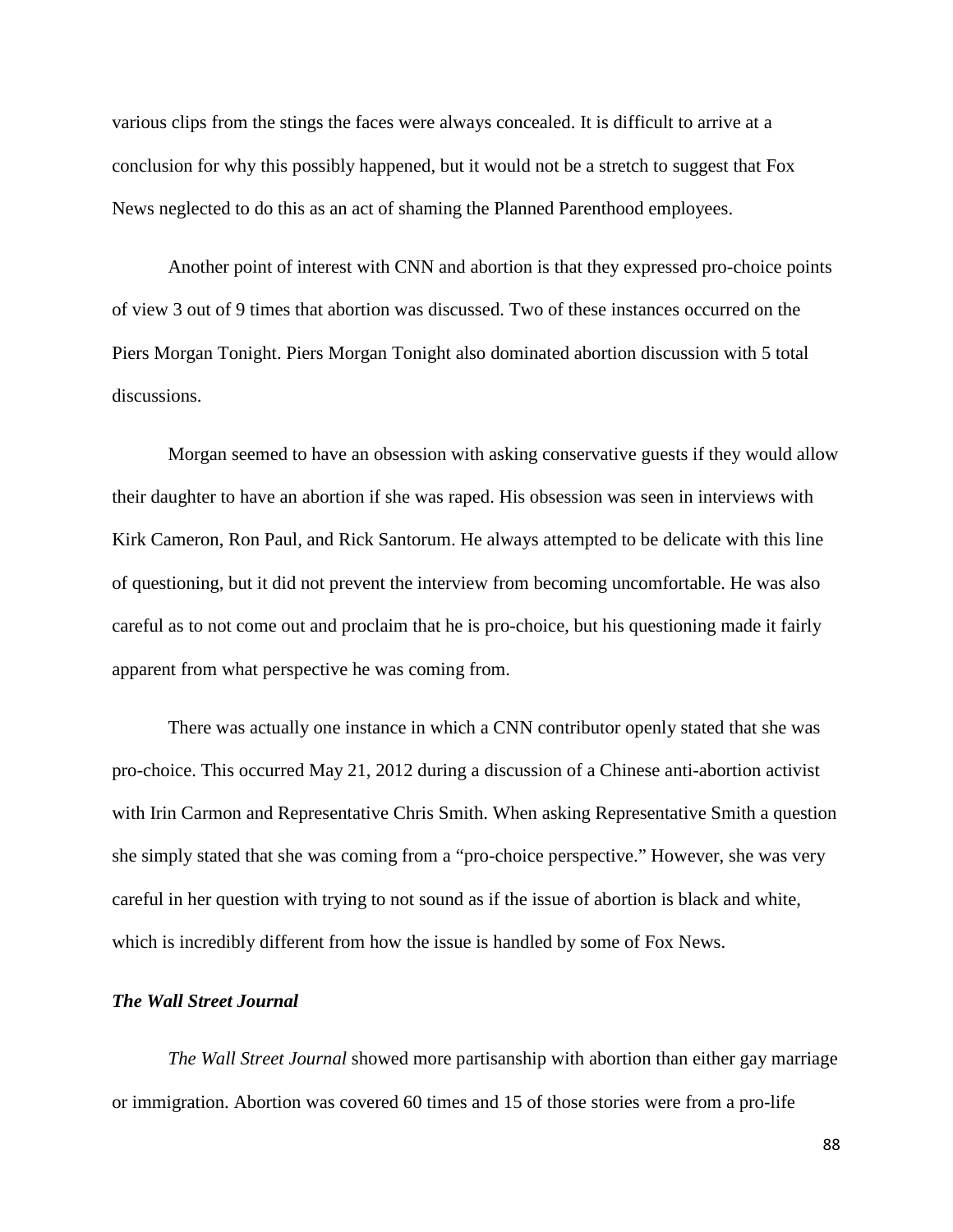various clips from the stings the faces were always concealed. It is difficult to arrive at a conclusion for why this possibly happened, but it would not be a stretch to suggest that Fox News neglected to do this as an act of shaming the Planned Parenthood employees.

Another point of interest with CNN and abortion is that they expressed pro-choice points of view 3 out of 9 times that abortion was discussed. Two of these instances occurred on the Piers Morgan Tonight. Piers Morgan Tonight also dominated abortion discussion with 5 total discussions.

Morgan seemed to have an obsession with asking conservative guests if they would allow their daughter to have an abortion if she was raped. His obsession was seen in interviews with Kirk Cameron, Ron Paul, and Rick Santorum. He always attempted to be delicate with this line of questioning, but it did not prevent the interview from becoming uncomfortable. He was also careful as to not come out and proclaim that he is pro-choice, but his questioning made it fairly apparent from what perspective he was coming from.

There was actually one instance in which a CNN contributor openly stated that she was pro-choice. This occurred May 21, 2012 during a discussion of a Chinese anti-abortion activist with Irin Carmon and Representative Chris Smith. When asking Representative Smith a question she simply stated that she was coming from a "pro-choice perspective." However, she was very careful in her question with trying to not sound as if the issue of abortion is black and white, which is incredibly different from how the issue is handled by some of Fox News.

### *The Wall Street Journal*

*The Wall Street Journal* showed more partisanship with abortion than either gay marriage or immigration. Abortion was covered 60 times and 15 of those stories were from a pro-life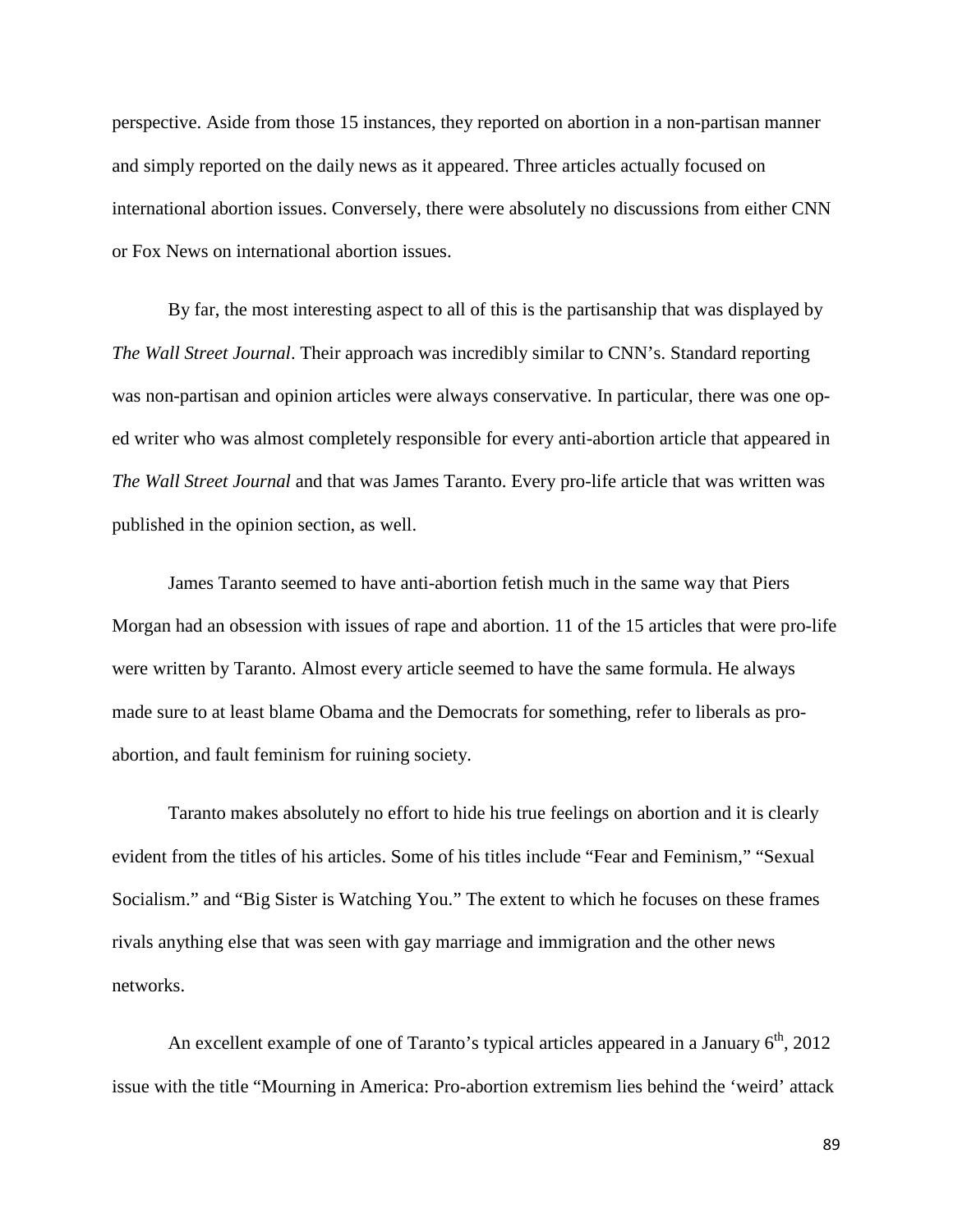perspective. Aside from those 15 instances, they reported on abortion in a non-partisan manner and simply reported on the daily news as it appeared. Three articles actually focused on international abortion issues. Conversely, there were absolutely no discussions from either CNN or Fox News on international abortion issues.

By far, the most interesting aspect to all of this is the partisanship that was displayed by *The Wall Street Journal*. Their approach was incredibly similar to CNN's. Standard reporting was non-partisan and opinion articles were always conservative. In particular, there was one op-ed writer who was almost completely responsible for every anti-abortion article that appeared in *The Wall Street Journal* and that was James Taranto. Every pro-life article that was written was published in the opinion section, as well.

James Taranto seemed to have anti-abortion fetish much in the same way that Piers Morgan had an obsession with issues of rape and abortion. 11 of the 15 articles that were pro-life were written by Taranto. Almost every article seemed to have the same formula. He always made sure to at least blame Obama and the Democrats for something, refer to liberals as pro-abortion, and fault feminism for ruining society.

Taranto makes absolutely no effort to hide his true feelings on abortion and it is clearly evident from the titles of his articles. Some of his titles include "Fear and Feminism," "Sexual Socialism." and "Big Sister is Watching You." The extent to which he focuses on these frames rivals anything else that was seen with gay marriage and immigration and the other news networks.

An excellent example of one of Taranto's typical articles appeared in a January 6th, 2012 issue with the title "Mourning in America: Pro-abortion extremism lies behind the 'weird' attack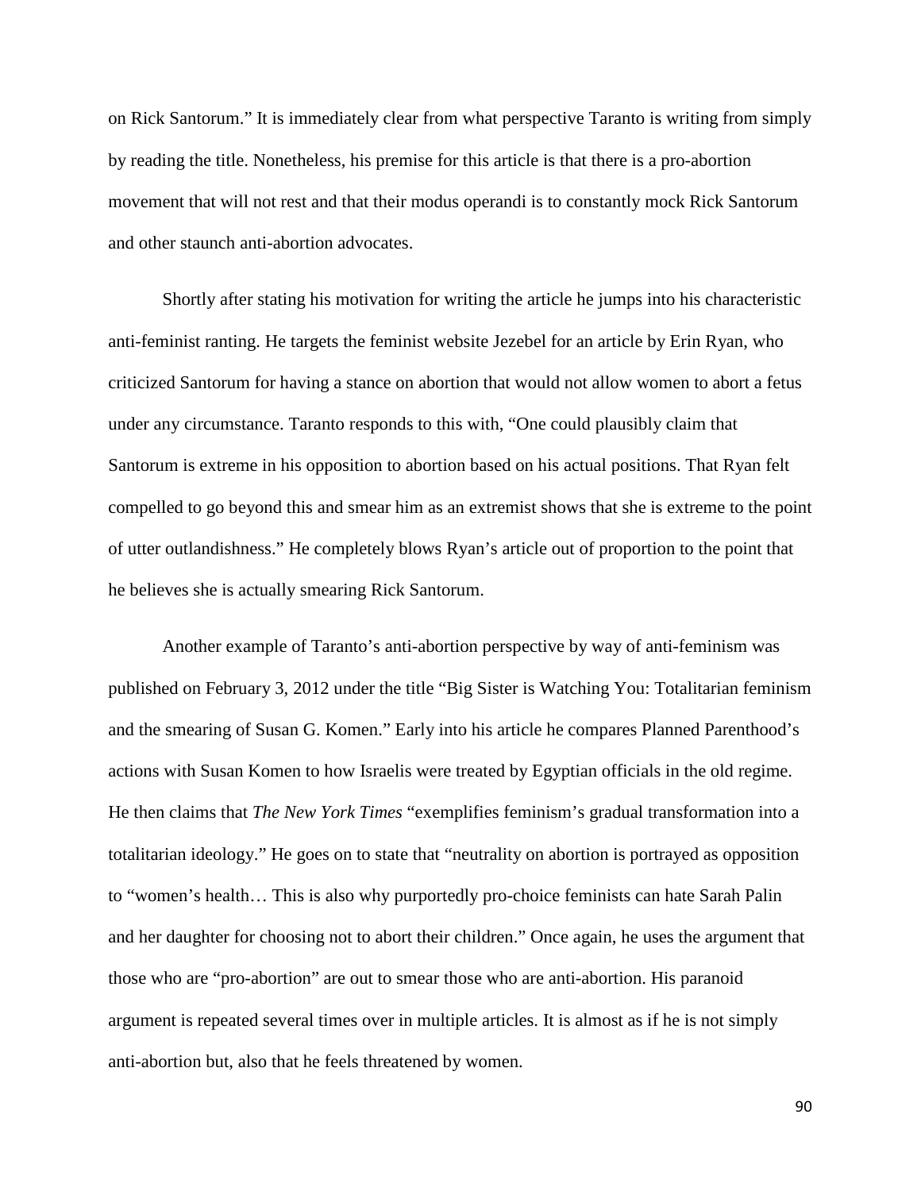on Rick Santorum." It is immediately clear from what perspective Taranto is writing from simply by reading the title. Nonetheless, his premise for this article is that there is a pro-abortion movement that will not rest and that their modus operandi is to constantly mock Rick Santorum and other staunch anti-abortion advocates.

Shortly after stating his motivation for writing the article he jumps into his characteristic anti-feminist ranting. He targets the feminist website Jezebel for an article by Erin Ryan, who criticized Santorum for having a stance on abortion that would not allow women to abort a fetus under any circumstance. Taranto responds to this with, "One could plausibly claim that Santorum is extreme in his opposition to abortion based on his actual positions. That Ryan felt compelled to go beyond this and smear him as an extremist shows that she is extreme to the point of utter outlandishness." He completely blows Ryan's article out of proportion to the point that he believes she is actually smearing Rick Santorum.

Another example of Taranto's anti-abortion perspective by way of anti-feminism was published on February 3, 2012 under the title "Big Sister is Watching You: Totalitarian feminism and the smearing of Susan G. Komen." Early into his article he compares Planned Parenthood's actions with Susan Komen to how Israelis were treated by Egyptian officials in the old regime. He then claims that *The New York Times* "exemplifies feminism's gradual transformation into a totalitarian ideology." He goes on to state that "neutrality on abortion is portrayed as opposition to "women's health… This is also why purportedly pro-choice feminists can hate Sarah Palin and her daughter for choosing not to abort their children." Once again, he uses the argument that those who are "pro-abortion" are out to smear those who are anti-abortion. His paranoid argument is repeated several times over in multiple articles. It is almost as if he is not simply anti-abortion but, also that he feels threatened by women.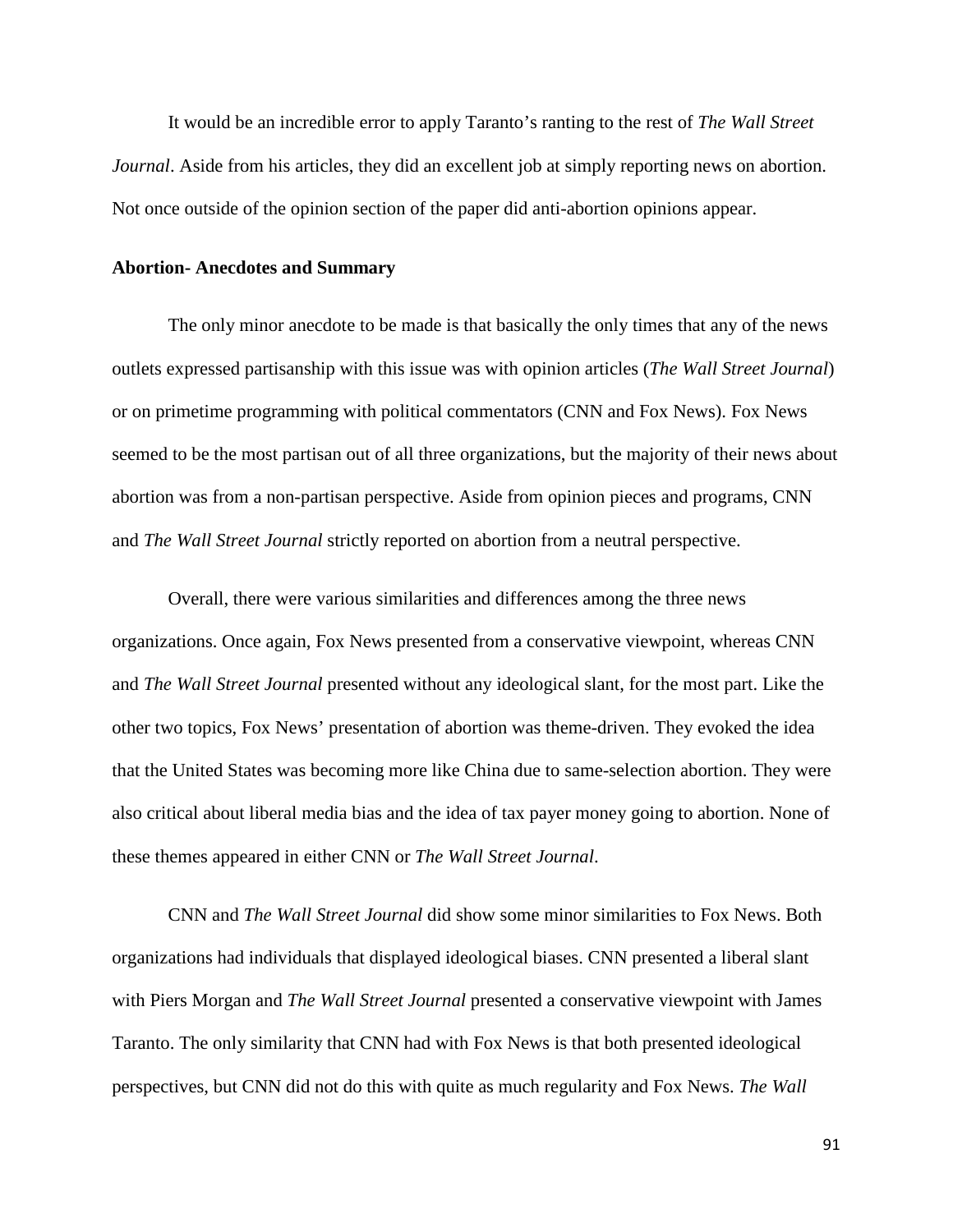It would be an incredible error to apply Taranto's ranting to the rest of *The Wall Street Journal*. Aside from his articles, they did an excellent job at simply reporting news on abortion. Not once outside of the opinion section of the paper did anti-abortion opinions appear.

**Abortion- Anecdotes and Summary**

The only minor anecdote to be made is that basically the only times that any of the news outlets expressed partisanship with this issue was with opinion articles (*The Wall Street Journal*) or on primetime programming with political commentators (CNN and Fox News). Fox News seemed to be the most partisan out of all three organizations, but the majority of their news about abortion was from a non-partisan perspective. Aside from opinion pieces and programs, CNN and *The Wall Street Journal* strictly reported on abortion from a neutral perspective.

Overall, there were various similarities and differences among the three news organizations. Once again, Fox News presented from a conservative viewpoint, whereas CNN and *The Wall Street Journal* presented without any ideological slant, for the most part. Like the other two topics, Fox News' presentation of abortion was theme-driven. They evoked the idea that the United States was becoming more like China due to same-selection abortion. They were also critical about liberal media bias and the idea of tax payer money going to abortion. None of these themes appeared in either CNN or *The Wall Street Journal*.

CNN and *The Wall Street Journal* did show some minor similarities to Fox News. Both organizations had individuals that displayed ideological biases. CNN presented a liberal slant with Piers Morgan and *The Wall Street Journal* presented a conservative viewpoint with James Taranto. The only similarity that CNN had with Fox News is that both presented ideological perspectives, but CNN did not do this with quite as much regularity and Fox News. *The Wall*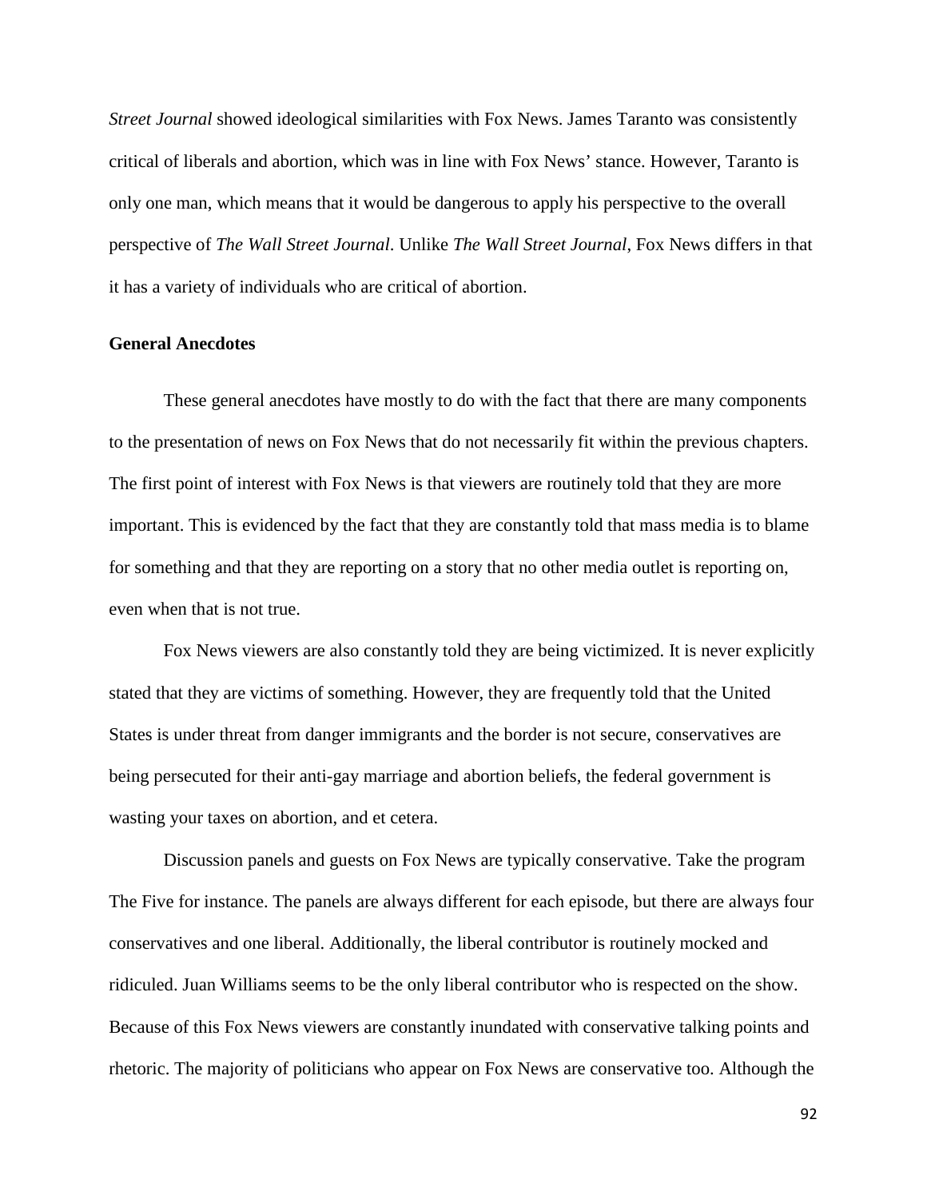*Street Journal* showed ideological similarities with Fox News. James Taranto was consistently critical of liberals and abortion, which was in line with Fox News' stance. However, Taranto is only one man, which means that it would be dangerous to apply his perspective to the overall perspective of *The Wall Street Journal*. Unlike *The Wall Street Journal*, Fox News differs in that it has a variety of individuals who are critical of abortion.

**General Anecdotes**

These general anecdotes have mostly to do with the fact that there are many components to the presentation of news on Fox News that do not necessarily fit within the previous chapters. The first point of interest with Fox News is that viewers are routinely told that they are more important. This is evidenced by the fact that they are constantly told that mass media is to blame for something and that they are reporting on a story that no other media outlet is reporting on, even when that is not true.

Fox News viewers are also constantly told they are being victimized. It is never explicitly stated that they are victims of something. However, they are frequently told that the United States is under threat from danger immigrants and the border is not secure, conservatives are being persecuted for their anti-gay marriage and abortion beliefs, the federal government is wasting your taxes on abortion, and et cetera.

Discussion panels and guests on Fox News are typically conservative. Take the program The Five for instance. The panels are always different for each episode, but there are always four conservatives and one liberal. Additionally, the liberal contributor is routinely mocked and ridiculed. Juan Williams seems to be the only liberal contributor who is respected on the show. Because of this Fox News viewers are constantly inundated with conservative talking points and rhetoric. The majority of politicians who appear on Fox News are conservative too. Although the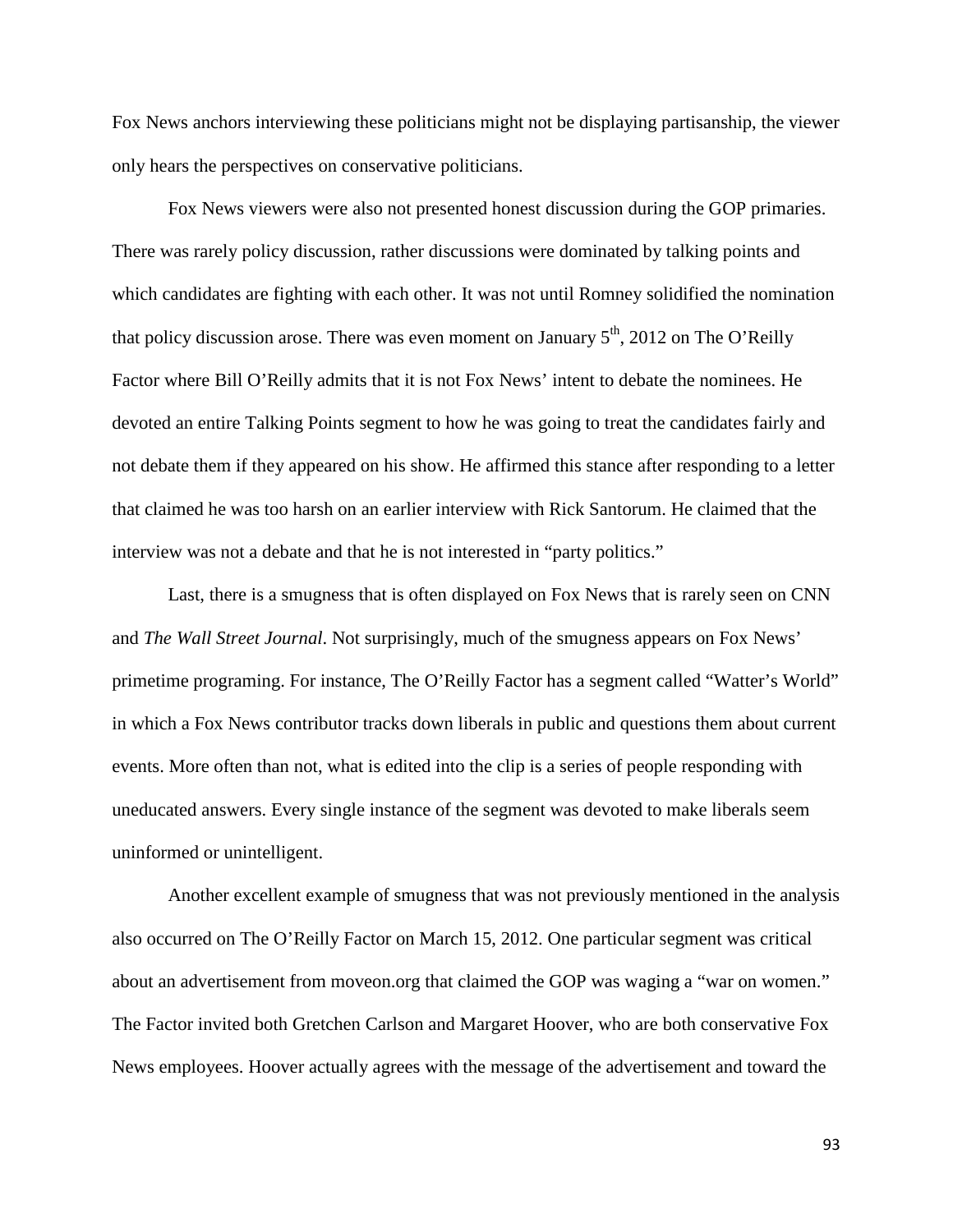Fox News anchors interviewing these politicians might not be displaying partisanship, the viewer only hears the perspectives on conservative politicians.

Fox News viewers were also not presented honest discussion during the GOP primaries. There was rarely policy discussion, rather discussions were dominated by talking points and which candidates are fighting with each other. It was not until Romney solidified the nomination that policy discussion arose. There was even moment on January 5th, 2012 on The O'Reilly Factor where Bill O'Reilly admits that it is not Fox News' intent to debate the nominees. He devoted an entire Talking Points segment to how he was going to treat the candidates fairly and not debate them if they appeared on his show. He affirmed this stance after responding to a letter that claimed he was too harsh on an earlier interview with Rick Santorum. He claimed that the interview was not a debate and that he is not interested in "party politics."

Last, there is a smugness that is often displayed on Fox News that is rarely seen on CNN and *The Wall Street Journal*. Not surprisingly, much of the smugness appears on Fox News' primetime programing. For instance, The O'Reilly Factor has a segment called "Watter's World" in which a Fox News contributor tracks down liberals in public and questions them about current events. More often than not, what is edited into the clip is a series of people responding with uneducated answers. Every single instance of the segment was devoted to make liberals seem uninformed or unintelligent.

Another excellent example of smugness that was not previously mentioned in the analysis also occurred on The O'Reilly Factor on March 15, 2012. One particular segment was critical about an advertisement from moveon.org that claimed the GOP was waging a "war on women." The Factor invited both Gretchen Carlson and Margaret Hoover, who are both conservative Fox News employees. Hoover actually agrees with the message of the advertisement and toward the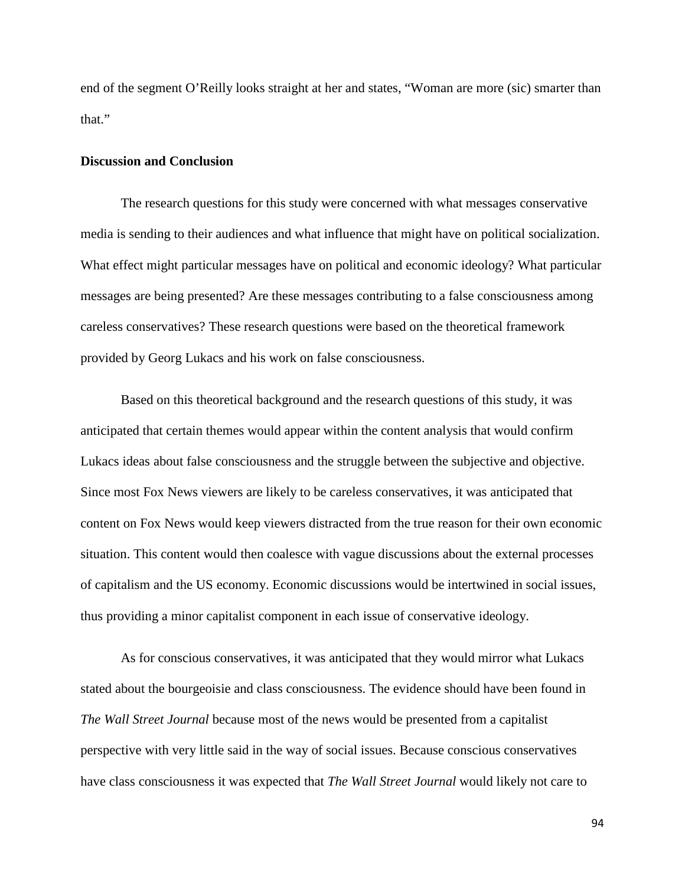end of the segment O'Reilly looks straight at her and states, "Woman are more (sic) smarter than that."

**Discussion and Conclusion**

The research questions for this study were concerned with what messages conservative media is sending to their audiences and what influence that might have on political socialization. What effect might particular messages have on political and economic ideology? What particular messages are being presented? Are these messages contributing to a false consciousness among careless conservatives? These research questions were based on the theoretical framework provided by Georg Lukacs and his work on false consciousness.

Based on this theoretical background and the research questions of this study, it was anticipated that certain themes would appear within the content analysis that would confirm Lukacs ideas about false consciousness and the struggle between the subjective and objective. Since most Fox News viewers are likely to be careless conservatives, it was anticipated that content on Fox News would keep viewers distracted from the true reason for their own economic situation. This content would then coalesce with vague discussions about the external processes of capitalism and the US economy. Economic discussions would be intertwined in social issues, thus providing a minor capitalist component in each issue of conservative ideology.

As for conscious conservatives, it was anticipated that they would mirror what Lukacs stated about the bourgeoisie and class consciousness. The evidence should have been found in *The Wall Street Journal* because most of the news would be presented from a capitalist perspective with very little said in the way of social issues. Because conscious conservatives have class consciousness it was expected that *The Wall Street Journal* would likely not care to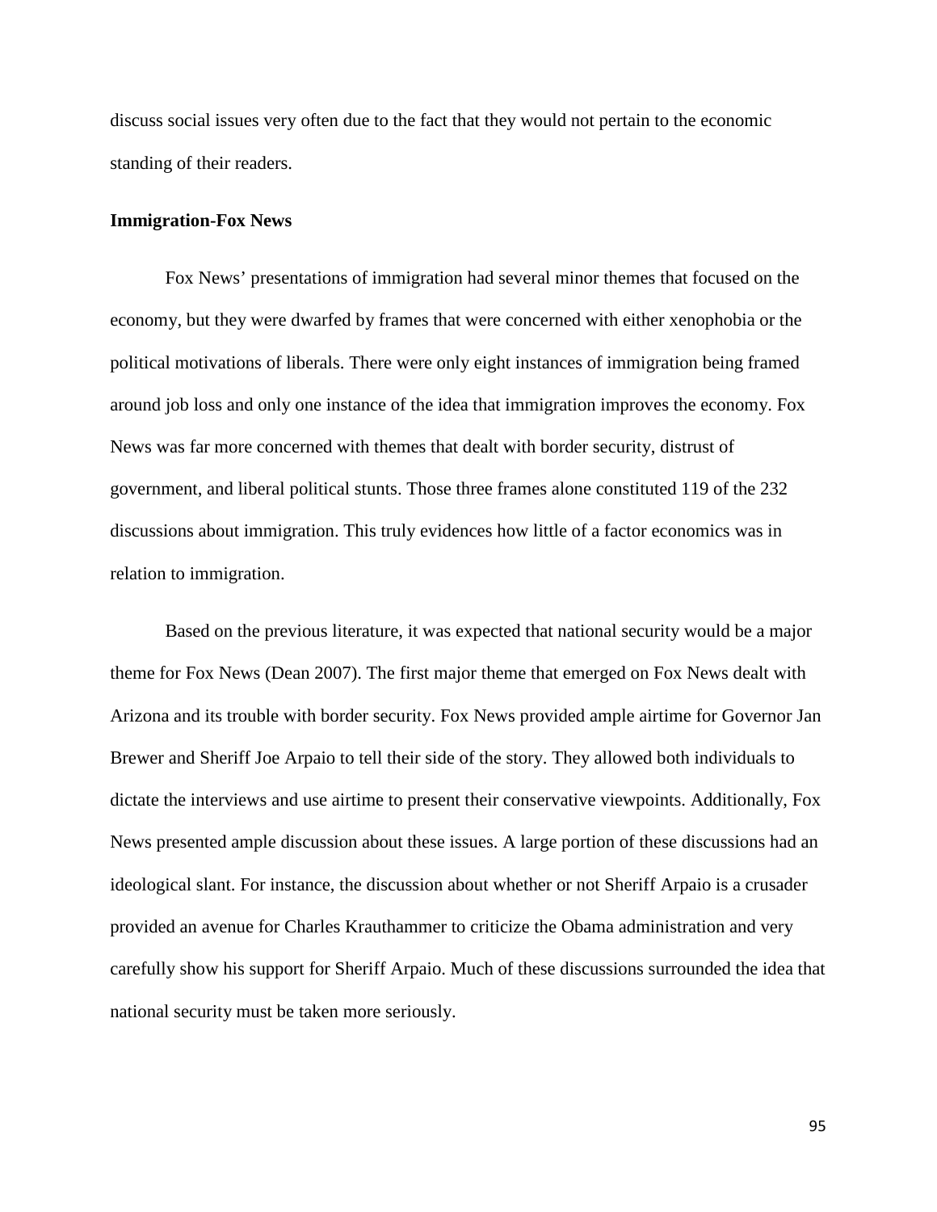discuss social issues very often due to the fact that they would not pertain to the economic standing of their readers.

**Immigration-Fox News**

Fox News' presentations of immigration had several minor themes that focused on the economy, but they were dwarfed by frames that were concerned with either xenophobia or the political motivations of liberals. There were only eight instances of immigration being framed around job loss and only one instance of the idea that immigration improves the economy. Fox News was far more concerned with themes that dealt with border security, distrust of government, and liberal political stunts. Those three frames alone constituted 119 of the 232 discussions about immigration. This truly evidences how little of a factor economics was in relation to immigration.

Based on the previous literature, it was expected that national security would be a major theme for Fox News (Dean 2007). The first major theme that emerged on Fox News dealt with Arizona and its trouble with border security. Fox News provided ample airtime for Governor Jan Brewer and Sheriff Joe Arpaio to tell their side of the story. They allowed both individuals to dictate the interviews and use airtime to present their conservative viewpoints. Additionally, Fox News presented ample discussion about these issues. A large portion of these discussions had an ideological slant. For instance, the discussion about whether or not Sheriff Arpaio is a crusader provided an avenue for Charles Krauthammer to criticize the Obama administration and very carefully show his support for Sheriff Arpaio. Much of these discussions surrounded the idea that national security must be taken more seriously.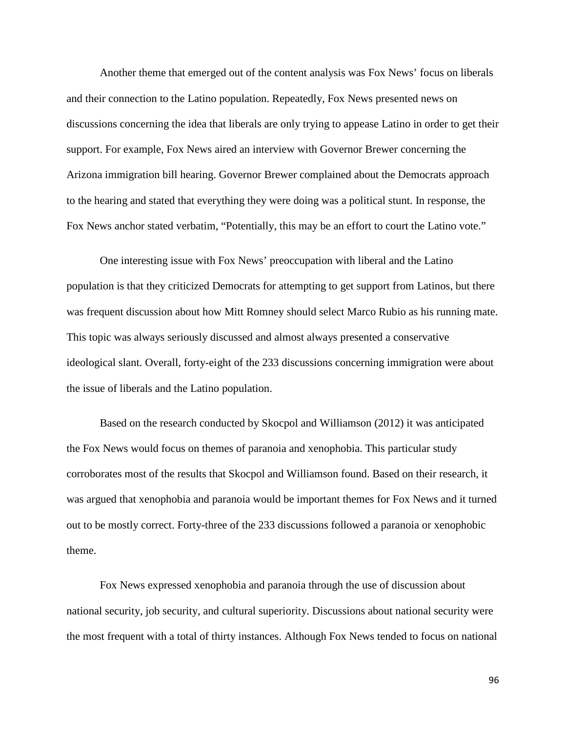Another theme that emerged out of the content analysis was Fox News' focus on liberals and their connection to the Latino population. Repeatedly, Fox News presented news on discussions concerning the idea that liberals are only trying to appease Latino in order to get their support. For example, Fox News aired an interview with Governor Brewer concerning the Arizona immigration bill hearing. Governor Brewer complained about the Democrats approach to the hearing and stated that everything they were doing was a political stunt. In response, the Fox News anchor stated verbatim, "Potentially, this may be an effort to court the Latino vote."

One interesting issue with Fox News' preoccupation with liberal and the Latino population is that they criticized Democrats for attempting to get support from Latinos, but there was frequent discussion about how Mitt Romney should select Marco Rubio as his running mate. This topic was always seriously discussed and almost always presented a conservative ideological slant. Overall, forty-eight of the 233 discussions concerning immigration were about the issue of liberals and the Latino population.

Based on the research conducted by Skocpol and Williamson (2012) it was anticipated the Fox News would focus on themes of paranoia and xenophobia. This particular study corroborates most of the results that Skocpol and Williamson found. Based on their research, it was argued that xenophobia and paranoia would be important themes for Fox News and it turned out to be mostly correct. Forty-three of the 233 discussions followed a paranoia or xenophobic theme.

Fox News expressed xenophobia and paranoia through the use of discussion about national security, job security, and cultural superiority. Discussions about national security were the most frequent with a total of thirty instances. Although Fox News tended to focus on national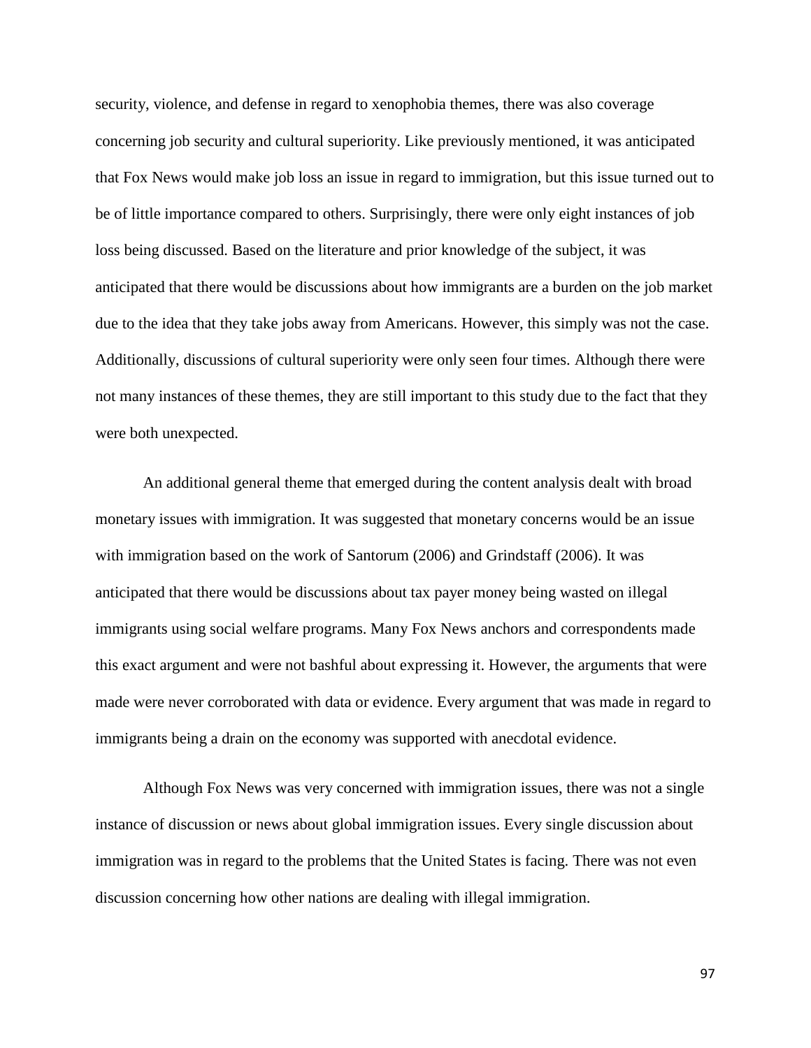security, violence, and defense in regard to xenophobia themes, there was also coverage concerning job security and cultural superiority. Like previously mentioned, it was anticipated that Fox News would make job loss an issue in regard to immigration, but this issue turned out to be of little importance compared to others. Surprisingly, there were only eight instances of job loss being discussed. Based on the literature and prior knowledge of the subject, it was anticipated that there would be discussions about how immigrants are a burden on the job market due to the idea that they take jobs away from Americans. However, this simply was not the case. Additionally, discussions of cultural superiority were only seen four times. Although there were not many instances of these themes, they are still important to this study due to the fact that they were both unexpected.

An additional general theme that emerged during the content analysis dealt with broad monetary issues with immigration. It was suggested that monetary concerns would be an issue with immigration based on the work of Santorum (2006) and Grindstaff (2006). It was anticipated that there would be discussions about tax payer money being wasted on illegal immigrants using social welfare programs. Many Fox News anchors and correspondents made this exact argument and were not bashful about expressing it. However, the arguments that were made were never corroborated with data or evidence. Every argument that was made in regard to immigrants being a drain on the economy was supported with anecdotal evidence.

Although Fox News was very concerned with immigration issues, there was not a single instance of discussion or news about global immigration issues. Every single discussion about immigration was in regard to the problems that the United States is facing. There was not even discussion concerning how other nations are dealing with illegal immigration.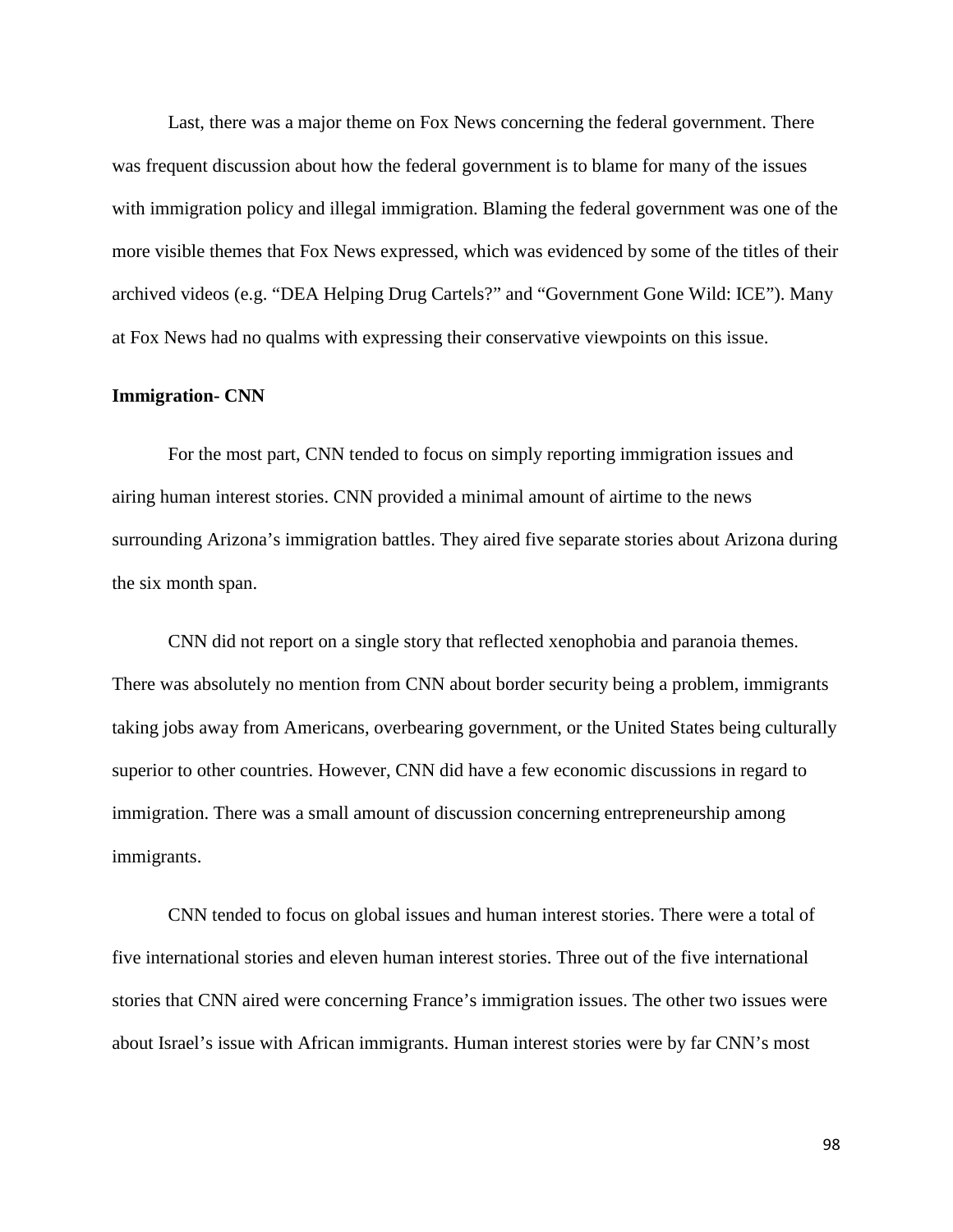Last, there was a major theme on Fox News concerning the federal government. There was frequent discussion about how the federal government is to blame for many of the issues with immigration policy and illegal immigration. Blaming the federal government was one of the more visible themes that Fox News expressed, which was evidenced by some of the titles of their archived videos (e.g. "DEA Helping Drug Cartels?" and "Government Gone Wild: ICE"). Many at Fox News had no qualms with expressing their conservative viewpoints on this issue.

**Immigration- CNN**

For the most part, CNN tended to focus on simply reporting immigration issues and airing human interest stories. CNN provided a minimal amount of airtime to the news surrounding Arizona's immigration battles. They aired five separate stories about Arizona during the six month span.

CNN did not report on a single story that reflected xenophobia and paranoia themes. There was absolutely no mention from CNN about border security being a problem, immigrants taking jobs away from Americans, overbearing government, or the United States being culturally superior to other countries. However, CNN did have a few economic discussions in regard to immigration. There was a small amount of discussion concerning entrepreneurship among immigrants.

CNN tended to focus on global issues and human interest stories. There were a total of five international stories and eleven human interest stories. Three out of the five international stories that CNN aired were concerning France's immigration issues. The other two issues were about Israel's issue with African immigrants. Human interest stories were by far CNN's most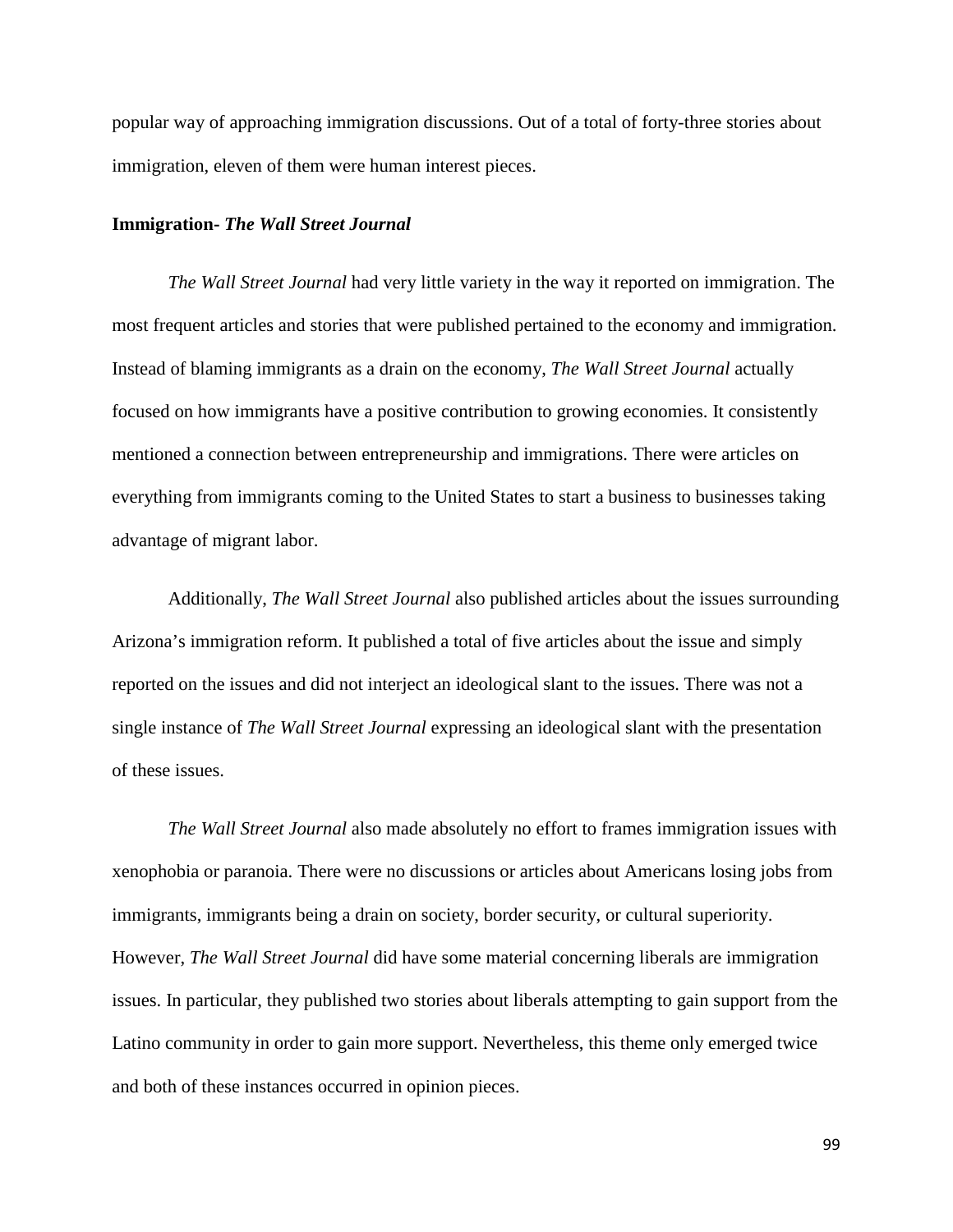popular way of approaching immigration discussions. Out of a total of forty-three stories about immigration, eleven of them were human interest pieces.

**Immigration- *The Wall Street Journal***

*The Wall Street Journal* had very little variety in the way it reported on immigration. The most frequent articles and stories that were published pertained to the economy and immigration. Instead of blaming immigrants as a drain on the economy, *The Wall Street Journal* actually focused on how immigrants have a positive contribution to growing economies. It consistently mentioned a connection between entrepreneurship and immigrations. There were articles on everything from immigrants coming to the United States to start a business to businesses taking advantage of migrant labor.

Additionally, *The Wall Street Journal* also published articles about the issues surrounding Arizona's immigration reform. It published a total of five articles about the issue and simply reported on the issues and did not interject an ideological slant to the issues. There was not a single instance of *The Wall Street Journal* expressing an ideological slant with the presentation of these issues.

*The Wall Street Journal* also made absolutely no effort to frames immigration issues with xenophobia or paranoia. There were no discussions or articles about Americans losing jobs from immigrants, immigrants being a drain on society, border security, or cultural superiority. However, *The Wall Street Journal* did have some material concerning liberals are immigration issues. In particular, they published two stories about liberals attempting to gain support from the Latino community in order to gain more support. Nevertheless, this theme only emerged twice and both of these instances occurred in opinion pieces.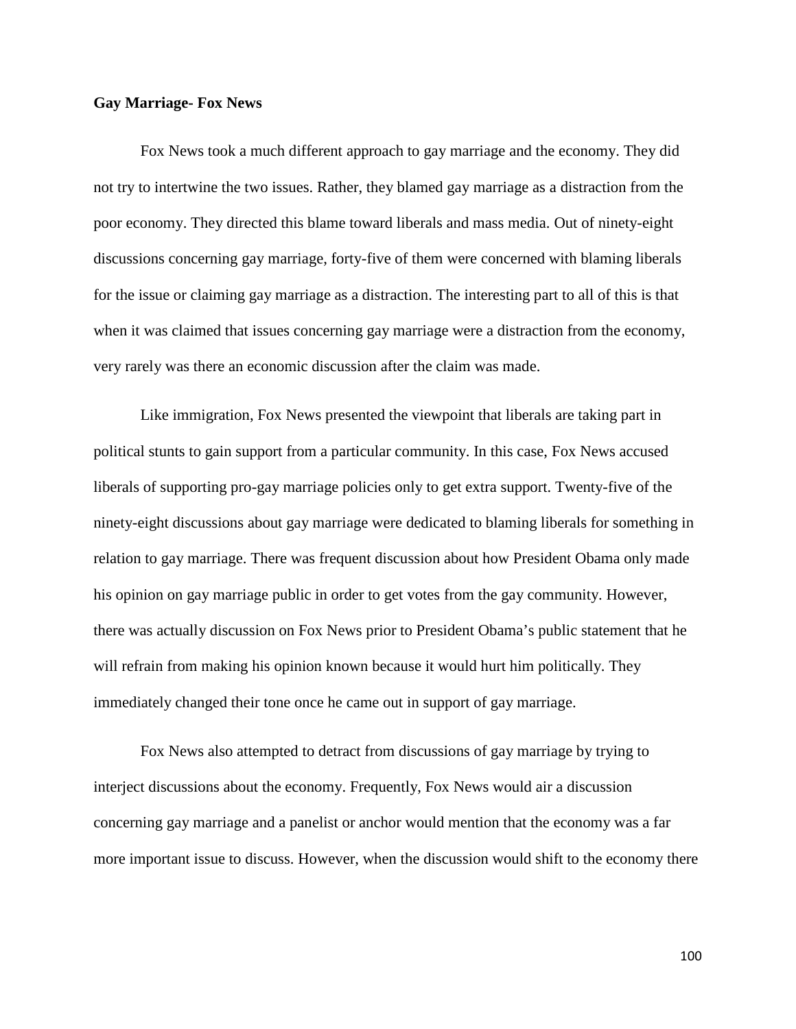**Gay Marriage- Fox News**

Fox News took a much different approach to gay marriage and the economy. They did not try to intertwine the two issues. Rather, they blamed gay marriage as a distraction from the poor economy. They directed this blame toward liberals and mass media. Out of ninety-eight discussions concerning gay marriage, forty-five of them were concerned with blaming liberals for the issue or claiming gay marriage as a distraction. The interesting part to all of this is that when it was claimed that issues concerning gay marriage were a distraction from the economy, very rarely was there an economic discussion after the claim was made.

Like immigration, Fox News presented the viewpoint that liberals are taking part in political stunts to gain support from a particular community. In this case, Fox News accused liberals of supporting pro-gay marriage policies only to get extra support. Twenty-five of the ninety-eight discussions about gay marriage were dedicated to blaming liberals for something in relation to gay marriage. There was frequent discussion about how President Obama only made his opinion on gay marriage public in order to get votes from the gay community. However, there was actually discussion on Fox News prior to President Obama's public statement that he will refrain from making his opinion known because it would hurt him politically. They immediately changed their tone once he came out in support of gay marriage.

Fox News also attempted to detract from discussions of gay marriage by trying to interject discussions about the economy. Frequently, Fox News would air a discussion concerning gay marriage and a panelist or anchor would mention that the economy was a far more important issue to discuss. However, when the discussion would shift to the economy there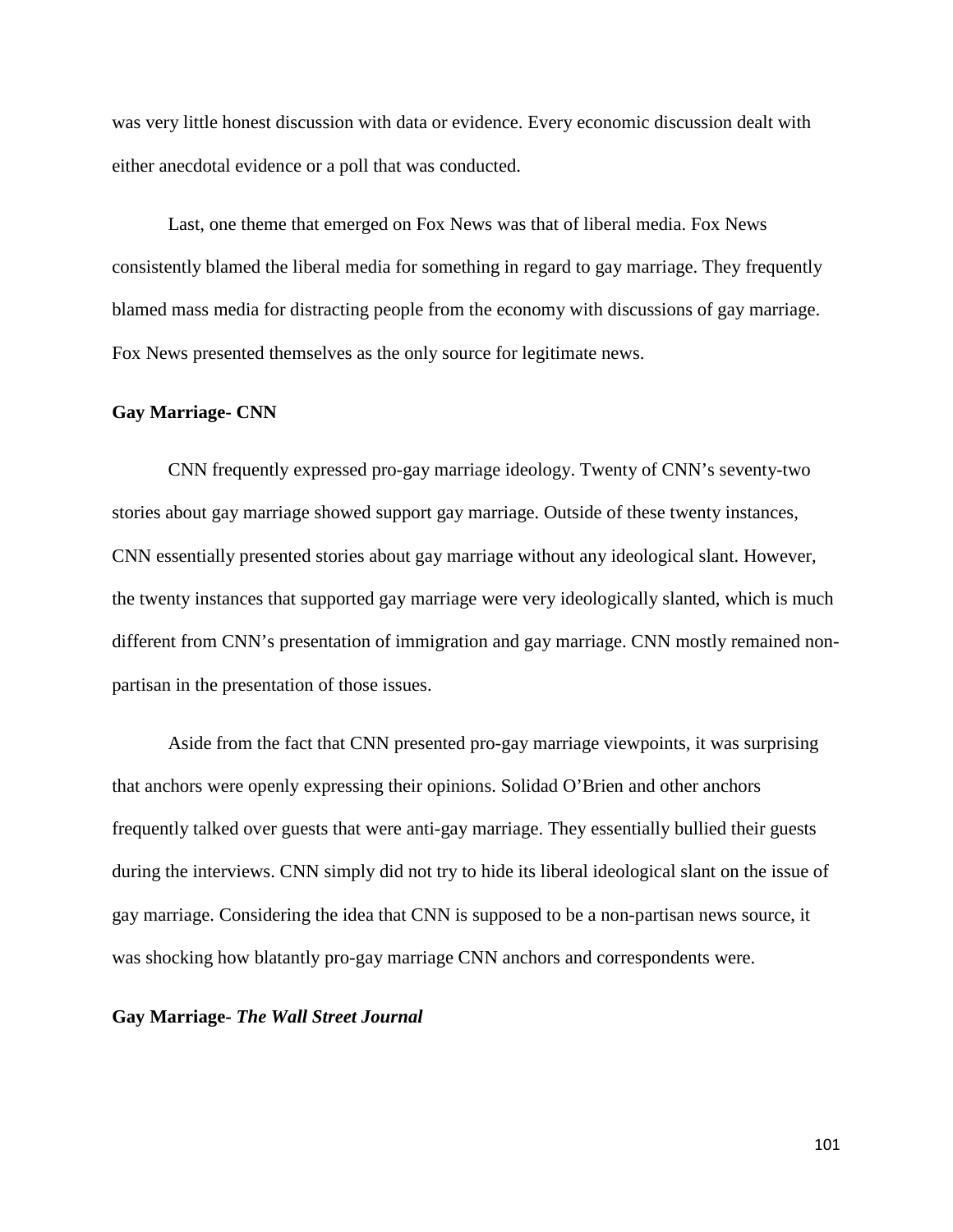was very little honest discussion with data or evidence. Every economic discussion dealt with either anecdotal evidence or a poll that was conducted.

Last, one theme that emerged on Fox News was that of liberal media. Fox News consistently blamed the liberal media for something in regard to gay marriage. They frequently blamed mass media for distracting people from the economy with discussions of gay marriage. Fox News presented themselves as the only source for legitimate news.

**Gay Marriage- CNN**

CNN frequently expressed pro-gay marriage ideology. Twenty of CNN's seventy-two stories about gay marriage showed support gay marriage. Outside of these twenty instances, CNN essentially presented stories about gay marriage without any ideological slant. However, the twenty instances that supported gay marriage were very ideologically slanted, which is much different from CNN's presentation of immigration and gay marriage. CNN mostly remained non-partisan in the presentation of those issues.

Aside from the fact that CNN presented pro-gay marriage viewpoints, it was surprising that anchors were openly expressing their opinions. Solidad O'Brien and other anchors frequently talked over guests that were anti-gay marriage. They essentially bullied their guests during the interviews. CNN simply did not try to hide its liberal ideological slant on the issue of gay marriage. Considering the idea that CNN is supposed to be a non-partisan news source, it was shocking how blatantly pro-gay marriage CNN anchors and correspondents were.

**Gay Marriage- *The Wall Street Journal***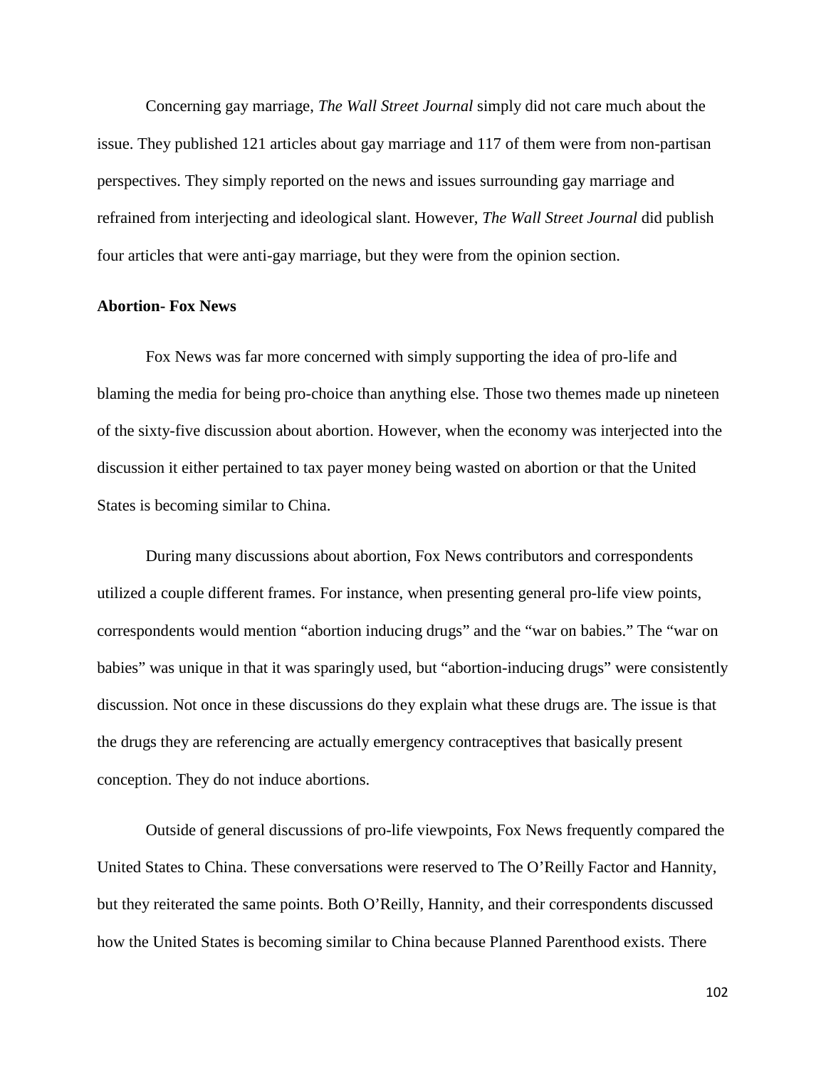Concerning gay marriage, *The Wall Street Journal* simply did not care much about the issue. They published 121 articles about gay marriage and 117 of them were from non-partisan perspectives. They simply reported on the news and issues surrounding gay marriage and refrained from interjecting and ideological slant. However, *The Wall Street Journal* did publish four articles that were anti-gay marriage, but they were from the opinion section.

**Abortion- Fox News**

Fox News was far more concerned with simply supporting the idea of pro-life and blaming the media for being pro-choice than anything else. Those two themes made up nineteen of the sixty-five discussion about abortion. However, when the economy was interjected into the discussion it either pertained to tax payer money being wasted on abortion or that the United States is becoming similar to China.

During many discussions about abortion, Fox News contributors and correspondents utilized a couple different frames. For instance, when presenting general pro-life view points, correspondents would mention "abortion inducing drugs" and the "war on babies." The "war on babies" was unique in that it was sparingly used, but "abortion-inducing drugs" were consistently discussion. Not once in these discussions do they explain what these drugs are. The issue is that the drugs they are referencing are actually emergency contraceptives that basically present conception. They do not induce abortions.

Outside of general discussions of pro-life viewpoints, Fox News frequently compared the United States to China. These conversations were reserved to The O'Reilly Factor and Hannity, but they reiterated the same points. Both O'Reilly, Hannity, and their correspondents discussed how the United States is becoming similar to China because Planned Parenthood exists. There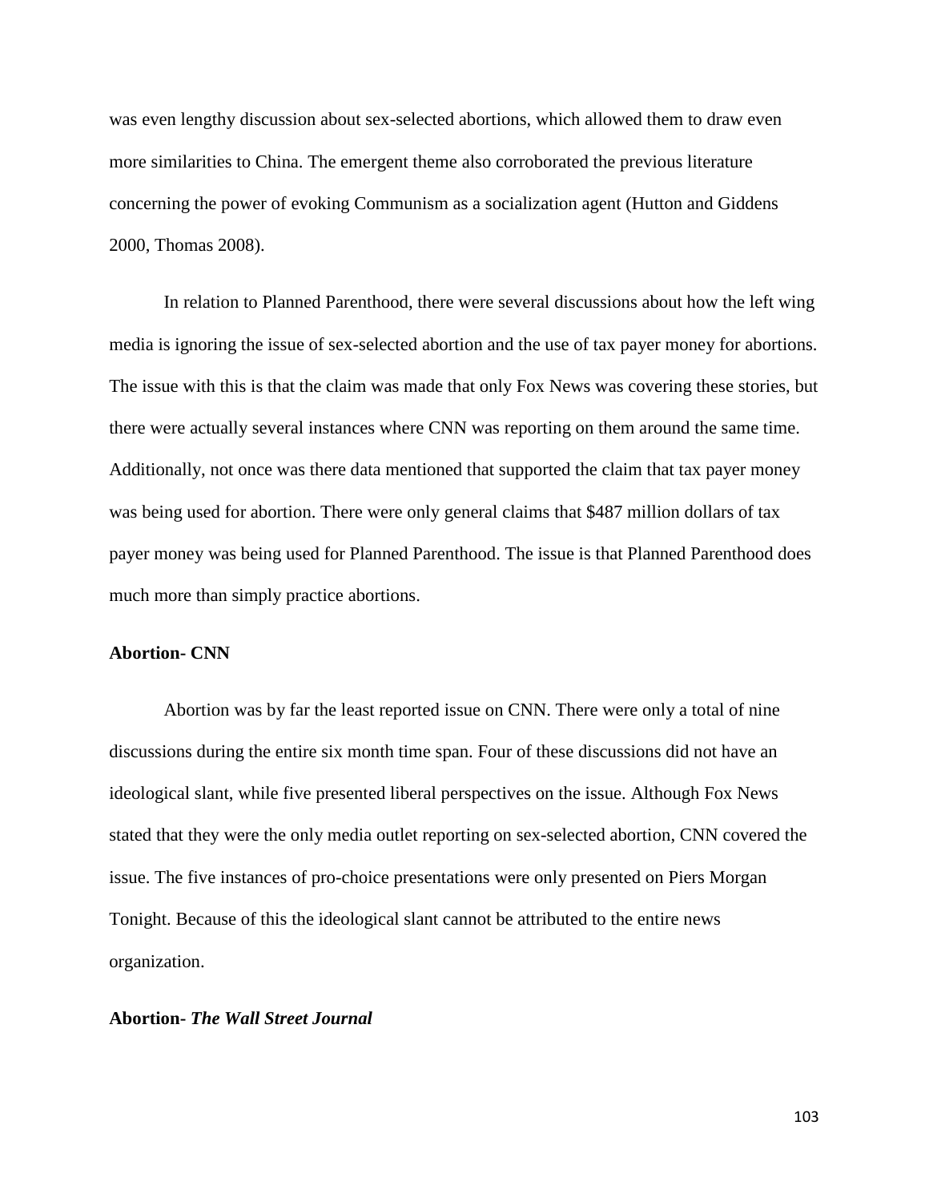was even lengthy discussion about sex-selected abortions, which allowed them to draw even more similarities to China. The emergent theme also corroborated the previous literature concerning the power of evoking Communism as a socialization agent (Hutton and Giddens 2000, Thomas 2008).

In relation to Planned Parenthood, there were several discussions about how the left wing media is ignoring the issue of sex-selected abortion and the use of tax payer money for abortions. The issue with this is that the claim was made that only Fox News was covering these stories, but there were actually several instances where CNN was reporting on them around the same time. Additionally, not once was there data mentioned that supported the claim that tax payer money was being used for abortion. There were only general claims that $487 million dollars of tax payer money was being used for Planned Parenthood. The issue is that Planned Parenthood does much more than simply practice abortions.

### Abortion- CNN

Abortion was by far the least reported issue on CNN. There were only a total of nine discussions during the entire six month time span. Four of these discussions did not have an ideological slant, while five presented liberal perspectives on the issue. Although Fox News stated that they were the only media outlet reporting on sex-selected abortion, CNN covered the issue. The five instances of pro-choice presentations were only presented on Piers Morgan Tonight. Because of this the ideological slant cannot be attributed to the entire news organization.

### Abortion- *The Wall Street Journal*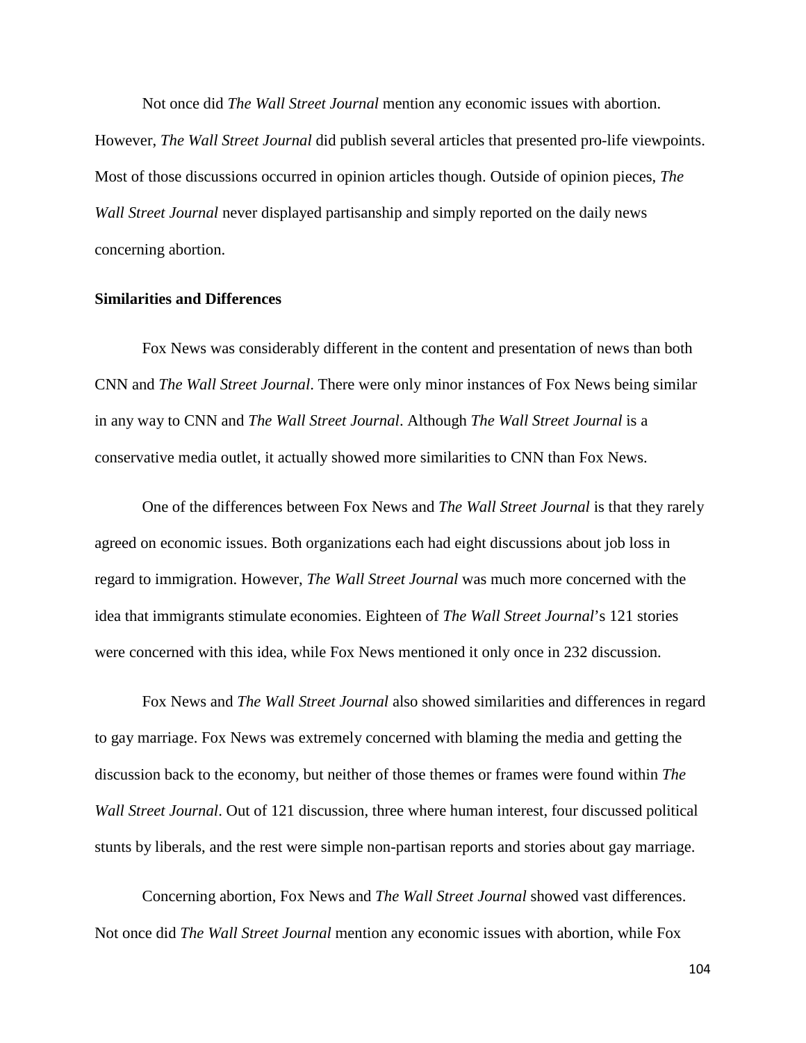Not once did *The Wall Street Journal* mention any economic issues with abortion. However, *The Wall Street Journal* did publish several articles that presented pro-life viewpoints. Most of those discussions occurred in opinion articles though. Outside of opinion pieces, *The Wall Street Journal* never displayed partisanship and simply reported on the daily news concerning abortion.

**Similarities and Differences**

Fox News was considerably different in the content and presentation of news than both CNN and *The Wall Street Journal*. There were only minor instances of Fox News being similar in any way to CNN and *The Wall Street Journal*. Although *The Wall Street Journal* is a conservative media outlet, it actually showed more similarities to CNN than Fox News.

One of the differences between Fox News and *The Wall Street Journal* is that they rarely agreed on economic issues. Both organizations each had eight discussions about job loss in regard to immigration. However, *The Wall Street Journal* was much more concerned with the idea that immigrants stimulate economies. Eighteen of *The Wall Street Journal*'s 121 stories were concerned with this idea, while Fox News mentioned it only once in 232 discussion.

Fox News and *The Wall Street Journal* also showed similarities and differences in regard to gay marriage. Fox News was extremely concerned with blaming the media and getting the discussion back to the economy, but neither of those themes or frames were found within *The Wall Street Journal*. Out of 121 discussion, three where human interest, four discussed political stunts by liberals, and the rest were simple non-partisan reports and stories about gay marriage.

Concerning abortion, Fox News and *The Wall Street Journal* showed vast differences. Not once did *The Wall Street Journal* mention any economic issues with abortion, while Fox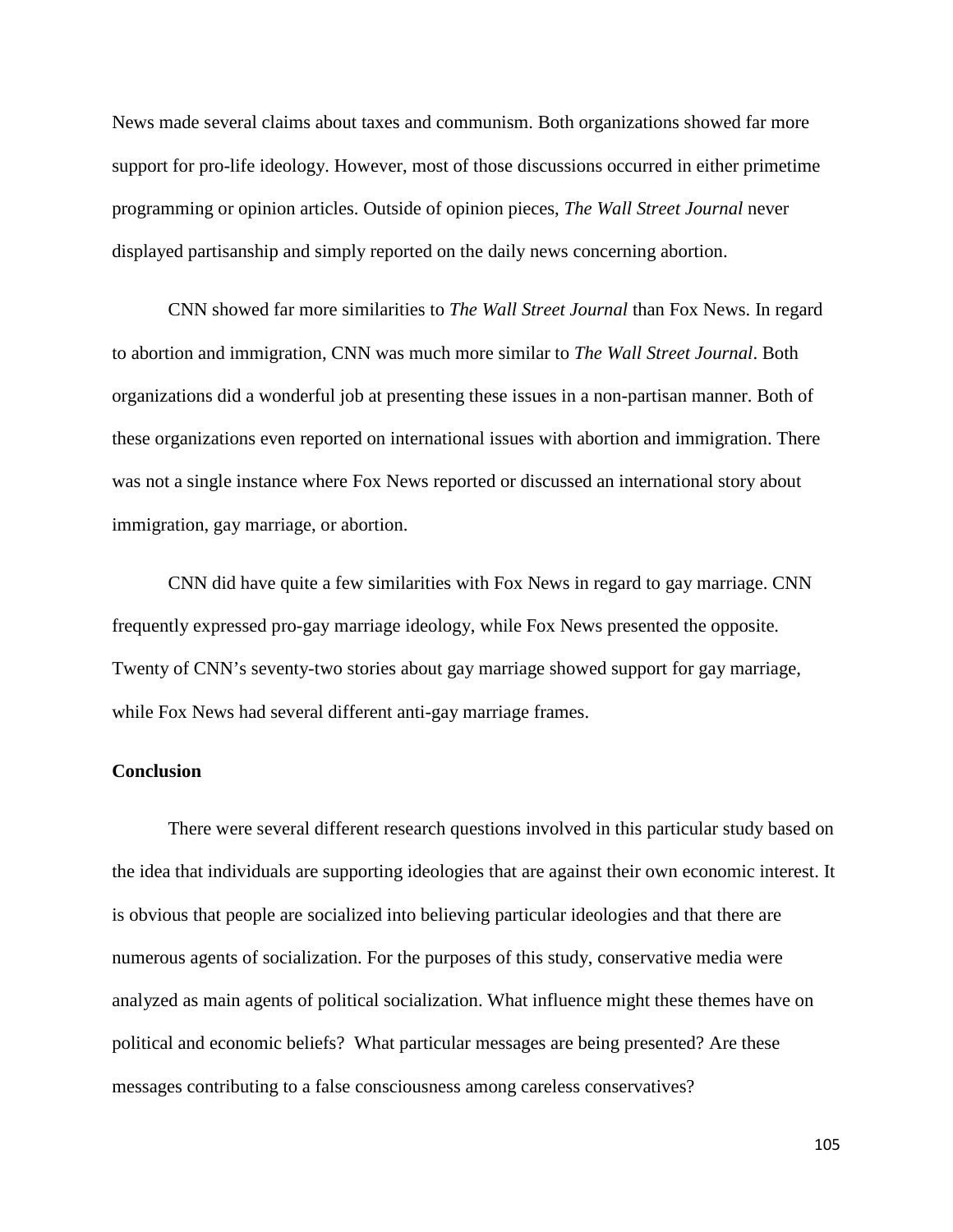News made several claims about taxes and communism. Both organizations showed far more support for pro-life ideology. However, most of those discussions occurred in either primetime programming or opinion articles. Outside of opinion pieces, *The Wall Street Journal* never displayed partisanship and simply reported on the daily news concerning abortion.

CNN showed far more similarities to *The Wall Street Journal* than Fox News. In regard to abortion and immigration, CNN was much more similar to *The Wall Street Journal*. Both organizations did a wonderful job at presenting these issues in a non-partisan manner. Both of these organizations even reported on international issues with abortion and immigration. There was not a single instance where Fox News reported or discussed an international story about immigration, gay marriage, or abortion.

CNN did have quite a few similarities with Fox News in regard to gay marriage. CNN frequently expressed pro-gay marriage ideology, while Fox News presented the opposite. Twenty of CNN's seventy-two stories about gay marriage showed support for gay marriage, while Fox News had several different anti-gay marriage frames.

**Conclusion**

There were several different research questions involved in this particular study based on the idea that individuals are supporting ideologies that are against their own economic interest. It is obvious that people are socialized into believing particular ideologies and that there are numerous agents of socialization. For the purposes of this study, conservative media were analyzed as main agents of political socialization. What influence might these themes have on political and economic beliefs? What particular messages are being presented? Are these messages contributing to a false consciousness among careless conservatives?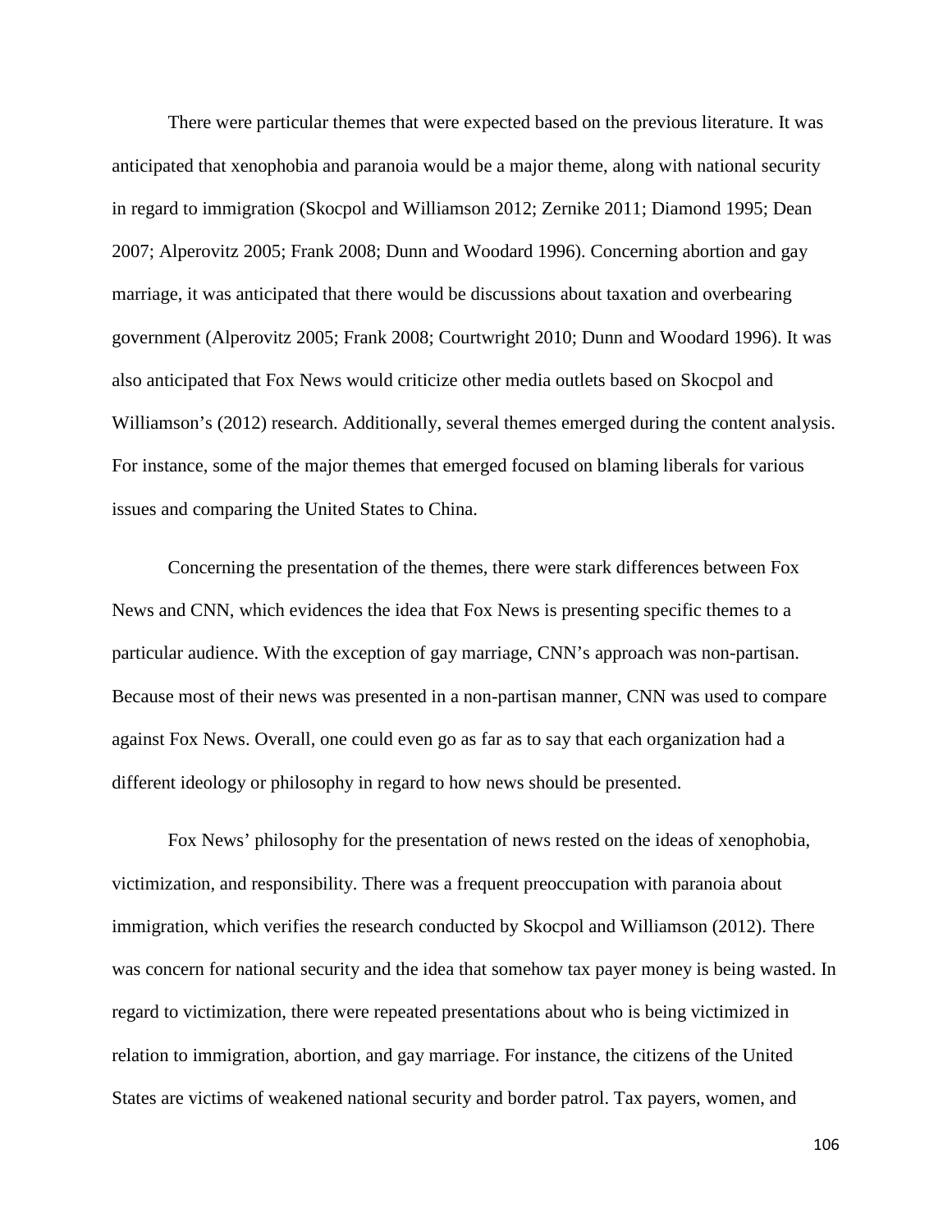There were particular themes that were expected based on the previous literature. It was anticipated that xenophobia and paranoia would be a major theme, along with national security in regard to immigration (Skocpol and Williamson 2012; Zernike 2011; Diamond 1995; Dean 2007; Alperovitz 2005; Frank 2008; Dunn and Woodard 1996). Concerning abortion and gay marriage, it was anticipated that there would be discussions about taxation and overbearing government (Alperovitz 2005; Frank 2008; Courtwright 2010; Dunn and Woodard 1996). It was also anticipated that Fox News would criticize other media outlets based on Skocpol and Williamson's (2012) research. Additionally, several themes emerged during the content analysis. For instance, some of the major themes that emerged focused on blaming liberals for various issues and comparing the United States to China.

Concerning the presentation of the themes, there were stark differences between Fox News and CNN, which evidences the idea that Fox News is presenting specific themes to a particular audience. With the exception of gay marriage, CNN's approach was non-partisan. Because most of their news was presented in a non-partisan manner, CNN was used to compare against Fox News. Overall, one could even go as far as to say that each organization had a different ideology or philosophy in regard to how news should be presented.

Fox News' philosophy for the presentation of news rested on the ideas of xenophobia, victimization, and responsibility. There was a frequent preoccupation with paranoia about immigration, which verifies the research conducted by Skocpol and Williamson (2012). There was concern for national security and the idea that somehow tax payer money is being wasted. In regard to victimization, there were repeated presentations about who is being victimized in relation to immigration, abortion, and gay marriage. For instance, the citizens of the United States are victims of weakened national security and border patrol. Tax payers, women, and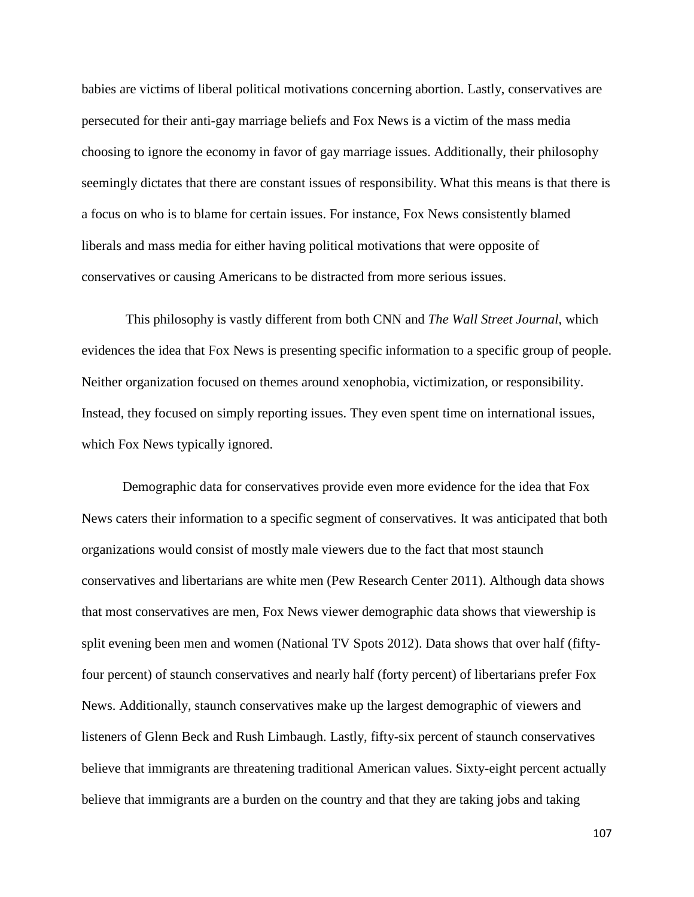babies are victims of liberal political motivations concerning abortion. Lastly, conservatives are persecuted for their anti-gay marriage beliefs and Fox News is a victim of the mass media choosing to ignore the economy in favor of gay marriage issues. Additionally, their philosophy seemingly dictates that there are constant issues of responsibility. What this means is that there is a focus on who is to blame for certain issues. For instance, Fox News consistently blamed liberals and mass media for either having political motivations that were opposite of conservatives or causing Americans to be distracted from more serious issues.

This philosophy is vastly different from both CNN and *The Wall Street Journal*, which evidences the idea that Fox News is presenting specific information to a specific group of people. Neither organization focused on themes around xenophobia, victimization, or responsibility. Instead, they focused on simply reporting issues. They even spent time on international issues, which Fox News typically ignored.

Demographic data for conservatives provide even more evidence for the idea that Fox News caters their information to a specific segment of conservatives. It was anticipated that both organizations would consist of mostly male viewers due to the fact that most staunch conservatives and libertarians are white men (Pew Research Center 2011). Although data shows that most conservatives are men, Fox News viewer demographic data shows that viewership is split evening been men and women (National TV Spots 2012). Data shows that over half (fifty-four percent) of staunch conservatives and nearly half (forty percent) of libertarians prefer Fox News. Additionally, staunch conservatives make up the largest demographic of viewers and listeners of Glenn Beck and Rush Limbaugh. Lastly, fifty-six percent of staunch conservatives believe that immigrants are threatening traditional American values. Sixty-eight percent actually believe that immigrants are a burden on the country and that they are taking jobs and taking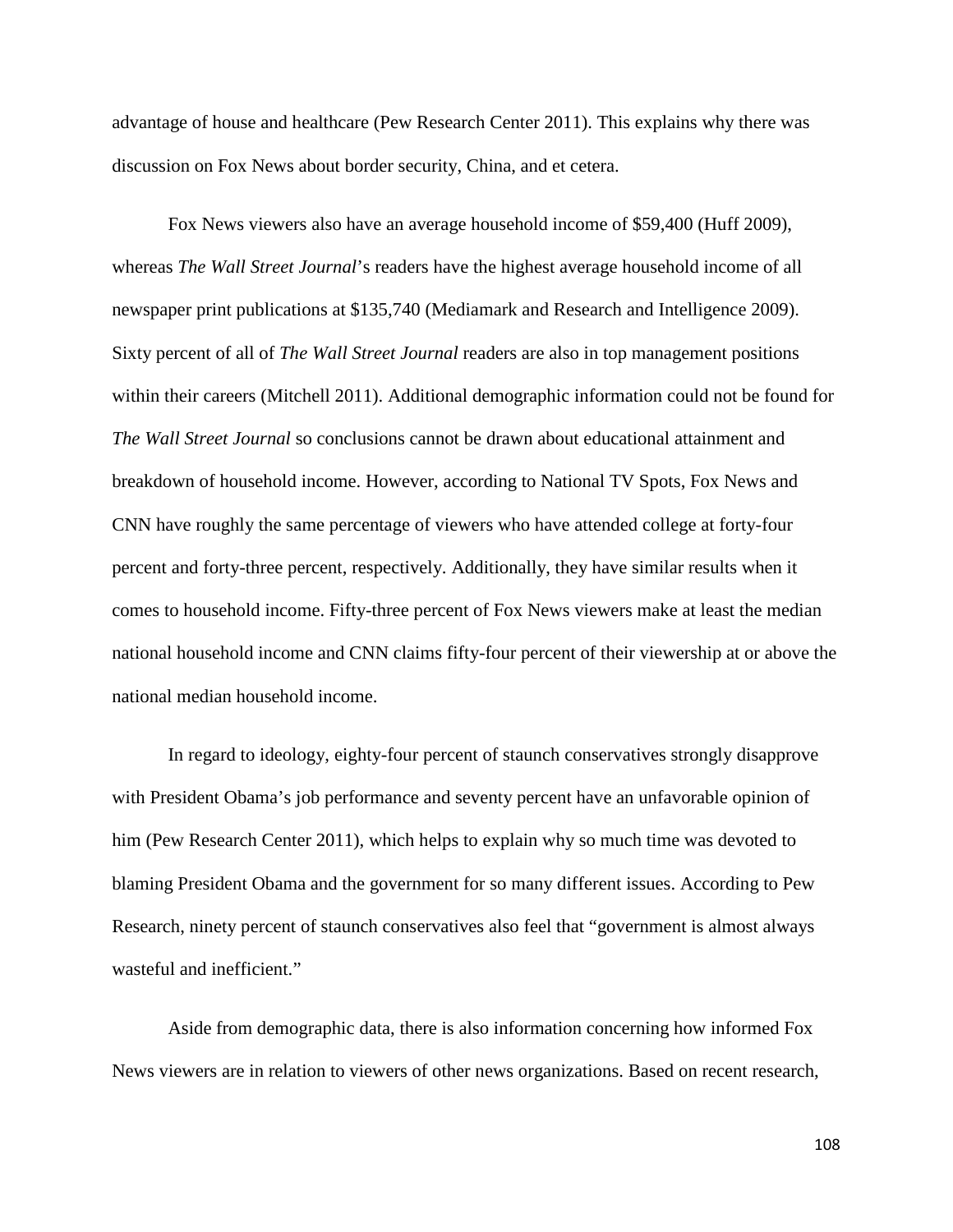advantage of house and healthcare (Pew Research Center 2011). This explains why there was discussion on Fox News about border security, China, and et cetera.

Fox News viewers also have an average household income of $59,400 (Huff 2009), whereas *The Wall Street Journal*'s readers have the highest average household income of all newspaper print publications at $135,740 (Mediamark and Research and Intelligence 2009). Sixty percent of all of *The Wall Street Journal* readers are also in top management positions within their careers (Mitchell 2011). Additional demographic information could not be found for *The Wall Street Journal* so conclusions cannot be drawn about educational attainment and breakdown of household income. However, according to National TV Spots, Fox News and CNN have roughly the same percentage of viewers who have attended college at forty-four percent and forty-three percent, respectively. Additionally, they have similar results when it comes to household income. Fifty-three percent of Fox News viewers make at least the median national household income and CNN claims fifty-four percent of their viewership at or above the national median household income.

In regard to ideology, eighty-four percent of staunch conservatives strongly disapprove with President Obama's job performance and seventy percent have an unfavorable opinion of him (Pew Research Center 2011), which helps to explain why so much time was devoted to blaming President Obama and the government for so many different issues. According to Pew Research, ninety percent of staunch conservatives also feel that "government is almost always wasteful and inefficient."

Aside from demographic data, there is also information concerning how informed Fox News viewers are in relation to viewers of other news organizations. Based on recent research,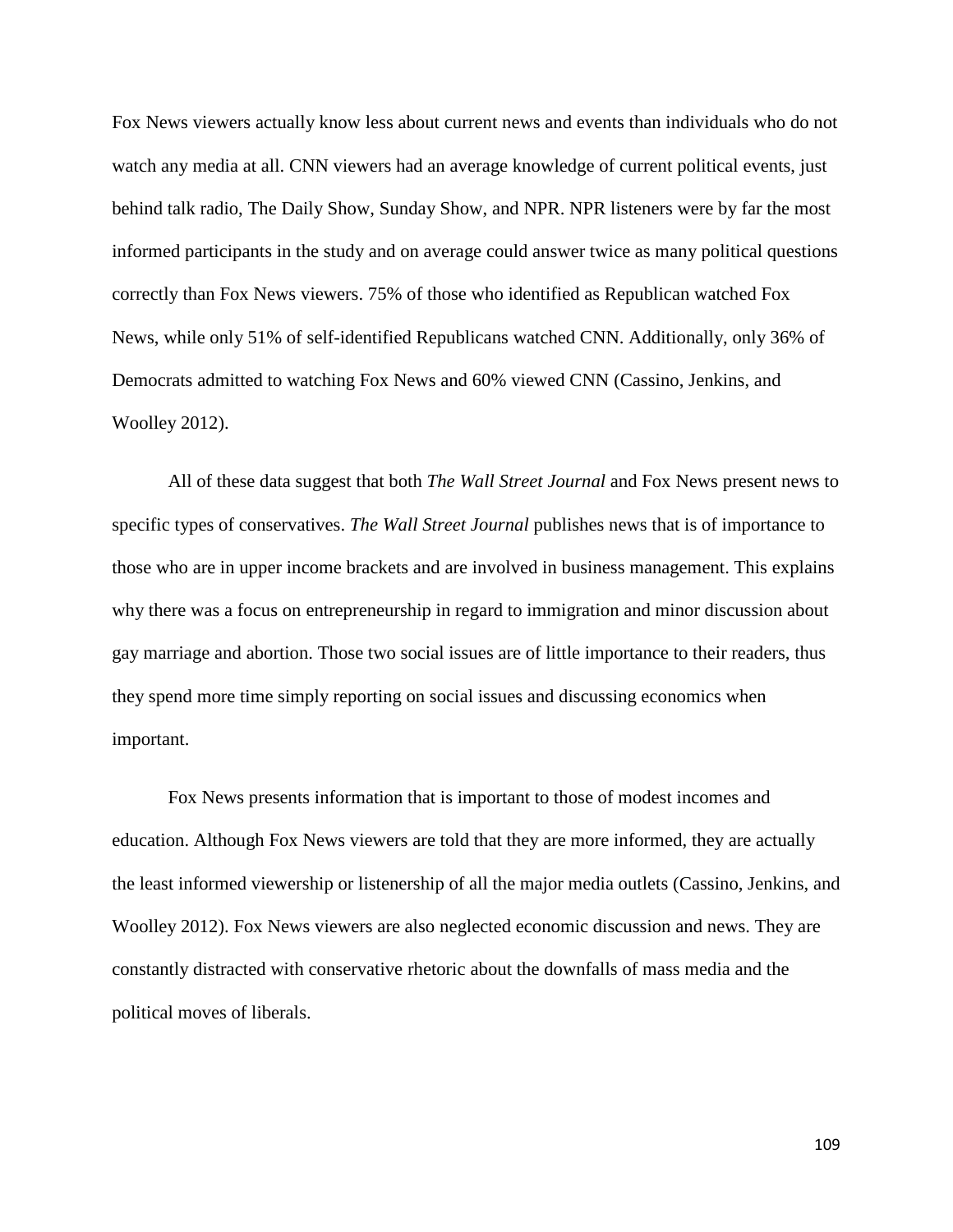Fox News viewers actually know less about current news and events than individuals who do not watch any media at all. CNN viewers had an average knowledge of current political events, just behind talk radio, The Daily Show, Sunday Show, and NPR. NPR listeners were by far the most informed participants in the study and on average could answer twice as many political questions correctly than Fox News viewers. 75% of those who identified as Republican watched Fox News, while only 51% of self-identified Republicans watched CNN. Additionally, only 36% of Democrats admitted to watching Fox News and 60% viewed CNN (Cassino, Jenkins, and Woolley 2012).

All of these data suggest that both *The Wall Street Journal* and Fox News present news to specific types of conservatives. *The Wall Street Journal* publishes news that is of importance to those who are in upper income brackets and are involved in business management. This explains why there was a focus on entrepreneurship in regard to immigration and minor discussion about gay marriage and abortion. Those two social issues are of little importance to their readers, thus they spend more time simply reporting on social issues and discussing economics when important.

Fox News presents information that is important to those of modest incomes and education. Although Fox News viewers are told that they are more informed, they are actually the least informed viewership or listenership of all the major media outlets (Cassino, Jenkins, and Woolley 2012). Fox News viewers are also neglected economic discussion and news. They are constantly distracted with conservative rhetoric about the downfalls of mass media and the political moves of liberals.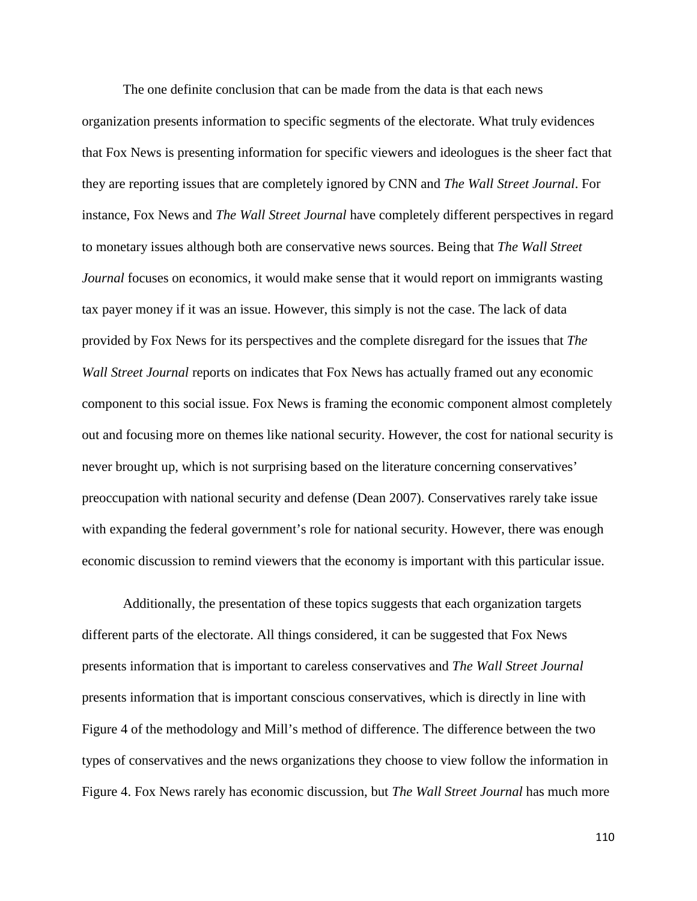The one definite conclusion that can be made from the data is that each news organization presents information to specific segments of the electorate. What truly evidences that Fox News is presenting information for specific viewers and ideologues is the sheer fact that they are reporting issues that are completely ignored by CNN and *The Wall Street Journal*. For instance, Fox News and *The Wall Street Journal* have completely different perspectives in regard to monetary issues although both are conservative news sources. Being that *The Wall Street Journal* focuses on economics, it would make sense that it would report on immigrants wasting tax payer money if it was an issue. However, this simply is not the case. The lack of data provided by Fox News for its perspectives and the complete disregard for the issues that *The Wall Street Journal* reports on indicates that Fox News has actually framed out any economic component to this social issue. Fox News is framing the economic component almost completely out and focusing more on themes like national security. However, the cost for national security is never brought up, which is not surprising based on the literature concerning conservatives' preoccupation with national security and defense (Dean 2007). Conservatives rarely take issue with expanding the federal government's role for national security. However, there was enough economic discussion to remind viewers that the economy is important with this particular issue.

Additionally, the presentation of these topics suggests that each organization targets different parts of the electorate. All things considered, it can be suggested that Fox News presents information that is important to careless conservatives and *The Wall Street Journal* presents information that is important conscious conservatives, which is directly in line with Figure 4 of the methodology and Mill's method of difference. The difference between the two types of conservatives and the news organizations they choose to view follow the information in Figure 4. Fox News rarely has economic discussion, but *The Wall Street Journal* has much more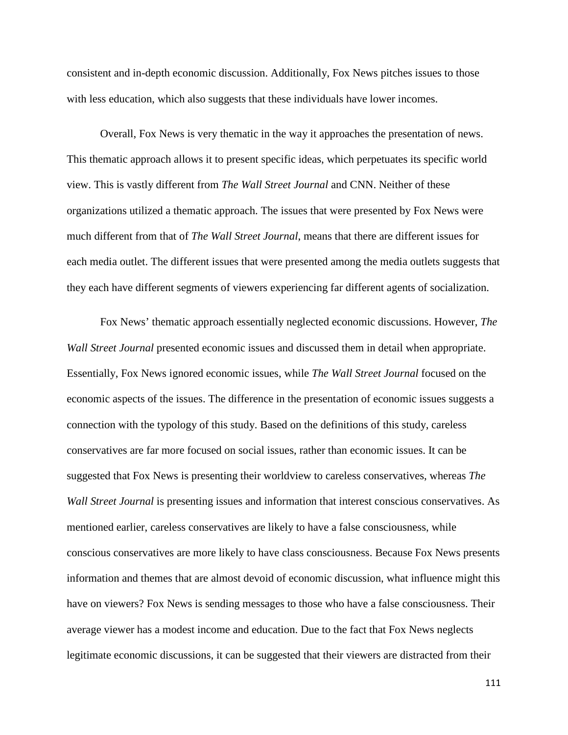consistent and in-depth economic discussion. Additionally, Fox News pitches issues to those with less education, which also suggests that these individuals have lower incomes.

Overall, Fox News is very thematic in the way it approaches the presentation of news. This thematic approach allows it to present specific ideas, which perpetuates its specific world view. This is vastly different from *The Wall Street Journal* and CNN. Neither of these organizations utilized a thematic approach. The issues that were presented by Fox News were much different from that of *The Wall Street Journal*, means that there are different issues for each media outlet. The different issues that were presented among the media outlets suggests that they each have different segments of viewers experiencing far different agents of socialization.

Fox News' thematic approach essentially neglected economic discussions. However, *The Wall Street Journal* presented economic issues and discussed them in detail when appropriate. Essentially, Fox News ignored economic issues, while *The Wall Street Journal* focused on the economic aspects of the issues. The difference in the presentation of economic issues suggests a connection with the typology of this study. Based on the definitions of this study, careless conservatives are far more focused on social issues, rather than economic issues. It can be suggested that Fox News is presenting their worldview to careless conservatives, whereas *The Wall Street Journal* is presenting issues and information that interest conscious conservatives. As mentioned earlier, careless conservatives are likely to have a false consciousness, while conscious conservatives are more likely to have class consciousness. Because Fox News presents information and themes that are almost devoid of economic discussion, what influence might this have on viewers? Fox News is sending messages to those who have a false consciousness. Their average viewer has a modest income and education. Due to the fact that Fox News neglects legitimate economic discussions, it can be suggested that their viewers are distracted from their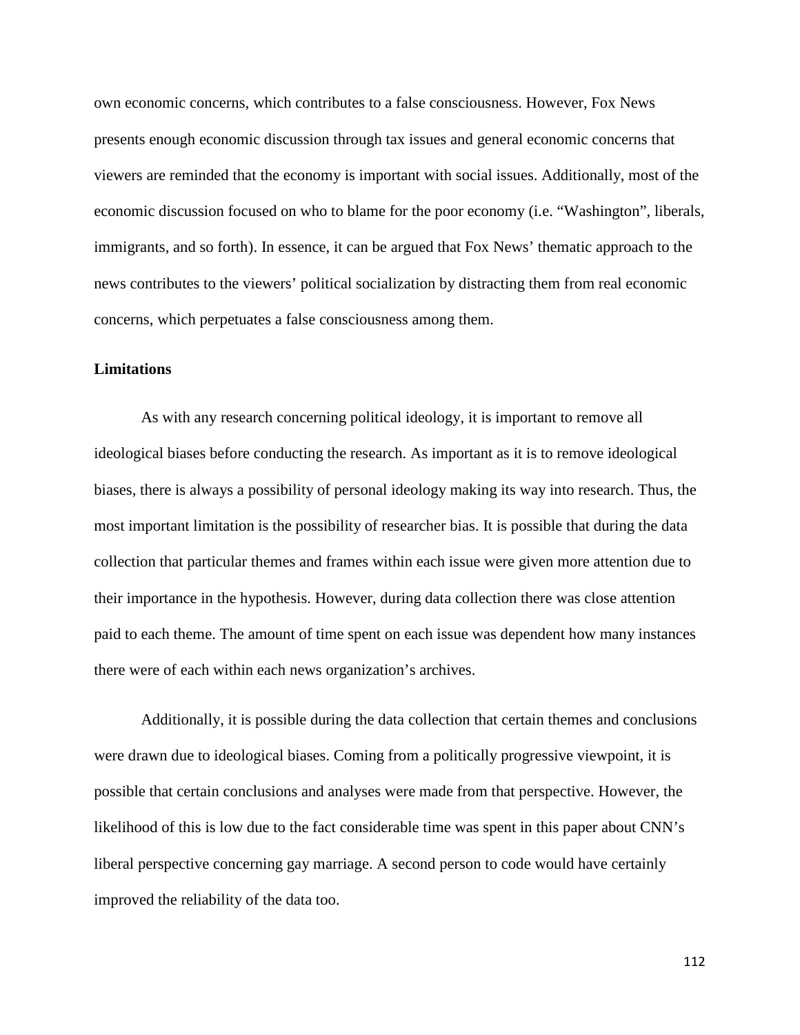own economic concerns, which contributes to a false consciousness. However, Fox News presents enough economic discussion through tax issues and general economic concerns that viewers are reminded that the economy is important with social issues. Additionally, most of the economic discussion focused on who to blame for the poor economy (i.e. "Washington", liberals, immigrants, and so forth). In essence, it can be argued that Fox News' thematic approach to the news contributes to the viewers' political socialization by distracting them from real economic concerns, which perpetuates a false consciousness among them.

**Limitations**

As with any research concerning political ideology, it is important to remove all ideological biases before conducting the research. As important as it is to remove ideological biases, there is always a possibility of personal ideology making its way into research. Thus, the most important limitation is the possibility of researcher bias. It is possible that during the data collection that particular themes and frames within each issue were given more attention due to their importance in the hypothesis. However, during data collection there was close attention paid to each theme. The amount of time spent on each issue was dependent how many instances there were of each within each news organization's archives.

Additionally, it is possible during the data collection that certain themes and conclusions were drawn due to ideological biases. Coming from a politically progressive viewpoint, it is possible that certain conclusions and analyses were made from that perspective. However, the likelihood of this is low due to the fact considerable time was spent in this paper about CNN's liberal perspective concerning gay marriage. A second person to code would have certainly improved the reliability of the data too.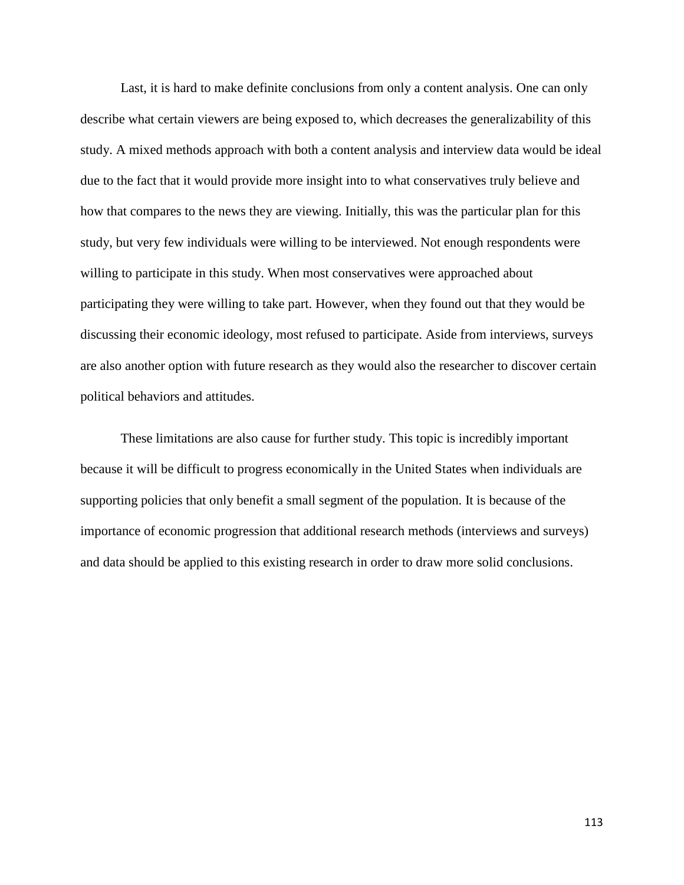Last, it is hard to make definite conclusions from only a content analysis. One can only describe what certain viewers are being exposed to, which decreases the generalizability of this study. A mixed methods approach with both a content analysis and interview data would be ideal due to the fact that it would provide more insight into to what conservatives truly believe and how that compares to the news they are viewing. Initially, this was the particular plan for this study, but very few individuals were willing to be interviewed. Not enough respondents were willing to participate in this study. When most conservatives were approached about participating they were willing to take part. However, when they found out that they would be discussing their economic ideology, most refused to participate. Aside from interviews, surveys are also another option with future research as they would also the researcher to discover certain political behaviors and attitudes.

These limitations are also cause for further study. This topic is incredibly important because it will be difficult to progress economically in the United States when individuals are supporting policies that only benefit a small segment of the population. It is because of the importance of economic progression that additional research methods (interviews and surveys) and data should be applied to this existing research in order to draw more solid conclusions.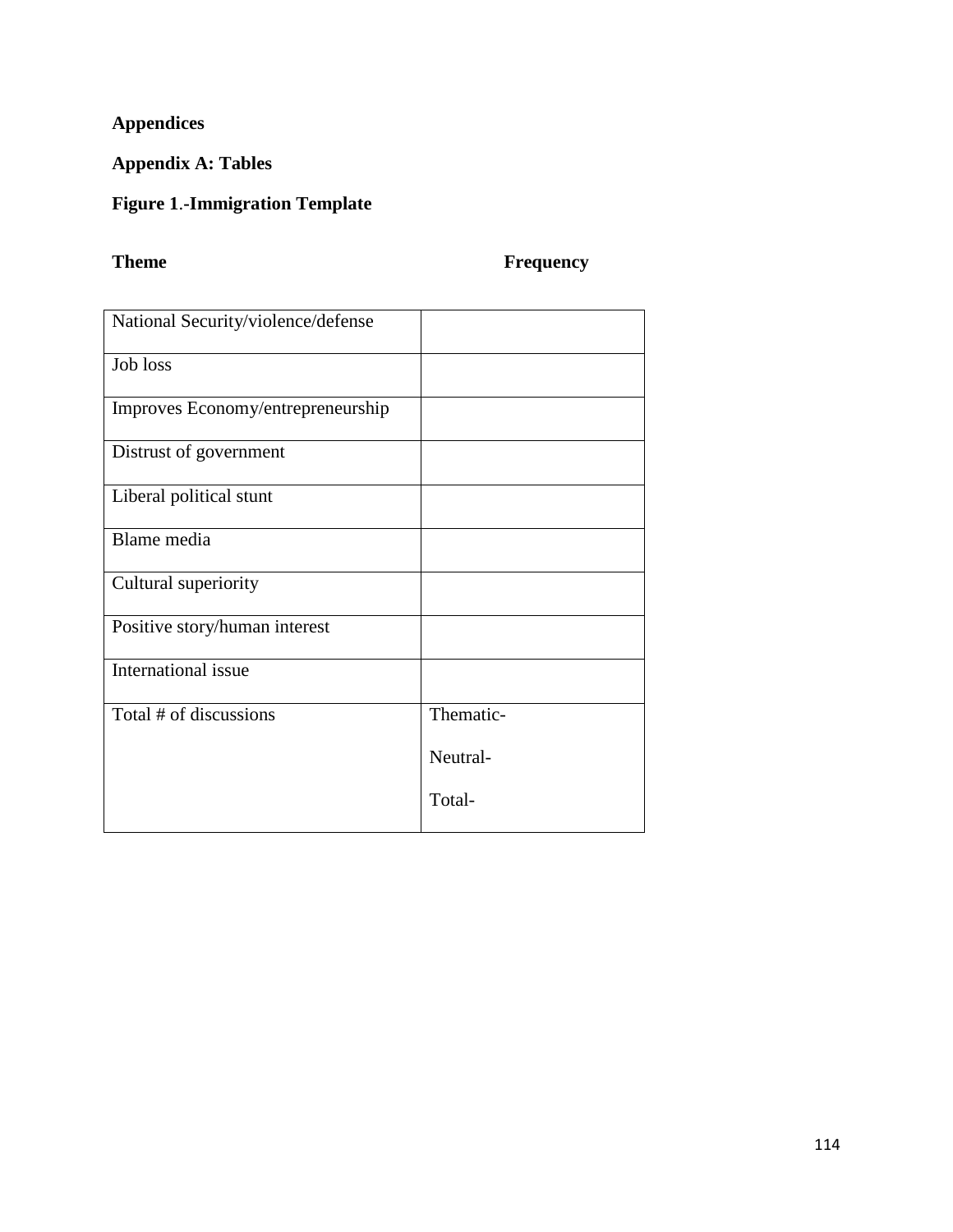# Appendices

## Appendix A: Tables

### Figure 1.-Immigration Template

| Theme | Frequency |
|---|---|
| National Security/violence/defense | |
| Job loss | |
| Improves Economy/entrepreneurship | |
| Distrust of government | |
| Liberal political stunt | |
| Blame media | |
| Cultural superiority | |
| Positive story/human interest | |
| International issue | |
| Total # of discussions | Thematic-<br>Neutral-<br>Total- |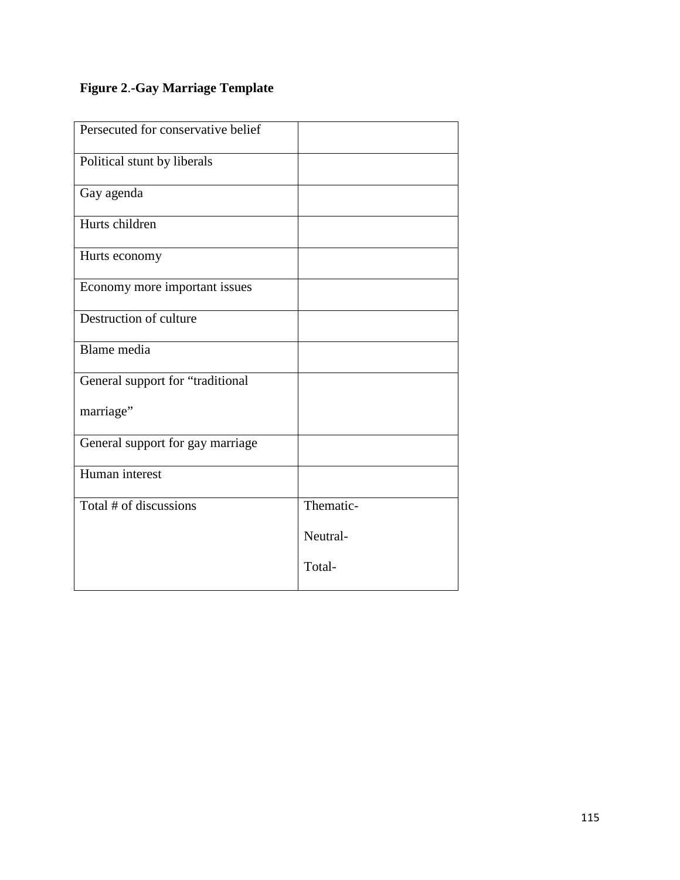**Figure 2.-Gay Marriage Template**

| | |
|---|---|
| Persecuted for conservative belief | |
| Political stunt by liberals | |
| Gay agenda | |
| Hurts children | |
| Hurts economy | |
| Economy more important issues | |
| Destruction of culture | |
| Blame media | |
| General support for "traditional marriage" | |
| General support for gay marriage | |
| Human interest | |
| Total # of discussions | Thematic-<br>Neutral-<br>Total- |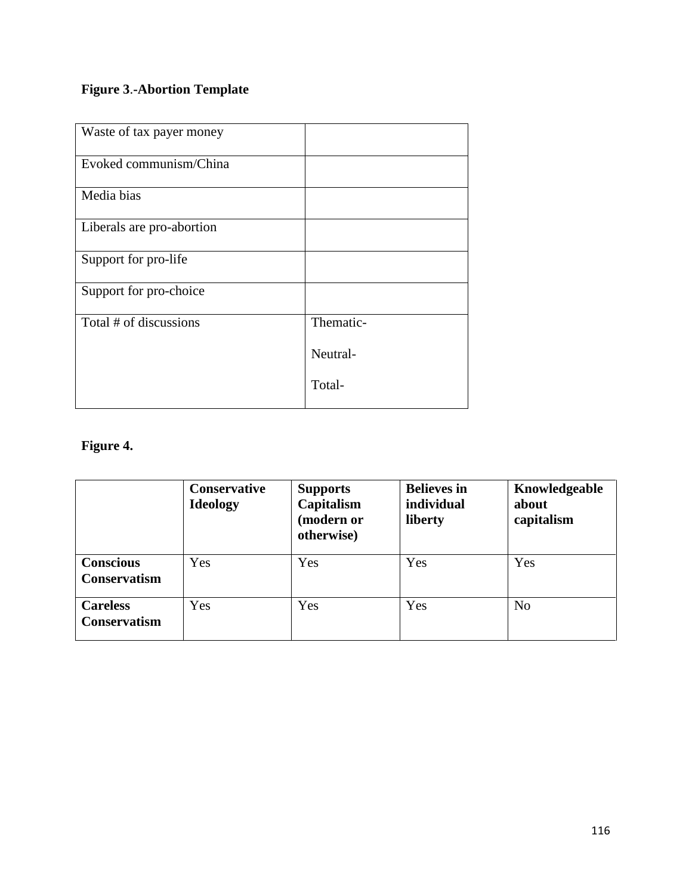**Figure 3.-Abortion Template**

| | |
|---|---|
| Waste of tax payer money | |
| Evoked communism/China | |
| Media bias | |
| Liberals are pro-abortion | |
| Support for pro-life | |
| Support for pro-choice | |
| Total # of discussions | Thematic-<br><br>Neutral-<br><br>Total- |

**Figure 4.**

| | **Conservative Ideology** | **Supports Capitalism (modern or otherwise)** | **Believes in individual liberty** | **Knowledgeable about capitalism** |
|---|---|---|---|---|
| **Conscious Conservatism** | Yes | Yes | Yes | Yes |
| **Careless Conservatism** | Yes | Yes | Yes | No |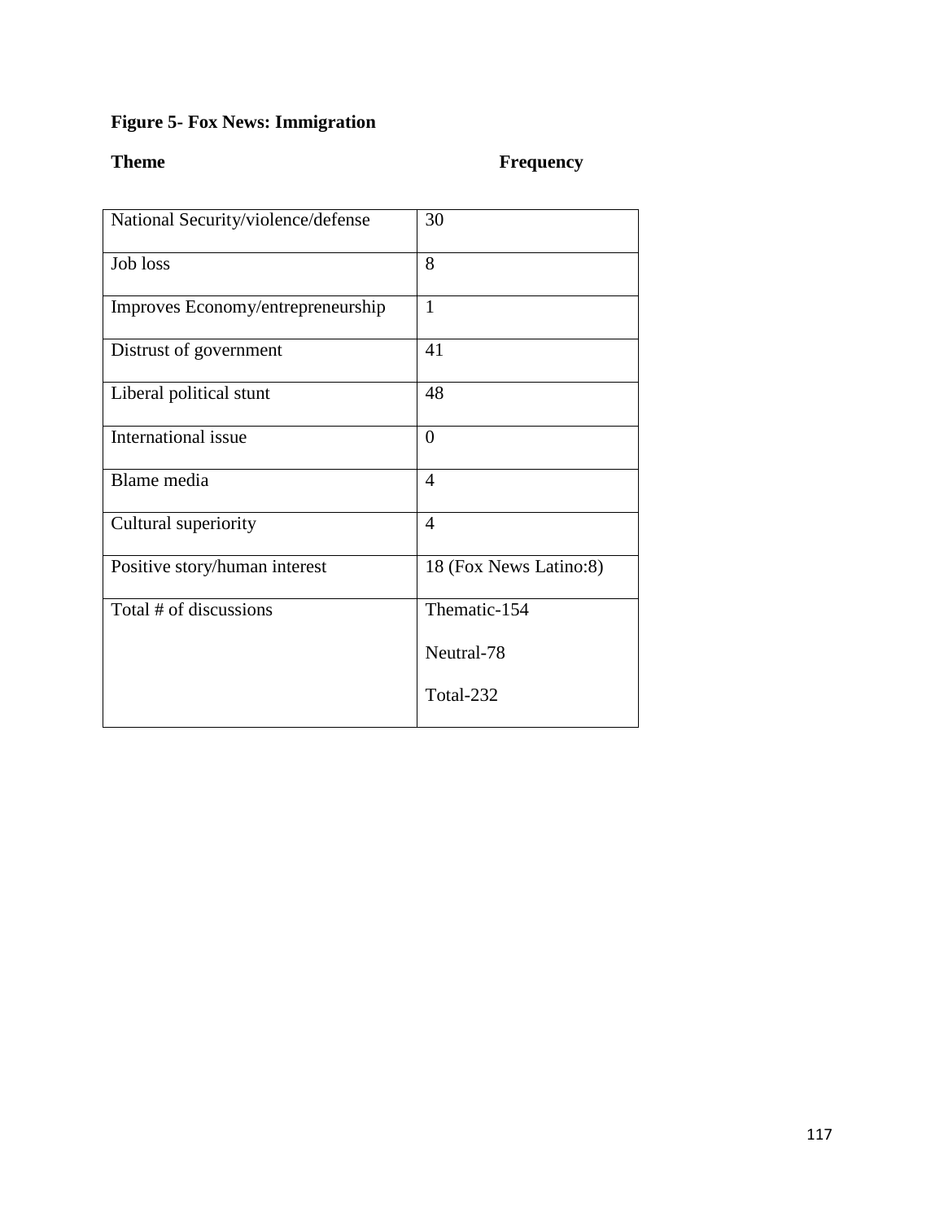**Figure 5- Fox News: Immigration**

| Theme | Frequency |
|---|---|
| National Security/violence/defense | 30 |
| Job loss | 8 |
| Improves Economy/entrepreneurship | 1 |
| Distrust of government | 41 |
| Liberal political stunt | 48 |
| International issue | 0 |
| Blame media | 4 |
| Cultural superiority | 4 |
| Positive story/human interest | 18 (Fox News Latino:8) |
| Total # of discussions | Thematic-154<br>Neutral-78<br>Total-232 |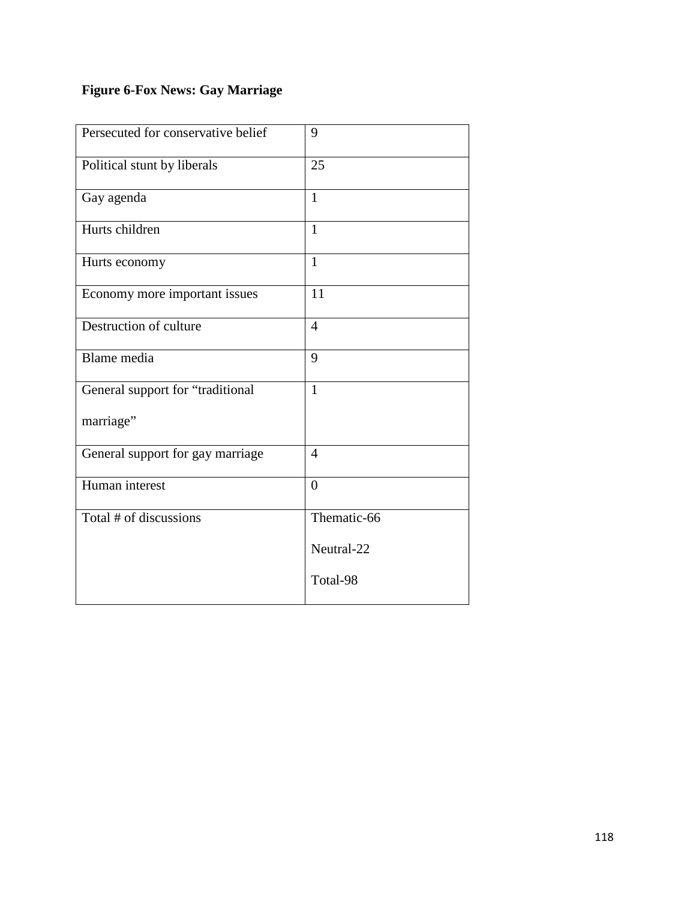**Figure 6-Fox News: Gay Marriage**

| | |
|---|---|
| Persecuted for conservative belief | 9 |
| Political stunt by liberals | 25 |
| Gay agenda | 1 |
| Hurts children | 1 |
| Hurts economy | 1 |
| Economy more important issues | 11 |
| Destruction of culture | 4 |
| Blame media | 9 |
| General support for "traditional marriage" | 1 |
| General support for gay marriage | 4 |
| Human interest | 0 |
| Total # of discussions | Thematic-66<br>Neutral-22<br>Total-98 |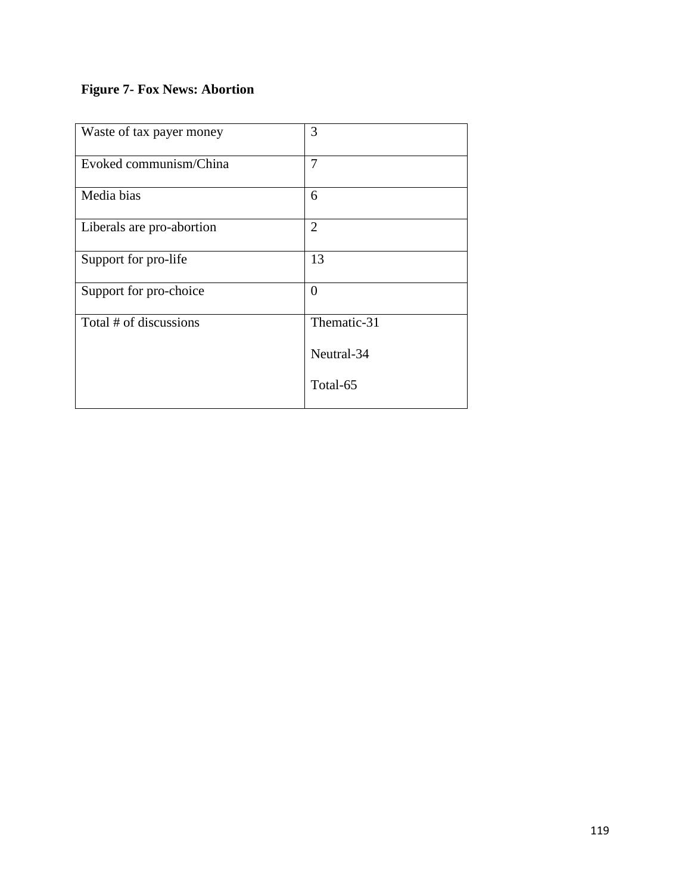**Figure 7- Fox News: Abortion**

| | |
|---|---|
| Waste of tax payer money | 3 |
| Evoked communism/China | 7 |
| Media bias | 6 |
| Liberals are pro-abortion | 2 |
| Support for pro-life | 13 |
| Support for pro-choice | 0 |
| Total # of discussions | Thematic-31<br><br>Neutral-34<br><br>Total-65 |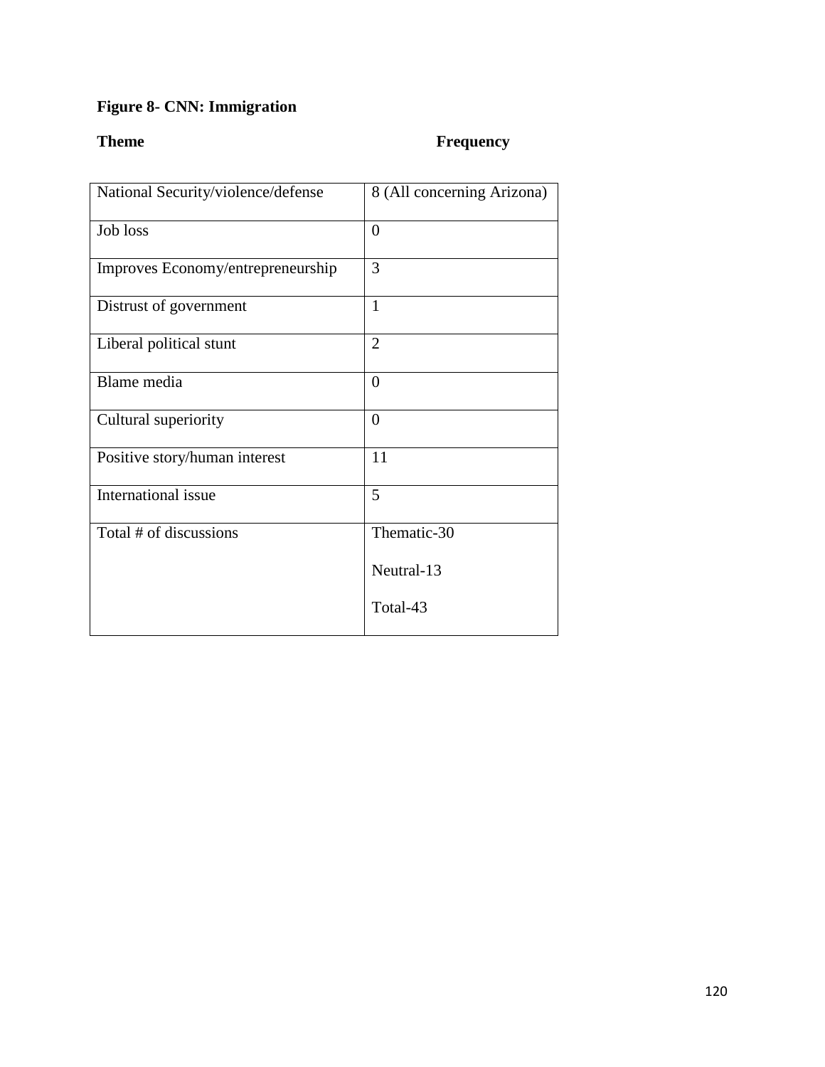**Figure 8- CNN: Immigration**

| Theme | Frequency |
|---|---|
| National Security/violence/defense | 8 (All concerning Arizona) |
| Job loss | 0 |
| Improves Economy/entrepreneurship | 3 |
| Distrust of government | 1 |
| Liberal political stunt | 2 |
| Blame media | 0 |
| Cultural superiority | 0 |
| Positive story/human interest | 11 |
| International issue | 5 |
| Total # of discussions | Thematic-30<br>Neutral-13<br>Total-43 |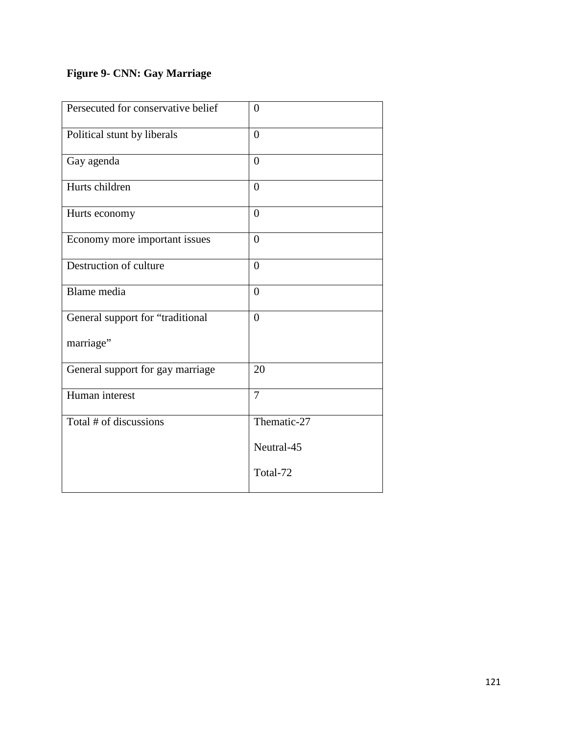**Figure 9- CNN: Gay Marriage**

| | |
|---|---|
| Persecuted for conservative belief | 0 |
| Political stunt by liberals | 0 |
| Gay agenda | 0 |
| Hurts children | 0 |
| Hurts economy | 0 |
| Economy more important issues | 0 |
| Destruction of culture | 0 |
| Blame media | 0 |
| General support for "traditional marriage" | 0 |
| General support for gay marriage | 20 |
| Human interest | 7 |
| Total # of discussions | Thematic-27<br>Neutral-45<br>Total-72 |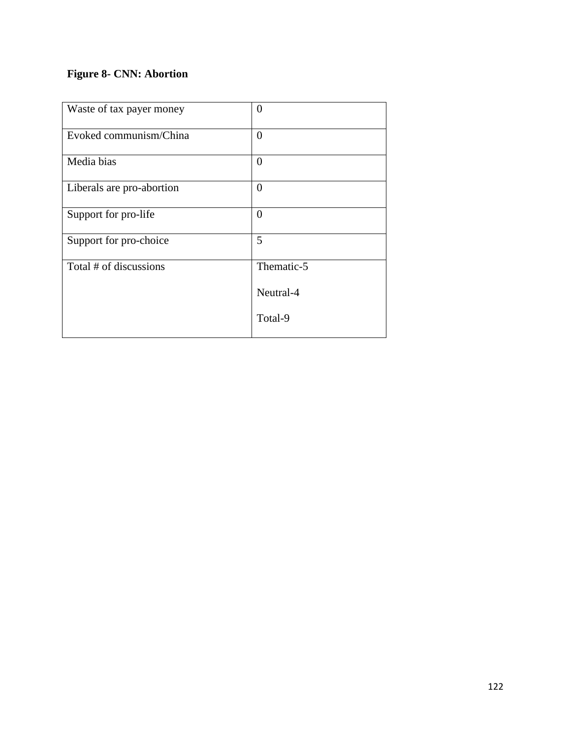**Figure 8- CNN: Abortion**

| | |
|---|---|
| Waste of tax payer money | 0 |
| Evoked communism/China | 0 |
| Media bias | 0 |
| Liberals are pro-abortion | 0 |
| Support for pro-life | 0 |
| Support for pro-choice | 5 |
| Total # of discussions | Thematic-5<br><br>Neutral-4<br><br>Total-9 |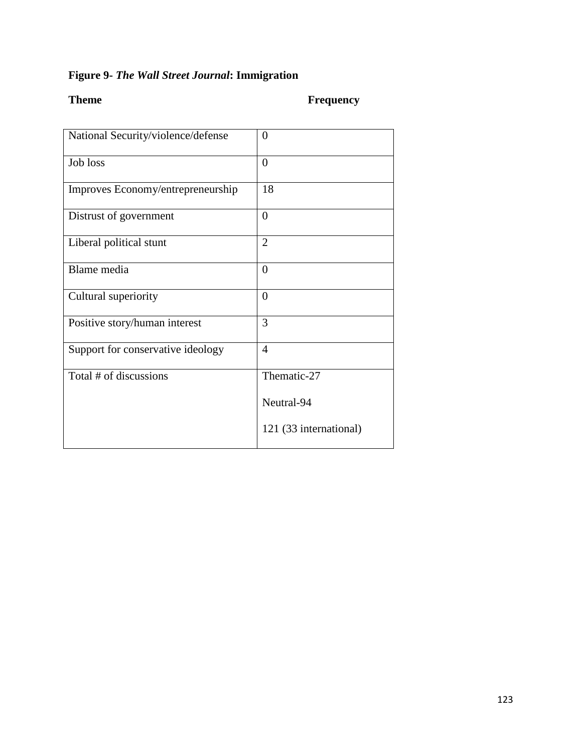**Figure 9-** ***The Wall Street Journal*****: Immigration**

| **Theme** | **Frequency** |
|---|---|
| National Security/violence/defense | 0 |
| Job loss | 0 |
| Improves Economy/entrepreneurship | 18 |
| Distrust of government | 0 |
| Liberal political stunt | 2 |
| Blame media | 0 |
| Cultural superiority | 0 |
| Positive story/human interest | 3 |
| Support for conservative ideology | 4 |
| Total # of discussions | Thematic-27<br><br>Neutral-94<br><br>121 (33 international) |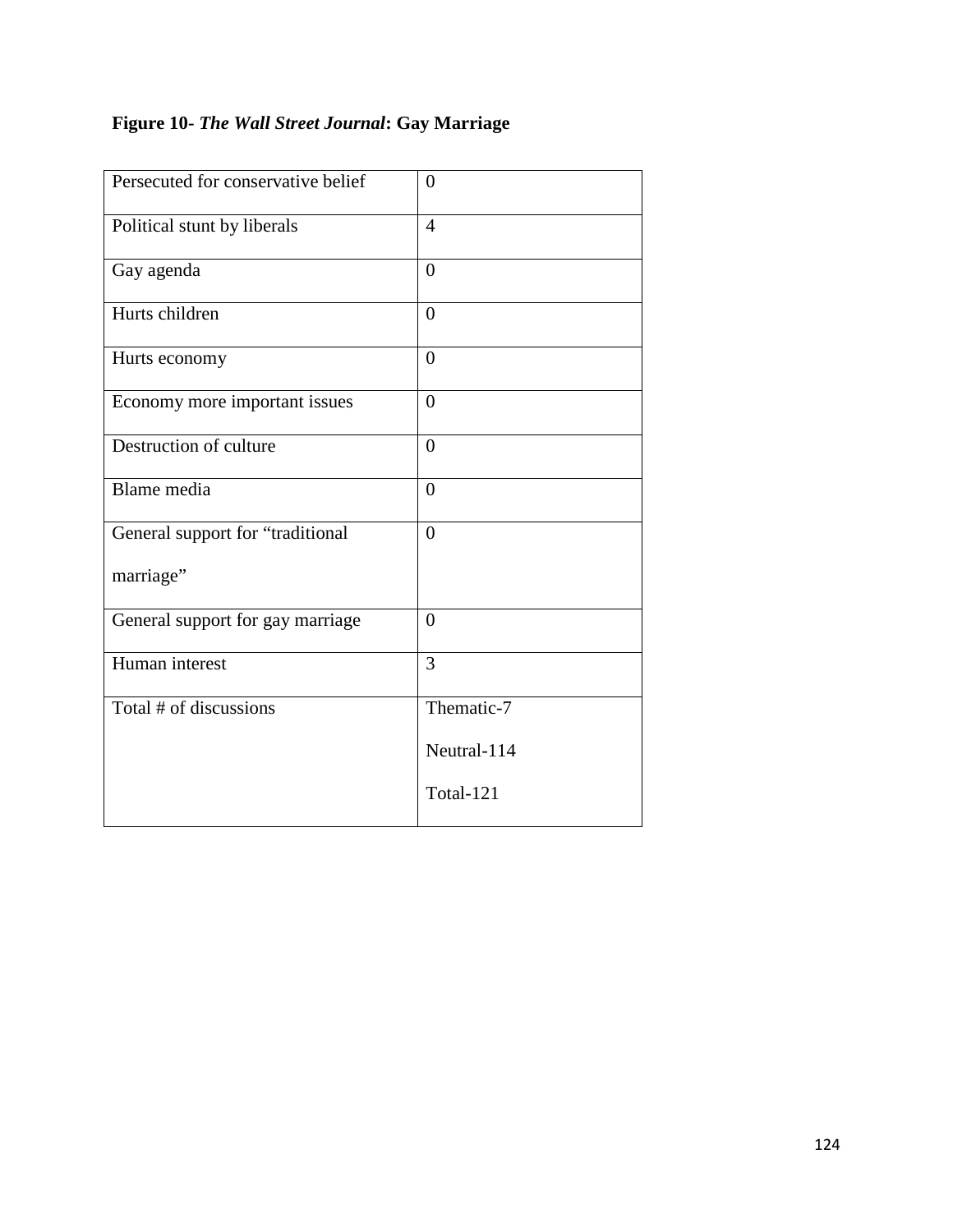**Figure 10- *The Wall Street Journal*: Gay Marriage**

| | |
|---|---|
| Persecuted for conservative belief | 0 |
| Political stunt by liberals | 4 |
| Gay agenda | 0 |
| Hurts children | 0 |
| Hurts economy | 0 |
| Economy more important issues | 0 |
| Destruction of culture | 0 |
| Blame media | 0 |
| General support for "traditional marriage" | 0 |
| General support for gay marriage | 0 |
| Human interest | 3 |
| Total # of discussions | Thematic-7<br>Neutral-114<br>Total-121 |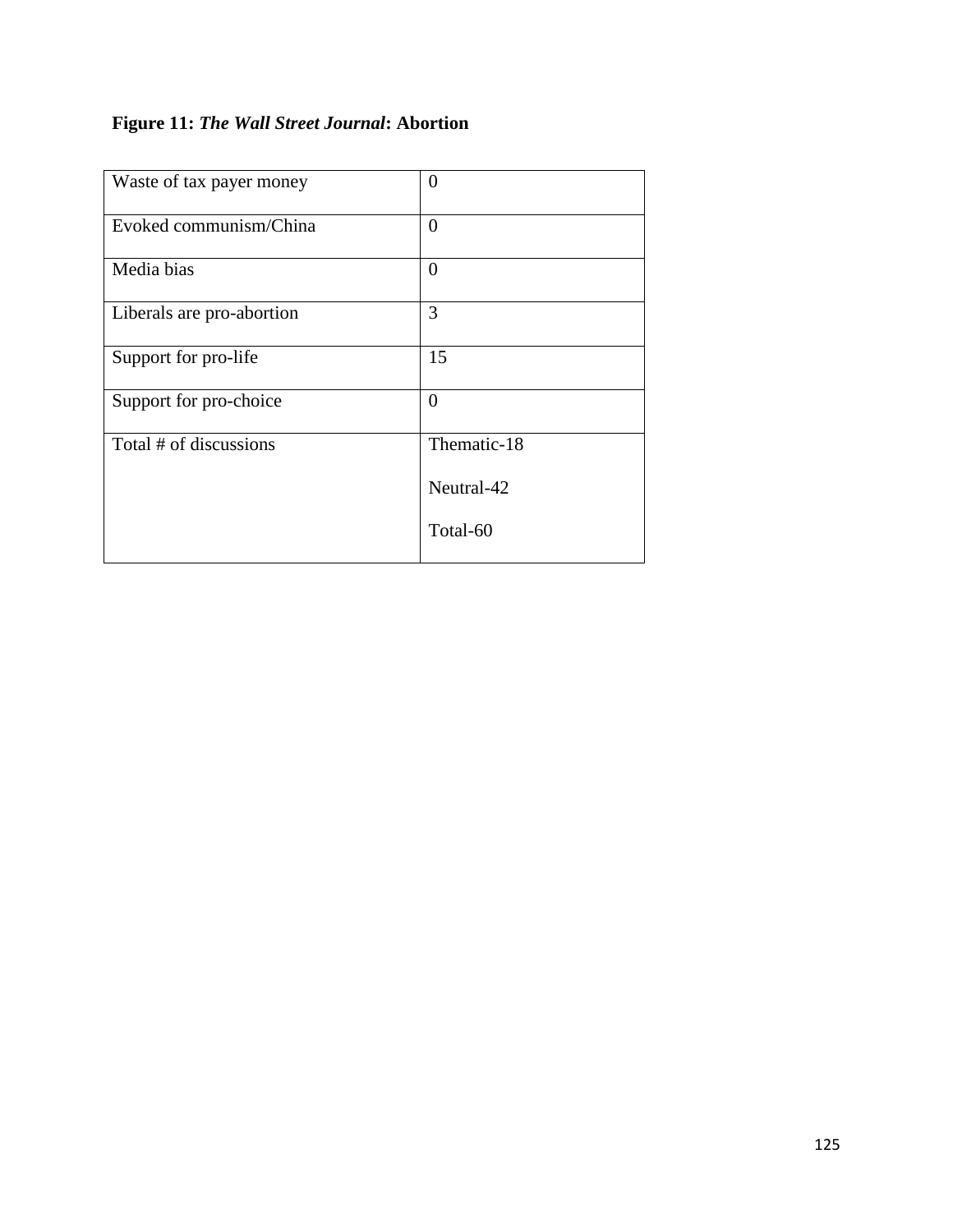**Figure 11:** ***The Wall Street Journal*****: Abortion**

| | |
|---|---|
| Waste of tax payer money | 0 |
| Evoked communism/China | 0 |
| Media bias | 0 |
| Liberals are pro-abortion | 3 |
| Support for pro-life | 15 |
| Support for pro-choice | 0 |
| Total # of discussions | Thematic-18<br>Neutral-42<br>Total-60 |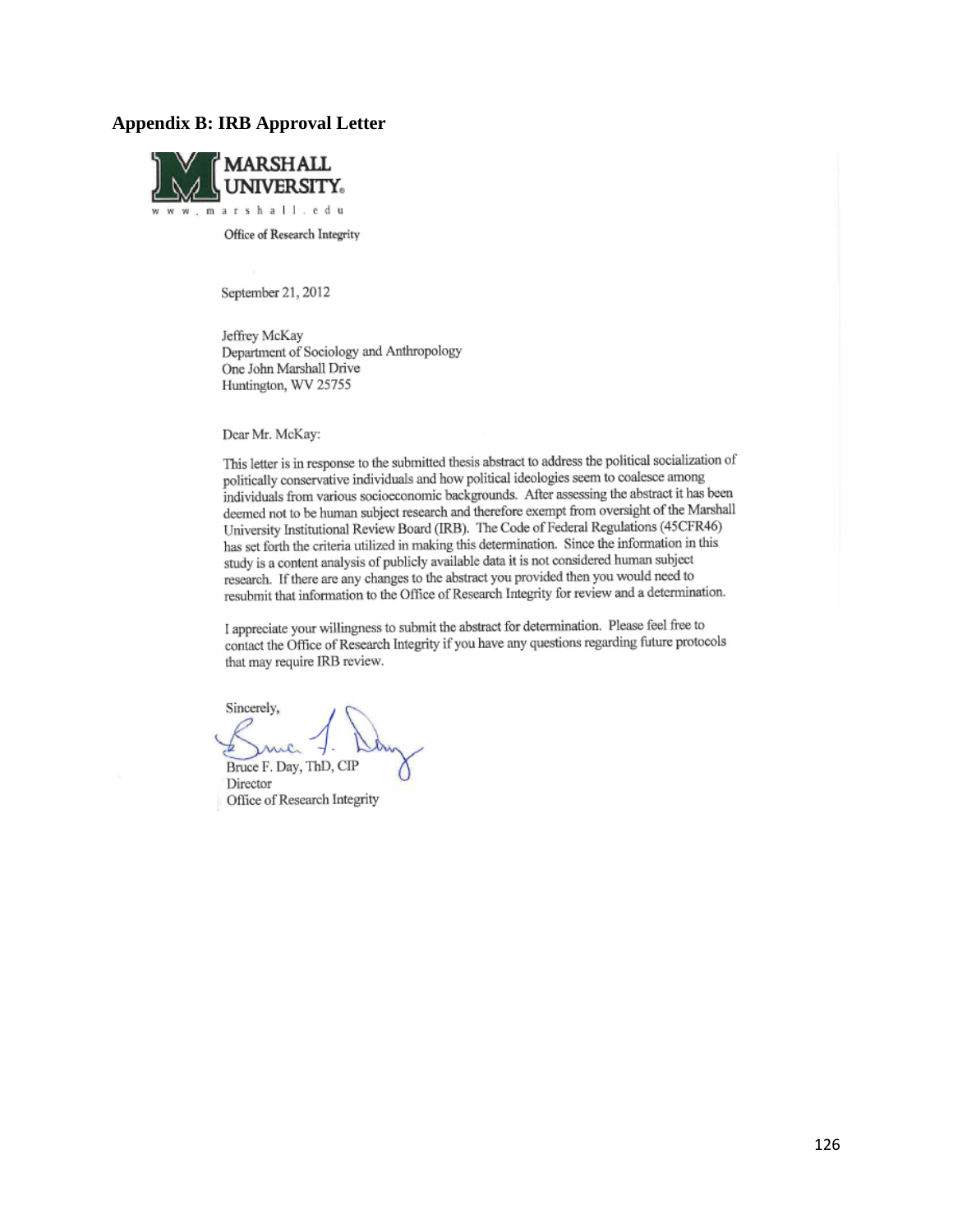## Appendix B: IRB Approval Letter

MARSHALL UNIVERSITY®

www.marshall.edu

Office of Research Integrity

September 21, 2012

Jeffrey McKay
Department of Sociology and Anthropology
One John Marshall Drive
Huntington, WV 25755

Dear Mr. McKay:

This letter is in response to the submitted thesis abstract to address the political socialization of politically conservative individuals and how political ideologies seem to coalesce among individuals from various socioeconomic backgrounds. After assessing the abstract it has been deemed not to be human subject research and therefore exempt from oversight of the Marshall University Institutional Review Board (IRB). The Code of Federal Regulations (45CFR46) has set forth the criteria utilized in making this determination. Since the information in this study is a content analysis of publicly available data it is not considered human subject research. If there are any changes to the abstract you provided then you would need to resubmit that information to the Office of Research Integrity for review and a determination.

I appreciate your willingness to submit the abstract for determination. Please feel free to contact the Office of Research Integrity if you have any questions regarding future protocols that may require IRB review.

Sincerely,

Bruce F. Day, ThD, CIP
Director
Office of Research Integrity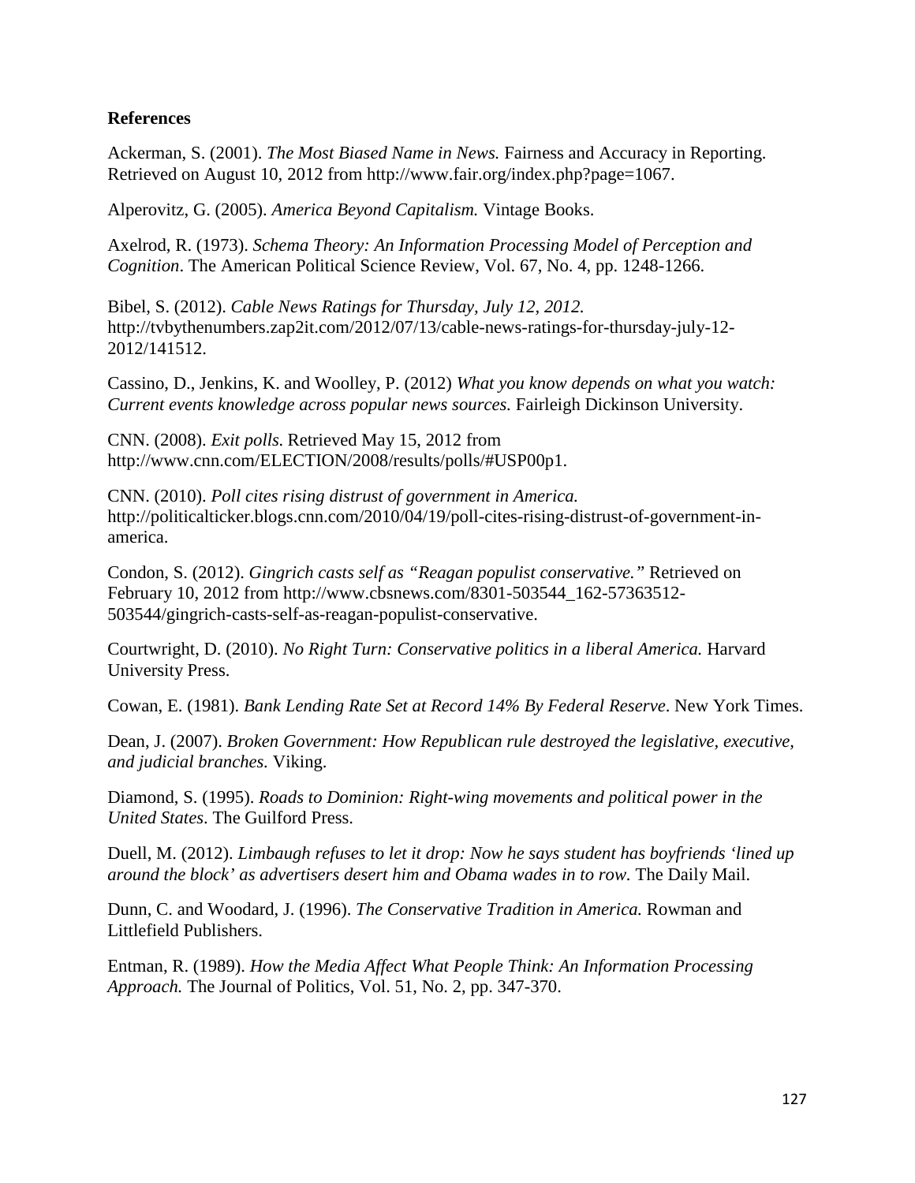**References**

Ackerman, S. (2001). *The Most Biased Name in News.* Fairness and Accuracy in Reporting. Retrieved on August 10, 2012 from http://www.fair.org/index.php?page=1067.

Alperovitz, G. (2005). *America Beyond Capitalism.* Vintage Books.

Axelrod, R. (1973). *Schema Theory: An Information Processing Model of Perception and Cognition*. The American Political Science Review, Vol. 67, No. 4, pp. 1248-1266.

Bibel, S. (2012). *Cable News Ratings for Thursday, July 12, 2012.* http://tvbythenumbers.zap2it.com/2012/07/13/cable-news-ratings-for-thursday-july-12-2012/141512.

Cassino, D., Jenkins, K. and Woolley, P. (2012) *What you know depends on what you watch: Current events knowledge across popular news sources.* Fairleigh Dickinson University.

CNN. (2008). *Exit polls.* Retrieved May 15, 2012 from http://www.cnn.com/ELECTION/2008/results/polls/#USP00p1.

CNN. (2010). *Poll cites rising distrust of government in America.* http://politicalticker.blogs.cnn.com/2010/04/19/poll-cites-rising-distrust-of-government-in-america.

Condon, S. (2012). *Gingrich casts self as "Reagan populist conservative."* Retrieved on February 10, 2012 from http://www.cbsnews.com/8301-503544_162-57363512-503544/gingrich-casts-self-as-reagan-populist-conservative.

Courtwright, D. (2010). *No Right Turn: Conservative politics in a liberal America.* Harvard University Press.

Cowan, E. (1981). *Bank Lending Rate Set at Record 14% By Federal Reserve*. New York Times.

Dean, J. (2007). *Broken Government: How Republican rule destroyed the legislative, executive, and judicial branches.* Viking.

Diamond, S. (1995). *Roads to Dominion: Right-wing movements and political power in the United States*. The Guilford Press.

Duell, M. (2012). *Limbaugh refuses to let it drop: Now he says student has boyfriends 'lined up around the block' as advertisers desert him and Obama wades in to row.* The Daily Mail.

Dunn, C. and Woodard, J. (1996). *The Conservative Tradition in America.* Rowman and Littlefield Publishers.

Entman, R. (1989). *How the Media Affect What People Think: An Information Processing Approach.* The Journal of Politics, Vol. 51, No. 2, pp. 347-370.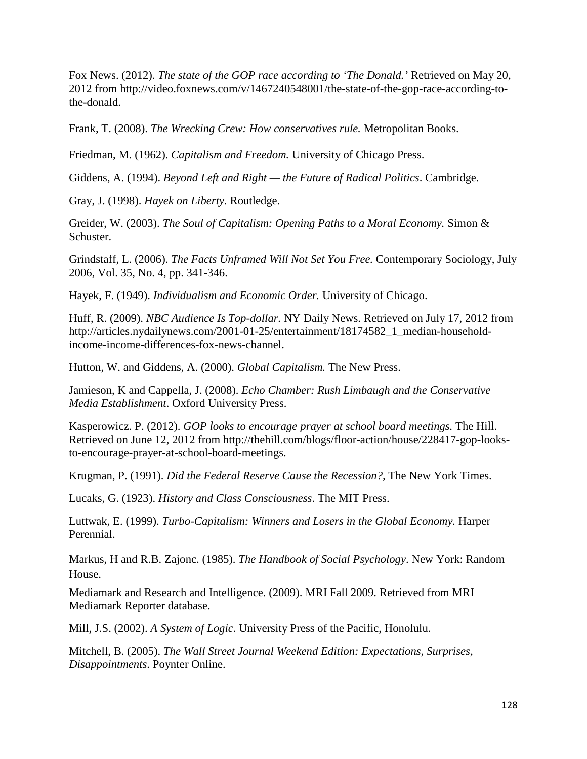Fox News. (2012). *The state of the GOP race according to 'The Donald.'* Retrieved on May 20, 2012 from http://video.foxnews.com/v/1467240548001/the-state-of-the-gop-race-according-to-the-donald.

Frank, T. (2008). *The Wrecking Crew: How conservatives rule.* Metropolitan Books.

Friedman, M. (1962). *Capitalism and Freedom.* University of Chicago Press.

Giddens, A. (1994). *Beyond Left and Right — the Future of Radical Politics*. Cambridge.

Gray, J. (1998). *Hayek on Liberty.* Routledge.

Greider, W. (2003). *The Soul of Capitalism: Opening Paths to a Moral Economy.* Simon & Schuster.

Grindstaff, L. (2006). *The Facts Unframed Will Not Set You Free.* Contemporary Sociology, July 2006, Vol. 35, No. 4, pp. 341-346.

Hayek, F. (1949). *Individualism and Economic Order.* University of Chicago.

Huff, R. (2009). *NBC Audience Is Top-dollar.* NY Daily News. Retrieved on July 17, 2012 from http://articles.nydailynews.com/2001-01-25/entertainment/18174582_1_median-household-income-income-differences-fox-news-channel.

Hutton, W. and Giddens, A. (2000). *Global Capitalism.* The New Press.

Jamieson, K and Cappella, J. (2008). *Echo Chamber: Rush Limbaugh and the Conservative Media Establishment*. Oxford University Press.

Kasperowicz. P. (2012). *GOP looks to encourage prayer at school board meetings.* The Hill. Retrieved on June 12, 2012 from http://thehill.com/blogs/floor-action/house/228417-gop-looks-to-encourage-prayer-at-school-board-meetings.

Krugman, P. (1991). *Did the Federal Reserve Cause the Recession?,* The New York Times.

Lucaks, G. (1923). *History and Class Consciousness*. The MIT Press.

Luttwak, E. (1999). *Turbo-Capitalism: Winners and Losers in the Global Economy.* Harper Perennial.

Markus, H and R.B. Zajonc. (1985). *The Handbook of Social Psychology*. New York: Random House.

Mediamark and Research and Intelligence. (2009). MRI Fall 2009. Retrieved from MRI Mediamark Reporter database.

Mill, J.S. (2002). *A System of Logic*. University Press of the Pacific, Honolulu.

Mitchell, B. (2005). *The Wall Street Journal Weekend Edition: Expectations, Surprises, Disappointments*. Poynter Online.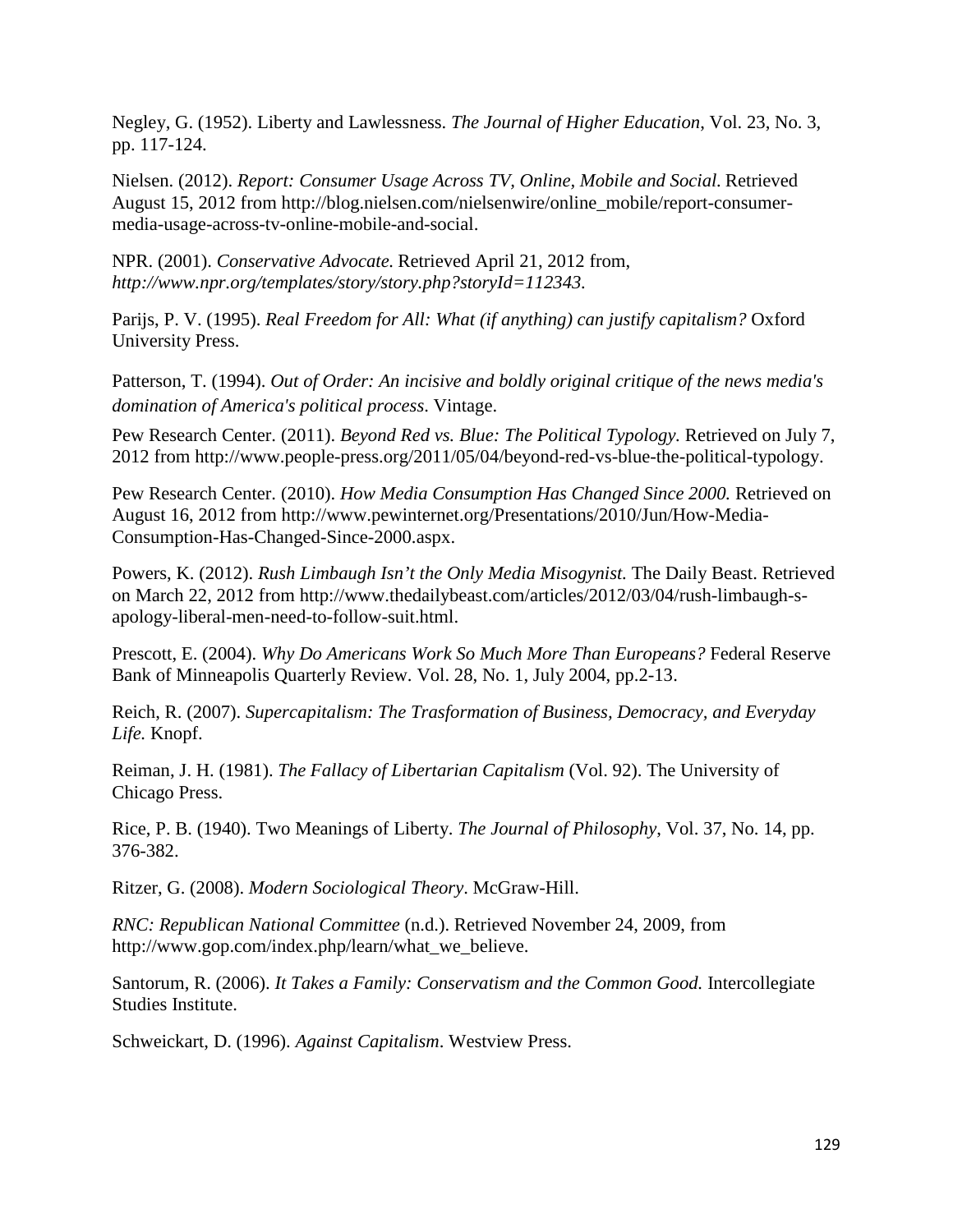Negley, G. (1952). Liberty and Lawlessness. *The Journal of Higher Education*, Vol. 23, No. 3, pp. 117-124.

Nielsen. (2012). *Report: Consumer Usage Across TV, Online, Mobile and Social*. Retrieved August 15, 2012 from http://blog.nielsen.com/nielsenwire/online_mobile/report-consumer-media-usage-across-tv-online-mobile-and-social.

NPR. (2001). *Conservative Advocate.* Retrieved April 21, 2012 from, *http://www.npr.org/templates/story/story.php?storyId=112343.*

Parijs, P. V. (1995). *Real Freedom for All: What (if anything) can justify capitalism?* Oxford University Press.

Patterson, T. (1994). *Out of Order: An incisive and boldly original critique of the news media's domination of America's political process*. Vintage.

Pew Research Center. (2011). *Beyond Red vs. Blue: The Political Typology.* Retrieved on July 7, 2012 from http://www.people-press.org/2011/05/04/beyond-red-vs-blue-the-political-typology.

Pew Research Center. (2010). *How Media Consumption Has Changed Since 2000.* Retrieved on August 16, 2012 from http://www.pewinternet.org/Presentations/2010/Jun/How-Media-Consumption-Has-Changed-Since-2000.aspx.

Powers, K. (2012). *Rush Limbaugh Isn't the Only Media Misogynist.* The Daily Beast. Retrieved on March 22, 2012 from http://www.thedailybeast.com/articles/2012/03/04/rush-limbaugh-s-apology-liberal-men-need-to-follow-suit.html.

Prescott, E. (2004). *Why Do Americans Work So Much More Than Europeans?* Federal Reserve Bank of Minneapolis Quarterly Review. Vol. 28, No. 1, July 2004, pp.2-13.

Reich, R. (2007). *Supercapitalism: The Trasformation of Business, Democracy, and Everyday Life.* Knopf.

Reiman, J. H. (1981). *The Fallacy of Libertarian Capitalism* (Vol. 92). The University of Chicago Press.

Rice, P. B. (1940). Two Meanings of Liberty. *The Journal of Philosophy*, Vol. 37, No. 14, pp. 376-382.

Ritzer, G. (2008). *Modern Sociological Theory*. McGraw-Hill.

*RNC: Republican National Committee* (n.d.). Retrieved November 24, 2009, from http://www.gop.com/index.php/learn/what_we_believe.

Santorum, R. (2006). *It Takes a Family: Conservatism and the Common Good.* Intercollegiate Studies Institute.

Schweickart, D. (1996). *Against Capitalism*. Westview Press.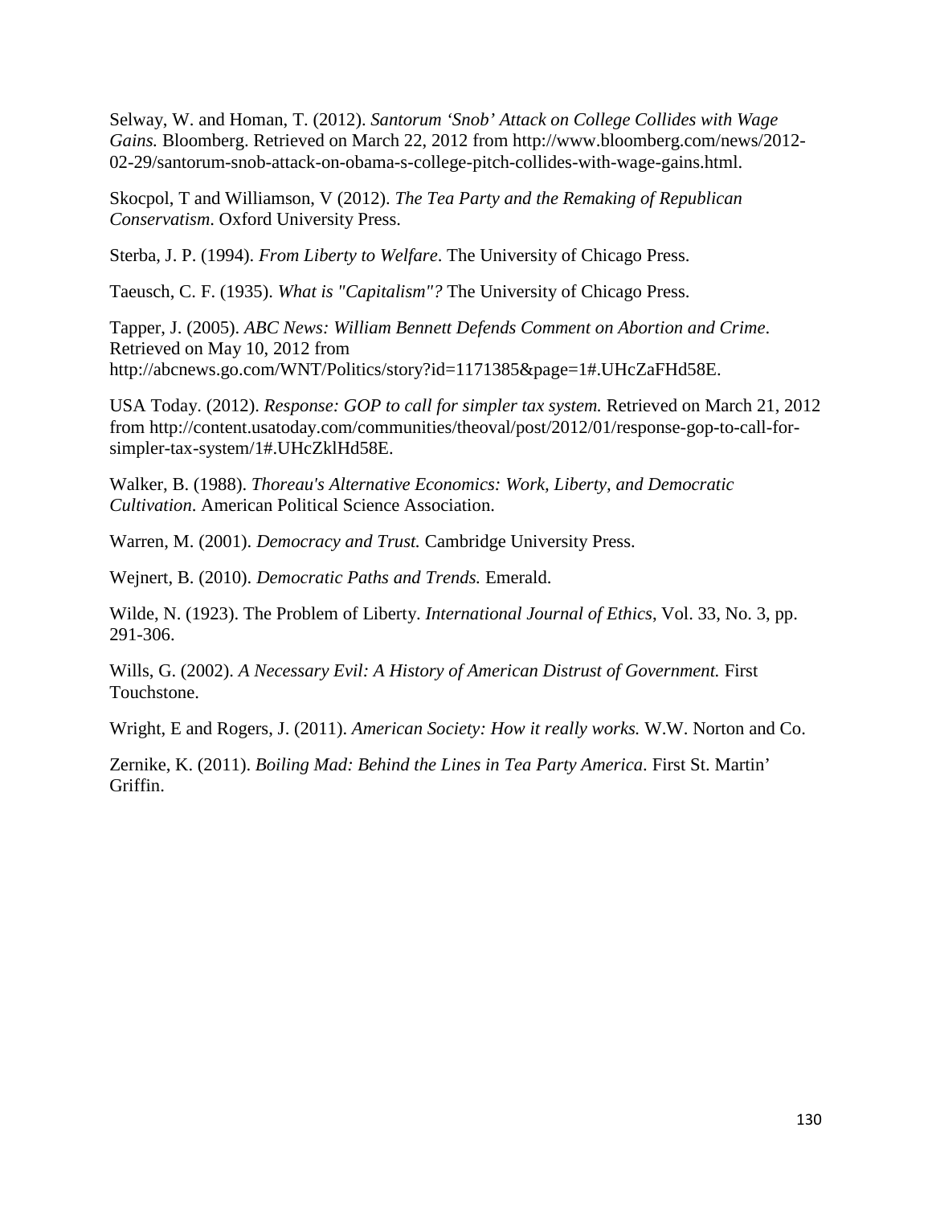Selway, W. and Homan, T. (2012). *Santorum 'Snob' Attack on College Collides with Wage Gains.* Bloomberg. Retrieved on March 22, 2012 from http://www.bloomberg.com/news/2012-02-29/santorum-snob-attack-on-obama-s-college-pitch-collides-with-wage-gains.html.

Skocpol, T and Williamson, V (2012). *The Tea Party and the Remaking of Republican Conservatism*. Oxford University Press.

Sterba, J. P. (1994). *From Liberty to Welfare*. The University of Chicago Press.

Taeusch, C. F. (1935). *What is "Capitalism"?* The University of Chicago Press.

Tapper, J. (2005). *ABC News: William Bennett Defends Comment on Abortion and Crime*. Retrieved on May 10, 2012 from http://abcnews.go.com/WNT/Politics/story?id=1171385&page=1#.UHcZaFHd58E.

USA Today. (2012). *Response: GOP to call for simpler tax system.* Retrieved on March 21, 2012 from http://content.usatoday.com/communities/theoval/post/2012/01/response-gop-to-call-for-simpler-tax-system/1#.UHcZklHd58E.

Walker, B. (1988). *Thoreau's Alternative Economics: Work, Liberty, and Democratic Cultivation*. American Political Science Association.

Warren, M. (2001). *Democracy and Trust.* Cambridge University Press.

Wejnert, B. (2010). *Democratic Paths and Trends.* Emerald.

Wilde, N. (1923). The Problem of Liberty. *International Journal of Ethics*, Vol. 33, No. 3, pp. 291-306.

Wills, G. (2002). *A Necessary Evil: A History of American Distrust of Government.* First Touchstone.

Wright, E and Rogers, J. (2011). *American Society: How it really works.* W.W. Norton and Co.

Zernike, K. (2011). *Boiling Mad: Behind the Lines in Tea Party America*. First St. Martin' Griffin.